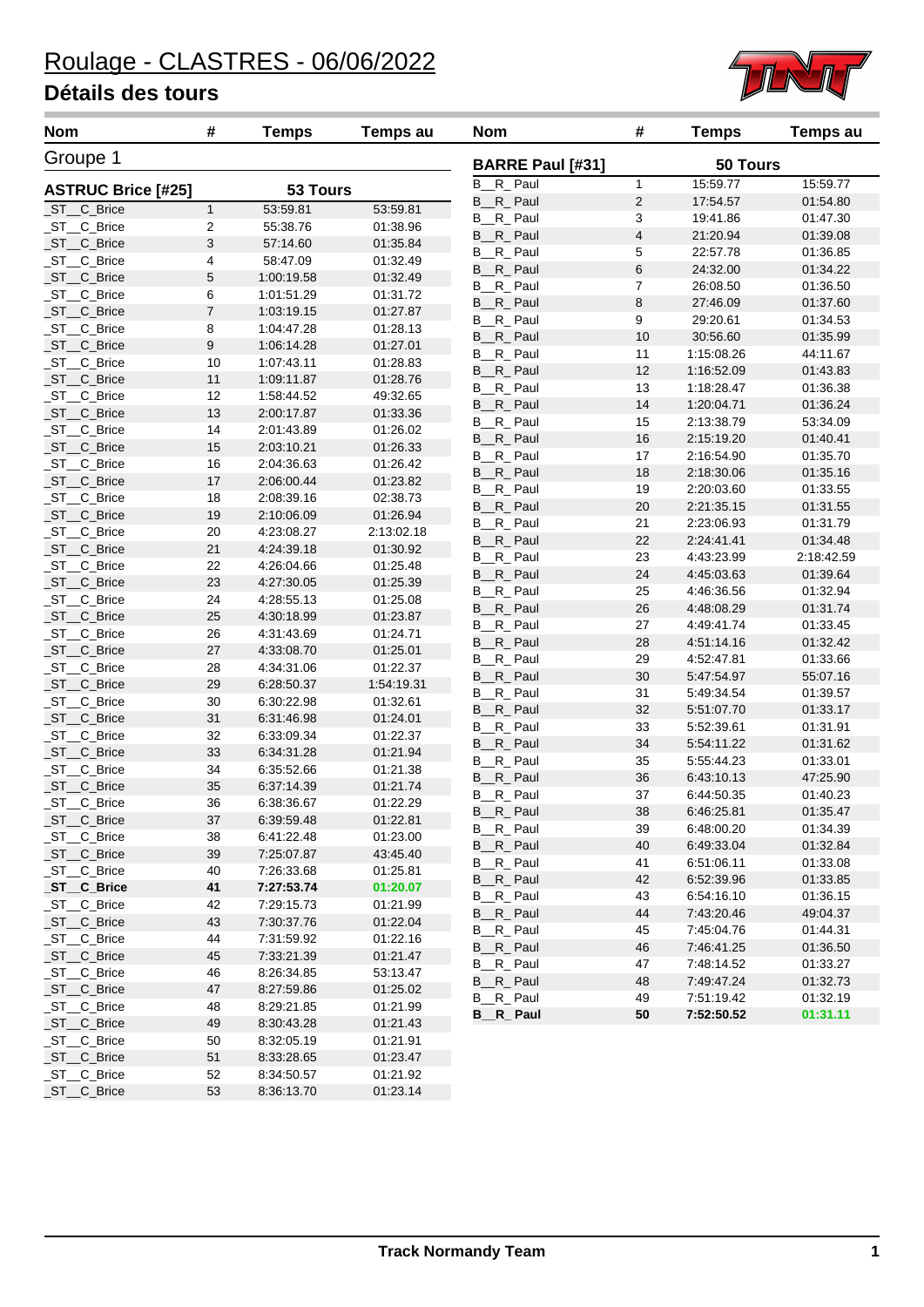# Roulage - CLASTRES - 06/06/2022

## Détails des tours

Groupe 1

### ASTRUC Brice [#25] — 53 Tours

| Nom | # | Temps | Temps au |
|---|---|---|---|
| _ST__C_Brice | 1 | 53:59.81 | 53:59.81 |
| _ST__C_Brice | 2 | 55:38.76 | 01:38.96 |
| _ST__C_Brice | 3 | 57:14.60 | 01:35.84 |
| _ST__C_Brice | 4 | 58:47.09 | 01:32.49 |
| _ST__C_Brice | 5 | 1:00:19.58 | 01:32.49 |
| _ST__C_Brice | 6 | 1:01:51.29 | 01:31.72 |
| _ST__C_Brice | 7 | 1:03:19.15 | 01:27.87 |
| _ST__C_Brice | 8 | 1:04:47.28 | 01:28.13 |
| _ST__C_Brice | 9 | 1:06:14.28 | 01:27.01 |
| _ST__C_Brice | 10 | 1:07:43.11 | 01:28.83 |
| _ST__C_Brice | 11 | 1:09:11.87 | 01:28.76 |
| _ST__C_Brice | 12 | 1:58:44.52 | 49:32.65 |
| _ST__C_Brice | 13 | 2:00:17.87 | 01:33.36 |
| _ST__C_Brice | 14 | 2:01:43.89 | 01:26.02 |
| _ST__C_Brice | 15 | 2:03:10.21 | 01:26.33 |
| _ST__C_Brice | 16 | 2:04:36.63 | 01:26.42 |
| _ST__C_Brice | 17 | 2:06:00.44 | 01:23.82 |
| _ST__C_Brice | 18 | 2:08:39.16 | 02:38.73 |
| _ST__C_Brice | 19 | 2:10:06.09 | 01:26.94 |
| _ST__C_Brice | 20 | 4:23:08.27 | 2:13:02.18 |
| _ST__C_Brice | 21 | 4:24:39.18 | 01:30.92 |
| _ST__C_Brice | 22 | 4:26:04.66 | 01:25.48 |
| _ST__C_Brice | 23 | 4:27:30.05 | 01:25.39 |
| _ST__C_Brice | 24 | 4:28:55.13 | 01:25.08 |
| _ST__C_Brice | 25 | 4:30:18.99 | 01:23.87 |
| _ST__C_Brice | 26 | 4:31:43.69 | 01:24.71 |
| _ST__C_Brice | 27 | 4:33:08.70 | 01:25.01 |
| _ST__C_Brice | 28 | 4:34:31.06 | 01:22.37 |
| _ST__C_Brice | 29 | 6:28:50.37 | 1:54:19.31 |
| _ST__C_Brice | 30 | 6:30:22.98 | 01:32.61 |
| _ST__C_Brice | 31 | 6:31:46.98 | 01:24.01 |
| _ST__C_Brice | 32 | 6:33:09.34 | 01:22.37 |
| _ST__C_Brice | 33 | 6:34:31.28 | 01:21.94 |
| _ST__C_Brice | 34 | 6:35:52.66 | 01:21.38 |
| _ST__C_Brice | 35 | 6:37:14.39 | 01:21.74 |
| _ST__C_Brice | 36 | 6:38:36.67 | 01:22.29 |
| _ST__C_Brice | 37 | 6:39:59.48 | 01:22.81 |
| _ST__C_Brice | 38 | 6:41:22.48 | 01:23.00 |
| _ST__C_Brice | 39 | 7:25:07.87 | 43:45.40 |
| _ST__C_Brice | 40 | 7:26:33.68 | 01:25.81 |
| **_ST__C_Brice** | **41** | **7:27:53.74** | **01:20.07** |
| _ST__C_Brice | 42 | 7:29:15.73 | 01:21.99 |
| _ST__C_Brice | 43 | 7:30:37.76 | 01:22.04 |
| _ST__C_Brice | 44 | 7:31:59.92 | 01:22.16 |
| _ST__C_Brice | 45 | 7:33:21.39 | 01:21.47 |
| _ST__C_Brice | 46 | 8:26:34.85 | 53:13.47 |
| _ST__C_Brice | 47 | 8:27:59.86 | 01:25.02 |
| _ST__C_Brice | 48 | 8:29:21.85 | 01:21.99 |
| _ST__C_Brice | 49 | 8:30:43.28 | 01:21.43 |
| _ST__C_Brice | 50 | 8:32:05.19 | 01:21.91 |
| _ST__C_Brice | 51 | 8:33:28.65 | 01:23.47 |
| _ST__C_Brice | 52 | 8:34:50.57 | 01:21.92 |
| _ST__C_Brice | 53 | 8:36:13.70 | 01:23.14 |

### BARRE Paul [#31] — 50 Tours

| Nom | # | Temps | Temps au |
|---|---|---|---|
| B__R_ Paul | 1 | 15:59.77 | 15:59.77 |
| B__R_ Paul | 2 | 17:54.57 | 01:54.80 |
| B__R_ Paul | 3 | 19:41.86 | 01:47.30 |
| B__R_ Paul | 4 | 21:20.94 | 01:39.08 |
| B__R_ Paul | 5 | 22:57.78 | 01:36.85 |
| B__R_ Paul | 6 | 24:32.00 | 01:34.22 |
| B__R_ Paul | 7 | 26:08.50 | 01:36.50 |
| B__R_ Paul | 8 | 27:46.09 | 01:37.60 |
| B__R_ Paul | 9 | 29:20.61 | 01:34.53 |
| B__R_ Paul | 10 | 30:56.60 | 01:35.99 |
| B__R_ Paul | 11 | 1:15:08.26 | 44:11.67 |
| B__R_ Paul | 12 | 1:16:52.09 | 01:43.83 |
| B__R_ Paul | 13 | 1:18:28.47 | 01:36.38 |
| B__R_ Paul | 14 | 1:20:04.71 | 01:36.24 |
| B__R_ Paul | 15 | 2:13:38.79 | 53:34.09 |
| B__R_ Paul | 16 | 2:15:19.20 | 01:40.41 |
| B__R_ Paul | 17 | 2:16:54.90 | 01:35.70 |
| B__R_ Paul | 18 | 2:18:30.06 | 01:35.16 |
| B__R_ Paul | 19 | 2:20:03.60 | 01:33.55 |
| B__R_ Paul | 20 | 2:21:35.15 | 01:31.55 |
| B__R_ Paul | 21 | 2:23:06.93 | 01:31.79 |
| B__R_ Paul | 22 | 2:24:41.41 | 01:34.48 |
| B__R_ Paul | 23 | 4:43:23.99 | 2:18:42.59 |
| B__R_ Paul | 24 | 4:45:03.63 | 01:39.64 |
| B__R_ Paul | 25 | 4:46:36.56 | 01:32.94 |
| B__R_ Paul | 26 | 4:48:08.29 | 01:31.74 |
| B__R_ Paul | 27 | 4:49:41.74 | 01:33.45 |
| B__R_ Paul | 28 | 4:51:14.16 | 01:32.42 |
| B__R_ Paul | 29 | 4:52:47.81 | 01:33.66 |
| B__R_ Paul | 30 | 5:47:54.97 | 55:07.16 |
| B__R_ Paul | 31 | 5:49:34.54 | 01:39.57 |
| B__R_ Paul | 32 | 5:51:07.70 | 01:33.17 |
| B__R_ Paul | 33 | 5:52:39.61 | 01:31.91 |
| B__R_ Paul | 34 | 5:54:11.22 | 01:31.62 |
| B__R_ Paul | 35 | 5:55:44.23 | 01:33.01 |
| B__R_ Paul | 36 | 6:43:10.13 | 47:25.90 |
| B__R_ Paul | 37 | 6:44:50.35 | 01:40.23 |
| B__R_ Paul | 38 | 6:46:25.81 | 01:35.47 |
| B__R_ Paul | 39 | 6:48:00.20 | 01:34.39 |
| B__R_ Paul | 40 | 6:49:33.04 | 01:32.84 |
| B__R_ Paul | 41 | 6:51:06.11 | 01:33.08 |
| B__R_ Paul | 42 | 6:52:39.96 | 01:33.85 |
| B__R_ Paul | 43 | 6:54:16.10 | 01:36.15 |
| B__R_ Paul | 44 | 7:43:20.46 | 49:04.37 |
| B__R_ Paul | 45 | 7:45:04.76 | 01:44.31 |
| B__R_ Paul | 46 | 7:46:41.25 | 01:36.50 |
| B__R_ Paul | 47 | 7:48:14.52 | 01:33.27 |
| B__R_ Paul | 48 | 7:49:47.24 | 01:32.73 |
| B__R_ Paul | 49 | 7:51:19.42 | 01:32.19 |
| **B__R_ Paul** | **50** | **7:52:50.52** | **01:31.11** |

Track Normandy Team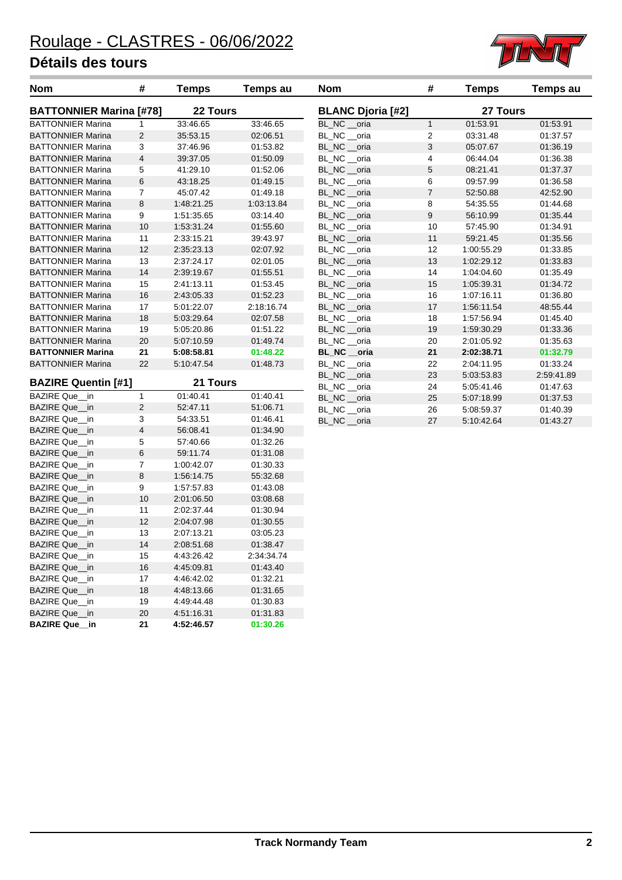# Roulage - CLASTRES - 06/06/2022

## Détails des tours

| Nom | # | Temps | Temps au |
|---|---|---|---|
| **BATTONNIER Marina [#78]** | | **22 Tours** | |
| BATTONNIER Marina | 1 | 33:46.65 | 33:46.65 |
| BATTONNIER Marina | 2 | 35:53.15 | 02:06.51 |
| BATTONNIER Marina | 3 | 37:46.96 | 01:53.82 |
| BATTONNIER Marina | 4 | 39:37.05 | 01:50.09 |
| BATTONNIER Marina | 5 | 41:29.10 | 01:52.06 |
| BATTONNIER Marina | 6 | 43:18.25 | 01:49.15 |
| BATTONNIER Marina | 7 | 45:07.42 | 01:49.18 |
| BATTONNIER Marina | 8 | 1:48:21.25 | 1:03:13.84 |
| BATTONNIER Marina | 9 | 1:51:35.65 | 03:14.40 |
| BATTONNIER Marina | 10 | 1:53:31.24 | 01:55.60 |
| BATTONNIER Marina | 11 | 2:33:15.21 | 39:43.97 |
| BATTONNIER Marina | 12 | 2:35:23.13 | 02:07.92 |
| BATTONNIER Marina | 13 | 2:37:24.17 | 02:01.05 |
| BATTONNIER Marina | 14 | 2:39:19.67 | 01:55.51 |
| BATTONNIER Marina | 15 | 2:41:13.11 | 01:53.45 |
| BATTONNIER Marina | 16 | 2:43:05.33 | 01:52.23 |
| BATTONNIER Marina | 17 | 5:01:22.07 | 2:18:16.74 |
| BATTONNIER Marina | 18 | 5:03:29.64 | 02:07.58 |
| BATTONNIER Marina | 19 | 5:05:20.86 | 01:51.22 |
| BATTONNIER Marina | 20 | 5:07:10.59 | 01:49.74 |
| **BATTONNIER Marina** | **21** | **5:08:58.81** | **01:48.22** |
| BATTONNIER Marina | 22 | 5:10:47.54 | 01:48.73 |

| Nom | # | Temps | Temps au |
|---|---|---|---|
| **BAZIRE Quentin [#1]** | | **21 Tours** | |
| BAZIRE Que__in | 1 | 01:40.41 | 01:40.41 |
| BAZIRE Que__in | 2 | 52:47.11 | 51:06.71 |
| BAZIRE Que__in | 3 | 54:33.51 | 01:46.41 |
| BAZIRE Que__in | 4 | 56:08.41 | 01:34.90 |
| BAZIRE Que__in | 5 | 57:40.66 | 01:32.26 |
| BAZIRE Que__in | 6 | 59:11.74 | 01:31.08 |
| BAZIRE Que__in | 7 | 1:00:42.07 | 01:30.33 |
| BAZIRE Que__in | 8 | 1:56:14.75 | 55:32.68 |
| BAZIRE Que__in | 9 | 1:57:57.83 | 01:43.08 |
| BAZIRE Que__in | 10 | 2:01:06.50 | 03:08.68 |
| BAZIRE Que__in | 11 | 2:02:37.44 | 01:30.94 |
| BAZIRE Que__in | 12 | 2:04:07.98 | 01:30.55 |
| BAZIRE Que__in | 13 | 2:07:13.21 | 03:05.23 |
| BAZIRE Que__in | 14 | 2:08:51.68 | 01:38.47 |
| BAZIRE Que__in | 15 | 4:43:26.42 | 2:34:34.74 |
| BAZIRE Que__in | 16 | 4:45:09.81 | 01:43.40 |
| BAZIRE Que__in | 17 | 4:46:42.02 | 01:32.21 |
| BAZIRE Que__in | 18 | 4:48:13.66 | 01:31.65 |
| BAZIRE Que__in | 19 | 4:49:44.48 | 01:30.83 |
| BAZIRE Que__in | 20 | 4:51:16.31 | 01:31.83 |
| **BAZIRE Que__in** | **21** | **4:52:46.57** | **01:30.26** |

| Nom | # | Temps | Temps au |
|---|---|---|---|
| **BLANC Djoria [#2]** | | **27 Tours** | |
| BL_NC __oria | 1 | 01:53.91 | 01:53.91 |
| BL_NC __oria | 2 | 03:31.48 | 01:37.57 |
| BL_NC __oria | 3 | 05:07.67 | 01:36.19 |
| BL_NC __oria | 4 | 06:44.04 | 01:36.38 |
| BL_NC __oria | 5 | 08:21.41 | 01:37.37 |
| BL_NC __oria | 6 | 09:57.99 | 01:36.58 |
| BL_NC __oria | 7 | 52:50.88 | 42:52.90 |
| BL_NC __oria | 8 | 54:35.55 | 01:44.68 |
| BL_NC __oria | 9 | 56:10.99 | 01:35.44 |
| BL_NC __oria | 10 | 57:45.90 | 01:34.91 |
| BL_NC __oria | 11 | 59:21.45 | 01:35.56 |
| BL_NC __oria | 12 | 1:00:55.29 | 01:33.85 |
| BL_NC __oria | 13 | 1:02:29.12 | 01:33.83 |
| BL_NC __oria | 14 | 1:04:04.60 | 01:35.49 |
| BL_NC __oria | 15 | 1:05:39.31 | 01:34.72 |
| BL_NC __oria | 16 | 1:07:16.11 | 01:36.80 |
| BL_NC __oria | 17 | 1:56:11.54 | 48:55.44 |
| BL_NC __oria | 18 | 1:57:56.94 | 01:45.40 |
| BL_NC __oria | 19 | 1:59:30.29 | 01:33.36 |
| BL_NC __oria | 20 | 2:01:05.92 | 01:35.63 |
| **BL_NC __oria** | **21** | **2:02:38.71** | **01:32.79** |
| BL_NC __oria | 22 | 2:04:11.95 | 01:33.24 |
| BL_NC __oria | 23 | 5:03:53.83 | 2:59:41.89 |
| BL_NC __oria | 24 | 5:05:41.46 | 01:47.63 |
| BL_NC __oria | 25 | 5:07:18.99 | 01:37.53 |
| BL_NC __oria | 26 | 5:08:59.37 | 01:40.39 |
| BL_NC __oria | 27 | 5:10:42.64 | 01:43.27 |

Track Normandy Team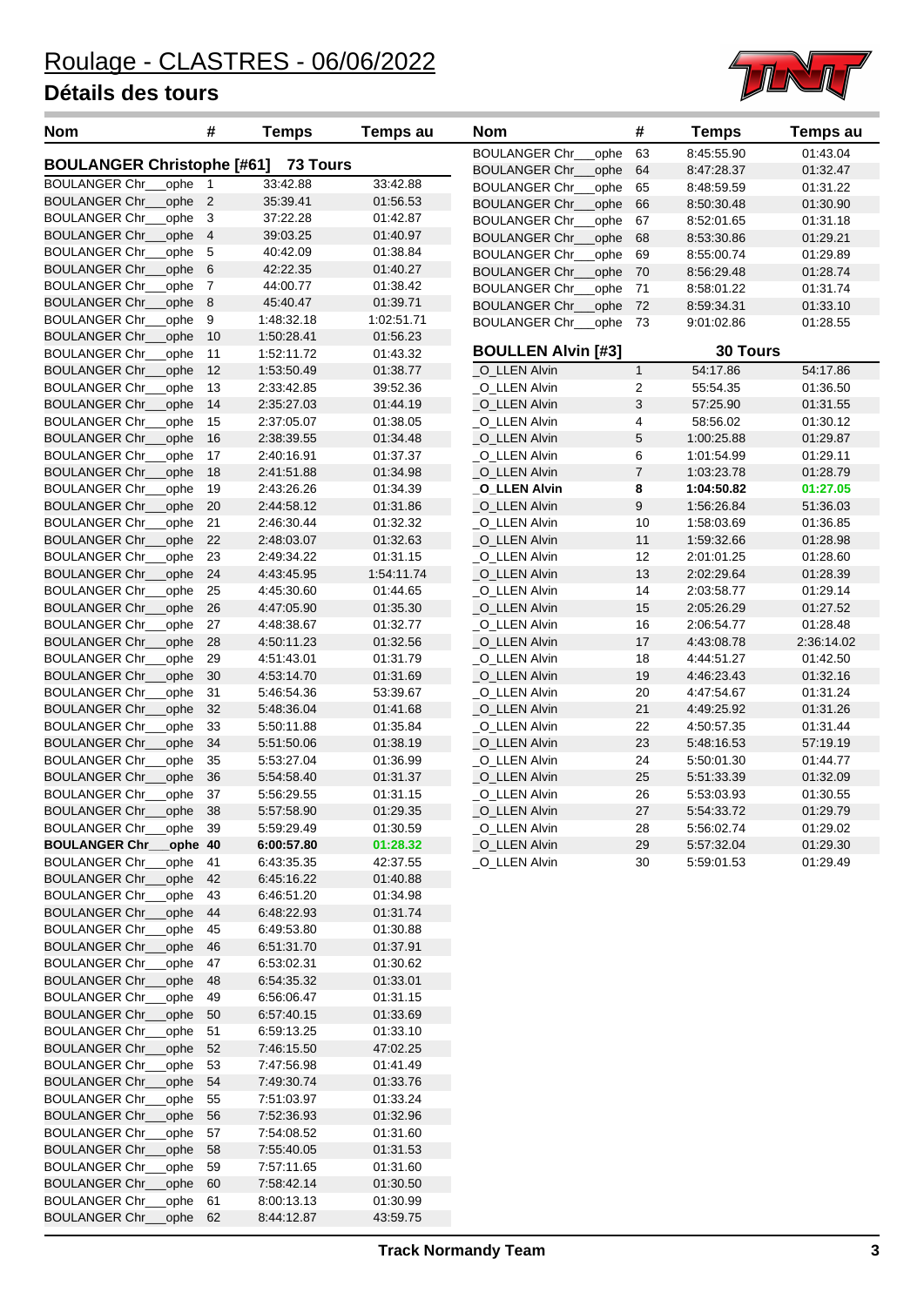# Roulage - CLASTRES - 06/06/2022

## Détails des tours

| Nom | # | Temps | Temps au |
|---|---|---|---|
| **BOULANGER Christophe [#61]** | | **73 Tours** | |
| BOULANGER Chr___ophe | 1 | 33:42.88 | 33:42.88 |
| BOULANGER Chr___ophe | 2 | 35:39.41 | 01:56.53 |
| BOULANGER Chr___ophe | 3 | 37:22.28 | 01:42.87 |
| BOULANGER Chr___ophe | 4 | 39:03.25 | 01:40.97 |
| BOULANGER Chr___ophe | 5 | 40:42.09 | 01:38.84 |
| BOULANGER Chr___ophe | 6 | 42:22.35 | 01:40.27 |
| BOULANGER Chr___ophe | 7 | 44:00.77 | 01:38.42 |
| BOULANGER Chr___ophe | 8 | 45:40.47 | 01:39.71 |
| BOULANGER Chr___ophe | 9 | 1:48:32.18 | 1:02:51.71 |
| BOULANGER Chr___ophe | 10 | 1:50:28.41 | 01:56.23 |
| BOULANGER Chr___ophe | 11 | 1:52:11.72 | 01:43.32 |
| BOULANGER Chr___ophe | 12 | 1:53:50.49 | 01:38.77 |
| BOULANGER Chr___ophe | 13 | 2:33:42.85 | 39:52.36 |
| BOULANGER Chr___ophe | 14 | 2:35:27.03 | 01:44.19 |
| BOULANGER Chr___ophe | 15 | 2:37:05.07 | 01:38.05 |
| BOULANGER Chr___ophe | 16 | 2:38:39.55 | 01:34.48 |
| BOULANGER Chr___ophe | 17 | 2:40:16.91 | 01:37.37 |
| BOULANGER Chr___ophe | 18 | 2:41:51.88 | 01:34.98 |
| BOULANGER Chr___ophe | 19 | 2:43:26.26 | 01:34.39 |
| BOULANGER Chr___ophe | 20 | 2:44:58.12 | 01:31.86 |
| BOULANGER Chr___ophe | 21 | 2:46:30.44 | 01:32.32 |
| BOULANGER Chr___ophe | 22 | 2:48:03.07 | 01:32.63 |
| BOULANGER Chr___ophe | 23 | 2:49:34.22 | 01:31.15 |
| BOULANGER Chr___ophe | 24 | 4:43:45.95 | 1:54:11.74 |
| BOULANGER Chr___ophe | 25 | 4:45:30.60 | 01:44.65 |
| BOULANGER Chr___ophe | 26 | 4:47:05.90 | 01:35.30 |
| BOULANGER Chr___ophe | 27 | 4:48:38.67 | 01:32.77 |
| BOULANGER Chr___ophe | 28 | 4:50:11.23 | 01:32.56 |
| BOULANGER Chr___ophe | 29 | 4:51:43.01 | 01:31.79 |
| BOULANGER Chr___ophe | 30 | 4:53:14.70 | 01:31.69 |
| BOULANGER Chr___ophe | 31 | 5:46:54.36 | 53:39.67 |
| BOULANGER Chr___ophe | 32 | 5:48:36.04 | 01:41.68 |
| BOULANGER Chr___ophe | 33 | 5:50:11.88 | 01:35.84 |
| BOULANGER Chr___ophe | 34 | 5:51:50.06 | 01:38.19 |
| BOULANGER Chr___ophe | 35 | 5:53:27.04 | 01:36.99 |
| BOULANGER Chr___ophe | 36 | 5:54:58.40 | 01:31.37 |
| BOULANGER Chr___ophe | 37 | 5:56:29.55 | 01:31.15 |
| BOULANGER Chr___ophe | 38 | 5:57:58.90 | 01:29.35 |
| BOULANGER Chr___ophe | 39 | 5:59:29.49 | 01:30.59 |
| **BOULANGER Chr___ophe** | **40** | **6:00:57.80** | **01:28.32** |
| BOULANGER Chr___ophe | 41 | 6:43:35.35 | 42:37.55 |
| BOULANGER Chr___ophe | 42 | 6:45:16.22 | 01:40.88 |
| BOULANGER Chr___ophe | 43 | 6:46:51.20 | 01:34.98 |
| BOULANGER Chr___ophe | 44 | 6:48:22.93 | 01:31.74 |
| BOULANGER Chr___ophe | 45 | 6:49:53.80 | 01:30.88 |
| BOULANGER Chr___ophe | 46 | 6:51:31.70 | 01:37.91 |
| BOULANGER Chr___ophe | 47 | 6:53:02.31 | 01:30.62 |
| BOULANGER Chr___ophe | 48 | 6:54:35.32 | 01:33.01 |
| BOULANGER Chr___ophe | 49 | 6:56:06.47 | 01:31.15 |
| BOULANGER Chr___ophe | 50 | 6:57:40.15 | 01:33.69 |
| BOULANGER Chr___ophe | 51 | 6:59:13.25 | 01:33.10 |
| BOULANGER Chr___ophe | 52 | 7:46:15.50 | 47:02.25 |
| BOULANGER Chr___ophe | 53 | 7:47:56.98 | 01:41.49 |
| BOULANGER Chr___ophe | 54 | 7:49:30.74 | 01:33.76 |
| BOULANGER Chr___ophe | 55 | 7:51:03.97 | 01:33.24 |
| BOULANGER Chr___ophe | 56 | 7:52:36.93 | 01:32.96 |
| BOULANGER Chr___ophe | 57 | 7:54:08.52 | 01:31.60 |
| BOULANGER Chr___ophe | 58 | 7:55:40.05 | 01:31.53 |
| BOULANGER Chr___ophe | 59 | 7:57:11.65 | 01:31.60 |
| BOULANGER Chr___ophe | 60 | 7:58:42.14 | 01:30.50 |
| BOULANGER Chr___ophe | 61 | 8:00:13.13 | 01:30.99 |
| BOULANGER Chr___ophe | 62 | 8:44:12.87 | 43:59.75 |
| BOULANGER Chr___ophe | 63 | 8:45:55.90 | 01:43.04 |
| BOULANGER Chr___ophe | 64 | 8:47:28.37 | 01:32.47 |
| BOULANGER Chr___ophe | 65 | 8:48:59.59 | 01:31.22 |
| BOULANGER Chr___ophe | 66 | 8:50:30.48 | 01:30.90 |
| BOULANGER Chr___ophe | 67 | 8:52:01.65 | 01:31.18 |
| BOULANGER Chr___ophe | 68 | 8:53:30.86 | 01:29.21 |
| BOULANGER Chr___ophe | 69 | 8:55:00.74 | 01:29.89 |
| BOULANGER Chr___ophe | 70 | 8:56:29.48 | 01:28.74 |
| BOULANGER Chr___ophe | 71 | 8:58:01.22 | 01:31.74 |
| BOULANGER Chr___ophe | 72 | 8:59:34.31 | 01:33.10 |
| BOULANGER Chr___ophe | 73 | 9:01:02.86 | 01:28.55 |
| **BOULLEN Alvin [#3]** | | **30 Tours** | |
| _O_LLEN Alvin | 1 | 54:17.86 | 54:17.86 |
| _O_LLEN Alvin | 2 | 55:54.35 | 01:36.50 |
| _O_LLEN Alvin | 3 | 57:25.90 | 01:31.55 |
| _O_LLEN Alvin | 4 | 58:56.02 | 01:30.12 |
| _O_LLEN Alvin | 5 | 1:00:25.88 | 01:29.87 |
| _O_LLEN Alvin | 6 | 1:01:54.99 | 01:29.11 |
| _O_LLEN Alvin | 7 | 1:03:23.78 | 01:28.79 |
| **_O_LLEN Alvin** | **8** | **1:04:50.82** | **01:27.05** |
| _O_LLEN Alvin | 9 | 1:56:26.84 | 51:36.03 |
| _O_LLEN Alvin | 10 | 1:58:03.69 | 01:36.85 |
| _O_LLEN Alvin | 11 | 1:59:32.66 | 01:28.98 |
| _O_LLEN Alvin | 12 | 2:01:01.25 | 01:28.60 |
| _O_LLEN Alvin | 13 | 2:02:29.64 | 01:28.39 |
| _O_LLEN Alvin | 14 | 2:03:58.77 | 01:29.14 |
| _O_LLEN Alvin | 15 | 2:05:26.29 | 01:27.52 |
| _O_LLEN Alvin | 16 | 2:06:54.77 | 01:28.48 |
| _O_LLEN Alvin | 17 | 4:43:08.78 | 2:36:14.02 |
| _O_LLEN Alvin | 18 | 4:44:51.27 | 01:42.50 |
| _O_LLEN Alvin | 19 | 4:46:23.43 | 01:32.16 |
| _O_LLEN Alvin | 20 | 4:47:54.67 | 01:31.24 |
| _O_LLEN Alvin | 21 | 4:49:25.92 | 01:31.26 |
| _O_LLEN Alvin | 22 | 4:50:57.35 | 01:31.44 |
| _O_LLEN Alvin | 23 | 5:48:16.53 | 57:19.19 |
| _O_LLEN Alvin | 24 | 5:50:01.30 | 01:44.77 |
| _O_LLEN Alvin | 25 | 5:51:33.39 | 01:32.09 |
| _O_LLEN Alvin | 26 | 5:53:03.93 | 01:30.55 |
| _O_LLEN Alvin | 27 | 5:54:33.72 | 01:29.79 |
| _O_LLEN Alvin | 28 | 5:56:02.74 | 01:29.02 |
| _O_LLEN Alvin | 29 | 5:57:32.04 | 01:29.30 |
| _O_LLEN Alvin | 30 | 5:59:01.53 | 01:29.49 |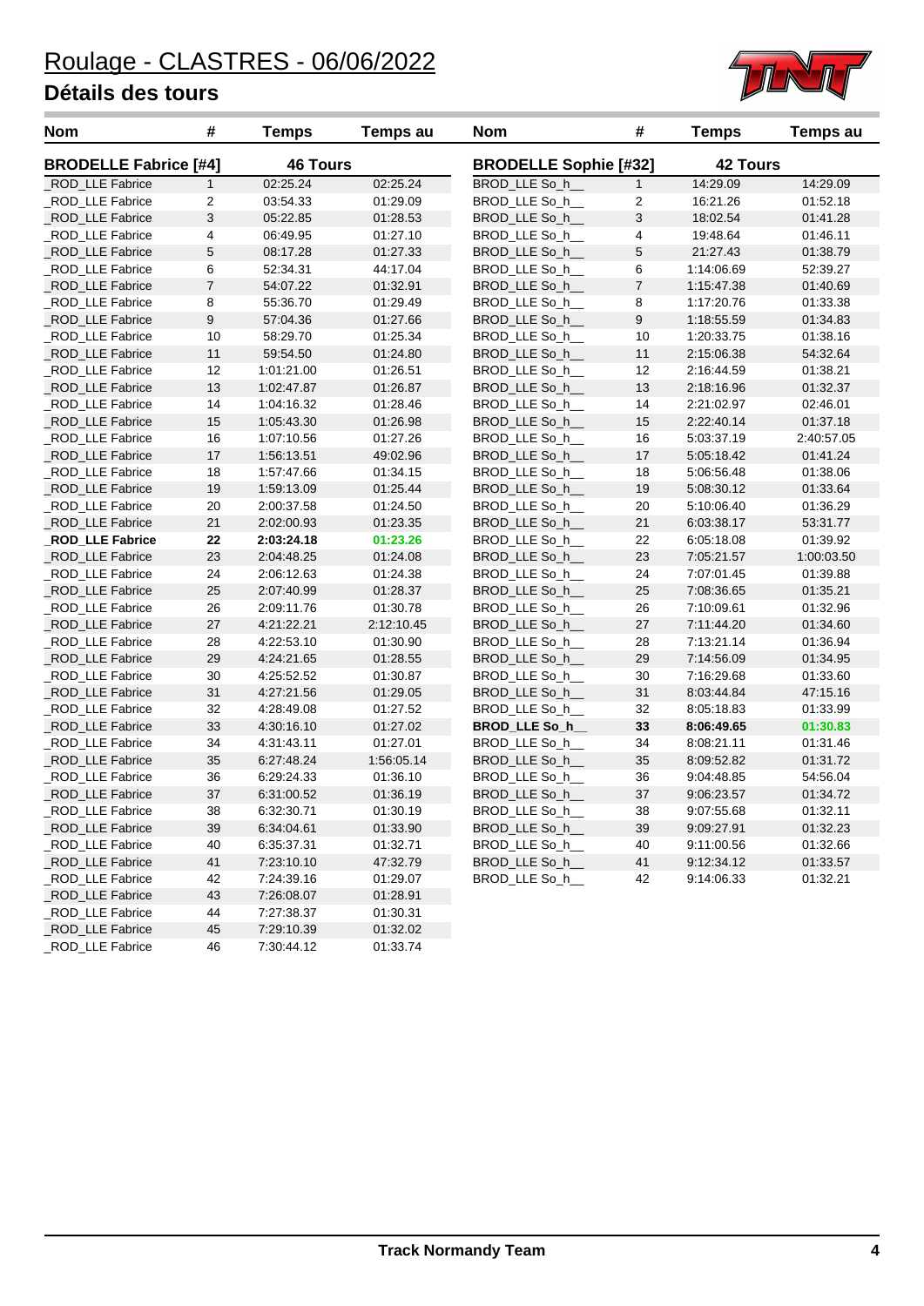# Roulage - CLASTRES - 06/06/2022

## Détails des tours

| Nom | # | Temps | Temps au |
|---|---|---|---|
| **BRODELLE Fabrice [#4]** | | **46 Tours** | |
| _ROD_LLE Fabrice | 1 | 02:25.24 | 02:25.24 |
| _ROD_LLE Fabrice | 2 | 03:54.33 | 01:29.09 |
| _ROD_LLE Fabrice | 3 | 05:22.85 | 01:28.53 |
| _ROD_LLE Fabrice | 4 | 06:49.95 | 01:27.10 |
| _ROD_LLE Fabrice | 5 | 08:17.28 | 01:27.33 |
| _ROD_LLE Fabrice | 6 | 52:34.31 | 44:17.04 |
| _ROD_LLE Fabrice | 7 | 54:07.22 | 01:32.91 |
| _ROD_LLE Fabrice | 8 | 55:36.70 | 01:29.49 |
| _ROD_LLE Fabrice | 9 | 57:04.36 | 01:27.66 |
| _ROD_LLE Fabrice | 10 | 58:29.70 | 01:25.34 |
| _ROD_LLE Fabrice | 11 | 59:54.50 | 01:24.80 |
| _ROD_LLE Fabrice | 12 | 1:01:21.00 | 01:26.51 |
| _ROD_LLE Fabrice | 13 | 1:02:47.87 | 01:26.87 |
| _ROD_LLE Fabrice | 14 | 1:04:16.32 | 01:28.46 |
| _ROD_LLE Fabrice | 15 | 1:05:43.30 | 01:26.98 |
| _ROD_LLE Fabrice | 16 | 1:07:10.56 | 01:27.26 |
| _ROD_LLE Fabrice | 17 | 1:56:13.51 | 49:02.96 |
| _ROD_LLE Fabrice | 18 | 1:57:47.66 | 01:34.15 |
| _ROD_LLE Fabrice | 19 | 1:59:13.09 | 01:25.44 |
| _ROD_LLE Fabrice | 20 | 2:00:37.58 | 01:24.50 |
| _ROD_LLE Fabrice | 21 | 2:02:00.93 | 01:23.35 |
| **_ROD_LLE Fabrice** | **22** | **2:03:24.18** | **01:23.26** |
| _ROD_LLE Fabrice | 23 | 2:04:48.25 | 01:24.08 |
| _ROD_LLE Fabrice | 24 | 2:06:12.63 | 01:24.38 |
| _ROD_LLE Fabrice | 25 | 2:07:40.99 | 01:28.37 |
| _ROD_LLE Fabrice | 26 | 2:09:11.76 | 01:30.78 |
| _ROD_LLE Fabrice | 27 | 4:21:22.21 | 2:12:10.45 |
| _ROD_LLE Fabrice | 28 | 4:22:53.10 | 01:30.90 |
| _ROD_LLE Fabrice | 29 | 4:24:21.65 | 01:28.55 |
| _ROD_LLE Fabrice | 30 | 4:25:52.52 | 01:30.87 |
| _ROD_LLE Fabrice | 31 | 4:27:21.56 | 01:29.05 |
| _ROD_LLE Fabrice | 32 | 4:28:49.08 | 01:27.52 |
| _ROD_LLE Fabrice | 33 | 4:30:16.10 | 01:27.02 |
| _ROD_LLE Fabrice | 34 | 4:31:43.11 | 01:27.01 |
| _ROD_LLE Fabrice | 35 | 6:27:48.24 | 1:56:05.14 |
| _ROD_LLE Fabrice | 36 | 6:29:24.33 | 01:36.10 |
| _ROD_LLE Fabrice | 37 | 6:31:00.52 | 01:36.19 |
| _ROD_LLE Fabrice | 38 | 6:32:30.71 | 01:30.19 |
| _ROD_LLE Fabrice | 39 | 6:34:04.61 | 01:33.90 |
| _ROD_LLE Fabrice | 40 | 6:35:37.31 | 01:32.71 |
| _ROD_LLE Fabrice | 41 | 7:23:10.10 | 47:32.79 |
| _ROD_LLE Fabrice | 42 | 7:24:39.16 | 01:29.07 |
| _ROD_LLE Fabrice | 43 | 7:26:08.07 | 01:28.91 |
| _ROD_LLE Fabrice | 44 | 7:27:38.37 | 01:30.31 |
| _ROD_LLE Fabrice | 45 | 7:29:10.39 | 01:32.02 |
| _ROD_LLE Fabrice | 46 | 7:30:44.12 | 01:33.74 |

| Nom | # | Temps | Temps au |
|---|---|---|---|
| **BRODELLE Sophie [#32]** | | **42 Tours** | |
| BROD_LLE So_h__ | 1 | 14:29.09 | 14:29.09 |
| BROD_LLE So_h__ | 2 | 16:21.26 | 01:52.18 |
| BROD_LLE So_h__ | 3 | 18:02.54 | 01:41.28 |
| BROD_LLE So_h__ | 4 | 19:48.64 | 01:46.11 |
| BROD_LLE So_h__ | 5 | 21:27.43 | 01:38.79 |
| BROD_LLE So_h__ | 6 | 1:14:06.69 | 52:39.27 |
| BROD_LLE So_h__ | 7 | 1:15:47.38 | 01:40.69 |
| BROD_LLE So_h__ | 8 | 1:17:20.76 | 01:33.38 |
| BROD_LLE So_h__ | 9 | 1:18:55.59 | 01:34.83 |
| BROD_LLE So_h__ | 10 | 1:20:33.75 | 01:38.16 |
| BROD_LLE So_h__ | 11 | 2:15:06.38 | 54:32.64 |
| BROD_LLE So_h__ | 12 | 2:16:44.59 | 01:38.21 |
| BROD_LLE So_h__ | 13 | 2:18:16.96 | 01:32.37 |
| BROD_LLE So_h__ | 14 | 2:21:02.97 | 02:46.01 |
| BROD_LLE So_h__ | 15 | 2:22:40.14 | 01:37.18 |
| BROD_LLE So_h__ | 16 | 5:03:37.19 | 2:40:57.05 |
| BROD_LLE So_h__ | 17 | 5:05:18.42 | 01:41.24 |
| BROD_LLE So_h__ | 18 | 5:06:56.48 | 01:38.06 |
| BROD_LLE So_h__ | 19 | 5:08:30.12 | 01:33.64 |
| BROD_LLE So_h__ | 20 | 5:10:06.40 | 01:36.29 |
| BROD_LLE So_h__ | 21 | 6:03:38.17 | 53:31.77 |
| BROD_LLE So_h__ | 22 | 6:05:18.08 | 01:39.92 |
| BROD_LLE So_h__ | 23 | 7:05:21.57 | 1:00:03.50 |
| BROD_LLE So_h__ | 24 | 7:07:01.45 | 01:39.88 |
| BROD_LLE So_h__ | 25 | 7:08:36.65 | 01:35.21 |
| BROD_LLE So_h__ | 26 | 7:10:09.61 | 01:32.96 |
| BROD_LLE So_h__ | 27 | 7:11:44.20 | 01:34.60 |
| BROD_LLE So_h__ | 28 | 7:13:21.14 | 01:36.94 |
| BROD_LLE So_h__ | 29 | 7:14:56.09 | 01:34.95 |
| BROD_LLE So_h__ | 30 | 7:16:29.68 | 01:33.60 |
| BROD_LLE So_h__ | 31 | 8:03:44.84 | 47:15.16 |
| BROD_LLE So_h__ | 32 | 8:05:18.83 | 01:33.99 |
| **BROD_LLE So_h__** | **33** | **8:06:49.65** | **01:30.83** |
| BROD_LLE So_h__ | 34 | 8:08:21.11 | 01:31.46 |
| BROD_LLE So_h__ | 35 | 8:09:52.82 | 01:31.72 |
| BROD_LLE So_h__ | 36 | 9:04:48.85 | 54:56.04 |
| BROD_LLE So_h__ | 37 | 9:06:23.57 | 01:34.72 |
| BROD_LLE So_h__ | 38 | 9:07:55.68 | 01:32.11 |
| BROD_LLE So_h__ | 39 | 9:09:27.91 | 01:32.23 |
| BROD_LLE So_h__ | 40 | 9:11:00.56 | 01:32.66 |
| BROD_LLE So_h__ | 41 | 9:12:34.12 | 01:33.57 |
| BROD_LLE So_h__ | 42 | 9:14:06.33 | 01:32.21 |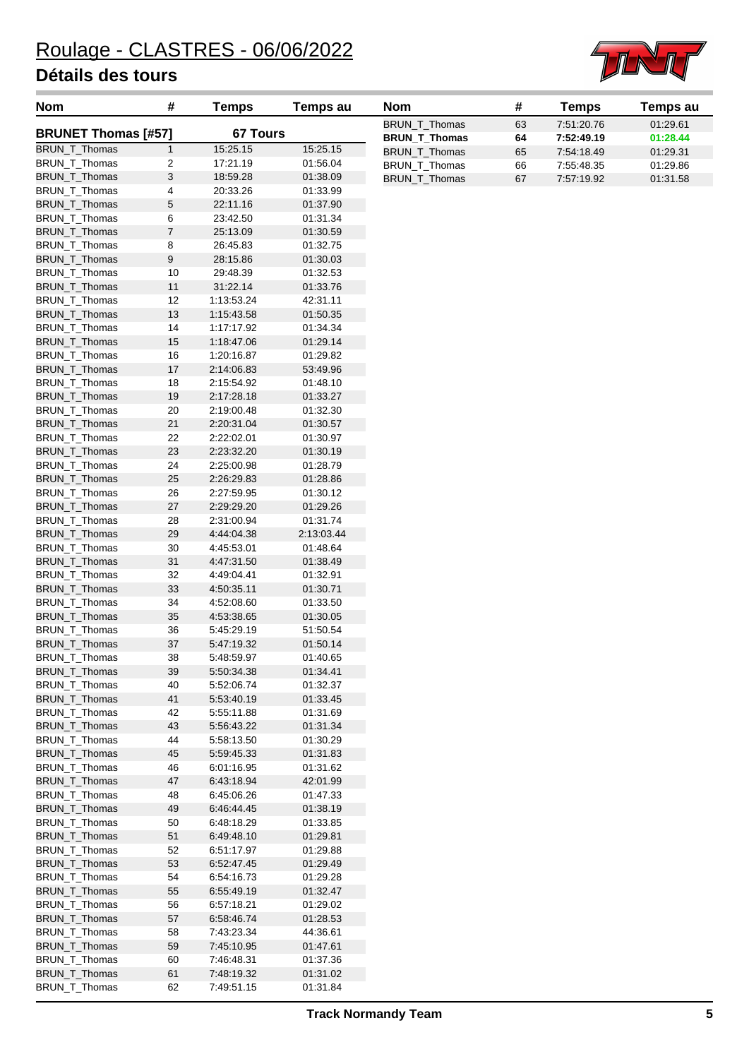# Roulage - CLASTRES - 06/06/2022

## Détails des tours

| Nom | # | Temps | Temps au |
|---|---|---|---|
| **BRUNET Thomas [#57]** | | **67 Tours** | |
| BRUN_T_Thomas | 1 | 15:25.15 | 15:25.15 |
| BRUN_T_Thomas | 2 | 17:21.19 | 01:56.04 |
| BRUN_T_Thomas | 3 | 18:59.28 | 01:38.09 |
| BRUN_T_Thomas | 4 | 20:33.26 | 01:33.99 |
| BRUN_T_Thomas | 5 | 22:11.16 | 01:37.90 |
| BRUN_T_Thomas | 6 | 23:42.50 | 01:31.34 |
| BRUN_T_Thomas | 7 | 25:13.09 | 01:30.59 |
| BRUN_T_Thomas | 8 | 26:45.83 | 01:32.75 |
| BRUN_T_Thomas | 9 | 28:15.86 | 01:30.03 |
| BRUN_T_Thomas | 10 | 29:48.39 | 01:32.53 |
| BRUN_T_Thomas | 11 | 31:22.14 | 01:33.76 |
| BRUN_T_Thomas | 12 | 1:13:53.24 | 42:31.11 |
| BRUN_T_Thomas | 13 | 1:15:43.58 | 01:50.35 |
| BRUN_T_Thomas | 14 | 1:17:17.92 | 01:34.34 |
| BRUN_T_Thomas | 15 | 1:18:47.06 | 01:29.14 |
| BRUN_T_Thomas | 16 | 1:20:16.87 | 01:29.82 |
| BRUN_T_Thomas | 17 | 2:14:06.83 | 53:49.96 |
| BRUN_T_Thomas | 18 | 2:15:54.92 | 01:48.10 |
| BRUN_T_Thomas | 19 | 2:17:28.18 | 01:33.27 |
| BRUN_T_Thomas | 20 | 2:19:00.48 | 01:32.30 |
| BRUN_T_Thomas | 21 | 2:20:31.04 | 01:30.57 |
| BRUN_T_Thomas | 22 | 2:22:02.01 | 01:30.97 |
| BRUN_T_Thomas | 23 | 2:23:32.20 | 01:30.19 |
| BRUN_T_Thomas | 24 | 2:25:00.98 | 01:28.79 |
| BRUN_T_Thomas | 25 | 2:26:29.83 | 01:28.86 |
| BRUN_T_Thomas | 26 | 2:27:59.95 | 01:30.12 |
| BRUN_T_Thomas | 27 | 2:29:29.20 | 01:29.26 |
| BRUN_T_Thomas | 28 | 2:31:00.94 | 01:31.74 |
| BRUN_T_Thomas | 29 | 4:44:04.38 | 2:13:03.44 |
| BRUN_T_Thomas | 30 | 4:45:53.01 | 01:48.64 |
| BRUN_T_Thomas | 31 | 4:47:31.50 | 01:38.49 |
| BRUN_T_Thomas | 32 | 4:49:04.41 | 01:32.91 |
| BRUN_T_Thomas | 33 | 4:50:35.11 | 01:30.71 |
| BRUN_T_Thomas | 34 | 4:52:08.60 | 01:33.50 |
| BRUN_T_Thomas | 35 | 4:53:38.65 | 01:30.05 |
| BRUN_T_Thomas | 36 | 5:45:29.19 | 51:50.54 |
| BRUN_T_Thomas | 37 | 5:47:19.32 | 01:50.14 |
| BRUN_T_Thomas | 38 | 5:48:59.97 | 01:40.65 |
| BRUN_T_Thomas | 39 | 5:50:34.38 | 01:34.41 |
| BRUN_T_Thomas | 40 | 5:52:06.74 | 01:32.37 |
| BRUN_T_Thomas | 41 | 5:53:40.19 | 01:33.45 |
| BRUN_T_Thomas | 42 | 5:55:11.88 | 01:31.69 |
| BRUN_T_Thomas | 43 | 5:56:43.22 | 01:31.34 |
| BRUN_T_Thomas | 44 | 5:58:13.50 | 01:30.29 |
| BRUN_T_Thomas | 45 | 5:59:45.33 | 01:31.83 |
| BRUN_T_Thomas | 46 | 6:01:16.95 | 01:31.62 |
| BRUN_T_Thomas | 47 | 6:43:18.94 | 42:01.99 |
| BRUN_T_Thomas | 48 | 6:45:06.26 | 01:47.33 |
| BRUN_T_Thomas | 49 | 6:46:44.45 | 01:38.19 |
| BRUN_T_Thomas | 50 | 6:48:18.29 | 01:33.85 |
| BRUN_T_Thomas | 51 | 6:49:48.10 | 01:29.81 |
| BRUN_T_Thomas | 52 | 6:51:17.97 | 01:29.88 |
| BRUN_T_Thomas | 53 | 6:52:47.45 | 01:29.49 |
| BRUN_T_Thomas | 54 | 6:54:16.73 | 01:29.28 |
| BRUN_T_Thomas | 55 | 6:55:49.19 | 01:32.47 |
| BRUN_T_Thomas | 56 | 6:57:18.21 | 01:29.02 |
| BRUN_T_Thomas | 57 | 6:58:46.74 | 01:28.53 |
| BRUN_T_Thomas | 58 | 7:43:23.34 | 44:36.61 |
| BRUN_T_Thomas | 59 | 7:45:10.95 | 01:47.61 |
| BRUN_T_Thomas | 60 | 7:46:48.31 | 01:37.36 |
| BRUN_T_Thomas | 61 | 7:48:19.32 | 01:31.02 |
| BRUN_T_Thomas | 62 | 7:49:51.15 | 01:31.84 |
| BRUN_T_Thomas | 63 | 7:51:20.76 | 01:29.61 |
| **BRUN_T_Thomas** | **64** | **7:52:49.19** | **01:28.44** |
| BRUN_T_Thomas | 65 | 7:54:18.49 | 01:29.31 |
| BRUN_T_Thomas | 66 | 7:55:48.35 | 01:29.86 |
| BRUN_T_Thomas | 67 | 7:57:19.92 | 01:31.58 |

Track Normandy Team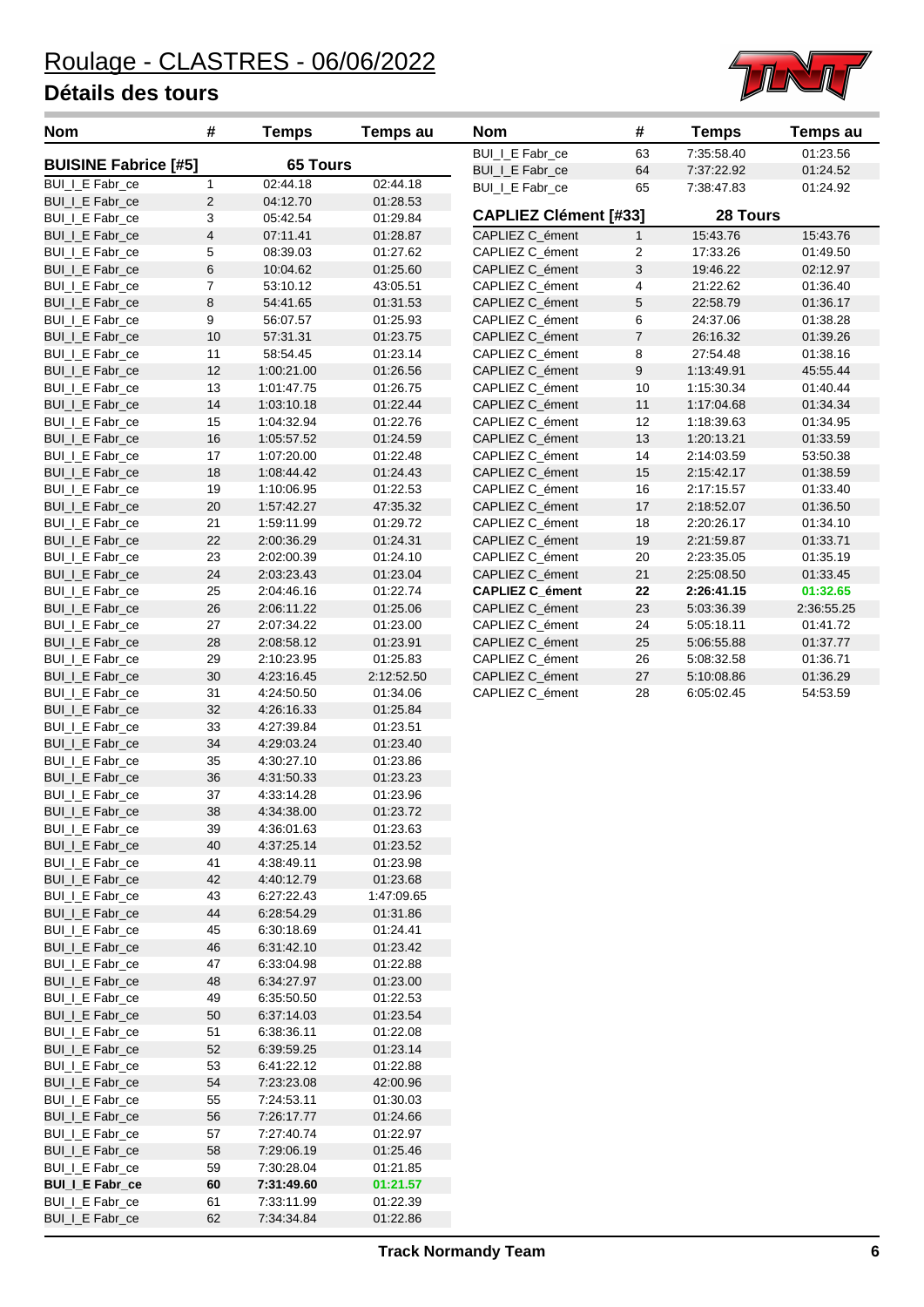# Roulage - CLASTRES - 06/06/2022

## Détails des tours

| Nom | # | Temps | Temps au |
|---|---|---|---|
| **BUISINE Fabrice [#5]** | | **65 Tours** | |
| BUI_I_E Fabr_ce | 1 | 02:44.18 | 02:44.18 |
| BUI_I_E Fabr_ce | 2 | 04:12.70 | 01:28.53 |
| BUI_I_E Fabr_ce | 3 | 05:42.54 | 01:29.84 |
| BUI_I_E Fabr_ce | 4 | 07:11.41 | 01:28.87 |
| BUI_I_E Fabr_ce | 5 | 08:39.03 | 01:27.62 |
| BUI_I_E Fabr_ce | 6 | 10:04.62 | 01:25.60 |
| BUI_I_E Fabr_ce | 7 | 53:10.12 | 43:05.51 |
| BUI_I_E Fabr_ce | 8 | 54:41.65 | 01:31.53 |
| BUI_I_E Fabr_ce | 9 | 56:07.57 | 01:25.93 |
| BUI_I_E Fabr_ce | 10 | 57:31.31 | 01:23.75 |
| BUI_I_E Fabr_ce | 11 | 58:54.45 | 01:23.14 |
| BUI_I_E Fabr_ce | 12 | 1:00:21.00 | 01:26.56 |
| BUI_I_E Fabr_ce | 13 | 1:01:47.75 | 01:26.75 |
| BUI_I_E Fabr_ce | 14 | 1:03:10.18 | 01:22.44 |
| BUI_I_E Fabr_ce | 15 | 1:04:32.94 | 01:22.76 |
| BUI_I_E Fabr_ce | 16 | 1:05:57.52 | 01:24.59 |
| BUI_I_E Fabr_ce | 17 | 1:07:20.00 | 01:22.48 |
| BUI_I_E Fabr_ce | 18 | 1:08:44.42 | 01:24.43 |
| BUI_I_E Fabr_ce | 19 | 1:10:06.95 | 01:22.53 |
| BUI_I_E Fabr_ce | 20 | 1:57:42.27 | 47:35.32 |
| BUI_I_E Fabr_ce | 21 | 1:59:11.99 | 01:29.72 |
| BUI_I_E Fabr_ce | 22 | 2:00:36.29 | 01:24.31 |
| BUI_I_E Fabr_ce | 23 | 2:02:00.39 | 01:24.10 |
| BUI_I_E Fabr_ce | 24 | 2:03:23.43 | 01:23.04 |
| BUI_I_E Fabr_ce | 25 | 2:04:46.16 | 01:22.74 |
| BUI_I_E Fabr_ce | 26 | 2:06:11.22 | 01:25.06 |
| BUI_I_E Fabr_ce | 27 | 2:07:34.22 | 01:23.00 |
| BUI_I_E Fabr_ce | 28 | 2:08:58.12 | 01:23.91 |
| BUI_I_E Fabr_ce | 29 | 2:10:23.95 | 01:25.83 |
| BUI_I_E Fabr_ce | 30 | 4:23:16.45 | 2:12:52.50 |
| BUI_I_E Fabr_ce | 31 | 4:24:50.50 | 01:34.06 |
| BUI_I_E Fabr_ce | 32 | 4:26:16.33 | 01:25.84 |
| BUI_I_E Fabr_ce | 33 | 4:27:39.84 | 01:23.51 |
| BUI_I_E Fabr_ce | 34 | 4:29:03.24 | 01:23.40 |
| BUI_I_E Fabr_ce | 35 | 4:30:27.10 | 01:23.86 |
| BUI_I_E Fabr_ce | 36 | 4:31:50.33 | 01:23.23 |
| BUI_I_E Fabr_ce | 37 | 4:33:14.28 | 01:23.96 |
| BUI_I_E Fabr_ce | 38 | 4:34:38.00 | 01:23.72 |
| BUI_I_E Fabr_ce | 39 | 4:36:01.63 | 01:23.63 |
| BUI_I_E Fabr_ce | 40 | 4:37:25.14 | 01:23.52 |
| BUI_I_E Fabr_ce | 41 | 4:38:49.11 | 01:23.98 |
| BUI_I_E Fabr_ce | 42 | 4:40:12.79 | 01:23.68 |
| BUI_I_E Fabr_ce | 43 | 6:27:22.43 | 1:47:09.65 |
| BUI_I_E Fabr_ce | 44 | 6:28:54.29 | 01:31.86 |
| BUI_I_E Fabr_ce | 45 | 6:30:18.69 | 01:24.41 |
| BUI_I_E Fabr_ce | 46 | 6:31:42.10 | 01:23.42 |
| BUI_I_E Fabr_ce | 47 | 6:33:04.98 | 01:22.88 |
| BUI_I_E Fabr_ce | 48 | 6:34:27.97 | 01:23.00 |
| BUI_I_E Fabr_ce | 49 | 6:35:50.50 | 01:22.53 |
| BUI_I_E Fabr_ce | 50 | 6:37:14.03 | 01:23.54 |
| BUI_I_E Fabr_ce | 51 | 6:38:36.11 | 01:22.08 |
| BUI_I_E Fabr_ce | 52 | 6:39:59.25 | 01:23.14 |
| BUI_I_E Fabr_ce | 53 | 6:41:22.12 | 01:22.88 |
| BUI_I_E Fabr_ce | 54 | 7:23:23.08 | 42:00.96 |
| BUI_I_E Fabr_ce | 55 | 7:24:53.11 | 01:30.03 |
| BUI_I_E Fabr_ce | 56 | 7:26:17.77 | 01:24.66 |
| BUI_I_E Fabr_ce | 57 | 7:27:40.74 | 01:22.97 |
| BUI_I_E Fabr_ce | 58 | 7:29:06.19 | 01:25.46 |
| BUI_I_E Fabr_ce | 59 | 7:30:28.04 | 01:21.85 |
| **BUI_I_E Fabr_ce** | **60** | **7:31:49.60** | **01:21.57** |
| BUI_I_E Fabr_ce | 61 | 7:33:11.99 | 01:22.39 |
| BUI_I_E Fabr_ce | 62 | 7:34:34.84 | 01:22.86 |
| BUI_I_E Fabr_ce | 63 | 7:35:58.40 | 01:23.56 |
| BUI_I_E Fabr_ce | 64 | 7:37:22.92 | 01:24.52 |
| BUI_I_E Fabr_ce | 65 | 7:38:47.83 | 01:24.92 |
| **CAPLIEZ Clément [#33]** | | **28 Tours** | |
| CAPLIEZ C_ément | 1 | 15:43.76 | 15:43.76 |
| CAPLIEZ C_ément | 2 | 17:33.26 | 01:49.50 |
| CAPLIEZ C_ément | 3 | 19:46.22 | 02:12.97 |
| CAPLIEZ C_ément | 4 | 21:22.62 | 01:36.40 |
| CAPLIEZ C_ément | 5 | 22:58.79 | 01:36.17 |
| CAPLIEZ C_ément | 6 | 24:37.06 | 01:38.28 |
| CAPLIEZ C_ément | 7 | 26:16.32 | 01:39.26 |
| CAPLIEZ C_ément | 8 | 27:54.48 | 01:38.16 |
| CAPLIEZ C_ément | 9 | 1:13:49.91 | 45:55.44 |
| CAPLIEZ C_ément | 10 | 1:15:30.34 | 01:40.44 |
| CAPLIEZ C_ément | 11 | 1:17:04.68 | 01:34.34 |
| CAPLIEZ C_ément | 12 | 1:18:39.63 | 01:34.95 |
| CAPLIEZ C_ément | 13 | 1:20:13.21 | 01:33.59 |
| CAPLIEZ C_ément | 14 | 2:14:03.59 | 53:50.38 |
| CAPLIEZ C_ément | 15 | 2:15:42.17 | 01:38.59 |
| CAPLIEZ C_ément | 16 | 2:17:15.57 | 01:33.40 |
| CAPLIEZ C_ément | 17 | 2:18:52.07 | 01:36.50 |
| CAPLIEZ C_ément | 18 | 2:20:26.17 | 01:34.10 |
| CAPLIEZ C_ément | 19 | 2:21:59.87 | 01:33.71 |
| CAPLIEZ C_ément | 20 | 2:23:35.05 | 01:35.19 |
| CAPLIEZ C_ément | 21 | 2:25:08.50 | 01:33.45 |
| **CAPLIEZ C_ément** | **22** | **2:26:41.15** | **01:32.65** |
| CAPLIEZ C_ément | 23 | 5:03:36.39 | 2:36:55.25 |
| CAPLIEZ C_ément | 24 | 5:05:18.11 | 01:41.72 |
| CAPLIEZ C_ément | 25 | 5:06:55.88 | 01:37.77 |
| CAPLIEZ C_ément | 26 | 5:08:32.58 | 01:36.71 |
| CAPLIEZ C_ément | 27 | 5:10:08.86 | 01:36.29 |
| CAPLIEZ C_ément | 28 | 6:05:02.45 | 54:53.59 |

Track Normandy Team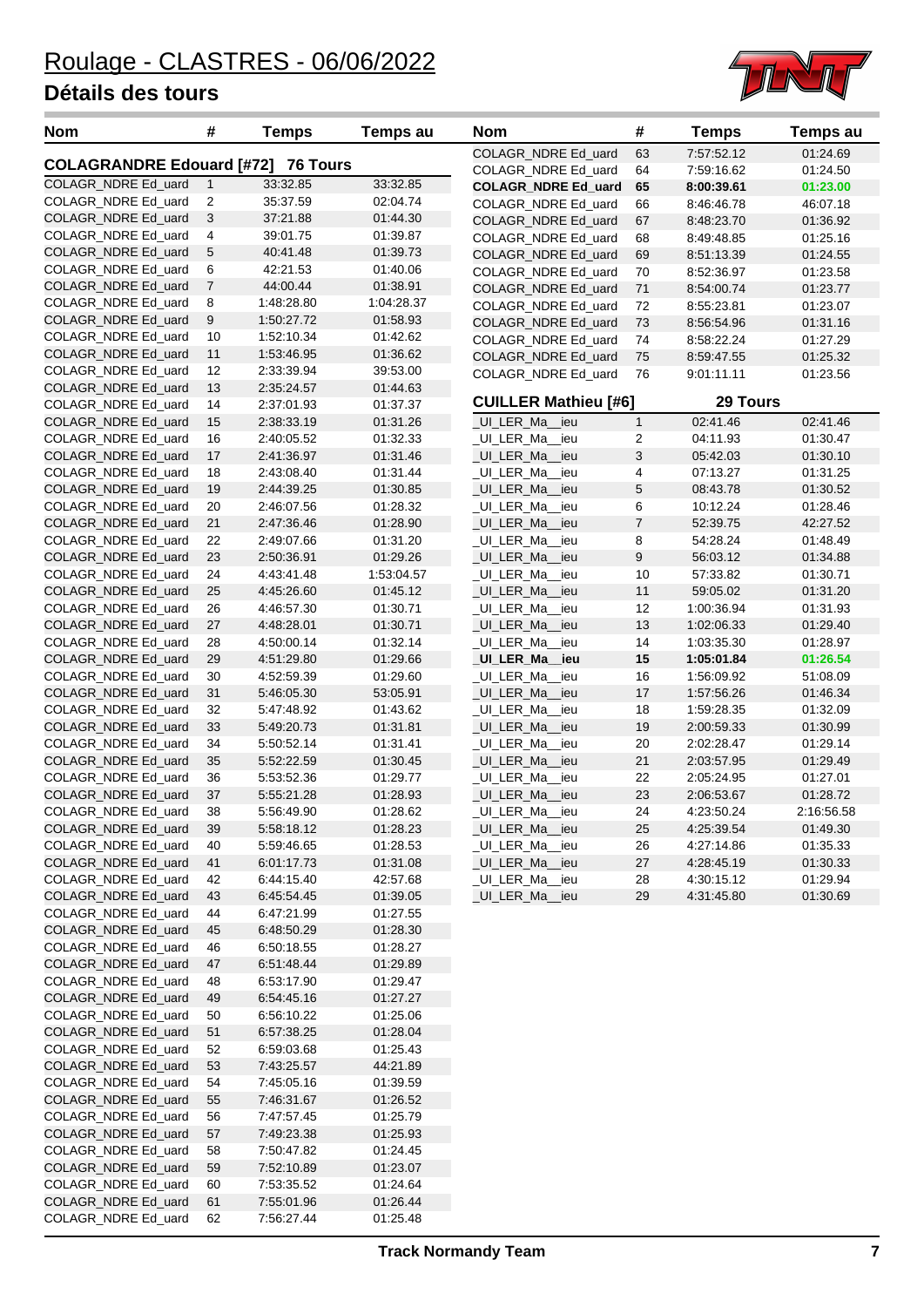# Roulage - CLASTRES - 06/06/2022

## Détails des tours

| Nom | # | Temps | Temps au |
|---|---|---|---|
| **COLAGRANDRE Edouard [#72]** | | **76 Tours** | |
| COLAGR_NDRE Ed_uard | 1 | 33:32.85 | 33:32.85 |
| COLAGR_NDRE Ed_uard | 2 | 35:37.59 | 02:04.74 |
| COLAGR_NDRE Ed_uard | 3 | 37:21.88 | 01:44.30 |
| COLAGR_NDRE Ed_uard | 4 | 39:01.75 | 01:39.87 |
| COLAGR_NDRE Ed_uard | 5 | 40:41.48 | 01:39.73 |
| COLAGR_NDRE Ed_uard | 6 | 42:21.53 | 01:40.06 |
| COLAGR_NDRE Ed_uard | 7 | 44:00.44 | 01:38.91 |
| COLAGR_NDRE Ed_uard | 8 | 1:48:28.80 | 1:04:28.37 |
| COLAGR_NDRE Ed_uard | 9 | 1:50:27.72 | 01:58.93 |
| COLAGR_NDRE Ed_uard | 10 | 1:52:10.34 | 01:42.62 |
| COLAGR_NDRE Ed_uard | 11 | 1:53:46.95 | 01:36.62 |
| COLAGR_NDRE Ed_uard | 12 | 2:33:39.94 | 39:53.00 |
| COLAGR_NDRE Ed_uard | 13 | 2:35:24.57 | 01:44.63 |
| COLAGR_NDRE Ed_uard | 14 | 2:37:01.93 | 01:37.37 |
| COLAGR_NDRE Ed_uard | 15 | 2:38:33.19 | 01:31.26 |
| COLAGR_NDRE Ed_uard | 16 | 2:40:05.52 | 01:32.33 |
| COLAGR_NDRE Ed_uard | 17 | 2:41:36.97 | 01:31.46 |
| COLAGR_NDRE Ed_uard | 18 | 2:43:08.40 | 01:31.44 |
| COLAGR_NDRE Ed_uard | 19 | 2:44:39.25 | 01:30.85 |
| COLAGR_NDRE Ed_uard | 20 | 2:46:07.56 | 01:28.32 |
| COLAGR_NDRE Ed_uard | 21 | 2:47:36.46 | 01:28.90 |
| COLAGR_NDRE Ed_uard | 22 | 2:49:07.66 | 01:31.20 |
| COLAGR_NDRE Ed_uard | 23 | 2:50:36.91 | 01:29.26 |
| COLAGR_NDRE Ed_uard | 24 | 4:43:41.48 | 1:53:04.57 |
| COLAGR_NDRE Ed_uard | 25 | 4:45:26.60 | 01:45.12 |
| COLAGR_NDRE Ed_uard | 26 | 4:46:57.30 | 01:30.71 |
| COLAGR_NDRE Ed_uard | 27 | 4:48:28.01 | 01:30.71 |
| COLAGR_NDRE Ed_uard | 28 | 4:50:00.14 | 01:32.14 |
| COLAGR_NDRE Ed_uard | 29 | 4:51:29.80 | 01:29.66 |
| COLAGR_NDRE Ed_uard | 30 | 4:52:59.39 | 01:29.60 |
| COLAGR_NDRE Ed_uard | 31 | 5:46:05.30 | 53:05.91 |
| COLAGR_NDRE Ed_uard | 32 | 5:47:48.92 | 01:43.62 |
| COLAGR_NDRE Ed_uard | 33 | 5:49:20.73 | 01:31.81 |
| COLAGR_NDRE Ed_uard | 34 | 5:50:52.14 | 01:31.41 |
| COLAGR_NDRE Ed_uard | 35 | 5:52:22.59 | 01:30.45 |
| COLAGR_NDRE Ed_uard | 36 | 5:53:52.36 | 01:29.77 |
| COLAGR_NDRE Ed_uard | 37 | 5:55:21.28 | 01:28.93 |
| COLAGR_NDRE Ed_uard | 38 | 5:56:49.90 | 01:28.62 |
| COLAGR_NDRE Ed_uard | 39 | 5:58:18.12 | 01:28.23 |
| COLAGR_NDRE Ed_uard | 40 | 5:59:46.65 | 01:28.53 |
| COLAGR_NDRE Ed_uard | 41 | 6:01:17.73 | 01:31.08 |
| COLAGR_NDRE Ed_uard | 42 | 6:44:15.40 | 42:57.68 |
| COLAGR_NDRE Ed_uard | 43 | 6:45:54.45 | 01:39.05 |
| COLAGR_NDRE Ed_uard | 44 | 6:47:21.99 | 01:27.55 |
| COLAGR_NDRE Ed_uard | 45 | 6:48:50.29 | 01:28.30 |
| COLAGR_NDRE Ed_uard | 46 | 6:50:18.55 | 01:28.27 |
| COLAGR_NDRE Ed_uard | 47 | 6:51:48.44 | 01:29.89 |
| COLAGR_NDRE Ed_uard | 48 | 6:53:17.90 | 01:29.47 |
| COLAGR_NDRE Ed_uard | 49 | 6:54:45.16 | 01:27.27 |
| COLAGR_NDRE Ed_uard | 50 | 6:56:10.22 | 01:25.06 |
| COLAGR_NDRE Ed_uard | 51 | 6:57:38.25 | 01:28.04 |
| COLAGR_NDRE Ed_uard | 52 | 6:59:03.68 | 01:25.43 |
| COLAGR_NDRE Ed_uard | 53 | 7:43:25.57 | 44:21.89 |
| COLAGR_NDRE Ed_uard | 54 | 7:45:05.16 | 01:39.59 |
| COLAGR_NDRE Ed_uard | 55 | 7:46:31.67 | 01:26.52 |
| COLAGR_NDRE Ed_uard | 56 | 7:47:57.45 | 01:25.79 |
| COLAGR_NDRE Ed_uard | 57 | 7:49:23.38 | 01:25.93 |
| COLAGR_NDRE Ed_uard | 58 | 7:50:47.82 | 01:24.45 |
| COLAGR_NDRE Ed_uard | 59 | 7:52:10.89 | 01:23.07 |
| COLAGR_NDRE Ed_uard | 60 | 7:53:35.52 | 01:24.64 |
| COLAGR_NDRE Ed_uard | 61 | 7:55:01.96 | 01:26.44 |
| COLAGR_NDRE Ed_uard | 62 | 7:56:27.44 | 01:25.48 |
| COLAGR_NDRE Ed_uard | 63 | 7:57:52.12 | 01:24.69 |
| COLAGR_NDRE Ed_uard | 64 | 7:59:16.62 | 01:24.50 |
| **COLAGR_NDRE Ed_uard** | **65** | **8:00:39.61** | **01:23.00** |
| COLAGR_NDRE Ed_uard | 66 | 8:46:46.78 | 46:07.18 |
| COLAGR_NDRE Ed_uard | 67 | 8:48:23.70 | 01:36.92 |
| COLAGR_NDRE Ed_uard | 68 | 8:49:48.85 | 01:25.16 |
| COLAGR_NDRE Ed_uard | 69 | 8:51:13.39 | 01:24.55 |
| COLAGR_NDRE Ed_uard | 70 | 8:52:36.97 | 01:23.58 |
| COLAGR_NDRE Ed_uard | 71 | 8:54:00.74 | 01:23.77 |
| COLAGR_NDRE Ed_uard | 72 | 8:55:23.81 | 01:23.07 |
| COLAGR_NDRE Ed_uard | 73 | 8:56:54.96 | 01:31.16 |
| COLAGR_NDRE Ed_uard | 74 | 8:58:22.24 | 01:27.29 |
| COLAGR_NDRE Ed_uard | 75 | 8:59:47.55 | 01:25.32 |
| COLAGR_NDRE Ed_uard | 76 | 9:01:11.11 | 01:23.56 |
| **CUILLER Mathieu [#6]** | | **29 Tours** | |
| _UI_LER_Ma__ieu | 1 | 02:41.46 | 02:41.46 |
| _UI_LER_Ma__ieu | 2 | 04:11.93 | 01:30.47 |
| _UI_LER_Ma__ieu | 3 | 05:42.03 | 01:30.10 |
| _UI_LER_Ma__ieu | 4 | 07:13.27 | 01:31.25 |
| _UI_LER_Ma__ieu | 5 | 08:43.78 | 01:30.52 |
| _UI_LER_Ma__ieu | 6 | 10:12.24 | 01:28.46 |
| _UI_LER_Ma__ieu | 7 | 52:39.75 | 42:27.52 |
| _UI_LER_Ma__ieu | 8 | 54:28.24 | 01:48.49 |
| _UI_LER_Ma__ieu | 9 | 56:03.12 | 01:34.88 |
| _UI_LER_Ma__ieu | 10 | 57:33.82 | 01:30.71 |
| _UI_LER_Ma__ieu | 11 | 59:05.02 | 01:31.20 |
| _UI_LER_Ma__ieu | 12 | 1:00:36.94 | 01:31.93 |
| _UI_LER_Ma__ieu | 13 | 1:02:06.33 | 01:29.40 |
| _UI_LER_Ma__ieu | 14 | 1:03:35.30 | 01:28.97 |
| **_UI_LER_Ma__ieu** | **15** | **1:05:01.84** | **01:26.54** |
| _UI_LER_Ma__ieu | 16 | 1:56:09.92 | 51:08.09 |
| _UI_LER_Ma__ieu | 17 | 1:57:56.26 | 01:46.34 |
| _UI_LER_Ma__ieu | 18 | 1:59:28.35 | 01:32.09 |
| _UI_LER_Ma__ieu | 19 | 2:00:59.33 | 01:30.99 |
| _UI_LER_Ma__ieu | 20 | 2:02:28.47 | 01:29.14 |
| _UI_LER_Ma__ieu | 21 | 2:03:57.95 | 01:29.49 |
| _UI_LER_Ma__ieu | 22 | 2:05:24.95 | 01:27.01 |
| _UI_LER_Ma__ieu | 23 | 2:06:53.67 | 01:28.72 |
| _UI_LER_Ma__ieu | 24 | 4:23:50.24 | 2:16:56.58 |
| _UI_LER_Ma__ieu | 25 | 4:25:39.54 | 01:49.30 |
| _UI_LER_Ma__ieu | 26 | 4:27:14.86 | 01:35.33 |
| _UI_LER_Ma__ieu | 27 | 4:28:45.19 | 01:30.33 |
| _UI_LER_Ma__ieu | 28 | 4:30:15.12 | 01:29.94 |
| _UI_LER_Ma__ieu | 29 | 4:31:45.80 | 01:30.69 |

**Track Normandy Team**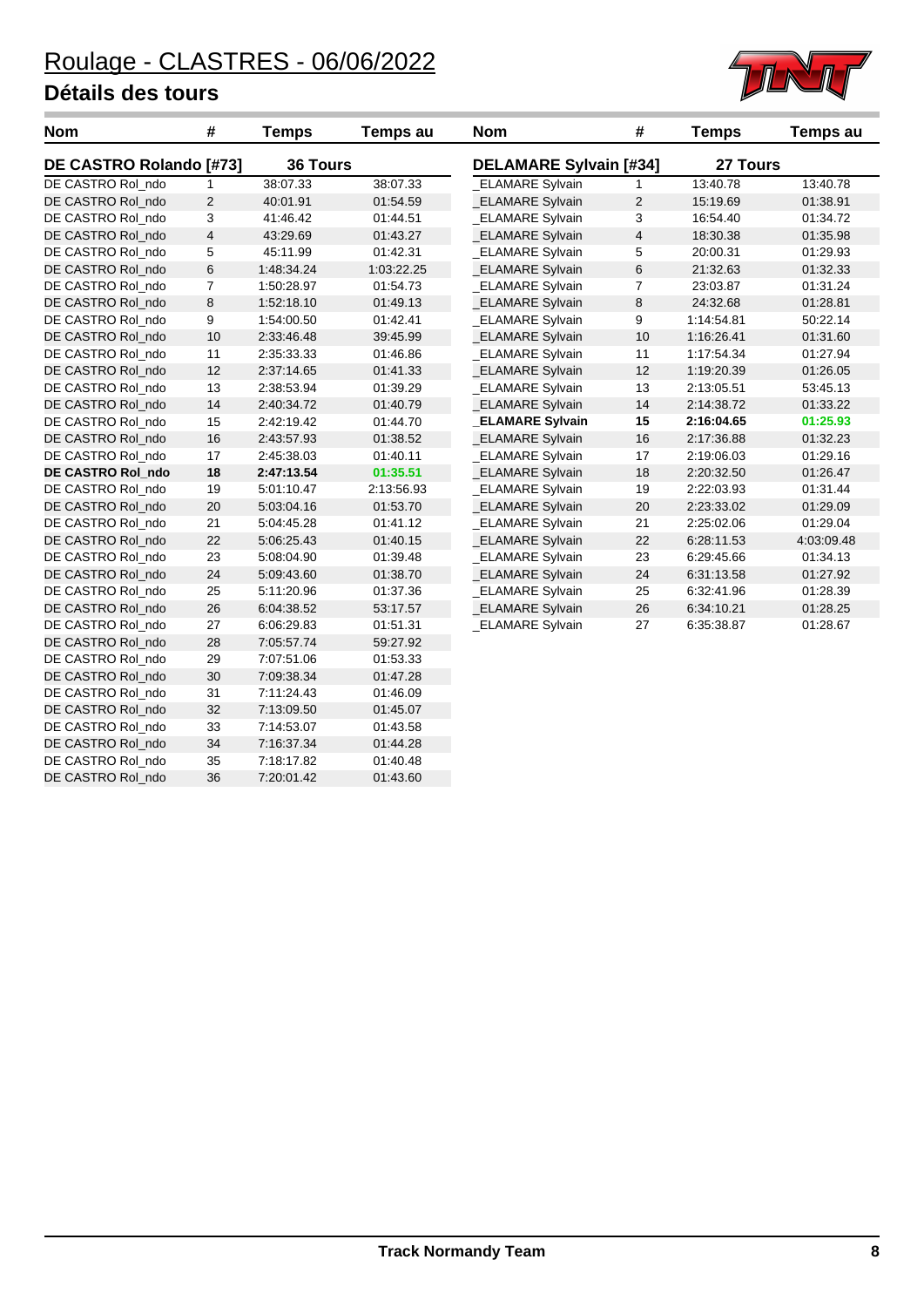# Roulage - CLASTRES - 06/06/2022

## Détails des tours

| Nom | # | Temps | Temps au |
|---|---|---|---|
| **DE CASTRO Rolando [#73]** | | **36 Tours** | |
| DE CASTRO Rol_ndo | 1 | 38:07.33 | 38:07.33 |
| DE CASTRO Rol_ndo | 2 | 40:01.91 | 01:54.59 |
| DE CASTRO Rol_ndo | 3 | 41:46.42 | 01:44.51 |
| DE CASTRO Rol_ndo | 4 | 43:29.69 | 01:43.27 |
| DE CASTRO Rol_ndo | 5 | 45:11.99 | 01:42.31 |
| DE CASTRO Rol_ndo | 6 | 1:48:34.24 | 1:03:22.25 |
| DE CASTRO Rol_ndo | 7 | 1:50:28.97 | 01:54.73 |
| DE CASTRO Rol_ndo | 8 | 1:52:18.10 | 01:49.13 |
| DE CASTRO Rol_ndo | 9 | 1:54:00.50 | 01:42.41 |
| DE CASTRO Rol_ndo | 10 | 2:33:46.48 | 39:45.99 |
| DE CASTRO Rol_ndo | 11 | 2:35:33.33 | 01:46.86 |
| DE CASTRO Rol_ndo | 12 | 2:37:14.65 | 01:41.33 |
| DE CASTRO Rol_ndo | 13 | 2:38:53.94 | 01:39.29 |
| DE CASTRO Rol_ndo | 14 | 2:40:34.72 | 01:40.79 |
| DE CASTRO Rol_ndo | 15 | 2:42:19.42 | 01:44.70 |
| DE CASTRO Rol_ndo | 16 | 2:43:57.93 | 01:38.52 |
| DE CASTRO Rol_ndo | 17 | 2:45:38.03 | 01:40.11 |
| **DE CASTRO Rol_ndo** | **18** | **2:47:13.54** | **01:35.51** |
| DE CASTRO Rol_ndo | 19 | 5:01:10.47 | 2:13:56.93 |
| DE CASTRO Rol_ndo | 20 | 5:03:04.16 | 01:53.70 |
| DE CASTRO Rol_ndo | 21 | 5:04:45.28 | 01:41.12 |
| DE CASTRO Rol_ndo | 22 | 5:06:25.43 | 01:40.15 |
| DE CASTRO Rol_ndo | 23 | 5:08:04.90 | 01:39.48 |
| DE CASTRO Rol_ndo | 24 | 5:09:43.60 | 01:38.70 |
| DE CASTRO Rol_ndo | 25 | 5:11:20.96 | 01:37.36 |
| DE CASTRO Rol_ndo | 26 | 6:04:38.52 | 53:17.57 |
| DE CASTRO Rol_ndo | 27 | 6:06:29.83 | 01:51.31 |
| DE CASTRO Rol_ndo | 28 | 7:05:57.74 | 59:27.92 |
| DE CASTRO Rol_ndo | 29 | 7:07:51.06 | 01:53.33 |
| DE CASTRO Rol_ndo | 30 | 7:09:38.34 | 01:47.28 |
| DE CASTRO Rol_ndo | 31 | 7:11:24.43 | 01:46.09 |
| DE CASTRO Rol_ndo | 32 | 7:13:09.50 | 01:45.07 |
| DE CASTRO Rol_ndo | 33 | 7:14:53.07 | 01:43.58 |
| DE CASTRO Rol_ndo | 34 | 7:16:37.34 | 01:44.28 |
| DE CASTRO Rol_ndo | 35 | 7:18:17.82 | 01:40.48 |
| DE CASTRO Rol_ndo | 36 | 7:20:01.42 | 01:43.60 |

| Nom | # | Temps | Temps au |
|---|---|---|---|
| **DELAMARE Sylvain [#34]** | | **27 Tours** | |
| _ELAMARE Sylvain | 1 | 13:40.78 | 13:40.78 |
| _ELAMARE Sylvain | 2 | 15:19.69 | 01:38.91 |
| _ELAMARE Sylvain | 3 | 16:54.40 | 01:34.72 |
| _ELAMARE Sylvain | 4 | 18:30.38 | 01:35.98 |
| _ELAMARE Sylvain | 5 | 20:00.31 | 01:29.93 |
| _ELAMARE Sylvain | 6 | 21:32.63 | 01:32.33 |
| _ELAMARE Sylvain | 7 | 23:03.87 | 01:31.24 |
| _ELAMARE Sylvain | 8 | 24:32.68 | 01:28.81 |
| _ELAMARE Sylvain | 9 | 1:14:54.81 | 50:22.14 |
| _ELAMARE Sylvain | 10 | 1:16:26.41 | 01:31.60 |
| _ELAMARE Sylvain | 11 | 1:17:54.34 | 01:27.94 |
| _ELAMARE Sylvain | 12 | 1:19:20.39 | 01:26.05 |
| _ELAMARE Sylvain | 13 | 2:13:05.51 | 53:45.13 |
| _ELAMARE Sylvain | 14 | 2:14:38.72 | 01:33.22 |
| **_ELAMARE Sylvain** | **15** | **2:16:04.65** | **01:25.93** |
| _ELAMARE Sylvain | 16 | 2:17:36.88 | 01:32.23 |
| _ELAMARE Sylvain | 17 | 2:19:06.03 | 01:29.16 |
| _ELAMARE Sylvain | 18 | 2:20:32.50 | 01:26.47 |
| _ELAMARE Sylvain | 19 | 2:22:03.93 | 01:31.44 |
| _ELAMARE Sylvain | 20 | 2:23:33.02 | 01:29.09 |
| _ELAMARE Sylvain | 21 | 2:25:02.06 | 01:29.04 |
| _ELAMARE Sylvain | 22 | 6:28:11.53 | 4:03:09.48 |
| _ELAMARE Sylvain | 23 | 6:29:45.66 | 01:34.13 |
| _ELAMARE Sylvain | 24 | 6:31:13.58 | 01:27.92 |
| _ELAMARE Sylvain | 25 | 6:32:41.96 | 01:28.39 |
| _ELAMARE Sylvain | 26 | 6:34:10.21 | 01:28.25 |
| _ELAMARE Sylvain | 27 | 6:35:38.87 | 01:28.67 |

Track Normandy Team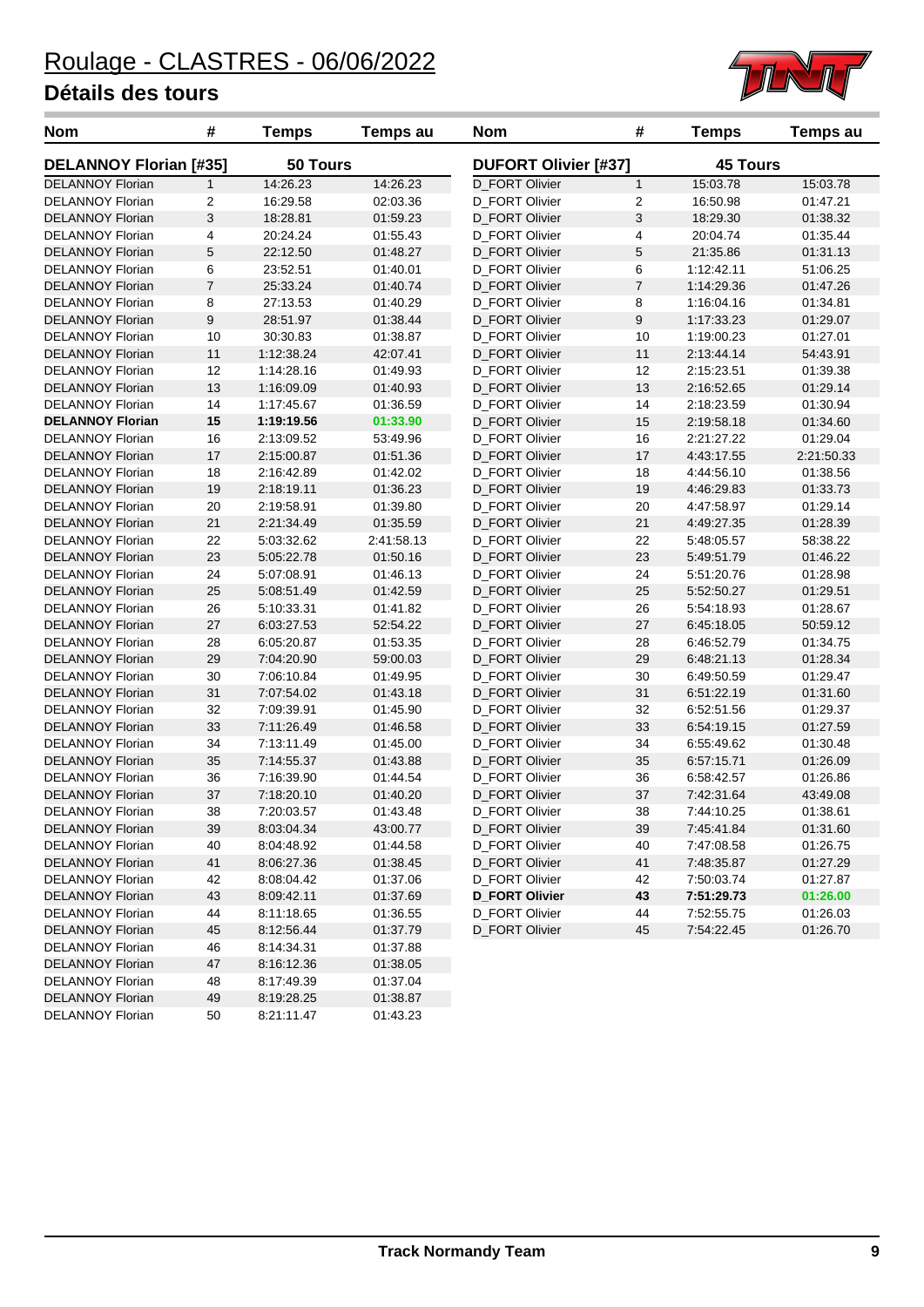# Roulage - CLASTRES - 06/06/2022

## Détails des tours

| Nom | # | Temps | Temps au |
|---|---|---|---|
| **DELANNOY Florian [#35]** | | **50 Tours** | |
| DELANNOY Florian | 1 | 14:26.23 | 14:26.23 |
| DELANNOY Florian | 2 | 16:29.58 | 02:03.36 |
| DELANNOY Florian | 3 | 18:28.81 | 01:59.23 |
| DELANNOY Florian | 4 | 20:24.24 | 01:55.43 |
| DELANNOY Florian | 5 | 22:12.50 | 01:48.27 |
| DELANNOY Florian | 6 | 23:52.51 | 01:40.01 |
| DELANNOY Florian | 7 | 25:33.24 | 01:40.74 |
| DELANNOY Florian | 8 | 27:13.53 | 01:40.29 |
| DELANNOY Florian | 9 | 28:51.97 | 01:38.44 |
| DELANNOY Florian | 10 | 30:30.83 | 01:38.87 |
| DELANNOY Florian | 11 | 1:12:38.24 | 42:07.41 |
| DELANNOY Florian | 12 | 1:14:28.16 | 01:49.93 |
| DELANNOY Florian | 13 | 1:16:09.09 | 01:40.93 |
| DELANNOY Florian | 14 | 1:17:45.67 | 01:36.59 |
| **DELANNOY Florian** | **15** | **1:19:19.56** | **01:33.90** |
| DELANNOY Florian | 16 | 2:13:09.52 | 53:49.96 |
| DELANNOY Florian | 17 | 2:15:00.87 | 01:51.36 |
| DELANNOY Florian | 18 | 2:16:42.89 | 01:42.02 |
| DELANNOY Florian | 19 | 2:18:19.11 | 01:36.23 |
| DELANNOY Florian | 20 | 2:19:58.91 | 01:39.80 |
| DELANNOY Florian | 21 | 2:21:34.49 | 01:35.59 |
| DELANNOY Florian | 22 | 5:03:32.62 | 2:41:58.13 |
| DELANNOY Florian | 23 | 5:05:22.78 | 01:50.16 |
| DELANNOY Florian | 24 | 5:07:08.91 | 01:46.13 |
| DELANNOY Florian | 25 | 5:08:51.49 | 01:42.59 |
| DELANNOY Florian | 26 | 5:10:33.31 | 01:41.82 |
| DELANNOY Florian | 27 | 6:03:27.53 | 52:54.22 |
| DELANNOY Florian | 28 | 6:05:20.87 | 01:53.35 |
| DELANNOY Florian | 29 | 7:04:20.90 | 59:00.03 |
| DELANNOY Florian | 30 | 7:06:10.84 | 01:49.95 |
| DELANNOY Florian | 31 | 7:07:54.02 | 01:43.18 |
| DELANNOY Florian | 32 | 7:09:39.91 | 01:45.90 |
| DELANNOY Florian | 33 | 7:11:26.49 | 01:46.58 |
| DELANNOY Florian | 34 | 7:13:11.49 | 01:45.00 |
| DELANNOY Florian | 35 | 7:14:55.37 | 01:43.88 |
| DELANNOY Florian | 36 | 7:16:39.90 | 01:44.54 |
| DELANNOY Florian | 37 | 7:18:20.10 | 01:40.20 |
| DELANNOY Florian | 38 | 7:20:03.57 | 01:43.48 |
| DELANNOY Florian | 39 | 8:03:04.34 | 43:00.77 |
| DELANNOY Florian | 40 | 8:04:48.92 | 01:44.58 |
| DELANNOY Florian | 41 | 8:06:27.36 | 01:38.45 |
| DELANNOY Florian | 42 | 8:08:04.42 | 01:37.06 |
| DELANNOY Florian | 43 | 8:09:42.11 | 01:37.69 |
| DELANNOY Florian | 44 | 8:11:18.65 | 01:36.55 |
| DELANNOY Florian | 45 | 8:12:56.44 | 01:37.79 |
| DELANNOY Florian | 46 | 8:14:34.31 | 01:37.88 |
| DELANNOY Florian | 47 | 8:16:12.36 | 01:38.05 |
| DELANNOY Florian | 48 | 8:17:49.39 | 01:37.04 |
| DELANNOY Florian | 49 | 8:19:28.25 | 01:38.87 |
| DELANNOY Florian | 50 | 8:21:11.47 | 01:43.23 |

| Nom | # | Temps | Temps au |
|---|---|---|---|
| **DUFORT Olivier [#37]** | | **45 Tours** | |
| D_FORT Olivier | 1 | 15:03.78 | 15:03.78 |
| D_FORT Olivier | 2 | 16:50.98 | 01:47.21 |
| D_FORT Olivier | 3 | 18:29.30 | 01:38.32 |
| D_FORT Olivier | 4 | 20:04.74 | 01:35.44 |
| D_FORT Olivier | 5 | 21:35.86 | 01:31.13 |
| D_FORT Olivier | 6 | 1:12:42.11 | 51:06.25 |
| D_FORT Olivier | 7 | 1:14:29.36 | 01:47.26 |
| D_FORT Olivier | 8 | 1:16:04.16 | 01:34.81 |
| D_FORT Olivier | 9 | 1:17:33.23 | 01:29.07 |
| D_FORT Olivier | 10 | 1:19:00.23 | 01:27.01 |
| D_FORT Olivier | 11 | 2:13:44.14 | 54:43.91 |
| D_FORT Olivier | 12 | 2:15:23.51 | 01:39.38 |
| D_FORT Olivier | 13 | 2:16:52.65 | 01:29.14 |
| D_FORT Olivier | 14 | 2:18:23.59 | 01:30.94 |
| D_FORT Olivier | 15 | 2:19:58.18 | 01:34.60 |
| D_FORT Olivier | 16 | 2:21:27.22 | 01:29.04 |
| D_FORT Olivier | 17 | 4:43:17.55 | 2:21:50.33 |
| D_FORT Olivier | 18 | 4:44:56.10 | 01:38.56 |
| D_FORT Olivier | 19 | 4:46:29.83 | 01:33.73 |
| D_FORT Olivier | 20 | 4:47:58.97 | 01:29.14 |
| D_FORT Olivier | 21 | 4:49:27.35 | 01:28.39 |
| D_FORT Olivier | 22 | 5:48:05.57 | 58:38.22 |
| D_FORT Olivier | 23 | 5:49:51.79 | 01:46.22 |
| D_FORT Olivier | 24 | 5:51:20.76 | 01:28.98 |
| D_FORT Olivier | 25 | 5:52:50.27 | 01:29.51 |
| D_FORT Olivier | 26 | 5:54:18.93 | 01:28.67 |
| D_FORT Olivier | 27 | 6:45:18.05 | 50:59.12 |
| D_FORT Olivier | 28 | 6:46:52.79 | 01:34.75 |
| D_FORT Olivier | 29 | 6:48:21.13 | 01:28.34 |
| D_FORT Olivier | 30 | 6:49:50.59 | 01:29.47 |
| D_FORT Olivier | 31 | 6:51:22.19 | 01:31.60 |
| D_FORT Olivier | 32 | 6:52:51.56 | 01:29.37 |
| D_FORT Olivier | 33 | 6:54:19.15 | 01:27.59 |
| D_FORT Olivier | 34 | 6:55:49.62 | 01:30.48 |
| D_FORT Olivier | 35 | 6:57:15.71 | 01:26.09 |
| D_FORT Olivier | 36 | 6:58:42.57 | 01:26.86 |
| D_FORT Olivier | 37 | 7:42:31.64 | 43:49.08 |
| D_FORT Olivier | 38 | 7:44:10.25 | 01:38.61 |
| D_FORT Olivier | 39 | 7:45:41.84 | 01:31.60 |
| D_FORT Olivier | 40 | 7:47:08.58 | 01:26.75 |
| D_FORT Olivier | 41 | 7:48:35.87 | 01:27.29 |
| D_FORT Olivier | 42 | 7:50:03.74 | 01:27.87 |
| **D_FORT Olivier** | **43** | **7:51:29.73** | **01:26.00** |
| D_FORT Olivier | 44 | 7:52:55.75 | 01:26.03 |
| D_FORT Olivier | 45 | 7:54:22.45 | 01:26.70 |

Track Normandy Team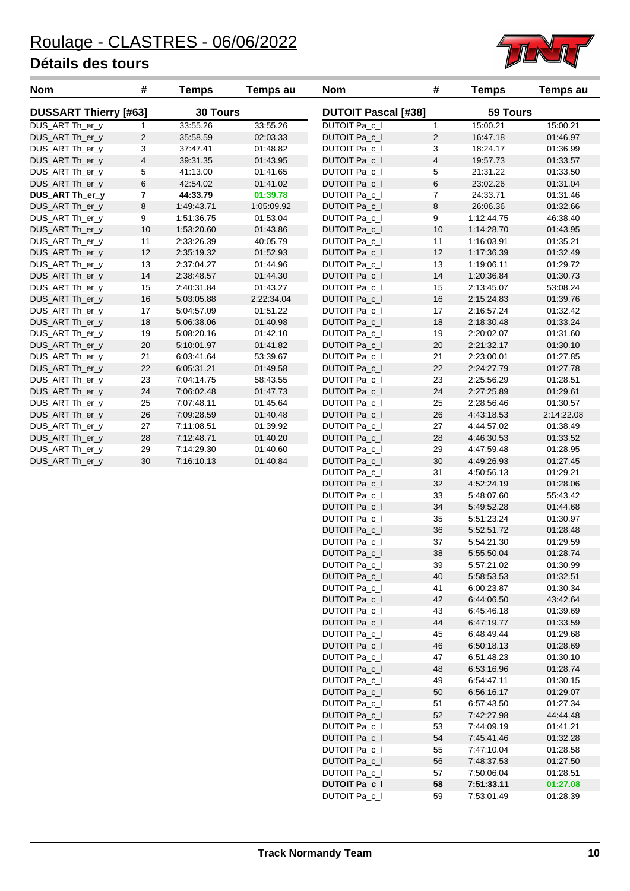# Roulage - CLASTRES - 06/06/2022

## Détails des tours

| Nom | # | Temps | Temps au |
|---|---|---|---|
| **DUSSART Thierry [#63]** | | **30 Tours** | |
| DUS_ART Th_er_y | 1 | 33:55.26 | 33:55.26 |
| DUS_ART Th_er_y | 2 | 35:58.59 | 02:03.33 |
| DUS_ART Th_er_y | 3 | 37:47.41 | 01:48.82 |
| DUS_ART Th_er_y | 4 | 39:31.35 | 01:43.95 |
| DUS_ART Th_er_y | 5 | 41:13.00 | 01:41.65 |
| DUS_ART Th_er_y | 6 | 42:54.02 | 01:41.02 |
| **DUS_ART Th_er_y** | **7** | **44:33.79** | **01:39.78** |
| DUS_ART Th_er_y | 8 | 1:49:43.71 | 1:05:09.92 |
| DUS_ART Th_er_y | 9 | 1:51:36.75 | 01:53.04 |
| DUS_ART Th_er_y | 10 | 1:53:20.60 | 01:43.86 |
| DUS_ART Th_er_y | 11 | 2:33:26.39 | 40:05.79 |
| DUS_ART Th_er_y | 12 | 2:35:19.32 | 01:52.93 |
| DUS_ART Th_er_y | 13 | 2:37:04.27 | 01:44.96 |
| DUS_ART Th_er_y | 14 | 2:38:48.57 | 01:44.30 |
| DUS_ART Th_er_y | 15 | 2:40:31.84 | 01:43.27 |
| DUS_ART Th_er_y | 16 | 5:03:05.88 | 2:22:34.04 |
| DUS_ART Th_er_y | 17 | 5:04:57.09 | 01:51.22 |
| DUS_ART Th_er_y | 18 | 5:06:38.06 | 01:40.98 |
| DUS_ART Th_er_y | 19 | 5:08:20.16 | 01:42.10 |
| DUS_ART Th_er_y | 20 | 5:10:01.97 | 01:41.82 |
| DUS_ART Th_er_y | 21 | 6:03:41.64 | 53:39.67 |
| DUS_ART Th_er_y | 22 | 6:05:31.21 | 01:49.58 |
| DUS_ART Th_er_y | 23 | 7:04:14.75 | 58:43.55 |
| DUS_ART Th_er_y | 24 | 7:06:02.48 | 01:47.73 |
| DUS_ART Th_er_y | 25 | 7:07:48.11 | 01:45.64 |
| DUS_ART Th_er_y | 26 | 7:09:28.59 | 01:40.48 |
| DUS_ART Th_er_y | 27 | 7:11:08.51 | 01:39.92 |
| DUS_ART Th_er_y | 28 | 7:12:48.71 | 01:40.20 |
| DUS_ART Th_er_y | 29 | 7:14:29.30 | 01:40.60 |
| DUS_ART Th_er_y | 30 | 7:16:10.13 | 01:40.84 |

| Nom | # | Temps | Temps au |
|---|---|---|---|
| **DUTOIT Pascal [#38]** | | **59 Tours** | |
| DUTOIT Pa_c_l | 1 | 15:00.21 | 15:00.21 |
| DUTOIT Pa_c_l | 2 | 16:47.18 | 01:46.97 |
| DUTOIT Pa_c_l | 3 | 18:24.17 | 01:36.99 |
| DUTOIT Pa_c_l | 4 | 19:57.73 | 01:33.57 |
| DUTOIT Pa_c_l | 5 | 21:31.22 | 01:33.50 |
| DUTOIT Pa_c_l | 6 | 23:02.26 | 01:31.04 |
| DUTOIT Pa_c_l | 7 | 24:33.71 | 01:31.46 |
| DUTOIT Pa_c_l | 8 | 26:06.36 | 01:32.66 |
| DUTOIT Pa_c_l | 9 | 1:12:44.75 | 46:38.40 |
| DUTOIT Pa_c_l | 10 | 1:14:28.70 | 01:43.95 |
| DUTOIT Pa_c_l | 11 | 1:16:03.91 | 01:35.21 |
| DUTOIT Pa_c_l | 12 | 1:17:36.39 | 01:32.49 |
| DUTOIT Pa_c_l | 13 | 1:19:06.11 | 01:29.72 |
| DUTOIT Pa_c_l | 14 | 1:20:36.84 | 01:30.73 |
| DUTOIT Pa_c_l | 15 | 2:13:45.07 | 53:08.24 |
| DUTOIT Pa_c_l | 16 | 2:15:24.83 | 01:39.76 |
| DUTOIT Pa_c_l | 17 | 2:16:57.24 | 01:32.42 |
| DUTOIT Pa_c_l | 18 | 2:18:30.48 | 01:33.24 |
| DUTOIT Pa_c_l | 19 | 2:20:02.07 | 01:31.60 |
| DUTOIT Pa_c_l | 20 | 2:21:32.17 | 01:30.10 |
| DUTOIT Pa_c_l | 21 | 2:23:00.01 | 01:27.85 |
| DUTOIT Pa_c_l | 22 | 2:24:27.79 | 01:27.78 |
| DUTOIT Pa_c_l | 23 | 2:25:56.29 | 01:28.51 |
| DUTOIT Pa_c_l | 24 | 2:27:25.89 | 01:29.61 |
| DUTOIT Pa_c_l | 25 | 2:28:56.46 | 01:30.57 |
| DUTOIT Pa_c_l | 26 | 4:43:18.53 | 2:14:22.08 |
| DUTOIT Pa_c_l | 27 | 4:44:57.02 | 01:38.49 |
| DUTOIT Pa_c_l | 28 | 4:46:30.53 | 01:33.52 |
| DUTOIT Pa_c_l | 29 | 4:47:59.48 | 01:28.95 |
| DUTOIT Pa_c_l | 30 | 4:49:26.93 | 01:27.45 |
| DUTOIT Pa_c_l | 31 | 4:50:56.13 | 01:29.21 |
| DUTOIT Pa_c_l | 32 | 4:52:24.19 | 01:28.06 |
| DUTOIT Pa_c_l | 33 | 5:48:07.60 | 55:43.42 |
| DUTOIT Pa_c_l | 34 | 5:49:52.28 | 01:44.68 |
| DUTOIT Pa_c_l | 35 | 5:51:23.24 | 01:30.97 |
| DUTOIT Pa_c_l | 36 | 5:52:51.72 | 01:28.48 |
| DUTOIT Pa_c_l | 37 | 5:54:21.30 | 01:29.59 |
| DUTOIT Pa_c_l | 38 | 5:55:50.04 | 01:28.74 |
| DUTOIT Pa_c_l | 39 | 5:57:21.02 | 01:30.99 |
| DUTOIT Pa_c_l | 40 | 5:58:53.53 | 01:32.51 |
| DUTOIT Pa_c_l | 41 | 6:00:23.87 | 01:30.34 |
| DUTOIT Pa_c_l | 42 | 6:44:06.50 | 43:42.64 |
| DUTOIT Pa_c_l | 43 | 6:45:46.18 | 01:39.69 |
| DUTOIT Pa_c_l | 44 | 6:47:19.77 | 01:33.59 |
| DUTOIT Pa_c_l | 45 | 6:48:49.44 | 01:29.68 |
| DUTOIT Pa_c_l | 46 | 6:50:18.13 | 01:28.69 |
| DUTOIT Pa_c_l | 47 | 6:51:48.23 | 01:30.10 |
| DUTOIT Pa_c_l | 48 | 6:53:16.96 | 01:28.74 |
| DUTOIT Pa_c_l | 49 | 6:54:47.11 | 01:30.15 |
| DUTOIT Pa_c_l | 50 | 6:56:16.17 | 01:29.07 |
| DUTOIT Pa_c_l | 51 | 6:57:43.50 | 01:27.34 |
| DUTOIT Pa_c_l | 52 | 7:42:27.98 | 44:44.48 |
| DUTOIT Pa_c_l | 53 | 7:44:09.19 | 01:41.21 |
| DUTOIT Pa_c_l | 54 | 7:45:41.46 | 01:32.28 |
| DUTOIT Pa_c_l | 55 | 7:47:10.04 | 01:28.58 |
| DUTOIT Pa_c_l | 56 | 7:48:37.53 | 01:27.50 |
| DUTOIT Pa_c_l | 57 | 7:50:06.04 | 01:28.51 |
| **DUTOIT Pa_c_l** | **58** | **7:51:33.11** | **01:27.08** |
| DUTOIT Pa_c_l | 59 | 7:53:01.49 | 01:28.39 |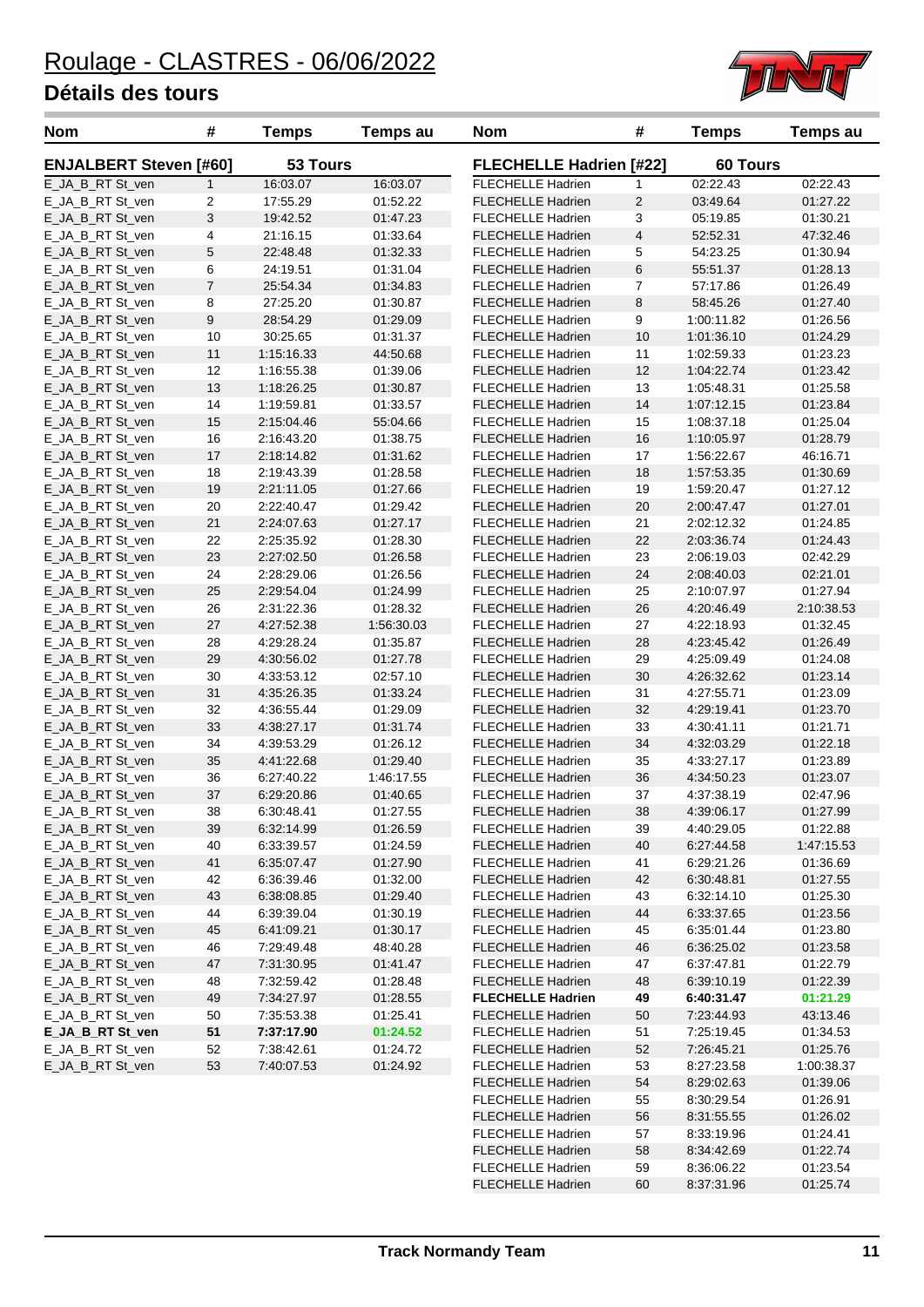# Roulage - CLASTRES - 06/06/2022

## Détails des tours

| Nom | # | Temps | Temps au |
|---|---|---|---|
| **ENJALBERT Steven [#60]** | | **53 Tours** | |
| E_JA_B_RT St_ven | 1 | 16:03.07 | 16:03.07 |
| E_JA_B_RT St_ven | 2 | 17:55.29 | 01:52.22 |
| E_JA_B_RT St_ven | 3 | 19:42.52 | 01:47.23 |
| E_JA_B_RT St_ven | 4 | 21:16.15 | 01:33.64 |
| E_JA_B_RT St_ven | 5 | 22:48.48 | 01:32.33 |
| E_JA_B_RT St_ven | 6 | 24:19.51 | 01:31.04 |
| E_JA_B_RT St_ven | 7 | 25:54.34 | 01:34.83 |
| E_JA_B_RT St_ven | 8 | 27:25.20 | 01:30.87 |
| E_JA_B_RT St_ven | 9 | 28:54.29 | 01:29.09 |
| E_JA_B_RT St_ven | 10 | 30:25.65 | 01:31.37 |
| E_JA_B_RT St_ven | 11 | 1:15:16.33 | 44:50.68 |
| E_JA_B_RT St_ven | 12 | 1:16:55.38 | 01:39.06 |
| E_JA_B_RT St_ven | 13 | 1:18:26.25 | 01:30.87 |
| E_JA_B_RT St_ven | 14 | 1:19:59.81 | 01:33.57 |
| E_JA_B_RT St_ven | 15 | 2:15:04.46 | 55:04.66 |
| E_JA_B_RT St_ven | 16 | 2:16:43.20 | 01:38.75 |
| E_JA_B_RT St_ven | 17 | 2:18:14.82 | 01:31.62 |
| E_JA_B_RT St_ven | 18 | 2:19:43.39 | 01:28.58 |
| E_JA_B_RT St_ven | 19 | 2:21:11.05 | 01:27.66 |
| E_JA_B_RT St_ven | 20 | 2:22:40.47 | 01:29.42 |
| E_JA_B_RT St_ven | 21 | 2:24:07.63 | 01:27.17 |
| E_JA_B_RT St_ven | 22 | 2:25:35.92 | 01:28.30 |
| E_JA_B_RT St_ven | 23 | 2:27:02.50 | 01:26.58 |
| E_JA_B_RT St_ven | 24 | 2:28:29.06 | 01:26.56 |
| E_JA_B_RT St_ven | 25 | 2:29:54.04 | 01:24.99 |
| E_JA_B_RT St_ven | 26 | 2:31:22.36 | 01:28.32 |
| E_JA_B_RT St_ven | 27 | 4:27:52.38 | 1:56:30.03 |
| E_JA_B_RT St_ven | 28 | 4:29:28.24 | 01:35.87 |
| E_JA_B_RT St_ven | 29 | 4:30:56.02 | 01:27.78 |
| E_JA_B_RT St_ven | 30 | 4:33:53.12 | 02:57.10 |
| E_JA_B_RT St_ven | 31 | 4:35:26.35 | 01:33.24 |
| E_JA_B_RT St_ven | 32 | 4:36:55.44 | 01:29.09 |
| E_JA_B_RT St_ven | 33 | 4:38:27.17 | 01:31.74 |
| E_JA_B_RT St_ven | 34 | 4:39:53.29 | 01:26.12 |
| E_JA_B_RT St_ven | 35 | 4:41:22.68 | 01:29.40 |
| E_JA_B_RT St_ven | 36 | 6:27:40.22 | 1:46:17.55 |
| E_JA_B_RT St_ven | 37 | 6:29:20.86 | 01:40.65 |
| E_JA_B_RT St_ven | 38 | 6:30:48.41 | 01:27.55 |
| E_JA_B_RT St_ven | 39 | 6:32:14.99 | 01:26.59 |
| E_JA_B_RT St_ven | 40 | 6:33:39.57 | 01:24.59 |
| E_JA_B_RT St_ven | 41 | 6:35:07.47 | 01:27.90 |
| E_JA_B_RT St_ven | 42 | 6:36:39.46 | 01:32.00 |
| E_JA_B_RT St_ven | 43 | 6:38:08.85 | 01:29.40 |
| E_JA_B_RT St_ven | 44 | 6:39:39.04 | 01:30.19 |
| E_JA_B_RT St_ven | 45 | 6:41:09.21 | 01:30.17 |
| E_JA_B_RT St_ven | 46 | 7:29:49.48 | 48:40.28 |
| E_JA_B_RT St_ven | 47 | 7:31:30.95 | 01:41.47 |
| E_JA_B_RT St_ven | 48 | 7:32:59.42 | 01:28.48 |
| E_JA_B_RT St_ven | 49 | 7:34:27.97 | 01:28.55 |
| E_JA_B_RT St_ven | 50 | 7:35:53.38 | 01:25.41 |
| **E_JA_B_RT St_ven** | **51** | **7:37:17.90** | **01:24.52** |
| E_JA_B_RT St_ven | 52 | 7:38:42.61 | 01:24.72 |
| E_JA_B_RT St_ven | 53 | 7:40:07.53 | 01:24.92 |

| Nom | # | Temps | Temps au |
|---|---|---|---|
| **FLECHELLE Hadrien [#22]** | | **60 Tours** | |
| FLECHELLE Hadrien | 1 | 02:22.43 | 02:22.43 |
| FLECHELLE Hadrien | 2 | 03:49.64 | 01:27.22 |
| FLECHELLE Hadrien | 3 | 05:19.85 | 01:30.21 |
| FLECHELLE Hadrien | 4 | 52:52.31 | 47:32.46 |
| FLECHELLE Hadrien | 5 | 54:23.25 | 01:30.94 |
| FLECHELLE Hadrien | 6 | 55:51.37 | 01:28.13 |
| FLECHELLE Hadrien | 7 | 57:17.86 | 01:26.49 |
| FLECHELLE Hadrien | 8 | 58:45.26 | 01:27.40 |
| FLECHELLE Hadrien | 9 | 1:00:11.82 | 01:26.56 |
| FLECHELLE Hadrien | 10 | 1:01:36.10 | 01:24.29 |
| FLECHELLE Hadrien | 11 | 1:02:59.33 | 01:23.23 |
| FLECHELLE Hadrien | 12 | 1:04:22.74 | 01:23.42 |
| FLECHELLE Hadrien | 13 | 1:05:48.31 | 01:25.58 |
| FLECHELLE Hadrien | 14 | 1:07:12.15 | 01:23.84 |
| FLECHELLE Hadrien | 15 | 1:08:37.18 | 01:25.04 |
| FLECHELLE Hadrien | 16 | 1:10:05.97 | 01:28.79 |
| FLECHELLE Hadrien | 17 | 1:56:22.67 | 46:16.71 |
| FLECHELLE Hadrien | 18 | 1:57:53.35 | 01:30.69 |
| FLECHELLE Hadrien | 19 | 1:59:20.47 | 01:27.12 |
| FLECHELLE Hadrien | 20 | 2:00:47.47 | 01:27.01 |
| FLECHELLE Hadrien | 21 | 2:02:12.32 | 01:24.85 |
| FLECHELLE Hadrien | 22 | 2:03:36.74 | 01:24.43 |
| FLECHELLE Hadrien | 23 | 2:06:19.03 | 02:42.29 |
| FLECHELLE Hadrien | 24 | 2:08:40.03 | 02:21.01 |
| FLECHELLE Hadrien | 25 | 2:10:07.97 | 01:27.94 |
| FLECHELLE Hadrien | 26 | 4:20:46.49 | 2:10:38.53 |
| FLECHELLE Hadrien | 27 | 4:22:18.93 | 01:32.45 |
| FLECHELLE Hadrien | 28 | 4:23:45.42 | 01:26.49 |
| FLECHELLE Hadrien | 29 | 4:25:09.49 | 01:24.08 |
| FLECHELLE Hadrien | 30 | 4:26:32.62 | 01:23.14 |
| FLECHELLE Hadrien | 31 | 4:27:55.71 | 01:23.09 |
| FLECHELLE Hadrien | 32 | 4:29:19.41 | 01:23.70 |
| FLECHELLE Hadrien | 33 | 4:30:41.11 | 01:21.71 |
| FLECHELLE Hadrien | 34 | 4:32:03.29 | 01:22.18 |
| FLECHELLE Hadrien | 35 | 4:33:27.17 | 01:23.89 |
| FLECHELLE Hadrien | 36 | 4:34:50.23 | 01:23.07 |
| FLECHELLE Hadrien | 37 | 4:37:38.19 | 02:47.96 |
| FLECHELLE Hadrien | 38 | 4:39:06.17 | 01:27.99 |
| FLECHELLE Hadrien | 39 | 4:40:29.05 | 01:22.88 |
| FLECHELLE Hadrien | 40 | 6:27:44.58 | 1:47:15.53 |
| FLECHELLE Hadrien | 41 | 6:29:21.26 | 01:36.69 |
| FLECHELLE Hadrien | 42 | 6:30:48.81 | 01:27.55 |
| FLECHELLE Hadrien | 43 | 6:32:14.10 | 01:25.30 |
| FLECHELLE Hadrien | 44 | 6:33:37.65 | 01:23.56 |
| FLECHELLE Hadrien | 45 | 6:35:01.44 | 01:23.80 |
| FLECHELLE Hadrien | 46 | 6:36:25.02 | 01:23.58 |
| FLECHELLE Hadrien | 47 | 6:37:47.81 | 01:22.79 |
| FLECHELLE Hadrien | 48 | 6:39:10.19 | 01:22.39 |
| **FLECHELLE Hadrien** | **49** | **6:40:31.47** | **01:21.29** |
| FLECHELLE Hadrien | 50 | 7:23:44.93 | 43:13.46 |
| FLECHELLE Hadrien | 51 | 7:25:19.45 | 01:34.53 |
| FLECHELLE Hadrien | 52 | 7:26:45.21 | 01:25.76 |
| FLECHELLE Hadrien | 53 | 8:27:23.58 | 1:00:38.37 |
| FLECHELLE Hadrien | 54 | 8:29:02.63 | 01:39.06 |
| FLECHELLE Hadrien | 55 | 8:30:29.54 | 01:26.91 |
| FLECHELLE Hadrien | 56 | 8:31:55.55 | 01:26.02 |
| FLECHELLE Hadrien | 57 | 8:33:19.96 | 01:24.41 |
| FLECHELLE Hadrien | 58 | 8:34:42.69 | 01:22.74 |
| FLECHELLE Hadrien | 59 | 8:36:06.22 | 01:23.54 |
| FLECHELLE Hadrien | 60 | 8:37:31.96 | 01:25.74 |

Track Normandy Team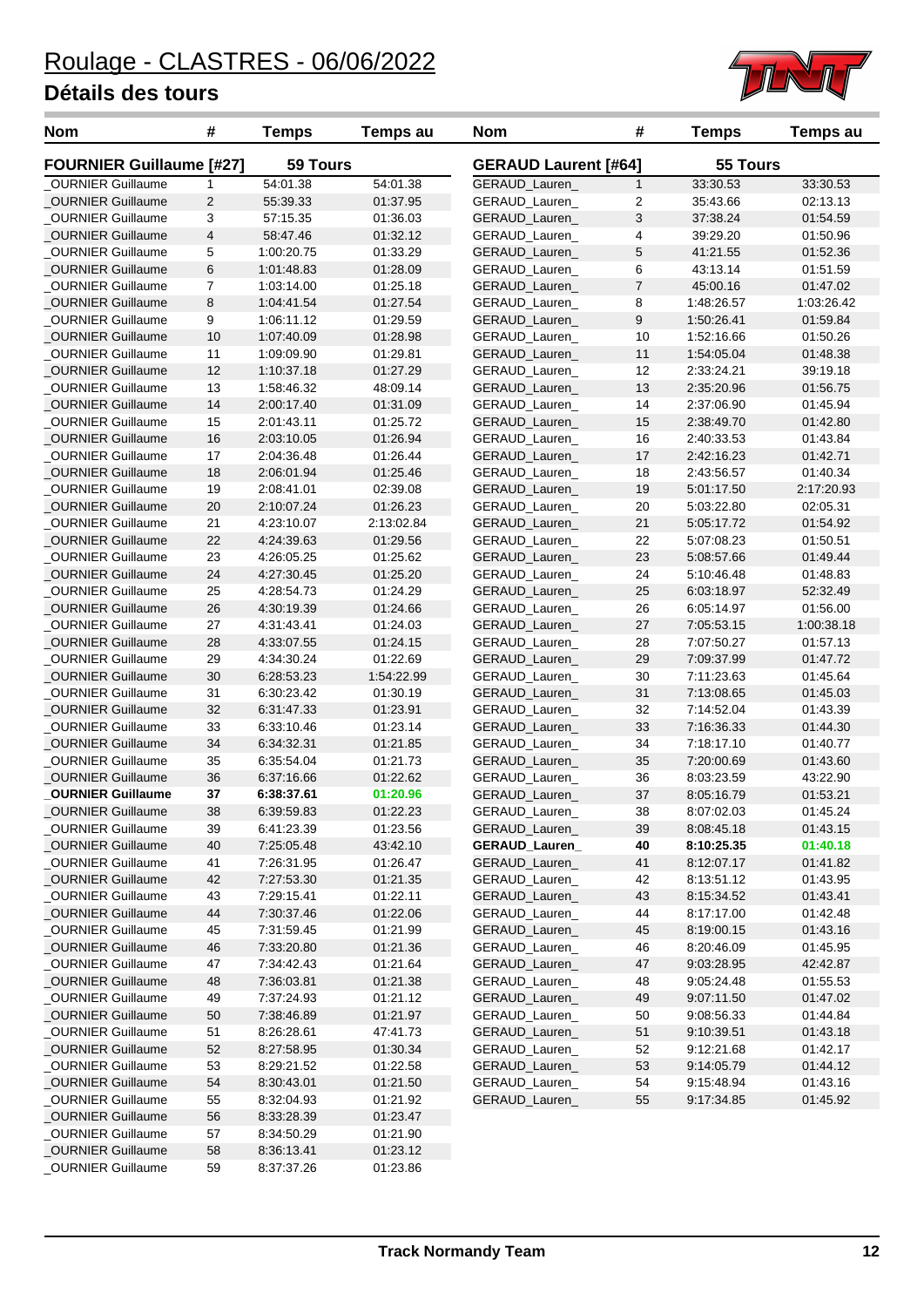# Roulage - CLASTRES - 06/06/2022

## Détails des tours

| Nom | # | Temps | Temps au |
|---|---|---|---|
| **FOURNIER Guillaume [#27]** | | **59 Tours** | |
| _OURNIER Guillaume | 1 | 54:01.38 | 54:01.38 |
| _OURNIER Guillaume | 2 | 55:39.33 | 01:37.95 |
| _OURNIER Guillaume | 3 | 57:15.35 | 01:36.03 |
| _OURNIER Guillaume | 4 | 58:47.46 | 01:32.12 |
| _OURNIER Guillaume | 5 | 1:00:20.75 | 01:33.29 |
| _OURNIER Guillaume | 6 | 1:01:48.83 | 01:28.09 |
| _OURNIER Guillaume | 7 | 1:03:14.00 | 01:25.18 |
| _OURNIER Guillaume | 8 | 1:04:41.54 | 01:27.54 |
| _OURNIER Guillaume | 9 | 1:06:11.12 | 01:29.59 |
| _OURNIER Guillaume | 10 | 1:07:40.09 | 01:28.98 |
| _OURNIER Guillaume | 11 | 1:09:09.90 | 01:29.81 |
| _OURNIER Guillaume | 12 | 1:10:37.18 | 01:27.29 |
| _OURNIER Guillaume | 13 | 1:58:46.32 | 48:09.14 |
| _OURNIER Guillaume | 14 | 2:00:17.40 | 01:31.09 |
| _OURNIER Guillaume | 15 | 2:01:43.11 | 01:25.72 |
| _OURNIER Guillaume | 16 | 2:03:10.05 | 01:26.94 |
| _OURNIER Guillaume | 17 | 2:04:36.48 | 01:26.44 |
| _OURNIER Guillaume | 18 | 2:06:01.94 | 01:25.46 |
| _OURNIER Guillaume | 19 | 2:08:41.01 | 02:39.08 |
| _OURNIER Guillaume | 20 | 2:10:07.24 | 01:26.23 |
| _OURNIER Guillaume | 21 | 4:23:10.07 | 2:13:02.84 |
| _OURNIER Guillaume | 22 | 4:24:39.63 | 01:29.56 |
| _OURNIER Guillaume | 23 | 4:26:05.25 | 01:25.62 |
| _OURNIER Guillaume | 24 | 4:27:30.45 | 01:25.20 |
| _OURNIER Guillaume | 25 | 4:28:54.73 | 01:24.29 |
| _OURNIER Guillaume | 26 | 4:30:19.39 | 01:24.66 |
| _OURNIER Guillaume | 27 | 4:31:43.41 | 01:24.03 |
| _OURNIER Guillaume | 28 | 4:33:07.55 | 01:24.15 |
| _OURNIER Guillaume | 29 | 4:34:30.24 | 01:22.69 |
| _OURNIER Guillaume | 30 | 6:28:53.23 | 1:54:22.99 |
| _OURNIER Guillaume | 31 | 6:30:23.42 | 01:30.19 |
| _OURNIER Guillaume | 32 | 6:31:47.33 | 01:23.91 |
| _OURNIER Guillaume | 33 | 6:33:10.46 | 01:23.14 |
| _OURNIER Guillaume | 34 | 6:34:32.31 | 01:21.85 |
| _OURNIER Guillaume | 35 | 6:35:54.04 | 01:21.73 |
| _OURNIER Guillaume | 36 | 6:37:16.66 | 01:22.62 |
| **_OURNIER Guillaume** | **37** | **6:38:37.61** | **01:20.96** |
| _OURNIER Guillaume | 38 | 6:39:59.83 | 01:22.23 |
| _OURNIER Guillaume | 39 | 6:41:23.39 | 01:23.56 |
| _OURNIER Guillaume | 40 | 7:25:05.48 | 43:42.10 |
| _OURNIER Guillaume | 41 | 7:26:31.95 | 01:26.47 |
| _OURNIER Guillaume | 42 | 7:27:53.30 | 01:21.35 |
| _OURNIER Guillaume | 43 | 7:29:15.41 | 01:22.11 |
| _OURNIER Guillaume | 44 | 7:30:37.46 | 01:22.06 |
| _OURNIER Guillaume | 45 | 7:31:59.45 | 01:21.99 |
| _OURNIER Guillaume | 46 | 7:33:20.80 | 01:21.36 |
| _OURNIER Guillaume | 47 | 7:34:42.43 | 01:21.64 |
| _OURNIER Guillaume | 48 | 7:36:03.81 | 01:21.38 |
| _OURNIER Guillaume | 49 | 7:37:24.93 | 01:21.12 |
| _OURNIER Guillaume | 50 | 7:38:46.89 | 01:21.97 |
| _OURNIER Guillaume | 51 | 8:26:28.61 | 47:41.73 |
| _OURNIER Guillaume | 52 | 8:27:58.95 | 01:30.34 |
| _OURNIER Guillaume | 53 | 8:29:21.52 | 01:22.58 |
| _OURNIER Guillaume | 54 | 8:30:43.01 | 01:21.50 |
| _OURNIER Guillaume | 55 | 8:32:04.93 | 01:21.92 |
| _OURNIER Guillaume | 56 | 8:33:28.39 | 01:23.47 |
| _OURNIER Guillaume | 57 | 8:34:50.29 | 01:21.90 |
| _OURNIER Guillaume | 58 | 8:36:13.41 | 01:23.12 |
| _OURNIER Guillaume | 59 | 8:37:37.26 | 01:23.86 |

| Nom | # | Temps | Temps au |
|---|---|---|---|
| **GERAUD Laurent [#64]** | | **55 Tours** | |
| GERAUD_Lauren_ | 1 | 33:30.53 | 33:30.53 |
| GERAUD_Lauren_ | 2 | 35:43.66 | 02:13.13 |
| GERAUD_Lauren_ | 3 | 37:38.24 | 01:54.59 |
| GERAUD_Lauren_ | 4 | 39:29.20 | 01:50.96 |
| GERAUD_Lauren_ | 5 | 41:21.55 | 01:52.36 |
| GERAUD_Lauren_ | 6 | 43:13.14 | 01:51.59 |
| GERAUD_Lauren_ | 7 | 45:00.16 | 01:47.02 |
| GERAUD_Lauren_ | 8 | 1:48:26.57 | 1:03:26.42 |
| GERAUD_Lauren_ | 9 | 1:50:26.41 | 01:59.84 |
| GERAUD_Lauren_ | 10 | 1:52:16.66 | 01:50.26 |
| GERAUD_Lauren_ | 11 | 1:54:05.04 | 01:48.38 |
| GERAUD_Lauren_ | 12 | 2:33:24.21 | 39:19.18 |
| GERAUD_Lauren_ | 13 | 2:35:20.96 | 01:56.75 |
| GERAUD_Lauren_ | 14 | 2:37:06.90 | 01:45.94 |
| GERAUD_Lauren_ | 15 | 2:38:49.70 | 01:42.80 |
| GERAUD_Lauren_ | 16 | 2:40:33.53 | 01:43.84 |
| GERAUD_Lauren_ | 17 | 2:42:16.23 | 01:42.71 |
| GERAUD_Lauren_ | 18 | 2:43:56.57 | 01:40.34 |
| GERAUD_Lauren_ | 19 | 5:01:17.50 | 2:17:20.93 |
| GERAUD_Lauren_ | 20 | 5:03:22.80 | 02:05.31 |
| GERAUD_Lauren_ | 21 | 5:05:17.72 | 01:54.92 |
| GERAUD_Lauren_ | 22 | 5:07:08.23 | 01:50.51 |
| GERAUD_Lauren_ | 23 | 5:08:57.66 | 01:49.44 |
| GERAUD_Lauren_ | 24 | 5:10:46.48 | 01:48.83 |
| GERAUD_Lauren_ | 25 | 6:03:18.97 | 52:32.49 |
| GERAUD_Lauren_ | 26 | 6:05:14.97 | 01:56.00 |
| GERAUD_Lauren_ | 27 | 7:05:53.15 | 1:00:38.18 |
| GERAUD_Lauren_ | 28 | 7:07:50.27 | 01:57.13 |
| GERAUD_Lauren_ | 29 | 7:09:37.99 | 01:47.72 |
| GERAUD_Lauren_ | 30 | 7:11:23.63 | 01:45.64 |
| GERAUD_Lauren_ | 31 | 7:13:08.65 | 01:45.03 |
| GERAUD_Lauren_ | 32 | 7:14:52.04 | 01:43.39 |
| GERAUD_Lauren_ | 33 | 7:16:36.33 | 01:44.30 |
| GERAUD_Lauren_ | 34 | 7:18:17.10 | 01:40.77 |
| GERAUD_Lauren_ | 35 | 7:20:00.69 | 01:43.60 |
| GERAUD_Lauren_ | 36 | 8:03:23.59 | 43:22.90 |
| GERAUD_Lauren_ | 37 | 8:05:16.79 | 01:53.21 |
| GERAUD_Lauren_ | 38 | 8:07:02.03 | 01:45.24 |
| GERAUD_Lauren_ | 39 | 8:08:45.18 | 01:43.15 |
| **GERAUD_Lauren_** | **40** | **8:10:25.35** | **01:40.18** |
| GERAUD_Lauren_ | 41 | 8:12:07.17 | 01:41.82 |
| GERAUD_Lauren_ | 42 | 8:13:51.12 | 01:43.95 |
| GERAUD_Lauren_ | 43 | 8:15:34.52 | 01:43.41 |
| GERAUD_Lauren_ | 44 | 8:17:17.00 | 01:42.48 |
| GERAUD_Lauren_ | 45 | 8:19:00.15 | 01:43.16 |
| GERAUD_Lauren_ | 46 | 8:20:46.09 | 01:45.95 |
| GERAUD_Lauren_ | 47 | 9:03:28.95 | 42:42.87 |
| GERAUD_Lauren_ | 48 | 9:05:24.48 | 01:55.53 |
| GERAUD_Lauren_ | 49 | 9:07:11.50 | 01:47.02 |
| GERAUD_Lauren_ | 50 | 9:08:56.33 | 01:44.84 |
| GERAUD_Lauren_ | 51 | 9:10:39.51 | 01:43.18 |
| GERAUD_Lauren_ | 52 | 9:12:21.68 | 01:42.17 |
| GERAUD_Lauren_ | 53 | 9:14:05.79 | 01:44.12 |
| GERAUD_Lauren_ | 54 | 9:15:48.94 | 01:43.16 |
| GERAUD_Lauren_ | 55 | 9:17:34.85 | 01:45.92 |

**Track Normandy Team**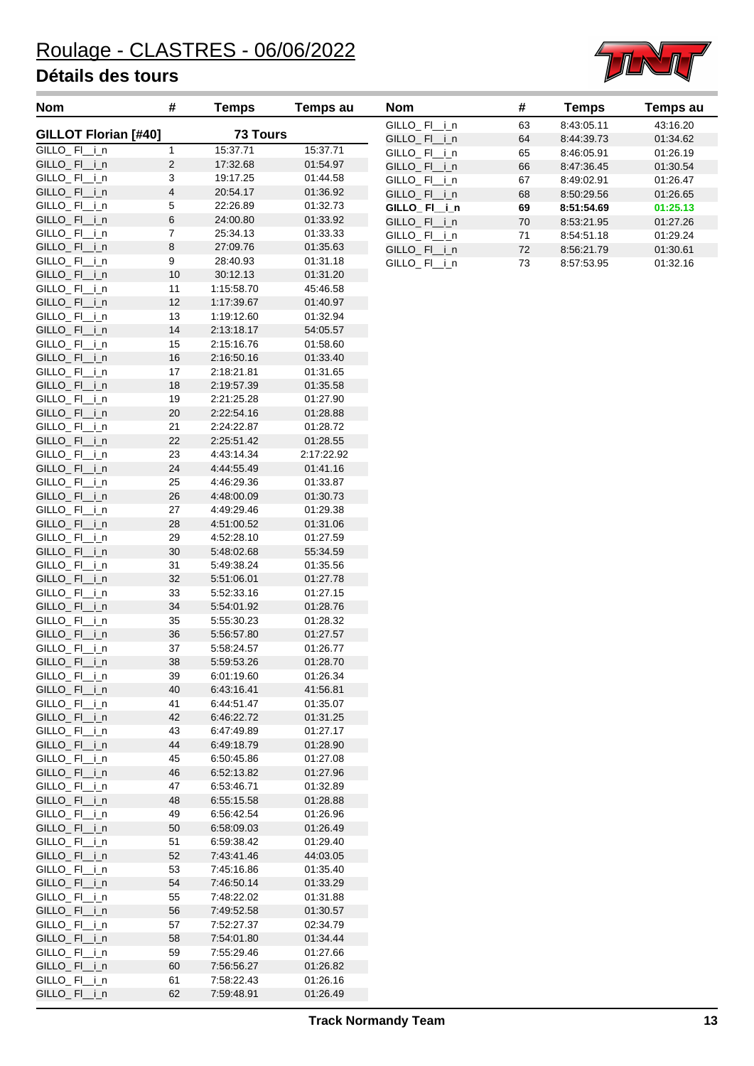# Roulage - CLASTRES - 06/06/2022

## Détails des tours

| Nom | # | Temps | Temps au |
|---|---|---|---|
| **GILLOT Florian [#40]** | | **73 Tours** | |
| GILLO_ Fl__i_n | 1 | 15:37.71 | 15:37.71 |
| GILLO_ Fl__i_n | 2 | 17:32.68 | 01:54.97 |
| GILLO_ Fl__i_n | 3 | 19:17.25 | 01:44.58 |
| GILLO_ Fl__i_n | 4 | 20:54.17 | 01:36.92 |
| GILLO_ Fl__i_n | 5 | 22:26.89 | 01:32.73 |
| GILLO_ Fl__i_n | 6 | 24:00.80 | 01:33.92 |
| GILLO_ Fl__i_n | 7 | 25:34.13 | 01:33.33 |
| GILLO_ Fl__i_n | 8 | 27:09.76 | 01:35.63 |
| GILLO_ Fl__i_n | 9 | 28:40.93 | 01:31.18 |
| GILLO_ Fl__i_n | 10 | 30:12.13 | 01:31.20 |
| GILLO_ Fl__i_n | 11 | 1:15:58.70 | 45:46.58 |
| GILLO_ Fl__i_n | 12 | 1:17:39.67 | 01:40.97 |
| GILLO_ Fl__i_n | 13 | 1:19:12.60 | 01:32.94 |
| GILLO_ Fl__i_n | 14 | 2:13:18.17 | 54:05.57 |
| GILLO_ Fl__i_n | 15 | 2:15:16.76 | 01:58.60 |
| GILLO_ Fl__i_n | 16 | 2:16:50.16 | 01:33.40 |
| GILLO_ Fl__i_n | 17 | 2:18:21.81 | 01:31.65 |
| GILLO_ Fl__i_n | 18 | 2:19:57.39 | 01:35.58 |
| GILLO_ Fl__i_n | 19 | 2:21:25.28 | 01:27.90 |
| GILLO_ Fl__i_n | 20 | 2:22:54.16 | 01:28.88 |
| GILLO_ Fl__i_n | 21 | 2:24:22.87 | 01:28.72 |
| GILLO_ Fl__i_n | 22 | 2:25:51.42 | 01:28.55 |
| GILLO_ Fl__i_n | 23 | 4:43:14.34 | 2:17:22.92 |
| GILLO_ Fl__i_n | 24 | 4:44:55.49 | 01:41.16 |
| GILLO_ Fl__i_n | 25 | 4:46:29.36 | 01:33.87 |
| GILLO_ Fl__i_n | 26 | 4:48:00.09 | 01:30.73 |
| GILLO_ Fl__i_n | 27 | 4:49:29.46 | 01:29.38 |
| GILLO_ Fl__i_n | 28 | 4:51:00.52 | 01:31.06 |
| GILLO_ Fl__i_n | 29 | 4:52:28.10 | 01:27.59 |
| GILLO_ Fl__i_n | 30 | 5:48:02.68 | 55:34.59 |
| GILLO_ Fl__i_n | 31 | 5:49:38.24 | 01:35.56 |
| GILLO_ Fl__i_n | 32 | 5:51:06.01 | 01:27.78 |
| GILLO_ Fl__i_n | 33 | 5:52:33.16 | 01:27.15 |
| GILLO_ Fl__i_n | 34 | 5:54:01.92 | 01:28.76 |
| GILLO_ Fl__i_n | 35 | 5:55:30.23 | 01:28.32 |
| GILLO_ Fl__i_n | 36 | 5:56:57.80 | 01:27.57 |
| GILLO_ Fl__i_n | 37 | 5:58:24.57 | 01:26.77 |
| GILLO_ Fl__i_n | 38 | 5:59:53.26 | 01:28.70 |
| GILLO_ Fl__i_n | 39 | 6:01:19.60 | 01:26.34 |
| GILLO_ Fl__i_n | 40 | 6:43:16.41 | 41:56.81 |
| GILLO_ Fl__i_n | 41 | 6:44:51.47 | 01:35.07 |
| GILLO_ Fl__i_n | 42 | 6:46:22.72 | 01:31.25 |
| GILLO_ Fl__i_n | 43 | 6:47:49.89 | 01:27.17 |
| GILLO_ Fl__i_n | 44 | 6:49:18.79 | 01:28.90 |
| GILLO_ Fl__i_n | 45 | 6:50:45.86 | 01:27.08 |
| GILLO_ Fl__i_n | 46 | 6:52:13.82 | 01:27.96 |
| GILLO_ Fl__i_n | 47 | 6:53:46.71 | 01:32.89 |
| GILLO_ Fl__i_n | 48 | 6:55:15.58 | 01:28.88 |
| GILLO_ Fl__i_n | 49 | 6:56:42.54 | 01:26.96 |
| GILLO_ Fl__i_n | 50 | 6:58:09.03 | 01:26.49 |
| GILLO_ Fl__i_n | 51 | 6:59:38.42 | 01:29.40 |
| GILLO_ Fl__i_n | 52 | 7:43:41.46 | 44:03.05 |
| GILLO_ Fl__i_n | 53 | 7:45:16.86 | 01:35.40 |
| GILLO_ Fl__i_n | 54 | 7:46:50.14 | 01:33.29 |
| GILLO_ Fl__i_n | 55 | 7:48:22.02 | 01:31.88 |
| GILLO_ Fl__i_n | 56 | 7:49:52.58 | 01:30.57 |
| GILLO_ Fl__i_n | 57 | 7:52:27.37 | 02:34.79 |
| GILLO_ Fl__i_n | 58 | 7:54:01.80 | 01:34.44 |
| GILLO_ Fl__i_n | 59 | 7:55:29.46 | 01:27.66 |
| GILLO_ Fl__i_n | 60 | 7:56:56.27 | 01:26.82 |
| GILLO_ Fl__i_n | 61 | 7:58:22.43 | 01:26.16 |
| GILLO_ Fl__i_n | 62 | 7:59:48.91 | 01:26.49 |
| GILLO_ Fl__i_n | 63 | 8:43:05.11 | 43:16.20 |
| GILLO_ Fl__i_n | 64 | 8:44:39.73 | 01:34.62 |
| GILLO_ Fl__i_n | 65 | 8:46:05.91 | 01:26.19 |
| GILLO_ Fl__i_n | 66 | 8:47:36.45 | 01:30.54 |
| GILLO_ Fl__i_n | 67 | 8:49:02.91 | 01:26.47 |
| GILLO_ Fl__i_n | 68 | 8:50:29.56 | 01:26.65 |
| **GILLO_ Fl__i_n** | **69** | **8:51:54.69** | **01:25.13** |
| GILLO_ Fl__i_n | 70 | 8:53:21.95 | 01:27.26 |
| GILLO_ Fl__i_n | 71 | 8:54:51.18 | 01:29.24 |
| GILLO_ Fl__i_n | 72 | 8:56:21.79 | 01:30.61 |
| GILLO_ Fl__i_n | 73 | 8:57:53.95 | 01:32.16 |

Track Normandy Team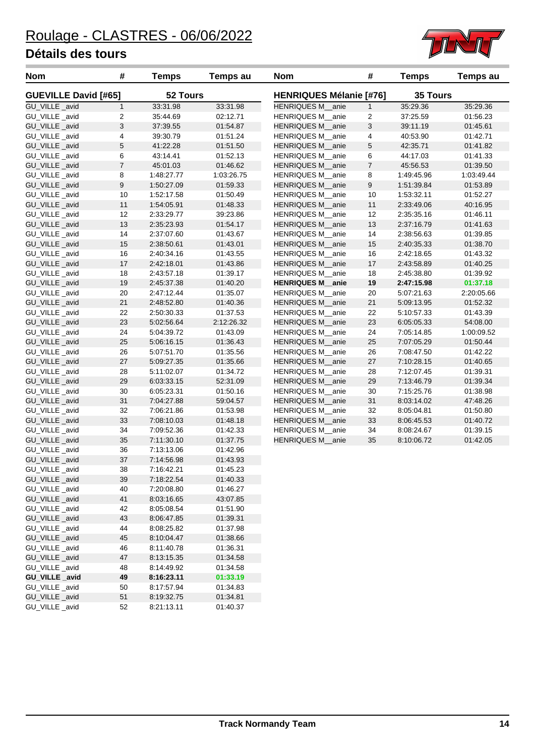# Roulage - CLASTRES - 06/06/2022

## Détails des tours

### GUEVILLE David [#65] — 52 Tours

| Nom | # | Temps | Temps au |
|---|---|---|---|
| GU_VILLE _avid | 1 | 33:31.98 | 33:31.98 |
| GU_VILLE _avid | 2 | 35:44.69 | 02:12.71 |
| GU_VILLE _avid | 3 | 37:39.55 | 01:54.87 |
| GU_VILLE _avid | 4 | 39:30.79 | 01:51.24 |
| GU_VILLE _avid | 5 | 41:22.28 | 01:51.50 |
| GU_VILLE _avid | 6 | 43:14.41 | 01:52.13 |
| GU_VILLE _avid | 7 | 45:01.03 | 01:46.62 |
| GU_VILLE _avid | 8 | 1:48:27.77 | 1:03:26.75 |
| GU_VILLE _avid | 9 | 1:50:27.09 | 01:59.33 |
| GU_VILLE _avid | 10 | 1:52:17.58 | 01:50.49 |
| GU_VILLE _avid | 11 | 1:54:05.91 | 01:48.33 |
| GU_VILLE _avid | 12 | 2:33:29.77 | 39:23.86 |
| GU_VILLE _avid | 13 | 2:35:23.93 | 01:54.17 |
| GU_VILLE _avid | 14 | 2:37:07.60 | 01:43.67 |
| GU_VILLE _avid | 15 | 2:38:50.61 | 01:43.01 |
| GU_VILLE _avid | 16 | 2:40:34.16 | 01:43.55 |
| GU_VILLE _avid | 17 | 2:42:18.01 | 01:43.86 |
| GU_VILLE _avid | 18 | 2:43:57.18 | 01:39.17 |
| GU_VILLE _avid | 19 | 2:45:37.38 | 01:40.20 |
| GU_VILLE _avid | 20 | 2:47:12.44 | 01:35.07 |
| GU_VILLE _avid | 21 | 2:48:52.80 | 01:40.36 |
| GU_VILLE _avid | 22 | 2:50:30.33 | 01:37.53 |
| GU_VILLE _avid | 23 | 5:02:56.64 | 2:12:26.32 |
| GU_VILLE _avid | 24 | 5:04:39.72 | 01:43.09 |
| GU_VILLE _avid | 25 | 5:06:16.15 | 01:36.43 |
| GU_VILLE _avid | 26 | 5:07:51.70 | 01:35.56 |
| GU_VILLE _avid | 27 | 5:09:27.35 | 01:35.66 |
| GU_VILLE _avid | 28 | 5:11:02.07 | 01:34.72 |
| GU_VILLE _avid | 29 | 6:03:33.15 | 52:31.09 |
| GU_VILLE _avid | 30 | 6:05:23.31 | 01:50.16 |
| GU_VILLE _avid | 31 | 7:04:27.88 | 59:04.57 |
| GU_VILLE _avid | 32 | 7:06:21.86 | 01:53.98 |
| GU_VILLE _avid | 33 | 7:08:10.03 | 01:48.18 |
| GU_VILLE _avid | 34 | 7:09:52.36 | 01:42.33 |
| GU_VILLE _avid | 35 | 7:11:30.10 | 01:37.75 |
| GU_VILLE _avid | 36 | 7:13:13.06 | 01:42.96 |
| GU_VILLE _avid | 37 | 7:14:56.98 | 01:43.93 |
| GU_VILLE _avid | 38 | 7:16:42.21 | 01:45.23 |
| GU_VILLE _avid | 39 | 7:18:22.54 | 01:40.33 |
| GU_VILLE _avid | 40 | 7:20:08.80 | 01:46.27 |
| GU_VILLE _avid | 41 | 8:03:16.65 | 43:07.85 |
| GU_VILLE _avid | 42 | 8:05:08.54 | 01:51.90 |
| GU_VILLE _avid | 43 | 8:06:47.85 | 01:39.31 |
| GU_VILLE _avid | 44 | 8:08:25.82 | 01:37.98 |
| GU_VILLE _avid | 45 | 8:10:04.47 | 01:38.66 |
| GU_VILLE _avid | 46 | 8:11:40.78 | 01:36.31 |
| GU_VILLE _avid | 47 | 8:13:15.35 | 01:34.58 |
| GU_VILLE _avid | 48 | 8:14:49.92 | 01:34.58 |
| **GU_VILLE _avid** | **49** | **8:16:23.11** | **01:33.19** |
| GU_VILLE _avid | 50 | 8:17:57.94 | 01:34.83 |
| GU_VILLE _avid | 51 | 8:19:32.75 | 01:34.81 |
| GU_VILLE _avid | 52 | 8:21:13.11 | 01:40.37 |

### HENRIQUES Mélanie [#76] — 35 Tours

| Nom | # | Temps | Temps au |
|---|---|---|---|
| HENRIQUES M__anie | 1 | 35:29.36 | 35:29.36 |
| HENRIQUES M__anie | 2 | 37:25.59 | 01:56.23 |
| HENRIQUES M__anie | 3 | 39:11.19 | 01:45.61 |
| HENRIQUES M__anie | 4 | 40:53.90 | 01:42.71 |
| HENRIQUES M__anie | 5 | 42:35.71 | 01:41.82 |
| HENRIQUES M__anie | 6 | 44:17.03 | 01:41.33 |
| HENRIQUES M__anie | 7 | 45:56.53 | 01:39.50 |
| HENRIQUES M__anie | 8 | 1:49:45.96 | 1:03:49.44 |
| HENRIQUES M__anie | 9 | 1:51:39.84 | 01:53.89 |
| HENRIQUES M__anie | 10 | 1:53:32.11 | 01:52.27 |
| HENRIQUES M__anie | 11 | 2:33:49.06 | 40:16.95 |
| HENRIQUES M__anie | 12 | 2:35:35.16 | 01:46.11 |
| HENRIQUES M__anie | 13 | 2:37:16.79 | 01:41.63 |
| HENRIQUES M__anie | 14 | 2:38:56.63 | 01:39.85 |
| HENRIQUES M__anie | 15 | 2:40:35.33 | 01:38.70 |
| HENRIQUES M__anie | 16 | 2:42:18.65 | 01:43.32 |
| HENRIQUES M__anie | 17 | 2:43:58.89 | 01:40.25 |
| HENRIQUES M__anie | 18 | 2:45:38.80 | 01:39.92 |
| **HENRIQUES M__anie** | **19** | **2:47:15.98** | **01:37.18** |
| HENRIQUES M__anie | 20 | 5:07:21.63 | 2:20:05.66 |
| HENRIQUES M__anie | 21 | 5:09:13.95 | 01:52.32 |
| HENRIQUES M__anie | 22 | 5:10:57.33 | 01:43.39 |
| HENRIQUES M__anie | 23 | 6:05:05.33 | 54:08.00 |
| HENRIQUES M__anie | 24 | 7:05:14.85 | 1:00:09.52 |
| HENRIQUES M__anie | 25 | 7:07:05.29 | 01:50.44 |
| HENRIQUES M__anie | 26 | 7:08:47.50 | 01:42.22 |
| HENRIQUES M__anie | 27 | 7:10:28.15 | 01:40.65 |
| HENRIQUES M__anie | 28 | 7:12:07.45 | 01:39.31 |
| HENRIQUES M__anie | 29 | 7:13:46.79 | 01:39.34 |
| HENRIQUES M__anie | 30 | 7:15:25.76 | 01:38.98 |
| HENRIQUES M__anie | 31 | 8:03:14.02 | 47:48.26 |
| HENRIQUES M__anie | 32 | 8:05:04.81 | 01:50.80 |
| HENRIQUES M__anie | 33 | 8:06:45.53 | 01:40.72 |
| HENRIQUES M__anie | 34 | 8:08:24.67 | 01:39.15 |
| HENRIQUES M__anie | 35 | 8:10:06.72 | 01:42.05 |

Track Normandy Team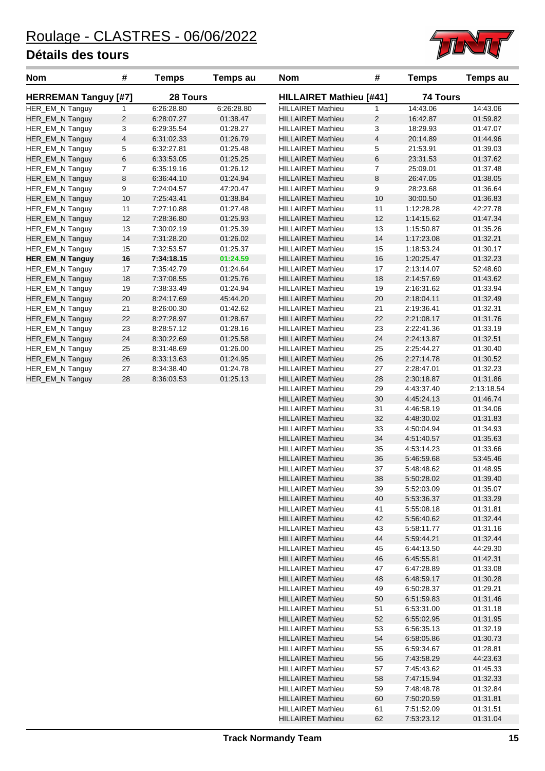# Roulage - CLASTRES - 06/06/2022

## Détails des tours

**HERREMAN Tanguy [#7]** — 28 Tours

| Nom | # | Temps | Temps au |
|---|---|---|---|
| HER_EM_N Tanguy | 1 | 6:26:28.80 | 6:26:28.80 |
| HER_EM_N Tanguy | 2 | 6:28:07.27 | 01:38.47 |
| HER_EM_N Tanguy | 3 | 6:29:35.54 | 01:28.27 |
| HER_EM_N Tanguy | 4 | 6:31:02.33 | 01:26.79 |
| HER_EM_N Tanguy | 5 | 6:32:27.81 | 01:25.48 |
| HER_EM_N Tanguy | 6 | 6:33:53.05 | 01:25.25 |
| HER_EM_N Tanguy | 7 | 6:35:19.16 | 01:26.12 |
| HER_EM_N Tanguy | 8 | 6:36:44.10 | 01:24.94 |
| HER_EM_N Tanguy | 9 | 7:24:04.57 | 47:20.47 |
| HER_EM_N Tanguy | 10 | 7:25:43.41 | 01:38.84 |
| HER_EM_N Tanguy | 11 | 7:27:10.88 | 01:27.48 |
| HER_EM_N Tanguy | 12 | 7:28:36.80 | 01:25.93 |
| HER_EM_N Tanguy | 13 | 7:30:02.19 | 01:25.39 |
| HER_EM_N Tanguy | 14 | 7:31:28.20 | 01:26.02 |
| HER_EM_N Tanguy | 15 | 7:32:53.57 | 01:25.37 |
| **HER_EM_N Tanguy** | **16** | **7:34:18.15** | **01:24.59** |
| HER_EM_N Tanguy | 17 | 7:35:42.79 | 01:24.64 |
| HER_EM_N Tanguy | 18 | 7:37:08.55 | 01:25.76 |
| HER_EM_N Tanguy | 19 | 7:38:33.49 | 01:24.94 |
| HER_EM_N Tanguy | 20 | 8:24:17.69 | 45:44.20 |
| HER_EM_N Tanguy | 21 | 8:26:00.30 | 01:42.62 |
| HER_EM_N Tanguy | 22 | 8:27:28.97 | 01:28.67 |
| HER_EM_N Tanguy | 23 | 8:28:57.12 | 01:28.16 |
| HER_EM_N Tanguy | 24 | 8:30:22.69 | 01:25.58 |
| HER_EM_N Tanguy | 25 | 8:31:48.69 | 01:26.00 |
| HER_EM_N Tanguy | 26 | 8:33:13.63 | 01:24.95 |
| HER_EM_N Tanguy | 27 | 8:34:38.40 | 01:24.78 |
| HER_EM_N Tanguy | 28 | 8:36:03.53 | 01:25.13 |

**HILLAIRET Mathieu [#41]** — 74 Tours

| Nom | # | Temps | Temps au |
|---|---|---|---|
| HILLAIRET Mathieu | 1 | 14:43.06 | 14:43.06 |
| HILLAIRET Mathieu | 2 | 16:42.87 | 01:59.82 |
| HILLAIRET Mathieu | 3 | 18:29.93 | 01:47.07 |
| HILLAIRET Mathieu | 4 | 20:14.89 | 01:44.96 |
| HILLAIRET Mathieu | 5 | 21:53.91 | 01:39.03 |
| HILLAIRET Mathieu | 6 | 23:31.53 | 01:37.62 |
| HILLAIRET Mathieu | 7 | 25:09.01 | 01:37.48 |
| HILLAIRET Mathieu | 8 | 26:47.05 | 01:38.05 |
| HILLAIRET Mathieu | 9 | 28:23.68 | 01:36.64 |
| HILLAIRET Mathieu | 10 | 30:00.50 | 01:36.83 |
| HILLAIRET Mathieu | 11 | 1:12:28.28 | 42:27.78 |
| HILLAIRET Mathieu | 12 | 1:14:15.62 | 01:47.34 |
| HILLAIRET Mathieu | 13 | 1:15:50.87 | 01:35.26 |
| HILLAIRET Mathieu | 14 | 1:17:23.08 | 01:32.21 |
| HILLAIRET Mathieu | 15 | 1:18:53.24 | 01:30.17 |
| HILLAIRET Mathieu | 16 | 1:20:25.47 | 01:32.23 |
| HILLAIRET Mathieu | 17 | 2:13:14.07 | 52:48.60 |
| HILLAIRET Mathieu | 18 | 2:14:57.69 | 01:43.62 |
| HILLAIRET Mathieu | 19 | 2:16:31.62 | 01:33.94 |
| HILLAIRET Mathieu | 20 | 2:18:04.11 | 01:32.49 |
| HILLAIRET Mathieu | 21 | 2:19:36.41 | 01:32.31 |
| HILLAIRET Mathieu | 22 | 2:21:08.17 | 01:31.76 |
| HILLAIRET Mathieu | 23 | 2:22:41.36 | 01:33.19 |
| HILLAIRET Mathieu | 24 | 2:24:13.87 | 01:32.51 |
| HILLAIRET Mathieu | 25 | 2:25:44.27 | 01:30.40 |
| HILLAIRET Mathieu | 26 | 2:27:14.78 | 01:30.52 |
| HILLAIRET Mathieu | 27 | 2:28:47.01 | 01:32.23 |
| HILLAIRET Mathieu | 28 | 2:30:18.87 | 01:31.86 |
| HILLAIRET Mathieu | 29 | 4:43:37.40 | 2:13:18.54 |
| HILLAIRET Mathieu | 30 | 4:45:24.13 | 01:46.74 |
| HILLAIRET Mathieu | 31 | 4:46:58.19 | 01:34.06 |
| HILLAIRET Mathieu | 32 | 4:48:30.02 | 01:31.83 |
| HILLAIRET Mathieu | 33 | 4:50:04.94 | 01:34.93 |
| HILLAIRET Mathieu | 34 | 4:51:40.57 | 01:35.63 |
| HILLAIRET Mathieu | 35 | 4:53:14.23 | 01:33.66 |
| HILLAIRET Mathieu | 36 | 5:46:59.68 | 53:45.46 |
| HILLAIRET Mathieu | 37 | 5:48:48.62 | 01:48.95 |
| HILLAIRET Mathieu | 38 | 5:50:28.02 | 01:39.40 |
| HILLAIRET Mathieu | 39 | 5:52:03.09 | 01:35.07 |
| HILLAIRET Mathieu | 40 | 5:53:36.37 | 01:33.29 |
| HILLAIRET Mathieu | 41 | 5:55:08.18 | 01:31.81 |
| HILLAIRET Mathieu | 42 | 5:56:40.62 | 01:32.44 |
| HILLAIRET Mathieu | 43 | 5:58:11.77 | 01:31.16 |
| HILLAIRET Mathieu | 44 | 5:59:44.21 | 01:32.44 |
| HILLAIRET Mathieu | 45 | 6:44:13.50 | 44:29.30 |
| HILLAIRET Mathieu | 46 | 6:45:55.81 | 01:42.31 |
| HILLAIRET Mathieu | 47 | 6:47:28.89 | 01:33.08 |
| HILLAIRET Mathieu | 48 | 6:48:59.17 | 01:30.28 |
| HILLAIRET Mathieu | 49 | 6:50:28.37 | 01:29.21 |
| HILLAIRET Mathieu | 50 | 6:51:59.83 | 01:31.46 |
| HILLAIRET Mathieu | 51 | 6:53:31.00 | 01:31.18 |
| HILLAIRET Mathieu | 52 | 6:55:02.95 | 01:31.95 |
| HILLAIRET Mathieu | 53 | 6:56:35.13 | 01:32.19 |
| HILLAIRET Mathieu | 54 | 6:58:05.86 | 01:30.73 |
| HILLAIRET Mathieu | 55 | 6:59:34.67 | 01:28.81 |
| HILLAIRET Mathieu | 56 | 7:43:58.29 | 44:23.63 |
| HILLAIRET Mathieu | 57 | 7:45:43.62 | 01:45.33 |
| HILLAIRET Mathieu | 58 | 7:47:15.94 | 01:32.33 |
| HILLAIRET Mathieu | 59 | 7:48:48.78 | 01:32.84 |
| HILLAIRET Mathieu | 60 | 7:50:20.59 | 01:31.81 |
| HILLAIRET Mathieu | 61 | 7:51:52.09 | 01:31.51 |
| HILLAIRET Mathieu | 62 | 7:53:23.12 | 01:31.04 |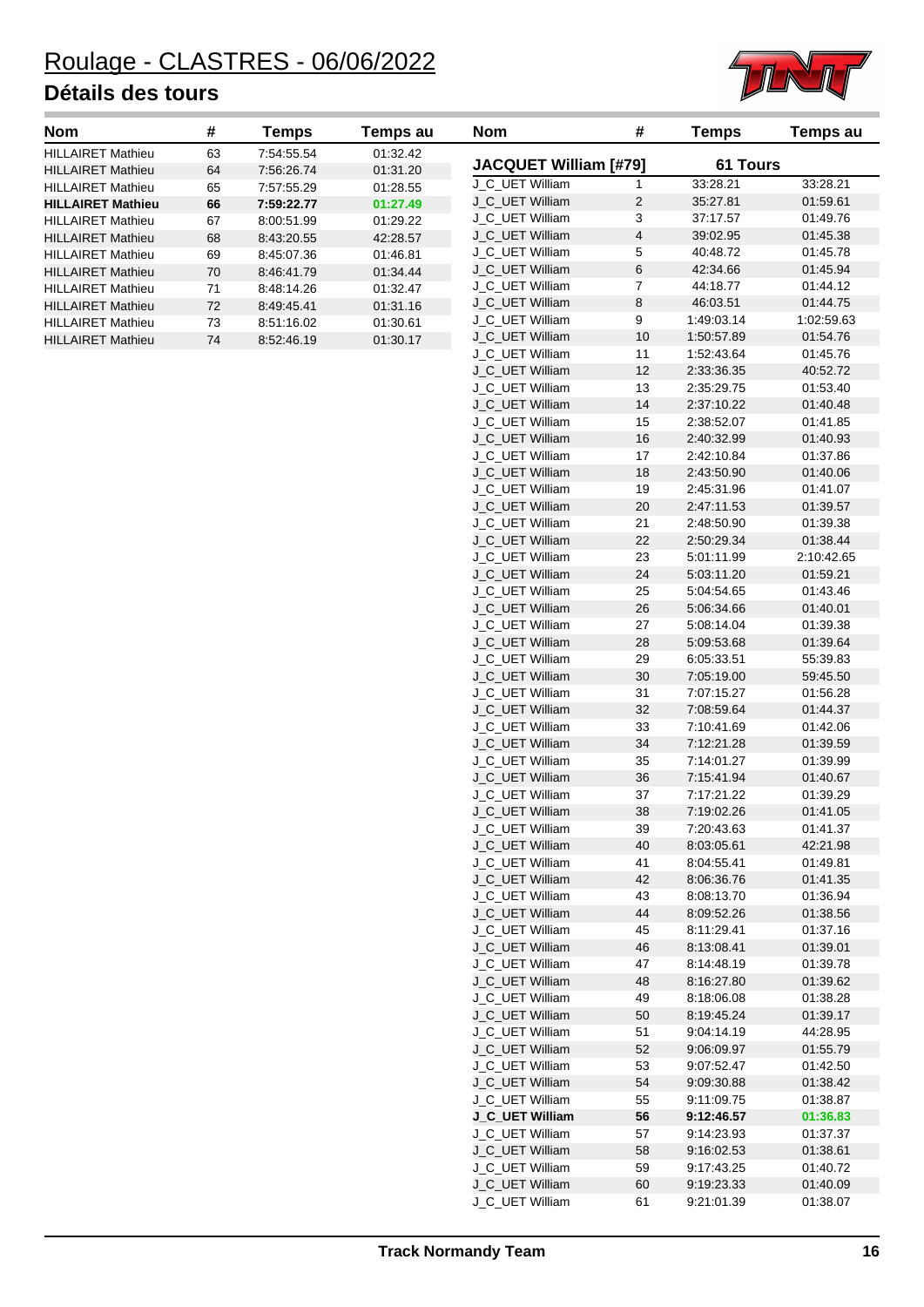# Roulage - CLASTRES - 06/06/2022

## Détails des tours

| Nom | # | Temps | Temps au |
|---|---|---|---|
| HILLAIRET Mathieu | 63 | 7:54:55.54 | 01:32.42 |
| HILLAIRET Mathieu | 64 | 7:56:26.74 | 01:31.20 |
| HILLAIRET Mathieu | 65 | 7:57:55.29 | 01:28.55 |
| **HILLAIRET Mathieu** | **66** | **7:59:22.77** | **01:27.49** |
| HILLAIRET Mathieu | 67 | 8:00:51.99 | 01:29.22 |
| HILLAIRET Mathieu | 68 | 8:43:20.55 | 42:28.57 |
| HILLAIRET Mathieu | 69 | 8:45:07.36 | 01:46.81 |
| HILLAIRET Mathieu | 70 | 8:46:41.79 | 01:34.44 |
| HILLAIRET Mathieu | 71 | 8:48:14.26 | 01:32.47 |
| HILLAIRET Mathieu | 72 | 8:49:45.41 | 01:31.16 |
| HILLAIRET Mathieu | 73 | 8:51:16.02 | 01:30.61 |
| HILLAIRET Mathieu | 74 | 8:52:46.19 | 01:30.17 |

| Nom | # | Temps | Temps au |
|---|---|---|---|
| **JACQUET William [#79]** | | **61 Tours** | |
| J_C_UET William | 1 | 33:28.21 | 33:28.21 |
| J_C_UET William | 2 | 35:27.81 | 01:59.61 |
| J_C_UET William | 3 | 37:17.57 | 01:49.76 |
| J_C_UET William | 4 | 39:02.95 | 01:45.38 |
| J_C_UET William | 5 | 40:48.72 | 01:45.78 |
| J_C_UET William | 6 | 42:34.66 | 01:45.94 |
| J_C_UET William | 7 | 44:18.77 | 01:44.12 |
| J_C_UET William | 8 | 46:03.51 | 01:44.75 |
| J_C_UET William | 9 | 1:49:03.14 | 1:02:59.63 |
| J_C_UET William | 10 | 1:50:57.89 | 01:54.76 |
| J_C_UET William | 11 | 1:52:43.64 | 01:45.76 |
| J_C_UET William | 12 | 2:33:36.35 | 40:52.72 |
| J_C_UET William | 13 | 2:35:29.75 | 01:53.40 |
| J_C_UET William | 14 | 2:37:10.22 | 01:40.48 |
| J_C_UET William | 15 | 2:38:52.07 | 01:41.85 |
| J_C_UET William | 16 | 2:40:32.99 | 01:40.93 |
| J_C_UET William | 17 | 2:42:10.84 | 01:37.86 |
| J_C_UET William | 18 | 2:43:50.90 | 01:40.06 |
| J_C_UET William | 19 | 2:45:31.96 | 01:41.07 |
| J_C_UET William | 20 | 2:47:11.53 | 01:39.57 |
| J_C_UET William | 21 | 2:48:50.90 | 01:39.38 |
| J_C_UET William | 22 | 2:50:29.34 | 01:38.44 |
| J_C_UET William | 23 | 5:01:11.99 | 2:10:42.65 |
| J_C_UET William | 24 | 5:03:11.20 | 01:59.21 |
| J_C_UET William | 25 | 5:04:54.65 | 01:43.46 |
| J_C_UET William | 26 | 5:06:34.66 | 01:40.01 |
| J_C_UET William | 27 | 5:08:14.04 | 01:39.38 |
| J_C_UET William | 28 | 5:09:53.68 | 01:39.64 |
| J_C_UET William | 29 | 6:05:33.51 | 55:39.83 |
| J_C_UET William | 30 | 7:05:19.00 | 59:45.50 |
| J_C_UET William | 31 | 7:07:15.27 | 01:56.28 |
| J_C_UET William | 32 | 7:08:59.64 | 01:44.37 |
| J_C_UET William | 33 | 7:10:41.69 | 01:42.06 |
| J_C_UET William | 34 | 7:12:21.28 | 01:39.59 |
| J_C_UET William | 35 | 7:14:01.27 | 01:39.99 |
| J_C_UET William | 36 | 7:15:41.94 | 01:40.67 |
| J_C_UET William | 37 | 7:17:21.22 | 01:39.29 |
| J_C_UET William | 38 | 7:19:02.26 | 01:41.05 |
| J_C_UET William | 39 | 7:20:43.63 | 01:41.37 |
| J_C_UET William | 40 | 8:03:05.61 | 42:21.98 |
| J_C_UET William | 41 | 8:04:55.41 | 01:49.81 |
| J_C_UET William | 42 | 8:06:36.76 | 01:41.35 |
| J_C_UET William | 43 | 8:08:13.70 | 01:36.94 |
| J_C_UET William | 44 | 8:09:52.26 | 01:38.56 |
| J_C_UET William | 45 | 8:11:29.41 | 01:37.16 |
| J_C_UET William | 46 | 8:13:08.41 | 01:39.01 |
| J_C_UET William | 47 | 8:14:48.19 | 01:39.78 |
| J_C_UET William | 48 | 8:16:27.80 | 01:39.62 |
| J_C_UET William | 49 | 8:18:06.08 | 01:38.28 |
| J_C_UET William | 50 | 8:19:45.24 | 01:39.17 |
| J_C_UET William | 51 | 9:04:14.19 | 44:28.95 |
| J_C_UET William | 52 | 9:06:09.97 | 01:55.79 |
| J_C_UET William | 53 | 9:07:52.47 | 01:42.50 |
| J_C_UET William | 54 | 9:09:30.88 | 01:38.42 |
| J_C_UET William | 55 | 9:11:09.75 | 01:38.87 |
| **J_C_UET William** | **56** | **9:12:46.57** | **01:36.83** |
| J_C_UET William | 57 | 9:14:23.93 | 01:37.37 |
| J_C_UET William | 58 | 9:16:02.53 | 01:38.61 |
| J_C_UET William | 59 | 9:17:43.25 | 01:40.72 |
| J_C_UET William | 60 | 9:19:23.33 | 01:40.09 |
| J_C_UET William | 61 | 9:21:01.39 | 01:38.07 |

Track Normandy Team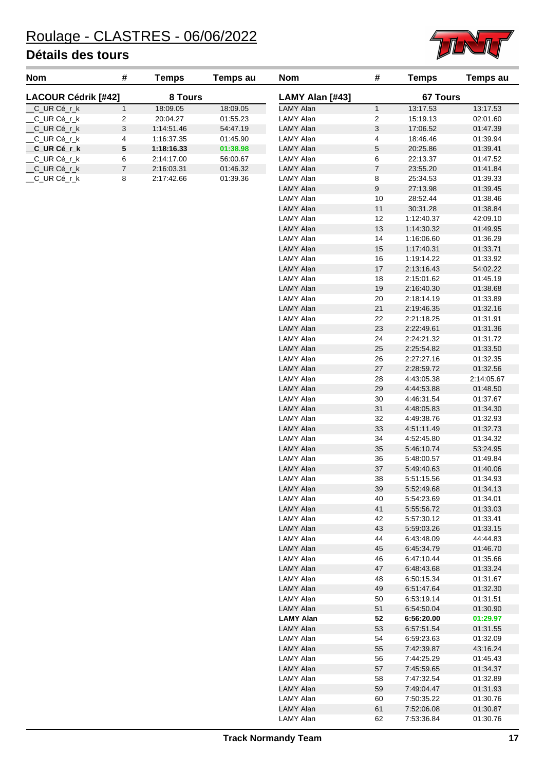# Roulage - CLASTRES - 06/06/2022

## Détails des tours

| Nom | # | Temps | Temps au |
|---|---|---|---|
| **LACOUR Cédrik [#42]** | | **8 Tours** | |
| __C_UR Cé_r_k | 1 | 18:09.05 | 18:09.05 |
| __C_UR Cé_r_k | 2 | 20:04.27 | 01:55.23 |
| __C_UR Cé_r_k | 3 | 1:14:51.46 | 54:47.19 |
| __C_UR Cé_r_k | 4 | 1:16:37.35 | 01:45.90 |
| **__C_UR Cé_r_k** | **5** | **1:18:16.33** | **01:38.98** |
| __C_UR Cé_r_k | 6 | 2:14:17.00 | 56:00.67 |
| __C_UR Cé_r_k | 7 | 2:16:03.31 | 01:46.32 |
| __C_UR Cé_r_k | 8 | 2:17:42.66 | 01:39.36 |

| Nom | # | Temps | Temps au |
|---|---|---|---|
| **LAMY Alan [#43]** | | **67 Tours** | |
| LAMY Alan | 1 | 13:17.53 | 13:17.53 |
| LAMY Alan | 2 | 15:19.13 | 02:01.60 |
| LAMY Alan | 3 | 17:06.52 | 01:47.39 |
| LAMY Alan | 4 | 18:46.46 | 01:39.94 |
| LAMY Alan | 5 | 20:25.86 | 01:39.41 |
| LAMY Alan | 6 | 22:13.37 | 01:47.52 |
| LAMY Alan | 7 | 23:55.20 | 01:41.84 |
| LAMY Alan | 8 | 25:34.53 | 01:39.33 |
| LAMY Alan | 9 | 27:13.98 | 01:39.45 |
| LAMY Alan | 10 | 28:52.44 | 01:38.46 |
| LAMY Alan | 11 | 30:31.28 | 01:38.84 |
| LAMY Alan | 12 | 1:12:40.37 | 42:09.10 |
| LAMY Alan | 13 | 1:14:30.32 | 01:49.95 |
| LAMY Alan | 14 | 1:16:06.60 | 01:36.29 |
| LAMY Alan | 15 | 1:17:40.31 | 01:33.71 |
| LAMY Alan | 16 | 1:19:14.22 | 01:33.92 |
| LAMY Alan | 17 | 2:13:16.43 | 54:02.22 |
| LAMY Alan | 18 | 2:15:01.62 | 01:45.19 |
| LAMY Alan | 19 | 2:16:40.30 | 01:38.68 |
| LAMY Alan | 20 | 2:18:14.19 | 01:33.89 |
| LAMY Alan | 21 | 2:19:46.35 | 01:32.16 |
| LAMY Alan | 22 | 2:21:18.25 | 01:31.91 |
| LAMY Alan | 23 | 2:22:49.61 | 01:31.36 |
| LAMY Alan | 24 | 2:24:21.32 | 01:31.72 |
| LAMY Alan | 25 | 2:25:54.82 | 01:33.50 |
| LAMY Alan | 26 | 2:27:27.16 | 01:32.35 |
| LAMY Alan | 27 | 2:28:59.72 | 01:32.56 |
| LAMY Alan | 28 | 4:43:05.38 | 2:14:05.67 |
| LAMY Alan | 29 | 4:44:53.88 | 01:48.50 |
| LAMY Alan | 30 | 4:46:31.54 | 01:37.67 |
| LAMY Alan | 31 | 4:48:05.83 | 01:34.30 |
| LAMY Alan | 32 | 4:49:38.76 | 01:32.93 |
| LAMY Alan | 33 | 4:51:11.49 | 01:32.73 |
| LAMY Alan | 34 | 4:52:45.80 | 01:34.32 |
| LAMY Alan | 35 | 5:46:10.74 | 53:24.95 |
| LAMY Alan | 36 | 5:48:00.57 | 01:49.84 |
| LAMY Alan | 37 | 5:49:40.63 | 01:40.06 |
| LAMY Alan | 38 | 5:51:15.56 | 01:34.93 |
| LAMY Alan | 39 | 5:52:49.68 | 01:34.13 |
| LAMY Alan | 40 | 5:54:23.69 | 01:34.01 |
| LAMY Alan | 41 | 5:55:56.72 | 01:33.03 |
| LAMY Alan | 42 | 5:57:30.12 | 01:33.41 |
| LAMY Alan | 43 | 5:59:03.26 | 01:33.15 |
| LAMY Alan | 44 | 6:43:48.09 | 44:44.83 |
| LAMY Alan | 45 | 6:45:34.79 | 01:46.70 |
| LAMY Alan | 46 | 6:47:10.44 | 01:35.66 |
| LAMY Alan | 47 | 6:48:43.68 | 01:33.24 |
| LAMY Alan | 48 | 6:50:15.34 | 01:31.67 |
| LAMY Alan | 49 | 6:51:47.64 | 01:32.30 |
| LAMY Alan | 50 | 6:53:19.14 | 01:31.51 |
| LAMY Alan | 51 | 6:54:50.04 | 01:30.90 |
| **LAMY Alan** | **52** | **6:56:20.00** | **01:29.97** |
| LAMY Alan | 53 | 6:57:51.54 | 01:31.55 |
| LAMY Alan | 54 | 6:59:23.63 | 01:32.09 |
| LAMY Alan | 55 | 7:42:39.87 | 43:16.24 |
| LAMY Alan | 56 | 7:44:25.29 | 01:45.43 |
| LAMY Alan | 57 | 7:45:59.65 | 01:34.37 |
| LAMY Alan | 58 | 7:47:32.54 | 01:32.89 |
| LAMY Alan | 59 | 7:49:04.47 | 01:31.93 |
| LAMY Alan | 60 | 7:50:35.22 | 01:30.76 |
| LAMY Alan | 61 | 7:52:06.08 | 01:30.87 |
| LAMY Alan | 62 | 7:53:36.84 | 01:30.76 |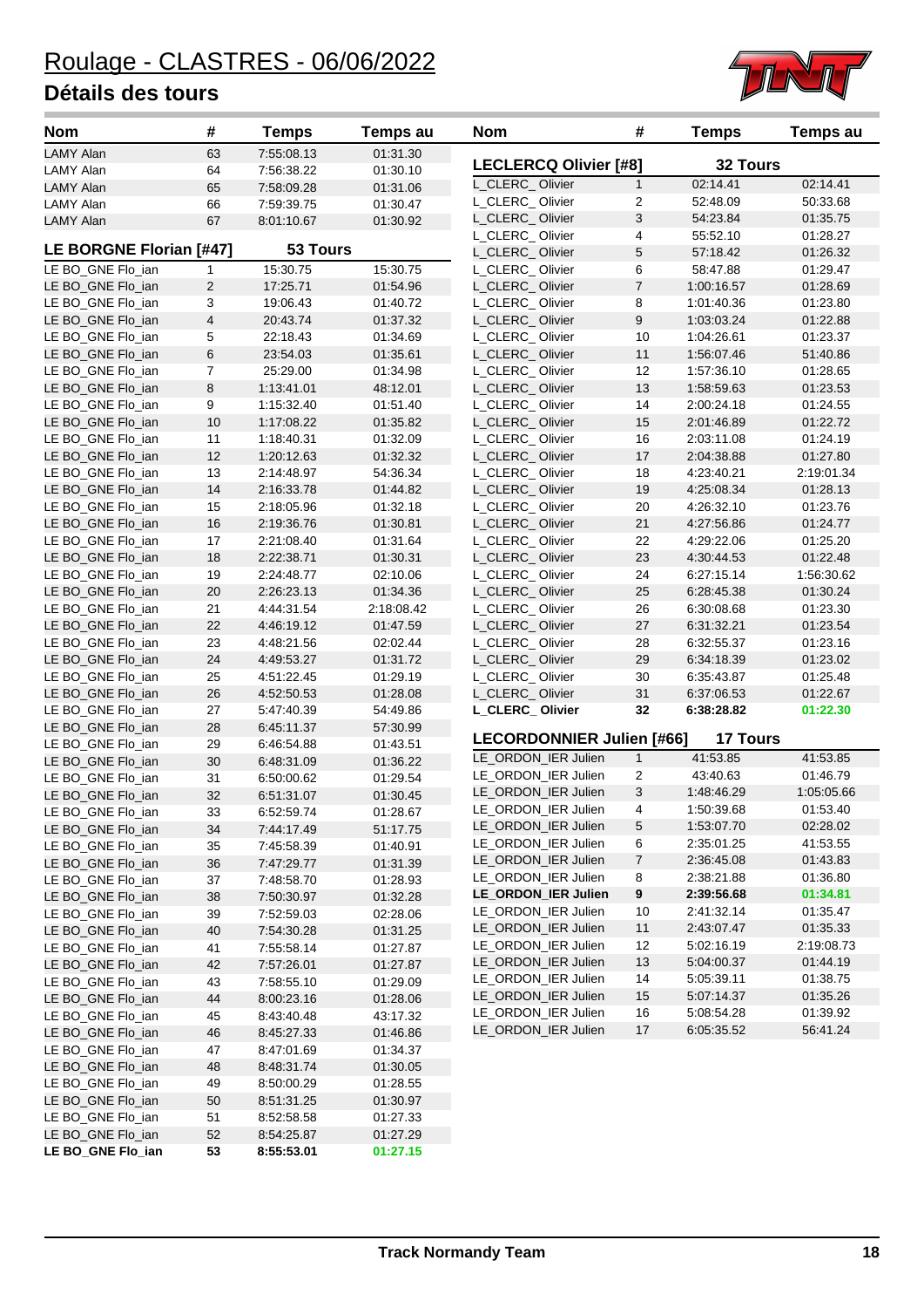# Roulage - CLASTRES - 06/06/2022

## Détails des tours

| Nom | # | Temps | Temps au |
|---|---|---|---|
| LAMY Alan | 63 | 7:55:08.13 | 01:31.30 |
| LAMY Alan | 64 | 7:56:38.22 | 01:30.10 |
| LAMY Alan | 65 | 7:58:09.28 | 01:31.06 |
| LAMY Alan | 66 | 7:59:39.75 | 01:30.47 |
| LAMY Alan | 67 | 8:01:10.67 | 01:30.92 |
| **LE BORGNE Florian [#47]** | | **53 Tours** | |
| LE BO_GNE Flo_ian | 1 | 15:30.75 | 15:30.75 |
| LE BO_GNE Flo_ian | 2 | 17:25.71 | 01:54.96 |
| LE BO_GNE Flo_ian | 3 | 19:06.43 | 01:40.72 |
| LE BO_GNE Flo_ian | 4 | 20:43.74 | 01:37.32 |
| LE BO_GNE Flo_ian | 5 | 22:18.43 | 01:34.69 |
| LE BO_GNE Flo_ian | 6 | 23:54.03 | 01:35.61 |
| LE BO_GNE Flo_ian | 7 | 25:29.00 | 01:34.98 |
| LE BO_GNE Flo_ian | 8 | 1:13:41.01 | 48:12.01 |
| LE BO_GNE Flo_ian | 9 | 1:15:32.40 | 01:51.40 |
| LE BO_GNE Flo_ian | 10 | 1:17:08.22 | 01:35.82 |
| LE BO_GNE Flo_ian | 11 | 1:18:40.31 | 01:32.09 |
| LE BO_GNE Flo_ian | 12 | 1:20:12.63 | 01:32.32 |
| LE BO_GNE Flo_ian | 13 | 2:14:48.97 | 54:36.34 |
| LE BO_GNE Flo_ian | 14 | 2:16:33.78 | 01:44.82 |
| LE BO_GNE Flo_ian | 15 | 2:18:05.96 | 01:32.18 |
| LE BO_GNE Flo_ian | 16 | 2:19:36.76 | 01:30.81 |
| LE BO_GNE Flo_ian | 17 | 2:21:08.40 | 01:31.64 |
| LE BO_GNE Flo_ian | 18 | 2:22:38.71 | 01:30.31 |
| LE BO_GNE Flo_ian | 19 | 2:24:48.77 | 02:10.06 |
| LE BO_GNE Flo_ian | 20 | 2:26:23.13 | 01:34.36 |
| LE BO_GNE Flo_ian | 21 | 4:44:31.54 | 2:18:08.42 |
| LE BO_GNE Flo_ian | 22 | 4:46:19.12 | 01:47.59 |
| LE BO_GNE Flo_ian | 23 | 4:48:21.56 | 02:02.44 |
| LE BO_GNE Flo_ian | 24 | 4:49:53.27 | 01:31.72 |
| LE BO_GNE Flo_ian | 25 | 4:51:22.45 | 01:29.19 |
| LE BO_GNE Flo_ian | 26 | 4:52:50.53 | 01:28.08 |
| LE BO_GNE Flo_ian | 27 | 5:47:40.39 | 54:49.86 |
| LE BO_GNE Flo_ian | 28 | 6:45:11.37 | 57:30.99 |
| LE BO_GNE Flo_ian | 29 | 6:46:54.88 | 01:43.51 |
| LE BO_GNE Flo_ian | 30 | 6:48:31.09 | 01:36.22 |
| LE BO_GNE Flo_ian | 31 | 6:50:00.62 | 01:29.54 |
| LE BO_GNE Flo_ian | 32 | 6:51:31.07 | 01:30.45 |
| LE BO_GNE Flo_ian | 33 | 6:52:59.74 | 01:28.67 |
| LE BO_GNE Flo_ian | 34 | 7:44:17.49 | 51:17.75 |
| LE BO_GNE Flo_ian | 35 | 7:45:58.39 | 01:40.91 |
| LE BO_GNE Flo_ian | 36 | 7:47:29.77 | 01:31.39 |
| LE BO_GNE Flo_ian | 37 | 7:48:58.70 | 01:28.93 |
| LE BO_GNE Flo_ian | 38 | 7:50:30.97 | 01:32.28 |
| LE BO_GNE Flo_ian | 39 | 7:52:59.03 | 02:28.06 |
| LE BO_GNE Flo_ian | 40 | 7:54:30.28 | 01:31.25 |
| LE BO_GNE Flo_ian | 41 | 7:55:58.14 | 01:27.87 |
| LE BO_GNE Flo_ian | 42 | 7:57:26.01 | 01:27.87 |
| LE BO_GNE Flo_ian | 43 | 7:58:55.10 | 01:29.09 |
| LE BO_GNE Flo_ian | 44 | 8:00:23.16 | 01:28.06 |
| LE BO_GNE Flo_ian | 45 | 8:43:40.48 | 43:17.32 |
| LE BO_GNE Flo_ian | 46 | 8:45:27.33 | 01:46.86 |
| LE BO_GNE Flo_ian | 47 | 8:47:01.69 | 01:34.37 |
| LE BO_GNE Flo_ian | 48 | 8:48:31.74 | 01:30.05 |
| LE BO_GNE Flo_ian | 49 | 8:50:00.29 | 01:28.55 |
| LE BO_GNE Flo_ian | 50 | 8:51:31.25 | 01:30.97 |
| LE BO_GNE Flo_ian | 51 | 8:52:58.58 | 01:27.33 |
| LE BO_GNE Flo_ian | 52 | 8:54:25.87 | 01:27.29 |
| **LE BO_GNE Flo_ian** | **53** | **8:55:53.01** | **01:27.15** |

| Nom | # | Temps | Temps au |
|---|---|---|---|
| **LECLERCQ Olivier [#8]** | | **32 Tours** | |
| L_CLERC_ Olivier | 1 | 02:14.41 | 02:14.41 |
| L_CLERC_ Olivier | 2 | 52:48.09 | 50:33.68 |
| L_CLERC_ Olivier | 3 | 54:23.84 | 01:35.75 |
| L_CLERC_ Olivier | 4 | 55:52.10 | 01:28.27 |
| L_CLERC_ Olivier | 5 | 57:18.42 | 01:26.32 |
| L_CLERC_ Olivier | 6 | 58:47.88 | 01:29.47 |
| L_CLERC_ Olivier | 7 | 1:00:16.57 | 01:28.69 |
| L_CLERC_ Olivier | 8 | 1:01:40.36 | 01:23.80 |
| L_CLERC_ Olivier | 9 | 1:03:03.24 | 01:22.88 |
| L_CLERC_ Olivier | 10 | 1:04:26.61 | 01:23.37 |
| L_CLERC_ Olivier | 11 | 1:56:07.46 | 51:40.86 |
| L_CLERC_ Olivier | 12 | 1:57:36.10 | 01:28.65 |
| L_CLERC_ Olivier | 13 | 1:58:59.63 | 01:23.53 |
| L_CLERC_ Olivier | 14 | 2:00:24.18 | 01:24.55 |
| L_CLERC_ Olivier | 15 | 2:01:46.89 | 01:22.72 |
| L_CLERC_ Olivier | 16 | 2:03:11.08 | 01:24.19 |
| L_CLERC_ Olivier | 17 | 2:04:38.88 | 01:27.80 |
| L_CLERC_ Olivier | 18 | 4:23:40.21 | 2:19:01.34 |
| L_CLERC_ Olivier | 19 | 4:25:08.34 | 01:28.13 |
| L_CLERC_ Olivier | 20 | 4:26:32.10 | 01:23.76 |
| L_CLERC_ Olivier | 21 | 4:27:56.86 | 01:24.77 |
| L_CLERC_ Olivier | 22 | 4:29:22.06 | 01:25.20 |
| L_CLERC_ Olivier | 23 | 4:30:44.53 | 01:22.48 |
| L_CLERC_ Olivier | 24 | 6:27:15.14 | 1:56:30.62 |
| L_CLERC_ Olivier | 25 | 6:28:45.38 | 01:30.24 |
| L_CLERC_ Olivier | 26 | 6:30:08.68 | 01:23.30 |
| L_CLERC_ Olivier | 27 | 6:31:32.21 | 01:23.54 |
| L_CLERC_ Olivier | 28 | 6:32:55.37 | 01:23.16 |
| L_CLERC_ Olivier | 29 | 6:34:18.39 | 01:23.02 |
| L_CLERC_ Olivier | 30 | 6:35:43.87 | 01:25.48 |
| L_CLERC_ Olivier | 31 | 6:37:06.53 | 01:22.67 |
| **L_CLERC_ Olivier** | **32** | **6:38:28.82** | **01:22.30** |
| **LECORDONNIER Julien [#66]** | | **17 Tours** | |
| LE_ORDON_IER Julien | 1 | 41:53.85 | 41:53.85 |
| LE_ORDON_IER Julien | 2 | 43:40.63 | 01:46.79 |
| LE_ORDON_IER Julien | 3 | 1:48:46.29 | 1:05:05.66 |
| LE_ORDON_IER Julien | 4 | 1:50:39.68 | 01:53.40 |
| LE_ORDON_IER Julien | 5 | 1:53:07.70 | 02:28.02 |
| LE_ORDON_IER Julien | 6 | 2:35:01.25 | 41:53.55 |
| LE_ORDON_IER Julien | 7 | 2:36:45.08 | 01:43.83 |
| LE_ORDON_IER Julien | 8 | 2:38:21.88 | 01:36.80 |
| **LE_ORDON_IER Julien** | **9** | **2:39:56.68** | **01:34.81** |
| LE_ORDON_IER Julien | 10 | 2:41:32.14 | 01:35.47 |
| LE_ORDON_IER Julien | 11 | 2:43:07.47 | 01:35.33 |
| LE_ORDON_IER Julien | 12 | 5:02:16.19 | 2:19:08.73 |
| LE_ORDON_IER Julien | 13 | 5:04:00.37 | 01:44.19 |
| LE_ORDON_IER Julien | 14 | 5:05:39.11 | 01:38.75 |
| LE_ORDON_IER Julien | 15 | 5:07:14.37 | 01:35.26 |
| LE_ORDON_IER Julien | 16 | 5:08:54.28 | 01:39.92 |
| LE_ORDON_IER Julien | 17 | 6:05:35.52 | 56:41.24 |

Track Normandy Team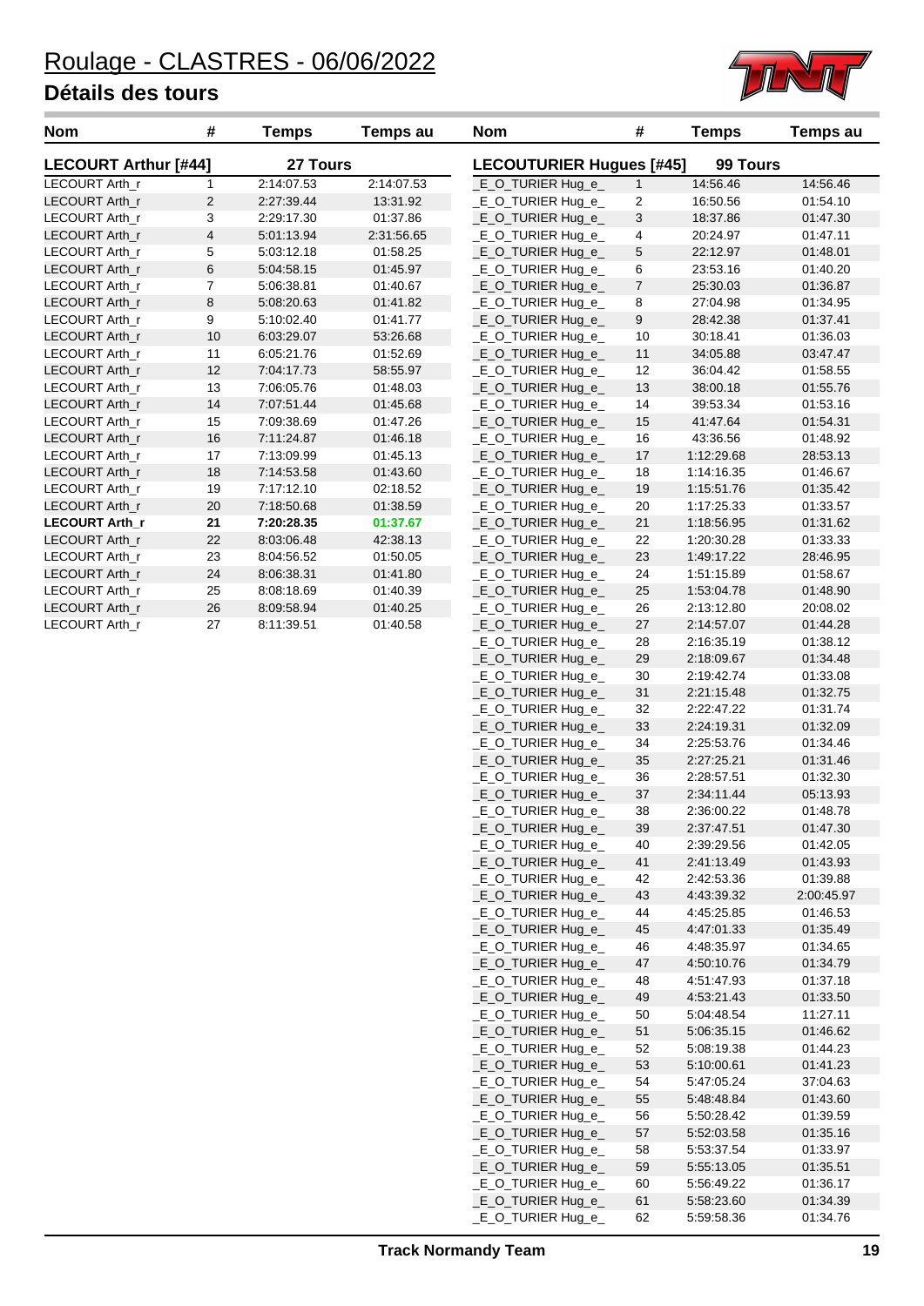# Roulage - CLASTRES - 06/06/2022

## Détails des tours

| Nom | # | Temps | Temps au |
|---|---|---|---|
| **LECOURT Arthur [#44]** | | **27 Tours** | |
| LECOURT Arth_r | 1 | 2:14:07.53 | 2:14:07.53 |
| LECOURT Arth_r | 2 | 2:27:39.44 | 13:31.92 |
| LECOURT Arth_r | 3 | 2:29:17.30 | 01:37.86 |
| LECOURT Arth_r | 4 | 5:01:13.94 | 2:31:56.65 |
| LECOURT Arth_r | 5 | 5:03:12.18 | 01:58.25 |
| LECOURT Arth_r | 6 | 5:04:58.15 | 01:45.97 |
| LECOURT Arth_r | 7 | 5:06:38.81 | 01:40.67 |
| LECOURT Arth_r | 8 | 5:08:20.63 | 01:41.82 |
| LECOURT Arth_r | 9 | 5:10:02.40 | 01:41.77 |
| LECOURT Arth_r | 10 | 6:03:29.07 | 53:26.68 |
| LECOURT Arth_r | 11 | 6:05:21.76 | 01:52.69 |
| LECOURT Arth_r | 12 | 7:04:17.73 | 58:55.97 |
| LECOURT Arth_r | 13 | 7:06:05.76 | 01:48.03 |
| LECOURT Arth_r | 14 | 7:07:51.44 | 01:45.68 |
| LECOURT Arth_r | 15 | 7:09:38.69 | 01:47.26 |
| LECOURT Arth_r | 16 | 7:11:24.87 | 01:46.18 |
| LECOURT Arth_r | 17 | 7:13:09.99 | 01:45.13 |
| LECOURT Arth_r | 18 | 7:14:53.58 | 01:43.60 |
| LECOURT Arth_r | 19 | 7:17:12.10 | 02:18.52 |
| LECOURT Arth_r | 20 | 7:18:50.68 | 01:38.59 |
| **LECOURT Arth_r** | **21** | **7:20:28.35** | **01:37.67** |
| LECOURT Arth_r | 22 | 8:03:06.48 | 42:38.13 |
| LECOURT Arth_r | 23 | 8:04:56.52 | 01:50.05 |
| LECOURT Arth_r | 24 | 8:06:38.31 | 01:41.80 |
| LECOURT Arth_r | 25 | 8:08:18.69 | 01:40.39 |
| LECOURT Arth_r | 26 | 8:09:58.94 | 01:40.25 |
| LECOURT Arth_r | 27 | 8:11:39.51 | 01:40.58 |

| Nom | # | Temps | Temps au |
|---|---|---|---|
| **LECOUTURIER Hugues [#45]** | | **99 Tours** | |
| _E_O_TURIER Hug_e_ | 1 | 14:56.46 | 14:56.46 |
| _E_O_TURIER Hug_e_ | 2 | 16:50.56 | 01:54.10 |
| _E_O_TURIER Hug_e_ | 3 | 18:37.86 | 01:47.30 |
| _E_O_TURIER Hug_e_ | 4 | 20:24.97 | 01:47.11 |
| _E_O_TURIER Hug_e_ | 5 | 22:12.97 | 01:48.01 |
| _E_O_TURIER Hug_e_ | 6 | 23:53.16 | 01:40.20 |
| _E_O_TURIER Hug_e_ | 7 | 25:30.03 | 01:36.87 |
| _E_O_TURIER Hug_e_ | 8 | 27:04.98 | 01:34.95 |
| _E_O_TURIER Hug_e_ | 9 | 28:42.38 | 01:37.41 |
| _E_O_TURIER Hug_e_ | 10 | 30:18.41 | 01:36.03 |
| _E_O_TURIER Hug_e_ | 11 | 34:05.88 | 03:47.47 |
| _E_O_TURIER Hug_e_ | 12 | 36:04.42 | 01:58.55 |
| _E_O_TURIER Hug_e_ | 13 | 38:00.18 | 01:55.76 |
| _E_O_TURIER Hug_e_ | 14 | 39:53.34 | 01:53.16 |
| _E_O_TURIER Hug_e_ | 15 | 41:47.64 | 01:54.31 |
| _E_O_TURIER Hug_e_ | 16 | 43:36.56 | 01:48.92 |
| _E_O_TURIER Hug_e_ | 17 | 1:12:29.68 | 28:53.13 |
| _E_O_TURIER Hug_e_ | 18 | 1:14:16.35 | 01:46.67 |
| _E_O_TURIER Hug_e_ | 19 | 1:15:51.76 | 01:35.42 |
| _E_O_TURIER Hug_e_ | 20 | 1:17:25.33 | 01:33.57 |
| _E_O_TURIER Hug_e_ | 21 | 1:18:56.95 | 01:31.62 |
| _E_O_TURIER Hug_e_ | 22 | 1:20:30.28 | 01:33.33 |
| _E_O_TURIER Hug_e_ | 23 | 1:49:17.22 | 28:46.95 |
| _E_O_TURIER Hug_e_ | 24 | 1:51:15.89 | 01:58.67 |
| _E_O_TURIER Hug_e_ | 25 | 1:53:04.78 | 01:48.90 |
| _E_O_TURIER Hug_e_ | 26 | 2:13:12.80 | 20:08.02 |
| _E_O_TURIER Hug_e_ | 27 | 2:14:57.07 | 01:44.28 |
| _E_O_TURIER Hug_e_ | 28 | 2:16:35.19 | 01:38.12 |
| _E_O_TURIER Hug_e_ | 29 | 2:18:09.67 | 01:34.48 |
| _E_O_TURIER Hug_e_ | 30 | 2:19:42.74 | 01:33.08 |
| _E_O_TURIER Hug_e_ | 31 | 2:21:15.48 | 01:32.75 |
| _E_O_TURIER Hug_e_ | 32 | 2:22:47.22 | 01:31.74 |
| _E_O_TURIER Hug_e_ | 33 | 2:24:19.31 | 01:32.09 |
| _E_O_TURIER Hug_e_ | 34 | 2:25:53.76 | 01:34.46 |
| _E_O_TURIER Hug_e_ | 35 | 2:27:25.21 | 01:31.46 |
| _E_O_TURIER Hug_e_ | 36 | 2:28:57.51 | 01:32.30 |
| _E_O_TURIER Hug_e_ | 37 | 2:34:11.44 | 05:13.93 |
| _E_O_TURIER Hug_e_ | 38 | 2:36:00.22 | 01:48.78 |
| _E_O_TURIER Hug_e_ | 39 | 2:37:47.51 | 01:47.30 |
| _E_O_TURIER Hug_e_ | 40 | 2:39:29.56 | 01:42.05 |
| _E_O_TURIER Hug_e_ | 41 | 2:41:13.49 | 01:43.93 |
| _E_O_TURIER Hug_e_ | 42 | 2:42:53.36 | 01:39.88 |
| _E_O_TURIER Hug_e_ | 43 | 4:43:39.32 | 2:00:45.97 |
| _E_O_TURIER Hug_e_ | 44 | 4:45:25.85 | 01:46.53 |
| _E_O_TURIER Hug_e_ | 45 | 4:47:01.33 | 01:35.49 |
| _E_O_TURIER Hug_e_ | 46 | 4:48:35.97 | 01:34.65 |
| _E_O_TURIER Hug_e_ | 47 | 4:50:10.76 | 01:34.79 |
| _E_O_TURIER Hug_e_ | 48 | 4:51:47.93 | 01:37.18 |
| _E_O_TURIER Hug_e_ | 49 | 4:53:21.43 | 01:33.50 |
| _E_O_TURIER Hug_e_ | 50 | 5:04:48.54 | 11:27.11 |
| _E_O_TURIER Hug_e_ | 51 | 5:06:35.15 | 01:46.62 |
| _E_O_TURIER Hug_e_ | 52 | 5:08:19.38 | 01:44.23 |
| _E_O_TURIER Hug_e_ | 53 | 5:10:00.61 | 01:41.23 |
| _E_O_TURIER Hug_e_ | 54 | 5:47:05.24 | 37:04.63 |
| _E_O_TURIER Hug_e_ | 55 | 5:48:48.84 | 01:43.60 |
| _E_O_TURIER Hug_e_ | 56 | 5:50:28.42 | 01:39.59 |
| _E_O_TURIER Hug_e_ | 57 | 5:52:03.58 | 01:35.16 |
| _E_O_TURIER Hug_e_ | 58 | 5:53:37.54 | 01:33.97 |
| _E_O_TURIER Hug_e_ | 59 | 5:55:13.05 | 01:35.51 |
| _E_O_TURIER Hug_e_ | 60 | 5:56:49.22 | 01:36.17 |
| _E_O_TURIER Hug_e_ | 61 | 5:58:23.60 | 01:34.39 |
| _E_O_TURIER Hug_e_ | 62 | 5:59:58.36 | 01:34.76 |

Track Normandy Team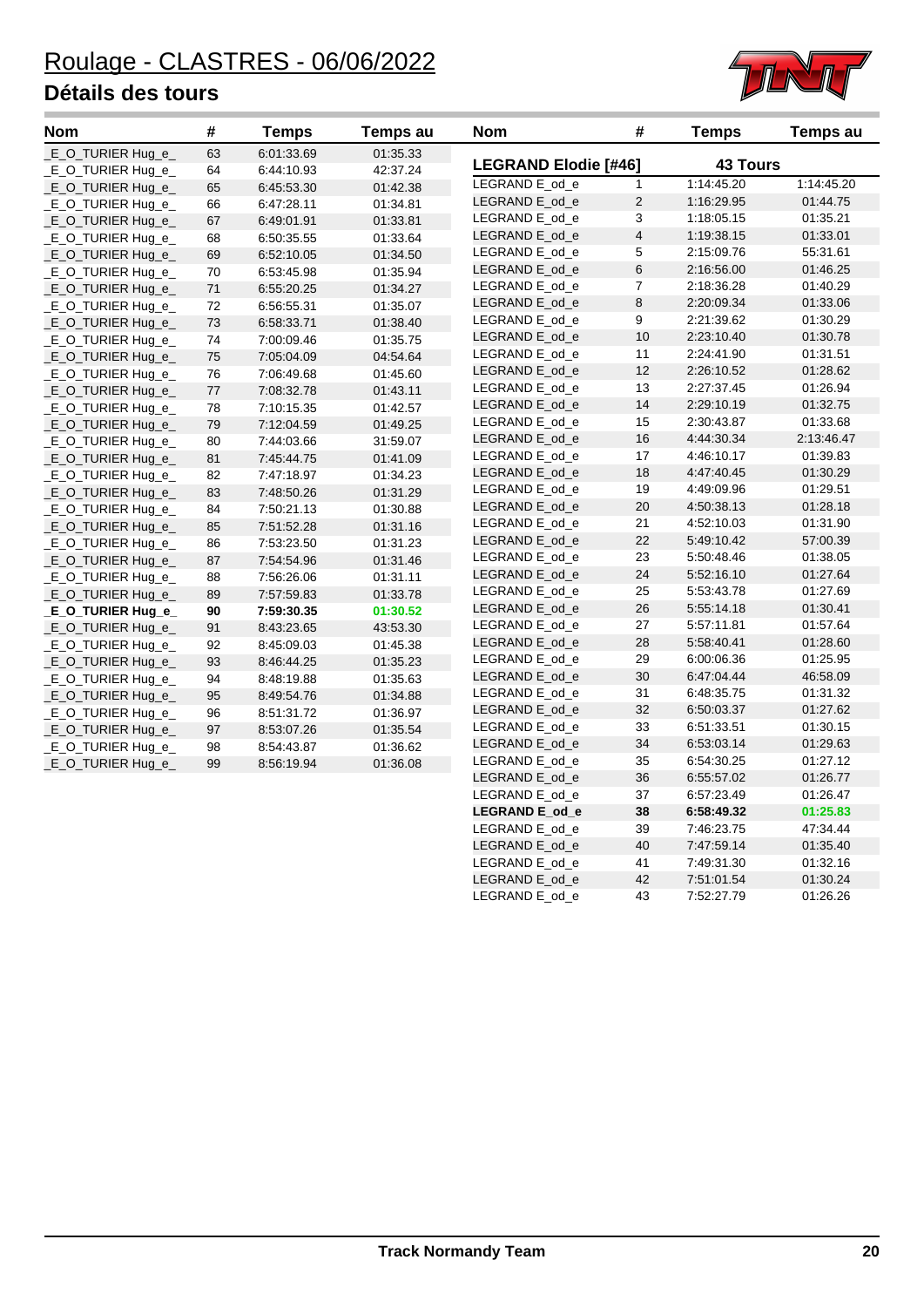# Roulage - CLASTRES - 06/06/2022

## Détails des tours

| Nom | # | Temps | Temps au |
|---|---|---|---|
| _E_O_TURIER Hug_e_ | 63 | 6:01:33.69 | 01:35.33 |
| _E_O_TURIER Hug_e_ | 64 | 6:44:10.93 | 42:37.24 |
| _E_O_TURIER Hug_e_ | 65 | 6:45:53.30 | 01:42.38 |
| _E_O_TURIER Hug_e_ | 66 | 6:47:28.11 | 01:34.81 |
| _E_O_TURIER Hug_e_ | 67 | 6:49:01.91 | 01:33.81 |
| _E_O_TURIER Hug_e_ | 68 | 6:50:35.55 | 01:33.64 |
| _E_O_TURIER Hug_e_ | 69 | 6:52:10.05 | 01:34.50 |
| _E_O_TURIER Hug_e_ | 70 | 6:53:45.98 | 01:35.94 |
| _E_O_TURIER Hug_e_ | 71 | 6:55:20.25 | 01:34.27 |
| _E_O_TURIER Hug_e_ | 72 | 6:56:55.31 | 01:35.07 |
| _E_O_TURIER Hug_e_ | 73 | 6:58:33.71 | 01:38.40 |
| _E_O_TURIER Hug_e_ | 74 | 7:00:09.46 | 01:35.75 |
| _E_O_TURIER Hug_e_ | 75 | 7:05:04.09 | 04:54.64 |
| _E_O_TURIER Hug_e_ | 76 | 7:06:49.68 | 01:45.60 |
| _E_O_TURIER Hug_e_ | 77 | 7:08:32.78 | 01:43.11 |
| _E_O_TURIER Hug_e_ | 78 | 7:10:15.35 | 01:42.57 |
| _E_O_TURIER Hug_e_ | 79 | 7:12:04.59 | 01:49.25 |
| _E_O_TURIER Hug_e_ | 80 | 7:44:03.66 | 31:59.07 |
| _E_O_TURIER Hug_e_ | 81 | 7:45:44.75 | 01:41.09 |
| _E_O_TURIER Hug_e_ | 82 | 7:47:18.97 | 01:34.23 |
| _E_O_TURIER Hug_e_ | 83 | 7:48:50.26 | 01:31.29 |
| _E_O_TURIER Hug_e_ | 84 | 7:50:21.13 | 01:30.88 |
| _E_O_TURIER Hug_e_ | 85 | 7:51:52.28 | 01:31.16 |
| _E_O_TURIER Hug_e_ | 86 | 7:53:23.50 | 01:31.23 |
| _E_O_TURIER Hug_e_ | 87 | 7:54:54.96 | 01:31.46 |
| _E_O_TURIER Hug_e_ | 88 | 7:56:26.06 | 01:31.11 |
| _E_O_TURIER Hug_e_ | 89 | 7:57:59.83 | 01:33.78 |
| **_E_O_TURIER Hug_e_** | **90** | **7:59:30.35** | **01:30.52** |
| _E_O_TURIER Hug_e_ | 91 | 8:43:23.65 | 43:53.30 |
| _E_O_TURIER Hug_e_ | 92 | 8:45:09.03 | 01:45.38 |
| _E_O_TURIER Hug_e_ | 93 | 8:46:44.25 | 01:35.23 |
| _E_O_TURIER Hug_e_ | 94 | 8:48:19.88 | 01:35.63 |
| _E_O_TURIER Hug_e_ | 95 | 8:49:54.76 | 01:34.88 |
| _E_O_TURIER Hug_e_ | 96 | 8:51:31.72 | 01:36.97 |
| _E_O_TURIER Hug_e_ | 97 | 8:53:07.26 | 01:35.54 |
| _E_O_TURIER Hug_e_ | 98 | 8:54:43.87 | 01:36.62 |
| _E_O_TURIER Hug_e_ | 99 | 8:56:19.94 | 01:36.08 |

### LEGRAND Elodie [#46] — 43 Tours

| Nom | # | Temps | Temps au |
|---|---|---|---|
| LEGRAND E_od_e | 1 | 1:14:45.20 | 1:14:45.20 |
| LEGRAND E_od_e | 2 | 1:16:29.95 | 01:44.75 |
| LEGRAND E_od_e | 3 | 1:18:05.15 | 01:35.21 |
| LEGRAND E_od_e | 4 | 1:19:38.15 | 01:33.01 |
| LEGRAND E_od_e | 5 | 2:15:09.76 | 55:31.61 |
| LEGRAND E_od_e | 6 | 2:16:56.00 | 01:46.25 |
| LEGRAND E_od_e | 7 | 2:18:36.28 | 01:40.29 |
| LEGRAND E_od_e | 8 | 2:20:09.34 | 01:33.06 |
| LEGRAND E_od_e | 9 | 2:21:39.62 | 01:30.29 |
| LEGRAND E_od_e | 10 | 2:23:10.40 | 01:30.78 |
| LEGRAND E_od_e | 11 | 2:24:41.90 | 01:31.51 |
| LEGRAND E_od_e | 12 | 2:26:10.52 | 01:28.62 |
| LEGRAND E_od_e | 13 | 2:27:37.45 | 01:26.94 |
| LEGRAND E_od_e | 14 | 2:29:10.19 | 01:32.75 |
| LEGRAND E_od_e | 15 | 2:30:43.87 | 01:33.68 |
| LEGRAND E_od_e | 16 | 4:44:30.34 | 2:13:46.47 |
| LEGRAND E_od_e | 17 | 4:46:10.17 | 01:39.83 |
| LEGRAND E_od_e | 18 | 4:47:40.45 | 01:30.29 |
| LEGRAND E_od_e | 19 | 4:49:09.96 | 01:29.51 |
| LEGRAND E_od_e | 20 | 4:50:38.13 | 01:28.18 |
| LEGRAND E_od_e | 21 | 4:52:10.03 | 01:31.90 |
| LEGRAND E_od_e | 22 | 5:49:10.42 | 57:00.39 |
| LEGRAND E_od_e | 23 | 5:50:48.46 | 01:38.05 |
| LEGRAND E_od_e | 24 | 5:52:16.10 | 01:27.64 |
| LEGRAND E_od_e | 25 | 5:53:43.78 | 01:27.69 |
| LEGRAND E_od_e | 26 | 5:55:14.18 | 01:30.41 |
| LEGRAND E_od_e | 27 | 5:57:11.81 | 01:57.64 |
| LEGRAND E_od_e | 28 | 5:58:40.41 | 01:28.60 |
| LEGRAND E_od_e | 29 | 6:00:06.36 | 01:25.95 |
| LEGRAND E_od_e | 30 | 6:47:04.44 | 46:58.09 |
| LEGRAND E_od_e | 31 | 6:48:35.75 | 01:31.32 |
| LEGRAND E_od_e | 32 | 6:50:03.37 | 01:27.62 |
| LEGRAND E_od_e | 33 | 6:51:33.51 | 01:30.15 |
| LEGRAND E_od_e | 34 | 6:53:03.14 | 01:29.63 |
| LEGRAND E_od_e | 35 | 6:54:30.25 | 01:27.12 |
| LEGRAND E_od_e | 36 | 6:55:57.02 | 01:26.77 |
| LEGRAND E_od_e | 37 | 6:57:23.49 | 01:26.47 |
| **LEGRAND E_od_e** | **38** | **6:58:49.32** | **01:25.83** |
| LEGRAND E_od_e | 39 | 7:46:23.75 | 47:34.44 |
| LEGRAND E_od_e | 40 | 7:47:59.14 | 01:35.40 |
| LEGRAND E_od_e | 41 | 7:49:31.30 | 01:32.16 |
| LEGRAND E_od_e | 42 | 7:51:01.54 | 01:30.24 |
| LEGRAND E_od_e | 43 | 7:52:27.79 | 01:26.26 |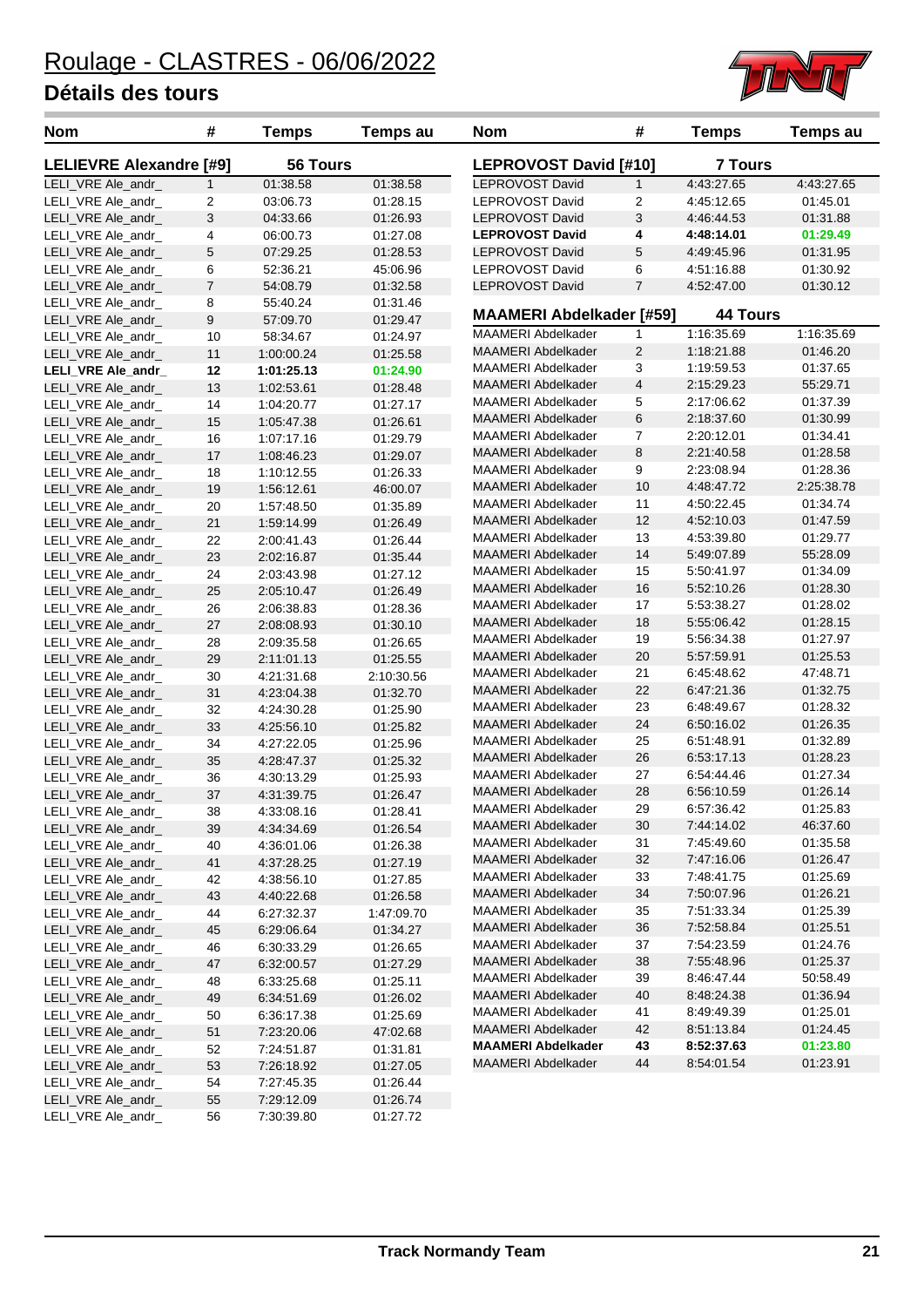# Roulage - CLASTRES - 06/06/2022

## Détails des tours

### LELIEVRE Alexandre [#9] — 56 Tours

| Nom | # | Temps | Temps au |
|---|---|---|---|
| LELI_VRE Ale_andr_ | 1 | 01:38.58 | 01:38.58 |
| LELI_VRE Ale_andr_ | 2 | 03:06.73 | 01:28.15 |
| LELI_VRE Ale_andr_ | 3 | 04:33.66 | 01:26.93 |
| LELI_VRE Ale_andr_ | 4 | 06:00.73 | 01:27.08 |
| LELI_VRE Ale_andr_ | 5 | 07:29.25 | 01:28.53 |
| LELI_VRE Ale_andr_ | 6 | 52:36.21 | 45:06.96 |
| LELI_VRE Ale_andr_ | 7 | 54:08.79 | 01:32.58 |
| LELI_VRE Ale_andr_ | 8 | 55:40.24 | 01:31.46 |
| LELI_VRE Ale_andr_ | 9 | 57:09.70 | 01:29.47 |
| LELI_VRE Ale_andr_ | 10 | 58:34.67 | 01:24.97 |
| LELI_VRE Ale_andr_ | 11 | 1:00:00.24 | 01:25.58 |
| **LELI_VRE Ale_andr_** | **12** | **1:01:25.13** | **01:24.90** |
| LELI_VRE Ale_andr_ | 13 | 1:02:53.61 | 01:28.48 |
| LELI_VRE Ale_andr_ | 14 | 1:04:20.77 | 01:27.17 |
| LELI_VRE Ale_andr_ | 15 | 1:05:47.38 | 01:26.61 |
| LELI_VRE Ale_andr_ | 16 | 1:07:17.16 | 01:29.79 |
| LELI_VRE Ale_andr_ | 17 | 1:08:46.23 | 01:29.07 |
| LELI_VRE Ale_andr_ | 18 | 1:10:12.55 | 01:26.33 |
| LELI_VRE Ale_andr_ | 19 | 1:56:12.61 | 46:00.07 |
| LELI_VRE Ale_andr_ | 20 | 1:57:48.50 | 01:35.89 |
| LELI_VRE Ale_andr_ | 21 | 1:59:14.99 | 01:26.49 |
| LELI_VRE Ale_andr_ | 22 | 2:00:41.43 | 01:26.44 |
| LELI_VRE Ale_andr_ | 23 | 2:02:16.87 | 01:35.44 |
| LELI_VRE Ale_andr_ | 24 | 2:03:43.98 | 01:27.12 |
| LELI_VRE Ale_andr_ | 25 | 2:05:10.47 | 01:26.49 |
| LELI_VRE Ale_andr_ | 26 | 2:06:38.83 | 01:28.36 |
| LELI_VRE Ale_andr_ | 27 | 2:08:08.93 | 01:30.10 |
| LELI_VRE Ale_andr_ | 28 | 2:09:35.58 | 01:26.65 |
| LELI_VRE Ale_andr_ | 29 | 2:11:01.13 | 01:25.55 |
| LELI_VRE Ale_andr_ | 30 | 4:21:31.68 | 2:10:30.56 |
| LELI_VRE Ale_andr_ | 31 | 4:23:04.38 | 01:32.70 |
| LELI_VRE Ale_andr_ | 32 | 4:24:30.28 | 01:25.90 |
| LELI_VRE Ale_andr_ | 33 | 4:25:56.10 | 01:25.82 |
| LELI_VRE Ale_andr_ | 34 | 4:27:22.05 | 01:25.96 |
| LELI_VRE Ale_andr_ | 35 | 4:28:47.37 | 01:25.32 |
| LELI_VRE Ale_andr_ | 36 | 4:30:13.29 | 01:25.93 |
| LELI_VRE Ale_andr_ | 37 | 4:31:39.75 | 01:26.47 |
| LELI_VRE Ale_andr_ | 38 | 4:33:08.16 | 01:28.41 |
| LELI_VRE Ale_andr_ | 39 | 4:34:34.69 | 01:26.54 |
| LELI_VRE Ale_andr_ | 40 | 4:36:01.06 | 01:26.38 |
| LELI_VRE Ale_andr_ | 41 | 4:37:28.25 | 01:27.19 |
| LELI_VRE Ale_andr_ | 42 | 4:38:56.10 | 01:27.85 |
| LELI_VRE Ale_andr_ | 43 | 4:40:22.68 | 01:26.58 |
| LELI_VRE Ale_andr_ | 44 | 6:27:32.37 | 1:47:09.70 |
| LELI_VRE Ale_andr_ | 45 | 6:29:06.64 | 01:34.27 |
| LELI_VRE Ale_andr_ | 46 | 6:30:33.29 | 01:26.65 |
| LELI_VRE Ale_andr_ | 47 | 6:32:00.57 | 01:27.29 |
| LELI_VRE Ale_andr_ | 48 | 6:33:25.68 | 01:25.11 |
| LELI_VRE Ale_andr_ | 49 | 6:34:51.69 | 01:26.02 |
| LELI_VRE Ale_andr_ | 50 | 6:36:17.38 | 01:25.69 |
| LELI_VRE Ale_andr_ | 51 | 7:23:20.06 | 47:02.68 |
| LELI_VRE Ale_andr_ | 52 | 7:24:51.87 | 01:31.81 |
| LELI_VRE Ale_andr_ | 53 | 7:26:18.92 | 01:27.05 |
| LELI_VRE Ale_andr_ | 54 | 7:27:45.35 | 01:26.44 |
| LELI_VRE Ale_andr_ | 55 | 7:29:12.09 | 01:26.74 |
| LELI_VRE Ale_andr_ | 56 | 7:30:39.80 | 01:27.72 |

### LEPROVOST David [#10] — 7 Tours

| Nom | # | Temps | Temps au |
|---|---|---|---|
| LEPROVOST David | 1 | 4:43:27.65 | 4:43:27.65 |
| LEPROVOST David | 2 | 4:45:12.65 | 01:45.01 |
| LEPROVOST David | 3 | 4:46:44.53 | 01:31.88 |
| **LEPROVOST David** | **4** | **4:48:14.01** | **01:29.49** |
| LEPROVOST David | 5 | 4:49:45.96 | 01:31.95 |
| LEPROVOST David | 6 | 4:51:16.88 | 01:30.92 |
| LEPROVOST David | 7 | 4:52:47.00 | 01:30.12 |

### MAAMERI Abdelkader [#59] — 44 Tours

| Nom | # | Temps | Temps au |
|---|---|---|---|
| MAAMERI Abdelkader | 1 | 1:16:35.69 | 1:16:35.69 |
| MAAMERI Abdelkader | 2 | 1:18:21.88 | 01:46.20 |
| MAAMERI Abdelkader | 3 | 1:19:59.53 | 01:37.65 |
| MAAMERI Abdelkader | 4 | 2:15:29.23 | 55:29.71 |
| MAAMERI Abdelkader | 5 | 2:17:06.62 | 01:37.39 |
| MAAMERI Abdelkader | 6 | 2:18:37.60 | 01:30.99 |
| MAAMERI Abdelkader | 7 | 2:20:12.01 | 01:34.41 |
| MAAMERI Abdelkader | 8 | 2:21:40.58 | 01:28.58 |
| MAAMERI Abdelkader | 9 | 2:23:08.94 | 01:28.36 |
| MAAMERI Abdelkader | 10 | 4:48:47.72 | 2:25:38.78 |
| MAAMERI Abdelkader | 11 | 4:50:22.45 | 01:34.74 |
| MAAMERI Abdelkader | 12 | 4:52:10.03 | 01:47.59 |
| MAAMERI Abdelkader | 13 | 4:53:39.80 | 01:29.77 |
| MAAMERI Abdelkader | 14 | 5:49:07.89 | 55:28.09 |
| MAAMERI Abdelkader | 15 | 5:50:41.97 | 01:34.09 |
| MAAMERI Abdelkader | 16 | 5:52:10.26 | 01:28.30 |
| MAAMERI Abdelkader | 17 | 5:53:38.27 | 01:28.02 |
| MAAMERI Abdelkader | 18 | 5:55:06.42 | 01:28.15 |
| MAAMERI Abdelkader | 19 | 5:56:34.38 | 01:27.97 |
| MAAMERI Abdelkader | 20 | 5:57:59.91 | 01:25.53 |
| MAAMERI Abdelkader | 21 | 6:45:48.62 | 47:48.71 |
| MAAMERI Abdelkader | 22 | 6:47:21.36 | 01:32.75 |
| MAAMERI Abdelkader | 23 | 6:48:49.67 | 01:28.32 |
| MAAMERI Abdelkader | 24 | 6:50:16.02 | 01:26.35 |
| MAAMERI Abdelkader | 25 | 6:51:48.91 | 01:32.89 |
| MAAMERI Abdelkader | 26 | 6:53:17.13 | 01:28.23 |
| MAAMERI Abdelkader | 27 | 6:54:44.46 | 01:27.34 |
| MAAMERI Abdelkader | 28 | 6:56:10.59 | 01:26.14 |
| MAAMERI Abdelkader | 29 | 6:57:36.42 | 01:25.83 |
| MAAMERI Abdelkader | 30 | 7:44:14.02 | 46:37.60 |
| MAAMERI Abdelkader | 31 | 7:45:49.60 | 01:35.58 |
| MAAMERI Abdelkader | 32 | 7:47:16.06 | 01:26.47 |
| MAAMERI Abdelkader | 33 | 7:48:41.75 | 01:25.69 |
| MAAMERI Abdelkader | 34 | 7:50:07.96 | 01:26.21 |
| MAAMERI Abdelkader | 35 | 7:51:33.34 | 01:25.39 |
| MAAMERI Abdelkader | 36 | 7:52:58.84 | 01:25.51 |
| MAAMERI Abdelkader | 37 | 7:54:23.59 | 01:24.76 |
| MAAMERI Abdelkader | 38 | 7:55:48.96 | 01:25.37 |
| MAAMERI Abdelkader | 39 | 8:46:47.44 | 50:58.49 |
| MAAMERI Abdelkader | 40 | 8:48:24.38 | 01:36.94 |
| MAAMERI Abdelkader | 41 | 8:49:49.39 | 01:25.01 |
| MAAMERI Abdelkader | 42 | 8:51:13.84 | 01:24.45 |
| **MAAMERI Abdelkader** | **43** | **8:52:37.63** | **01:23.80** |
| MAAMERI Abdelkader | 44 | 8:54:01.54 | 01:23.91 |

Track Normandy Team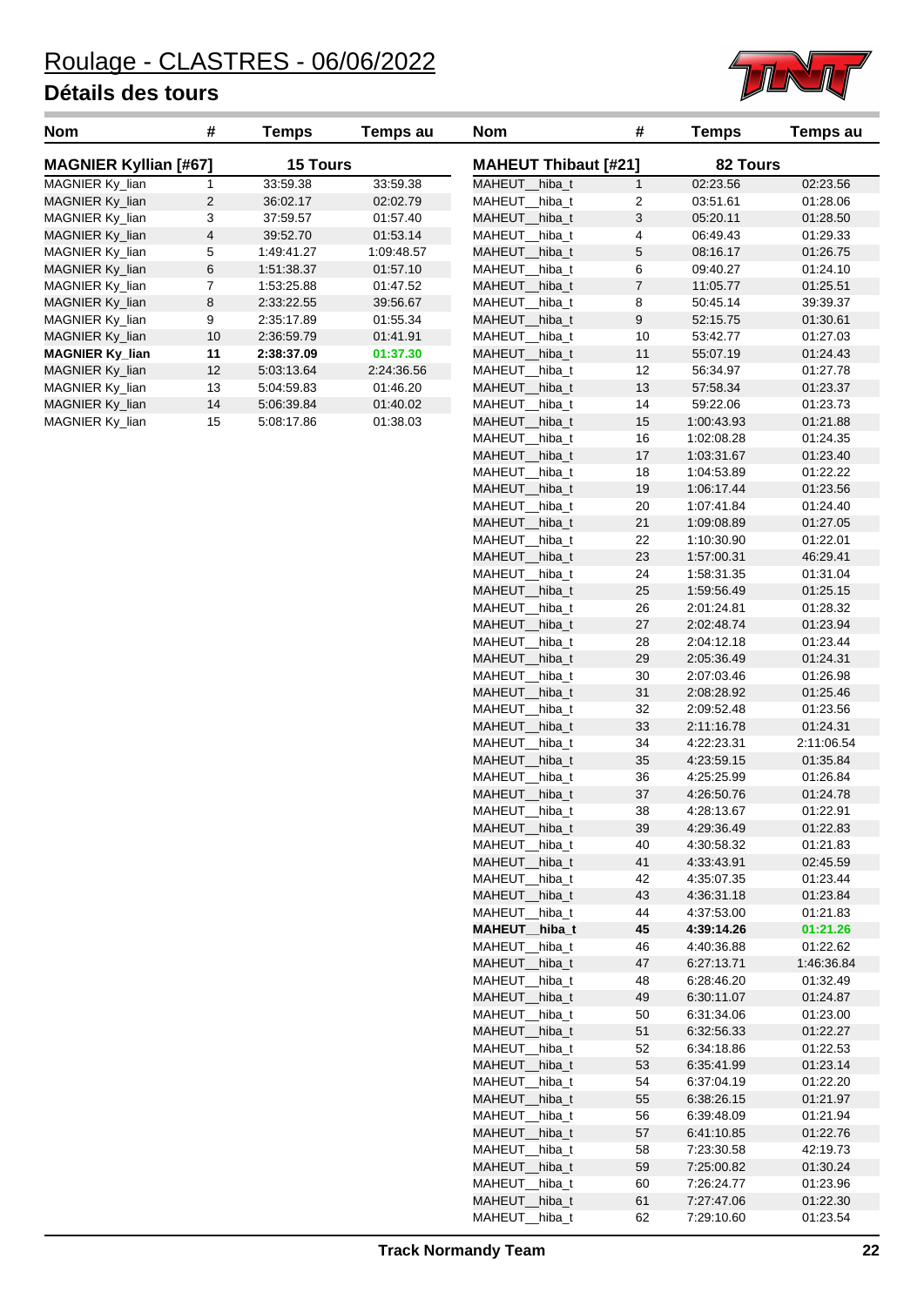# Roulage - CLASTRES - 06/06/2022

## Détails des tours

| Nom | # | Temps | Temps au |
|---|---|---|---|
| **MAGNIER Kyllian [#67]** | | **15 Tours** | |
| MAGNIER Ky_lian | 1 | 33:59.38 | 33:59.38 |
| MAGNIER Ky_lian | 2 | 36:02.17 | 02:02.79 |
| MAGNIER Ky_lian | 3 | 37:59.57 | 01:57.40 |
| MAGNIER Ky_lian | 4 | 39:52.70 | 01:53.14 |
| MAGNIER Ky_lian | 5 | 1:49:41.27 | 1:09:48.57 |
| MAGNIER Ky_lian | 6 | 1:51:38.37 | 01:57.10 |
| MAGNIER Ky_lian | 7 | 1:53:25.88 | 01:47.52 |
| MAGNIER Ky_lian | 8 | 2:33:22.55 | 39:56.67 |
| MAGNIER Ky_lian | 9 | 2:35:17.89 | 01:55.34 |
| MAGNIER Ky_lian | 10 | 2:36:59.79 | 01:41.91 |
| **MAGNIER Ky_lian** | **11** | **2:38:37.09** | **01:37.30** |
| MAGNIER Ky_lian | 12 | 5:03:13.64 | 2:24:36.56 |
| MAGNIER Ky_lian | 13 | 5:04:59.83 | 01:46.20 |
| MAGNIER Ky_lian | 14 | 5:06:39.84 | 01:40.02 |
| MAGNIER Ky_lian | 15 | 5:08:17.86 | 01:38.03 |

| Nom | # | Temps | Temps au |
|---|---|---|---|
| **MAHEUT Thibaut [#21]** | | **82 Tours** | |
| MAHEUT__hiba_t | 1 | 02:23.56 | 02:23.56 |
| MAHEUT__hiba_t | 2 | 03:51.61 | 01:28.06 |
| MAHEUT__hiba_t | 3 | 05:20.11 | 01:28.50 |
| MAHEUT__hiba_t | 4 | 06:49.43 | 01:29.33 |
| MAHEUT__hiba_t | 5 | 08:16.17 | 01:26.75 |
| MAHEUT__hiba_t | 6 | 09:40.27 | 01:24.10 |
| MAHEUT__hiba_t | 7 | 11:05.77 | 01:25.51 |
| MAHEUT__hiba_t | 8 | 50:45.14 | 39:39.37 |
| MAHEUT__hiba_t | 9 | 52:15.75 | 01:30.61 |
| MAHEUT__hiba_t | 10 | 53:42.77 | 01:27.03 |
| MAHEUT__hiba_t | 11 | 55:07.19 | 01:24.43 |
| MAHEUT__hiba_t | 12 | 56:34.97 | 01:27.78 |
| MAHEUT__hiba_t | 13 | 57:58.34 | 01:23.37 |
| MAHEUT__hiba_t | 14 | 59:22.06 | 01:23.73 |
| MAHEUT__hiba_t | 15 | 1:00:43.93 | 01:21.88 |
| MAHEUT__hiba_t | 16 | 1:02:08.28 | 01:24.35 |
| MAHEUT__hiba_t | 17 | 1:03:31.67 | 01:23.40 |
| MAHEUT__hiba_t | 18 | 1:04:53.89 | 01:22.22 |
| MAHEUT__hiba_t | 19 | 1:06:17.44 | 01:23.56 |
| MAHEUT__hiba_t | 20 | 1:07:41.84 | 01:24.40 |
| MAHEUT__hiba_t | 21 | 1:09:08.89 | 01:27.05 |
| MAHEUT__hiba_t | 22 | 1:10:30.90 | 01:22.01 |
| MAHEUT__hiba_t | 23 | 1:57:00.31 | 46:29.41 |
| MAHEUT__hiba_t | 24 | 1:58:31.35 | 01:31.04 |
| MAHEUT__hiba_t | 25 | 1:59:56.49 | 01:25.15 |
| MAHEUT__hiba_t | 26 | 2:01:24.81 | 01:28.32 |
| MAHEUT__hiba_t | 27 | 2:02:48.74 | 01:23.94 |
| MAHEUT__hiba_t | 28 | 2:04:12.18 | 01:23.44 |
| MAHEUT__hiba_t | 29 | 2:05:36.49 | 01:24.31 |
| MAHEUT__hiba_t | 30 | 2:07:03.46 | 01:26.98 |
| MAHEUT__hiba_t | 31 | 2:08:28.92 | 01:25.46 |
| MAHEUT__hiba_t | 32 | 2:09:52.48 | 01:23.56 |
| MAHEUT__hiba_t | 33 | 2:11:16.78 | 01:24.31 |
| MAHEUT__hiba_t | 34 | 4:22:23.31 | 2:11:06.54 |
| MAHEUT__hiba_t | 35 | 4:23:59.15 | 01:35.84 |
| MAHEUT__hiba_t | 36 | 4:25:25.99 | 01:26.84 |
| MAHEUT__hiba_t | 37 | 4:26:50.76 | 01:24.78 |
| MAHEUT__hiba_t | 38 | 4:28:13.67 | 01:22.91 |
| MAHEUT__hiba_t | 39 | 4:29:36.49 | 01:22.83 |
| MAHEUT__hiba_t | 40 | 4:30:58.32 | 01:21.83 |
| MAHEUT__hiba_t | 41 | 4:33:43.91 | 02:45.59 |
| MAHEUT__hiba_t | 42 | 4:35:07.35 | 01:23.44 |
| MAHEUT__hiba_t | 43 | 4:36:31.18 | 01:23.84 |
| MAHEUT__hiba_t | 44 | 4:37:53.00 | 01:21.83 |
| **MAHEUT__hiba_t** | **45** | **4:39:14.26** | **01:21.26** |
| MAHEUT__hiba_t | 46 | 4:40:36.88 | 01:22.62 |
| MAHEUT__hiba_t | 47 | 6:27:13.71 | 1:46:36.84 |
| MAHEUT__hiba_t | 48 | 6:28:46.20 | 01:32.49 |
| MAHEUT__hiba_t | 49 | 6:30:11.07 | 01:24.87 |
| MAHEUT__hiba_t | 50 | 6:31:34.06 | 01:23.00 |
| MAHEUT__hiba_t | 51 | 6:32:56.33 | 01:22.27 |
| MAHEUT__hiba_t | 52 | 6:34:18.86 | 01:22.53 |
| MAHEUT__hiba_t | 53 | 6:35:41.99 | 01:23.14 |
| MAHEUT__hiba_t | 54 | 6:37:04.19 | 01:22.20 |
| MAHEUT__hiba_t | 55 | 6:38:26.15 | 01:21.97 |
| MAHEUT__hiba_t | 56 | 6:39:48.09 | 01:21.94 |
| MAHEUT__hiba_t | 57 | 6:41:10.85 | 01:22.76 |
| MAHEUT__hiba_t | 58 | 7:23:30.58 | 42:19.73 |
| MAHEUT__hiba_t | 59 | 7:25:00.82 | 01:30.24 |
| MAHEUT__hiba_t | 60 | 7:26:24.77 | 01:23.96 |
| MAHEUT__hiba_t | 61 | 7:27:47.06 | 01:22.30 |
| MAHEUT__hiba_t | 62 | 7:29:10.60 | 01:23.54 |

Track Normandy Team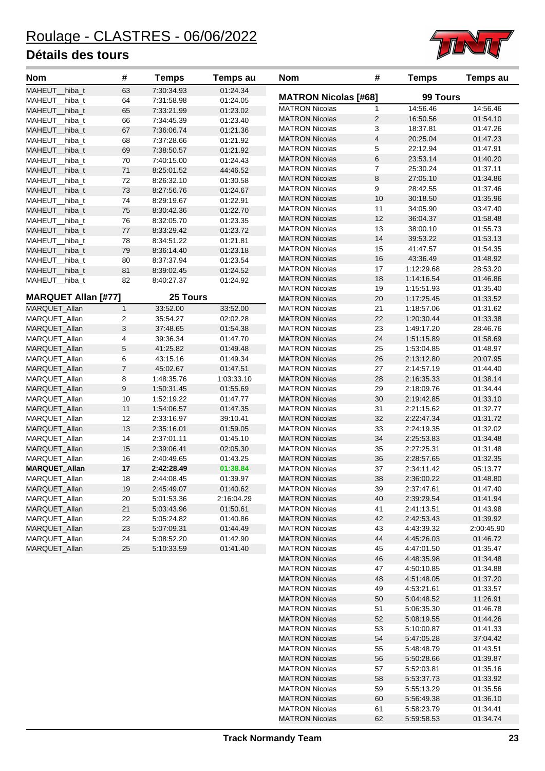# Roulage - CLASTRES - 06/06/2022

## Détails des tours

| Nom | # | Temps | Temps au |
|---|---|---|---|
| MAHEUT__hiba_t | 63 | 7:30:34.93 | 01:24.34 |
| MAHEUT__hiba_t | 64 | 7:31:58.98 | 01:24.05 |
| MAHEUT__hiba_t | 65 | 7:33:21.99 | 01:23.02 |
| MAHEUT__hiba_t | 66 | 7:34:45.39 | 01:23.40 |
| MAHEUT__hiba_t | 67 | 7:36:06.74 | 01:21.36 |
| MAHEUT__hiba_t | 68 | 7:37:28.66 | 01:21.92 |
| MAHEUT__hiba_t | 69 | 7:38:50.57 | 01:21.92 |
| MAHEUT__hiba_t | 70 | 7:40:15.00 | 01:24.43 |
| MAHEUT__hiba_t | 71 | 8:25:01.52 | 44:46.52 |
| MAHEUT__hiba_t | 72 | 8:26:32.10 | 01:30.58 |
| MAHEUT__hiba_t | 73 | 8:27:56.76 | 01:24.67 |
| MAHEUT__hiba_t | 74 | 8:29:19.67 | 01:22.91 |
| MAHEUT__hiba_t | 75 | 8:30:42.36 | 01:22.70 |
| MAHEUT__hiba_t | 76 | 8:32:05.70 | 01:23.35 |
| MAHEUT__hiba_t | 77 | 8:33:29.42 | 01:23.72 |
| MAHEUT__hiba_t | 78 | 8:34:51.22 | 01:21.81 |
| MAHEUT__hiba_t | 79 | 8:36:14.40 | 01:23.18 |
| MAHEUT__hiba_t | 80 | 8:37:37.94 | 01:23.54 |
| MAHEUT__hiba_t | 81 | 8:39:02.45 | 01:24.52 |
| MAHEUT__hiba_t | 82 | 8:40:27.37 | 01:24.92 |

**MARQUET Allan [#77]** — **25 Tours**

| Nom | # | Temps | Temps au |
|---|---|---|---|
| MARQUET_Allan | 1 | 33:52.00 | 33:52.00 |
| MARQUET_Allan | 2 | 35:54.27 | 02:02.28 |
| MARQUET_Allan | 3 | 37:48.65 | 01:54.38 |
| MARQUET_Allan | 4 | 39:36.34 | 01:47.70 |
| MARQUET_Allan | 5 | 41:25.82 | 01:49.48 |
| MARQUET_Allan | 6 | 43:15.16 | 01:49.34 |
| MARQUET_Allan | 7 | 45:02.67 | 01:47.51 |
| MARQUET_Allan | 8 | 1:48:35.76 | 1:03:33.10 |
| MARQUET_Allan | 9 | 1:50:31.45 | 01:55.69 |
| MARQUET_Allan | 10 | 1:52:19.22 | 01:47.77 |
| MARQUET_Allan | 11 | 1:54:06.57 | 01:47.35 |
| MARQUET_Allan | 12 | 2:33:16.97 | 39:10.41 |
| MARQUET_Allan | 13 | 2:35:16.01 | 01:59.05 |
| MARQUET_Allan | 14 | 2:37:01.11 | 01:45.10 |
| MARQUET_Allan | 15 | 2:39:06.41 | 02:05.30 |
| MARQUET_Allan | 16 | 2:40:49.65 | 01:43.25 |
| **MARQUET_Allan** | **17** | **2:42:28.49** | **01:38.84** |
| MARQUET_Allan | 18 | 2:44:08.45 | 01:39.97 |
| MARQUET_Allan | 19 | 2:45:49.07 | 01:40.62 |
| MARQUET_Allan | 20 | 5:01:53.36 | 2:16:04.29 |
| MARQUET_Allan | 21 | 5:03:43.96 | 01:50.61 |
| MARQUET_Allan | 22 | 5:05:24.82 | 01:40.86 |
| MARQUET_Allan | 23 | 5:07:09.31 | 01:44.49 |
| MARQUET_Allan | 24 | 5:08:52.20 | 01:42.90 |
| MARQUET_Allan | 25 | 5:10:33.59 | 01:41.40 |

**MATRON Nicolas [#68]** — **99 Tours**

| Nom | # | Temps | Temps au |
|---|---|---|---|
| MATRON Nicolas | 1 | 14:56.46 | 14:56.46 |
| MATRON Nicolas | 2 | 16:50.56 | 01:54.10 |
| MATRON Nicolas | 3 | 18:37.81 | 01:47.26 |
| MATRON Nicolas | 4 | 20:25.04 | 01:47.23 |
| MATRON Nicolas | 5 | 22:12.94 | 01:47.91 |
| MATRON Nicolas | 6 | 23:53.14 | 01:40.20 |
| MATRON Nicolas | 7 | 25:30.24 | 01:37.11 |
| MATRON Nicolas | 8 | 27:05.10 | 01:34.86 |
| MATRON Nicolas | 9 | 28:42.55 | 01:37.46 |
| MATRON Nicolas | 10 | 30:18.50 | 01:35.96 |
| MATRON Nicolas | 11 | 34:05.90 | 03:47.40 |
| MATRON Nicolas | 12 | 36:04.37 | 01:58.48 |
| MATRON Nicolas | 13 | 38:00.10 | 01:55.73 |
| MATRON Nicolas | 14 | 39:53.22 | 01:53.13 |
| MATRON Nicolas | 15 | 41:47.57 | 01:54.35 |
| MATRON Nicolas | 16 | 43:36.49 | 01:48.92 |
| MATRON Nicolas | 17 | 1:12:29.68 | 28:53.20 |
| MATRON Nicolas | 18 | 1:14:16.54 | 01:46.86 |
| MATRON Nicolas | 19 | 1:15:51.93 | 01:35.40 |
| MATRON Nicolas | 20 | 1:17:25.45 | 01:33.52 |
| MATRON Nicolas | 21 | 1:18:57.06 | 01:31.62 |
| MATRON Nicolas | 22 | 1:20:30.44 | 01:33.38 |
| MATRON Nicolas | 23 | 1:49:17.20 | 28:46.76 |
| MATRON Nicolas | 24 | 1:51:15.89 | 01:58.69 |
| MATRON Nicolas | 25 | 1:53:04.85 | 01:48.97 |
| MATRON Nicolas | 26 | 2:13:12.80 | 20:07.95 |
| MATRON Nicolas | 27 | 2:14:57.19 | 01:44.40 |
| MATRON Nicolas | 28 | 2:16:35.33 | 01:38.14 |
| MATRON Nicolas | 29 | 2:18:09.76 | 01:34.44 |
| MATRON Nicolas | 30 | 2:19:42.85 | 01:33.10 |
| MATRON Nicolas | 31 | 2:21:15.62 | 01:32.77 |
| MATRON Nicolas | 32 | 2:22:47.34 | 01:31.72 |
| MATRON Nicolas | 33 | 2:24:19.35 | 01:32.02 |
| MATRON Nicolas | 34 | 2:25:53.83 | 01:34.48 |
| MATRON Nicolas | 35 | 2:27:25.31 | 01:31.48 |
| MATRON Nicolas | 36 | 2:28:57.65 | 01:32.35 |
| MATRON Nicolas | 37 | 2:34:11.42 | 05:13.77 |
| MATRON Nicolas | 38 | 2:36:00.22 | 01:48.80 |
| MATRON Nicolas | 39 | 2:37:47.61 | 01:47.40 |
| MATRON Nicolas | 40 | 2:39:29.54 | 01:41.94 |
| MATRON Nicolas | 41 | 2:41:13.51 | 01:43.98 |
| MATRON Nicolas | 42 | 2:42:53.43 | 01:39.92 |
| MATRON Nicolas | 43 | 4:43:39.32 | 2:00:45.90 |
| MATRON Nicolas | 44 | 4:45:26.03 | 01:46.72 |
| MATRON Nicolas | 45 | 4:47:01.50 | 01:35.47 |
| MATRON Nicolas | 46 | 4:48:35.98 | 01:34.48 |
| MATRON Nicolas | 47 | 4:50:10.85 | 01:34.88 |
| MATRON Nicolas | 48 | 4:51:48.05 | 01:37.20 |
| MATRON Nicolas | 49 | 4:53:21.61 | 01:33.57 |
| MATRON Nicolas | 50 | 5:04:48.52 | 11:26.91 |
| MATRON Nicolas | 51 | 5:06:35.30 | 01:46.78 |
| MATRON Nicolas | 52 | 5:08:19.55 | 01:44.26 |
| MATRON Nicolas | 53 | 5:10:00.87 | 01:41.33 |
| MATRON Nicolas | 54 | 5:47:05.28 | 37:04.42 |
| MATRON Nicolas | 55 | 5:48:48.79 | 01:43.51 |
| MATRON Nicolas | 56 | 5:50:28.66 | 01:39.87 |
| MATRON Nicolas | 57 | 5:52:03.81 | 01:35.16 |
| MATRON Nicolas | 58 | 5:53:37.73 | 01:33.92 |
| MATRON Nicolas | 59 | 5:55:13.29 | 01:35.56 |
| MATRON Nicolas | 60 | 5:56:49.38 | 01:36.10 |
| MATRON Nicolas | 61 | 5:58:23.79 | 01:34.41 |
| MATRON Nicolas | 62 | 5:59:58.53 | 01:34.74 |

Track Normandy Team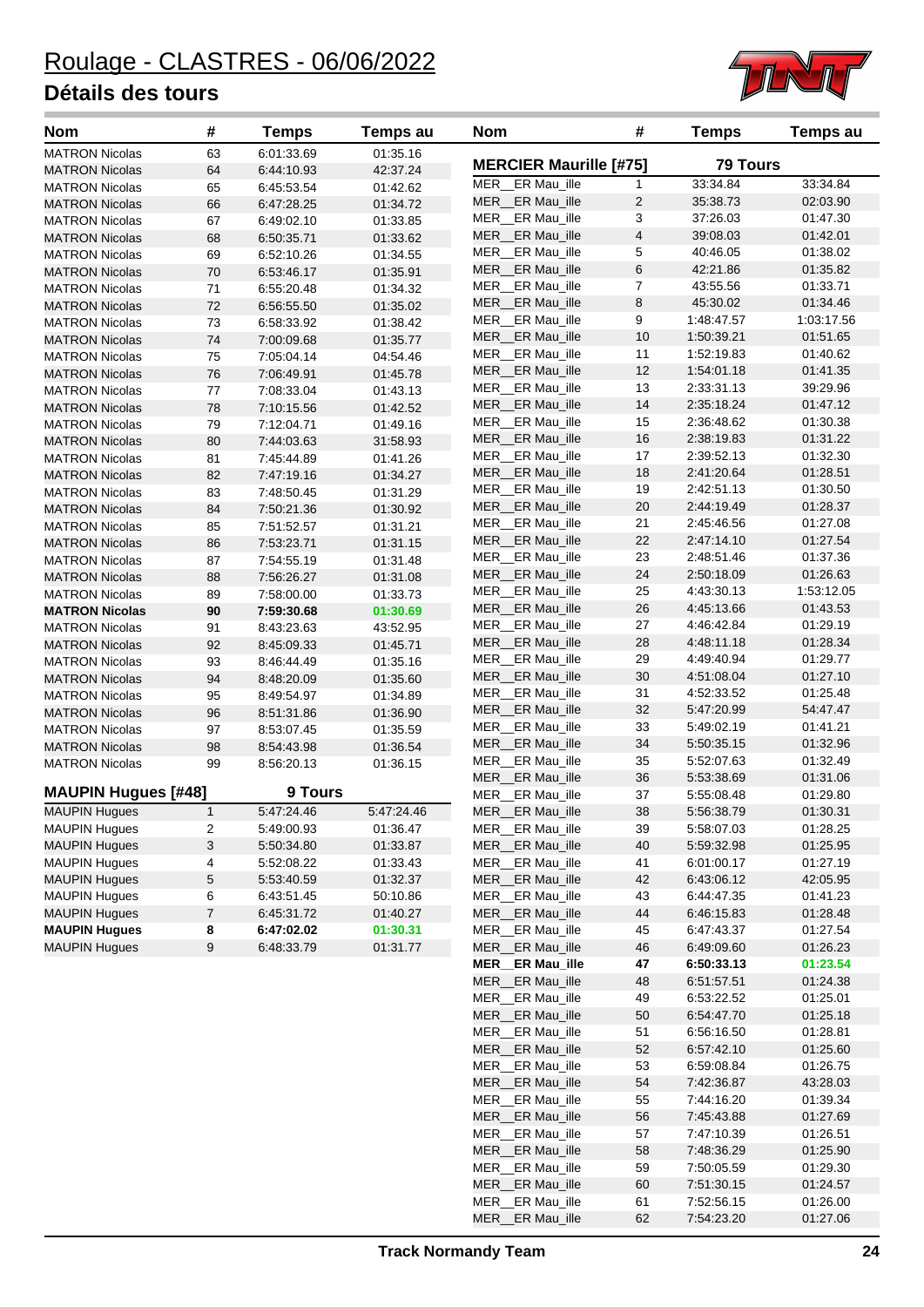# Roulage - CLASTRES - 06/06/2022

## Détails des tours

| Nom | # | Temps | Temps au |
|---|---|---|---|
| MATRON Nicolas | 63 | 6:01:33.69 | 01:35.16 |
| MATRON Nicolas | 64 | 6:44:10.93 | 42:37.24 |
| MATRON Nicolas | 65 | 6:45:53.54 | 01:42.62 |
| MATRON Nicolas | 66 | 6:47:28.25 | 01:34.72 |
| MATRON Nicolas | 67 | 6:49:02.10 | 01:33.85 |
| MATRON Nicolas | 68 | 6:50:35.71 | 01:33.62 |
| MATRON Nicolas | 69 | 6:52:10.26 | 01:34.55 |
| MATRON Nicolas | 70 | 6:53:46.17 | 01:35.91 |
| MATRON Nicolas | 71 | 6:55:20.48 | 01:34.32 |
| MATRON Nicolas | 72 | 6:56:55.50 | 01:35.02 |
| MATRON Nicolas | 73 | 6:58:33.92 | 01:38.42 |
| MATRON Nicolas | 74 | 7:00:09.68 | 01:35.77 |
| MATRON Nicolas | 75 | 7:05:04.14 | 04:54.46 |
| MATRON Nicolas | 76 | 7:06:49.91 | 01:45.78 |
| MATRON Nicolas | 77 | 7:08:33.04 | 01:43.13 |
| MATRON Nicolas | 78 | 7:10:15.56 | 01:42.52 |
| MATRON Nicolas | 79 | 7:12:04.71 | 01:49.16 |
| MATRON Nicolas | 80 | 7:44:03.63 | 31:58.93 |
| MATRON Nicolas | 81 | 7:45:44.89 | 01:41.26 |
| MATRON Nicolas | 82 | 7:47:19.16 | 01:34.27 |
| MATRON Nicolas | 83 | 7:48:50.45 | 01:31.29 |
| MATRON Nicolas | 84 | 7:50:21.36 | 01:30.92 |
| MATRON Nicolas | 85 | 7:51:52.57 | 01:31.21 |
| MATRON Nicolas | 86 | 7:53:23.71 | 01:31.15 |
| MATRON Nicolas | 87 | 7:54:55.19 | 01:31.48 |
| MATRON Nicolas | 88 | 7:56:26.27 | 01:31.08 |
| MATRON Nicolas | 89 | 7:58:00.00 | 01:33.73 |
| **MATRON Nicolas** | **90** | **7:59:30.68** | **01:30.69** |
| MATRON Nicolas | 91 | 8:43:23.63 | 43:52.95 |
| MATRON Nicolas | 92 | 8:45:09.33 | 01:45.71 |
| MATRON Nicolas | 93 | 8:46:44.49 | 01:35.16 |
| MATRON Nicolas | 94 | 8:48:20.09 | 01:35.60 |
| MATRON Nicolas | 95 | 8:49:54.97 | 01:34.89 |
| MATRON Nicolas | 96 | 8:51:31.86 | 01:36.90 |
| MATRON Nicolas | 97 | 8:53:07.45 | 01:35.59 |
| MATRON Nicolas | 98 | 8:54:43.98 | 01:36.54 |
| MATRON Nicolas | 99 | 8:56:20.13 | 01:36.15 |

### MAUPIN Hugues [#48] — 9 Tours

| Nom | # | Temps | Temps au |
|---|---|---|---|
| MAUPIN Hugues | 1 | 5:47:24.46 | 5:47:24.46 |
| MAUPIN Hugues | 2 | 5:49:00.93 | 01:36.47 |
| MAUPIN Hugues | 3 | 5:50:34.80 | 01:33.87 |
| MAUPIN Hugues | 4 | 5:52:08.22 | 01:33.43 |
| MAUPIN Hugues | 5 | 5:53:40.59 | 01:32.37 |
| MAUPIN Hugues | 6 | 6:43:51.45 | 50:10.86 |
| MAUPIN Hugues | 7 | 6:45:31.72 | 01:40.27 |
| **MAUPIN Hugues** | **8** | **6:47:02.02** | **01:30.31** |
| MAUPIN Hugues | 9 | 6:48:33.79 | 01:31.77 |

### MERCIER Maurille [#75] — 79 Tours

| Nom | # | Temps | Temps au |
|---|---|---|---|
| MER__ER Mau_ille | 1 | 33:34.84 | 33:34.84 |
| MER__ER Mau_ille | 2 | 35:38.73 | 02:03.90 |
| MER__ER Mau_ille | 3 | 37:26.03 | 01:47.30 |
| MER__ER Mau_ille | 4 | 39:08.03 | 01:42.01 |
| MER__ER Mau_ille | 5 | 40:46.05 | 01:38.02 |
| MER__ER Mau_ille | 6 | 42:21.86 | 01:35.82 |
| MER__ER Mau_ille | 7 | 43:55.56 | 01:33.71 |
| MER__ER Mau_ille | 8 | 45:30.02 | 01:34.46 |
| MER__ER Mau_ille | 9 | 1:48:47.57 | 1:03:17.56 |
| MER__ER Mau_ille | 10 | 1:50:39.21 | 01:51.65 |
| MER__ER Mau_ille | 11 | 1:52:19.83 | 01:40.62 |
| MER__ER Mau_ille | 12 | 1:54:01.18 | 01:41.35 |
| MER__ER Mau_ille | 13 | 2:33:31.13 | 39:29.96 |
| MER__ER Mau_ille | 14 | 2:35:18.24 | 01:47.12 |
| MER__ER Mau_ille | 15 | 2:36:48.62 | 01:30.38 |
| MER__ER Mau_ille | 16 | 2:38:19.83 | 01:31.22 |
| MER__ER Mau_ille | 17 | 2:39:52.13 | 01:32.30 |
| MER__ER Mau_ille | 18 | 2:41:20.64 | 01:28.51 |
| MER__ER Mau_ille | 19 | 2:42:51.13 | 01:30.50 |
| MER__ER Mau_ille | 20 | 2:44:19.49 | 01:28.37 |
| MER__ER Mau_ille | 21 | 2:45:46.56 | 01:27.08 |
| MER__ER Mau_ille | 22 | 2:47:14.10 | 01:27.54 |
| MER__ER Mau_ille | 23 | 2:48:51.46 | 01:37.36 |
| MER__ER Mau_ille | 24 | 2:50:18.09 | 01:26.63 |
| MER__ER Mau_ille | 25 | 4:43:30.13 | 1:53:12.05 |
| MER__ER Mau_ille | 26 | 4:45:13.66 | 01:43.53 |
| MER__ER Mau_ille | 27 | 4:46:42.84 | 01:29.19 |
| MER__ER Mau_ille | 28 | 4:48:11.18 | 01:28.34 |
| MER__ER Mau_ille | 29 | 4:49:40.94 | 01:29.77 |
| MER__ER Mau_ille | 30 | 4:51:08.04 | 01:27.10 |
| MER__ER Mau_ille | 31 | 4:52:33.52 | 01:25.48 |
| MER__ER Mau_ille | 32 | 5:47:20.99 | 54:47.47 |
| MER__ER Mau_ille | 33 | 5:49:02.19 | 01:41.21 |
| MER__ER Mau_ille | 34 | 5:50:35.15 | 01:32.96 |
| MER__ER Mau_ille | 35 | 5:52:07.63 | 01:32.49 |
| MER__ER Mau_ille | 36 | 5:53:38.69 | 01:31.06 |
| MER__ER Mau_ille | 37 | 5:55:08.48 | 01:29.80 |
| MER__ER Mau_ille | 38 | 5:56:38.79 | 01:30.31 |
| MER__ER Mau_ille | 39 | 5:58:07.03 | 01:28.25 |
| MER__ER Mau_ille | 40 | 5:59:32.98 | 01:25.95 |
| MER__ER Mau_ille | 41 | 6:01:00.17 | 01:27.19 |
| MER__ER Mau_ille | 42 | 6:43:06.12 | 42:05.95 |
| MER__ER Mau_ille | 43 | 6:44:47.35 | 01:41.23 |
| MER__ER Mau_ille | 44 | 6:46:15.83 | 01:28.48 |
| MER__ER Mau_ille | 45 | 6:47:43.37 | 01:27.54 |
| MER__ER Mau_ille | 46 | 6:49:09.60 | 01:26.23 |
| **MER__ER Mau_ille** | **47** | **6:50:33.13** | **01:23.54** |
| MER__ER Mau_ille | 48 | 6:51:57.51 | 01:24.38 |
| MER__ER Mau_ille | 49 | 6:53:22.52 | 01:25.01 |
| MER__ER Mau_ille | 50 | 6:54:47.70 | 01:25.18 |
| MER__ER Mau_ille | 51 | 6:56:16.50 | 01:28.81 |
| MER__ER Mau_ille | 52 | 6:57:42.10 | 01:25.60 |
| MER__ER Mau_ille | 53 | 6:59:08.84 | 01:26.75 |
| MER__ER Mau_ille | 54 | 7:42:36.87 | 43:28.03 |
| MER__ER Mau_ille | 55 | 7:44:16.20 | 01:39.34 |
| MER__ER Mau_ille | 56 | 7:45:43.88 | 01:27.69 |
| MER__ER Mau_ille | 57 | 7:47:10.39 | 01:26.51 |
| MER__ER Mau_ille | 58 | 7:48:36.29 | 01:25.90 |
| MER__ER Mau_ille | 59 | 7:50:05.59 | 01:29.30 |
| MER__ER Mau_ille | 60 | 7:51:30.15 | 01:24.57 |
| MER__ER Mau_ille | 61 | 7:52:56.15 | 01:26.00 |
| MER__ER Mau_ille | 62 | 7:54:23.20 | 01:27.06 |

Track Normandy Team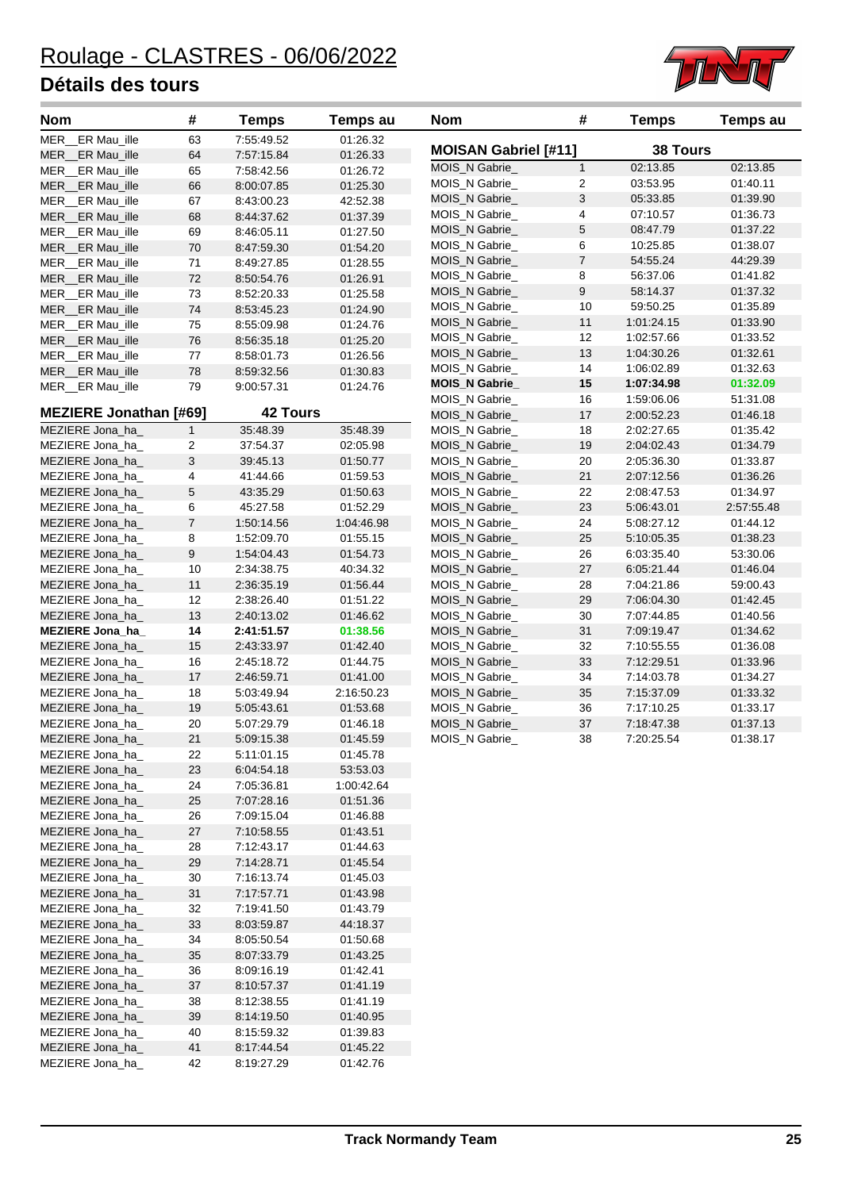# Roulage - CLASTRES - 06/06/2022

## Détails des tours

| Nom | # | Temps | Temps au |
|---|---|---|---|
| MER__ER Mau_ille | 63 | 7:55:49.52 | 01:26.32 |
| MER__ER Mau_ille | 64 | 7:57:15.84 | 01:26.33 |
| MER__ER Mau_ille | 65 | 7:58:42.56 | 01:26.72 |
| MER__ER Mau_ille | 66 | 8:00:07.85 | 01:25.30 |
| MER__ER Mau_ille | 67 | 8:43:00.23 | 42:52.38 |
| MER__ER Mau_ille | 68 | 8:44:37.62 | 01:37.39 |
| MER__ER Mau_ille | 69 | 8:46:05.11 | 01:27.50 |
| MER__ER Mau_ille | 70 | 8:47:59.30 | 01:54.20 |
| MER__ER Mau_ille | 71 | 8:49:27.85 | 01:28.55 |
| MER__ER Mau_ille | 72 | 8:50:54.76 | 01:26.91 |
| MER__ER Mau_ille | 73 | 8:52:20.33 | 01:25.58 |
| MER__ER Mau_ille | 74 | 8:53:45.23 | 01:24.90 |
| MER__ER Mau_ille | 75 | 8:55:09.98 | 01:24.76 |
| MER__ER Mau_ille | 76 | 8:56:35.18 | 01:25.20 |
| MER__ER Mau_ille | 77 | 8:58:01.73 | 01:26.56 |
| MER__ER Mau_ille | 78 | 8:59:32.56 | 01:30.83 |
| MER__ER Mau_ille | 79 | 9:00:57.31 | 01:24.76 |

| **MEZIERE Jonathan [#69]** | | **42 Tours** | |
|---|---|---|---|
| MEZIERE Jona_ha_ | 1 | 35:48.39 | 35:48.39 |
| MEZIERE Jona_ha_ | 2 | 37:54.37 | 02:05.98 |
| MEZIERE Jona_ha_ | 3 | 39:45.13 | 01:50.77 |
| MEZIERE Jona_ha_ | 4 | 41:44.66 | 01:59.53 |
| MEZIERE Jona_ha_ | 5 | 43:35.29 | 01:50.63 |
| MEZIERE Jona_ha_ | 6 | 45:27.58 | 01:52.29 |
| MEZIERE Jona_ha_ | 7 | 1:50:14.56 | 1:04:46.98 |
| MEZIERE Jona_ha_ | 8 | 1:52:09.70 | 01:55.15 |
| MEZIERE Jona_ha_ | 9 | 1:54:04.43 | 01:54.73 |
| MEZIERE Jona_ha_ | 10 | 2:34:38.75 | 40:34.32 |
| MEZIERE Jona_ha_ | 11 | 2:36:35.19 | 01:56.44 |
| MEZIERE Jona_ha_ | 12 | 2:38:26.40 | 01:51.22 |
| MEZIERE Jona_ha_ | 13 | 2:40:13.02 | 01:46.62 |
| **MEZIERE Jona_ha_** | **14** | **2:41:51.57** | **01:38.56** |
| MEZIERE Jona_ha_ | 15 | 2:43:33.97 | 01:42.40 |
| MEZIERE Jona_ha_ | 16 | 2:45:18.72 | 01:44.75 |
| MEZIERE Jona_ha_ | 17 | 2:46:59.71 | 01:41.00 |
| MEZIERE Jona_ha_ | 18 | 5:03:49.94 | 2:16:50.23 |
| MEZIERE Jona_ha_ | 19 | 5:05:43.61 | 01:53.68 |
| MEZIERE Jona_ha_ | 20 | 5:07:29.79 | 01:46.18 |
| MEZIERE Jona_ha_ | 21 | 5:09:15.38 | 01:45.59 |
| MEZIERE Jona_ha_ | 22 | 5:11:01.15 | 01:45.78 |
| MEZIERE Jona_ha_ | 23 | 6:04:54.18 | 53:53.03 |
| MEZIERE Jona_ha_ | 24 | 7:05:36.81 | 1:00:42.64 |
| MEZIERE Jona_ha_ | 25 | 7:07:28.16 | 01:51.36 |
| MEZIERE Jona_ha_ | 26 | 7:09:15.04 | 01:46.88 |
| MEZIERE Jona_ha_ | 27 | 7:10:58.55 | 01:43.51 |
| MEZIERE Jona_ha_ | 28 | 7:12:43.17 | 01:44.63 |
| MEZIERE Jona_ha_ | 29 | 7:14:28.71 | 01:45.54 |
| MEZIERE Jona_ha_ | 30 | 7:16:13.74 | 01:45.03 |
| MEZIERE Jona_ha_ | 31 | 7:17:57.71 | 01:43.98 |
| MEZIERE Jona_ha_ | 32 | 7:19:41.50 | 01:43.79 |
| MEZIERE Jona_ha_ | 33 | 8:03:59.87 | 44:18.37 |
| MEZIERE Jona_ha_ | 34 | 8:05:50.54 | 01:50.68 |
| MEZIERE Jona_ha_ | 35 | 8:07:33.79 | 01:43.25 |
| MEZIERE Jona_ha_ | 36 | 8:09:16.19 | 01:42.41 |
| MEZIERE Jona_ha_ | 37 | 8:10:57.37 | 01:41.19 |
| MEZIERE Jona_ha_ | 38 | 8:12:38.55 | 01:41.19 |
| MEZIERE Jona_ha_ | 39 | 8:14:19.50 | 01:40.95 |
| MEZIERE Jona_ha_ | 40 | 8:15:59.32 | 01:39.83 |
| MEZIERE Jona_ha_ | 41 | 8:17:44.54 | 01:45.22 |
| MEZIERE Jona_ha_ | 42 | 8:19:27.29 | 01:42.76 |

| Nom | # | Temps | Temps au |
|---|---|---|---|
| **MOISAN Gabriel [#11]** | | **38 Tours** | |
| MOIS_N Gabrie_ | 1 | 02:13.85 | 02:13.85 |
| MOIS_N Gabrie_ | 2 | 03:53.95 | 01:40.11 |
| MOIS_N Gabrie_ | 3 | 05:33.85 | 01:39.90 |
| MOIS_N Gabrie_ | 4 | 07:10.57 | 01:36.73 |
| MOIS_N Gabrie_ | 5 | 08:47.79 | 01:37.22 |
| MOIS_N Gabrie_ | 6 | 10:25.85 | 01:38.07 |
| MOIS_N Gabrie_ | 7 | 54:55.24 | 44:29.39 |
| MOIS_N Gabrie_ | 8 | 56:37.06 | 01:41.82 |
| MOIS_N Gabrie_ | 9 | 58:14.37 | 01:37.32 |
| MOIS_N Gabrie_ | 10 | 59:50.25 | 01:35.89 |
| MOIS_N Gabrie_ | 11 | 1:01:24.15 | 01:33.90 |
| MOIS_N Gabrie_ | 12 | 1:02:57.66 | 01:33.52 |
| MOIS_N Gabrie_ | 13 | 1:04:30.26 | 01:32.61 |
| MOIS_N Gabrie_ | 14 | 1:06:02.89 | 01:32.63 |
| **MOIS_N Gabrie_** | **15** | **1:07:34.98** | **01:32.09** |
| MOIS_N Gabrie_ | 16 | 1:59:06.06 | 51:31.08 |
| MOIS_N Gabrie_ | 17 | 2:00:52.23 | 01:46.18 |
| MOIS_N Gabrie_ | 18 | 2:02:27.65 | 01:35.42 |
| MOIS_N Gabrie_ | 19 | 2:04:02.43 | 01:34.79 |
| MOIS_N Gabrie_ | 20 | 2:05:36.30 | 01:33.87 |
| MOIS_N Gabrie_ | 21 | 2:07:12.56 | 01:36.26 |
| MOIS_N Gabrie_ | 22 | 2:08:47.53 | 01:34.97 |
| MOIS_N Gabrie_ | 23 | 5:06:43.01 | 2:57:55.48 |
| MOIS_N Gabrie_ | 24 | 5:08:27.12 | 01:44.12 |
| MOIS_N Gabrie_ | 25 | 5:10:05.35 | 01:38.23 |
| MOIS_N Gabrie_ | 26 | 6:03:35.40 | 53:30.06 |
| MOIS_N Gabrie_ | 27 | 6:05:21.44 | 01:46.04 |
| MOIS_N Gabrie_ | 28 | 7:04:21.86 | 59:00.43 |
| MOIS_N Gabrie_ | 29 | 7:06:04.30 | 01:42.45 |
| MOIS_N Gabrie_ | 30 | 7:07:44.85 | 01:40.56 |
| MOIS_N Gabrie_ | 31 | 7:09:19.47 | 01:34.62 |
| MOIS_N Gabrie_ | 32 | 7:10:55.55 | 01:36.08 |
| MOIS_N Gabrie_ | 33 | 7:12:29.51 | 01:33.96 |
| MOIS_N Gabrie_ | 34 | 7:14:03.78 | 01:34.27 |
| MOIS_N Gabrie_ | 35 | 7:15:37.09 | 01:33.32 |
| MOIS_N Gabrie_ | 36 | 7:17:10.25 | 01:33.17 |
| MOIS_N Gabrie_ | 37 | 7:18:47.38 | 01:37.13 |
| MOIS_N Gabrie_ | 38 | 7:20:25.54 | 01:38.17 |

**Track Normandy Team**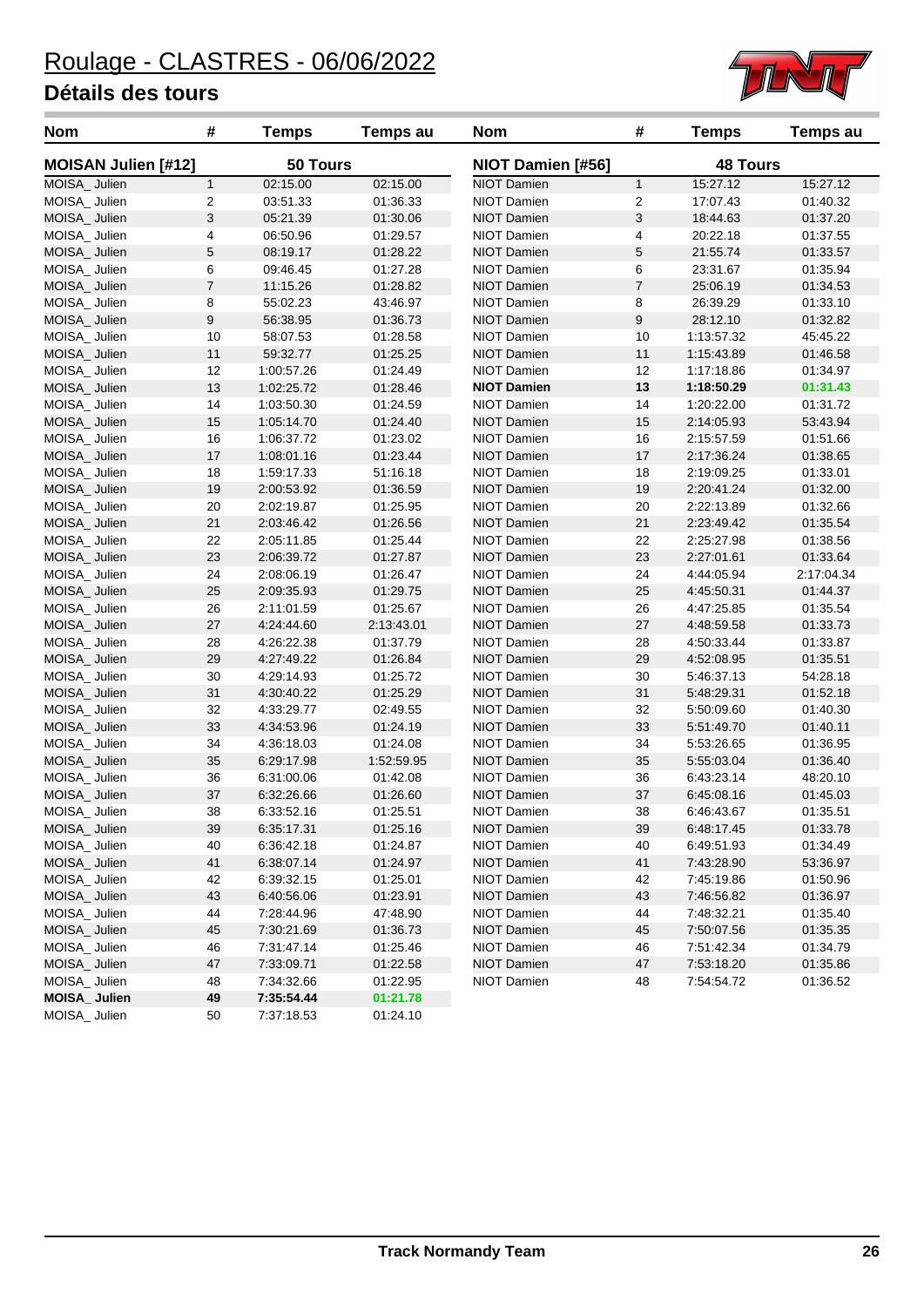# Roulage - CLASTRES - 06/06/2022

## Détails des tours

| Nom | # | Temps | Temps au |
|---|---|---|---|
| **MOISAN Julien [#12]** | | **50 Tours** | |
| MOISA_ Julien | 1 | 02:15.00 | 02:15.00 |
| MOISA_ Julien | 2 | 03:51.33 | 01:36.33 |
| MOISA_ Julien | 3 | 05:21.39 | 01:30.06 |
| MOISA_ Julien | 4 | 06:50.96 | 01:29.57 |
| MOISA_ Julien | 5 | 08:19.17 | 01:28.22 |
| MOISA_ Julien | 6 | 09:46.45 | 01:27.28 |
| MOISA_ Julien | 7 | 11:15.26 | 01:28.82 |
| MOISA_ Julien | 8 | 55:02.23 | 43:46.97 |
| MOISA_ Julien | 9 | 56:38.95 | 01:36.73 |
| MOISA_ Julien | 10 | 58:07.53 | 01:28.58 |
| MOISA_ Julien | 11 | 59:32.77 | 01:25.25 |
| MOISA_ Julien | 12 | 1:00:57.26 | 01:24.49 |
| MOISA_ Julien | 13 | 1:02:25.72 | 01:28.46 |
| MOISA_ Julien | 14 | 1:03:50.30 | 01:24.59 |
| MOISA_ Julien | 15 | 1:05:14.70 | 01:24.40 |
| MOISA_ Julien | 16 | 1:06:37.72 | 01:23.02 |
| MOISA_ Julien | 17 | 1:08:01.16 | 01:23.44 |
| MOISA_ Julien | 18 | 1:59:17.33 | 51:16.18 |
| MOISA_ Julien | 19 | 2:00:53.92 | 01:36.59 |
| MOISA_ Julien | 20 | 2:02:19.87 | 01:25.95 |
| MOISA_ Julien | 21 | 2:03:46.42 | 01:26.56 |
| MOISA_ Julien | 22 | 2:05:11.85 | 01:25.44 |
| MOISA_ Julien | 23 | 2:06:39.72 | 01:27.87 |
| MOISA_ Julien | 24 | 2:08:06.19 | 01:26.47 |
| MOISA_ Julien | 25 | 2:09:35.93 | 01:29.75 |
| MOISA_ Julien | 26 | 2:11:01.59 | 01:25.67 |
| MOISA_ Julien | 27 | 4:24:44.60 | 2:13:43.01 |
| MOISA_ Julien | 28 | 4:26:22.38 | 01:37.79 |
| MOISA_ Julien | 29 | 4:27:49.22 | 01:26.84 |
| MOISA_ Julien | 30 | 4:29:14.93 | 01:25.72 |
| MOISA_ Julien | 31 | 4:30:40.22 | 01:25.29 |
| MOISA_ Julien | 32 | 4:33:29.77 | 02:49.55 |
| MOISA_ Julien | 33 | 4:34:53.96 | 01:24.19 |
| MOISA_ Julien | 34 | 4:36:18.03 | 01:24.08 |
| MOISA_ Julien | 35 | 6:29:17.98 | 1:52:59.95 |
| MOISA_ Julien | 36 | 6:31:00.06 | 01:42.08 |
| MOISA_ Julien | 37 | 6:32:26.66 | 01:26.60 |
| MOISA_ Julien | 38 | 6:33:52.16 | 01:25.51 |
| MOISA_ Julien | 39 | 6:35:17.31 | 01:25.16 |
| MOISA_ Julien | 40 | 6:36:42.18 | 01:24.87 |
| MOISA_ Julien | 41 | 6:38:07.14 | 01:24.97 |
| MOISA_ Julien | 42 | 6:39:32.15 | 01:25.01 |
| MOISA_ Julien | 43 | 6:40:56.06 | 01:23.91 |
| MOISA_ Julien | 44 | 7:28:44.96 | 47:48.90 |
| MOISA_ Julien | 45 | 7:30:21.69 | 01:36.73 |
| MOISA_ Julien | 46 | 7:31:47.14 | 01:25.46 |
| MOISA_ Julien | 47 | 7:33:09.71 | 01:22.58 |
| MOISA_ Julien | 48 | 7:34:32.66 | 01:22.95 |
| **MOISA_ Julien** | **49** | **7:35:54.44** | **01:21.78** |
| MOISA_ Julien | 50 | 7:37:18.53 | 01:24.10 |

| Nom | # | Temps | Temps au |
|---|---|---|---|
| **NIOT Damien [#56]** | | **48 Tours** | |
| NIOT Damien | 1 | 15:27.12 | 15:27.12 |
| NIOT Damien | 2 | 17:07.43 | 01:40.32 |
| NIOT Damien | 3 | 18:44.63 | 01:37.20 |
| NIOT Damien | 4 | 20:22.18 | 01:37.55 |
| NIOT Damien | 5 | 21:55.74 | 01:33.57 |
| NIOT Damien | 6 | 23:31.67 | 01:35.94 |
| NIOT Damien | 7 | 25:06.19 | 01:34.53 |
| NIOT Damien | 8 | 26:39.29 | 01:33.10 |
| NIOT Damien | 9 | 28:12.10 | 01:32.82 |
| NIOT Damien | 10 | 1:13:57.32 | 45:45.22 |
| NIOT Damien | 11 | 1:15:43.89 | 01:46.58 |
| NIOT Damien | 12 | 1:17:18.86 | 01:34.97 |
| **NIOT Damien** | **13** | **1:18:50.29** | **01:31.43** |
| NIOT Damien | 14 | 1:20:22.00 | 01:31.72 |
| NIOT Damien | 15 | 2:14:05.93 | 53:43.94 |
| NIOT Damien | 16 | 2:15:57.59 | 01:51.66 |
| NIOT Damien | 17 | 2:17:36.24 | 01:38.65 |
| NIOT Damien | 18 | 2:19:09.25 | 01:33.01 |
| NIOT Damien | 19 | 2:20:41.24 | 01:32.00 |
| NIOT Damien | 20 | 2:22:13.89 | 01:32.66 |
| NIOT Damien | 21 | 2:23:49.42 | 01:35.54 |
| NIOT Damien | 22 | 2:25:27.98 | 01:38.56 |
| NIOT Damien | 23 | 2:27:01.61 | 01:33.64 |
| NIOT Damien | 24 | 4:44:05.94 | 2:17:04.34 |
| NIOT Damien | 25 | 4:45:50.31 | 01:44.37 |
| NIOT Damien | 26 | 4:47:25.85 | 01:35.54 |
| NIOT Damien | 27 | 4:48:59.58 | 01:33.73 |
| NIOT Damien | 28 | 4:50:33.44 | 01:33.87 |
| NIOT Damien | 29 | 4:52:08.95 | 01:35.51 |
| NIOT Damien | 30 | 5:46:37.13 | 54:28.18 |
| NIOT Damien | 31 | 5:48:29.31 | 01:52.18 |
| NIOT Damien | 32 | 5:50:09.60 | 01:40.30 |
| NIOT Damien | 33 | 5:51:49.70 | 01:40.11 |
| NIOT Damien | 34 | 5:53:26.65 | 01:36.95 |
| NIOT Damien | 35 | 5:55:03.04 | 01:36.40 |
| NIOT Damien | 36 | 6:43:23.14 | 48:20.10 |
| NIOT Damien | 37 | 6:45:08.16 | 01:45.03 |
| NIOT Damien | 38 | 6:46:43.67 | 01:35.51 |
| NIOT Damien | 39 | 6:48:17.45 | 01:33.78 |
| NIOT Damien | 40 | 6:49:51.93 | 01:34.49 |
| NIOT Damien | 41 | 7:43:28.90 | 53:36.97 |
| NIOT Damien | 42 | 7:45:19.86 | 01:50.96 |
| NIOT Damien | 43 | 7:46:56.82 | 01:36.97 |
| NIOT Damien | 44 | 7:48:32.21 | 01:35.40 |
| NIOT Damien | 45 | 7:50:07.56 | 01:35.35 |
| NIOT Damien | 46 | 7:51:42.34 | 01:34.79 |
| NIOT Damien | 47 | 7:53:18.20 | 01:35.86 |
| NIOT Damien | 48 | 7:54:54.72 | 01:36.52 |

**Track Normandy Team**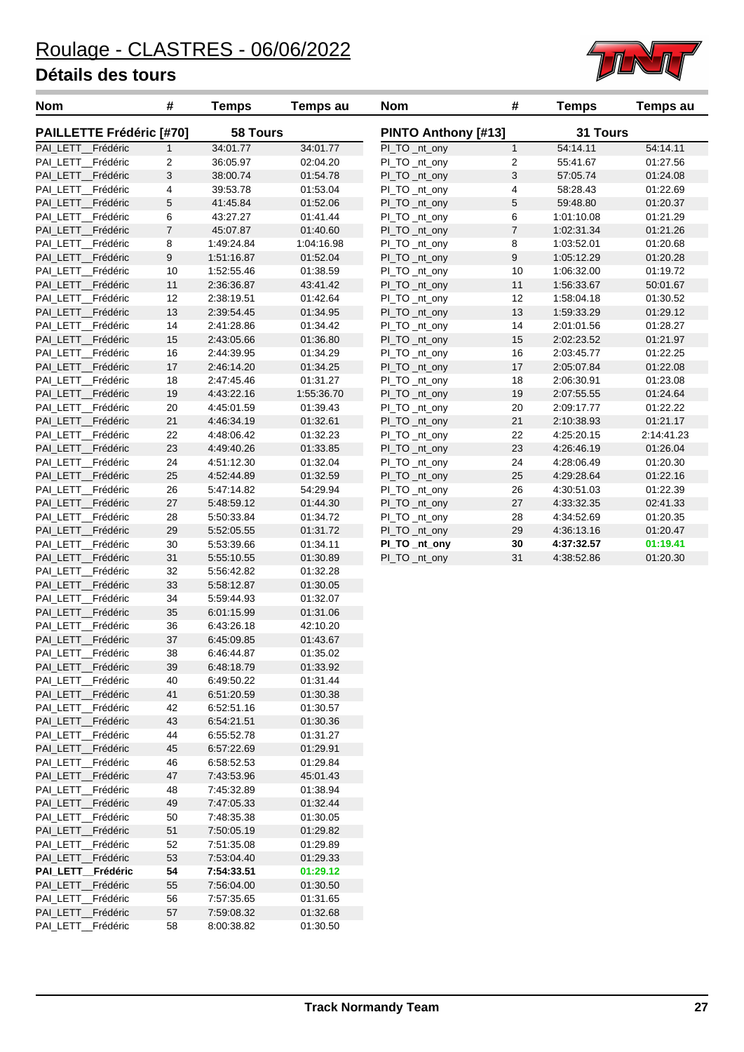# Roulage - CLASTRES - 06/06/2022

## Détails des tours

### PAILLETTE Frédéric [#70] — 58 Tours

| Nom | # | Temps | Temps au |
|---|---|---|---|
| PAI_LETT__Frédéric | 1 | 34:01.77 | 34:01.77 |
| PAI_LETT__Frédéric | 2 | 36:05.97 | 02:04.20 |
| PAI_LETT__Frédéric | 3 | 38:00.74 | 01:54.78 |
| PAI_LETT__Frédéric | 4 | 39:53.78 | 01:53.04 |
| PAI_LETT__Frédéric | 5 | 41:45.84 | 01:52.06 |
| PAI_LETT__Frédéric | 6 | 43:27.27 | 01:41.44 |
| PAI_LETT__Frédéric | 7 | 45:07.87 | 01:40.60 |
| PAI_LETT__Frédéric | 8 | 1:49:24.84 | 1:04:16.98 |
| PAI_LETT__Frédéric | 9 | 1:51:16.87 | 01:52.04 |
| PAI_LETT__Frédéric | 10 | 1:52:55.46 | 01:38.59 |
| PAI_LETT__Frédéric | 11 | 2:36:36.87 | 43:41.42 |
| PAI_LETT__Frédéric | 12 | 2:38:19.51 | 01:42.64 |
| PAI_LETT__Frédéric | 13 | 2:39:54.45 | 01:34.95 |
| PAI_LETT__Frédéric | 14 | 2:41:28.86 | 01:34.42 |
| PAI_LETT__Frédéric | 15 | 2:43:05.66 | 01:36.80 |
| PAI_LETT__Frédéric | 16 | 2:44:39.95 | 01:34.29 |
| PAI_LETT__Frédéric | 17 | 2:46:14.20 | 01:34.25 |
| PAI_LETT__Frédéric | 18 | 2:47:45.46 | 01:31.27 |
| PAI_LETT__Frédéric | 19 | 4:43:22.16 | 1:55:36.70 |
| PAI_LETT__Frédéric | 20 | 4:45:01.59 | 01:39.43 |
| PAI_LETT__Frédéric | 21 | 4:46:34.19 | 01:32.61 |
| PAI_LETT__Frédéric | 22 | 4:48:06.42 | 01:32.23 |
| PAI_LETT__Frédéric | 23 | 4:49:40.26 | 01:33.85 |
| PAI_LETT__Frédéric | 24 | 4:51:12.30 | 01:32.04 |
| PAI_LETT__Frédéric | 25 | 4:52:44.89 | 01:32.59 |
| PAI_LETT__Frédéric | 26 | 5:47:14.82 | 54:29.94 |
| PAI_LETT__Frédéric | 27 | 5:48:59.12 | 01:44.30 |
| PAI_LETT__Frédéric | 28 | 5:50:33.84 | 01:34.72 |
| PAI_LETT__Frédéric | 29 | 5:52:05.55 | 01:31.72 |
| PAI_LETT__Frédéric | 30 | 5:53:39.66 | 01:34.11 |
| PAI_LETT__Frédéric | 31 | 5:55:10.55 | 01:30.89 |
| PAI_LETT__Frédéric | 32 | 5:56:42.82 | 01:32.28 |
| PAI_LETT__Frédéric | 33 | 5:58:12.87 | 01:30.05 |
| PAI_LETT__Frédéric | 34 | 5:59:44.93 | 01:32.07 |
| PAI_LETT__Frédéric | 35 | 6:01:15.99 | 01:31.06 |
| PAI_LETT__Frédéric | 36 | 6:43:26.18 | 42:10.20 |
| PAI_LETT__Frédéric | 37 | 6:45:09.85 | 01:43.67 |
| PAI_LETT__Frédéric | 38 | 6:46:44.87 | 01:35.02 |
| PAI_LETT__Frédéric | 39 | 6:48:18.79 | 01:33.92 |
| PAI_LETT__Frédéric | 40 | 6:49:50.22 | 01:31.44 |
| PAI_LETT__Frédéric | 41 | 6:51:20.59 | 01:30.38 |
| PAI_LETT__Frédéric | 42 | 6:52:51.16 | 01:30.57 |
| PAI_LETT__Frédéric | 43 | 6:54:21.51 | 01:30.36 |
| PAI_LETT__Frédéric | 44 | 6:55:52.78 | 01:31.27 |
| PAI_LETT__Frédéric | 45 | 6:57:22.69 | 01:29.91 |
| PAI_LETT__Frédéric | 46 | 6:58:52.53 | 01:29.84 |
| PAI_LETT__Frédéric | 47 | 7:43:53.96 | 45:01.43 |
| PAI_LETT__Frédéric | 48 | 7:45:32.89 | 01:38.94 |
| PAI_LETT__Frédéric | 49 | 7:47:05.33 | 01:32.44 |
| PAI_LETT__Frédéric | 50 | 7:48:35.38 | 01:30.05 |
| PAI_LETT__Frédéric | 51 | 7:50:05.19 | 01:29.82 |
| PAI_LETT__Frédéric | 52 | 7:51:35.08 | 01:29.89 |
| PAI_LETT__Frédéric | 53 | 7:53:04.40 | 01:29.33 |
| **PAI_LETT__Frédéric** | **54** | **7:54:33.51** | **01:29.12** |
| PAI_LETT__Frédéric | 55 | 7:56:04.00 | 01:30.50 |
| PAI_LETT__Frédéric | 56 | 7:57:35.65 | 01:31.65 |
| PAI_LETT__Frédéric | 57 | 7:59:08.32 | 01:32.68 |
| PAI_LETT__Frédéric | 58 | 8:00:38.82 | 01:30.50 |

### PINTO Anthony [#13] — 31 Tours

| Nom | # | Temps | Temps au |
|---|---|---|---|
| PI_TO _nt_ony | 1 | 54:14.11 | 54:14.11 |
| PI_TO _nt_ony | 2 | 55:41.67 | 01:27.56 |
| PI_TO _nt_ony | 3 | 57:05.74 | 01:24.08 |
| PI_TO _nt_ony | 4 | 58:28.43 | 01:22.69 |
| PI_TO _nt_ony | 5 | 59:48.80 | 01:20.37 |
| PI_TO _nt_ony | 6 | 1:01:10.08 | 01:21.29 |
| PI_TO _nt_ony | 7 | 1:02:31.34 | 01:21.26 |
| PI_TO _nt_ony | 8 | 1:03:52.01 | 01:20.68 |
| PI_TO _nt_ony | 9 | 1:05:12.29 | 01:20.28 |
| PI_TO _nt_ony | 10 | 1:06:32.00 | 01:19.72 |
| PI_TO _nt_ony | 11 | 1:56:33.67 | 50:01.67 |
| PI_TO _nt_ony | 12 | 1:58:04.18 | 01:30.52 |
| PI_TO _nt_ony | 13 | 1:59:33.29 | 01:29.12 |
| PI_TO _nt_ony | 14 | 2:01:01.56 | 01:28.27 |
| PI_TO _nt_ony | 15 | 2:02:23.52 | 01:21.97 |
| PI_TO _nt_ony | 16 | 2:03:45.77 | 01:22.25 |
| PI_TO _nt_ony | 17 | 2:05:07.84 | 01:22.08 |
| PI_TO _nt_ony | 18 | 2:06:30.91 | 01:23.08 |
| PI_TO _nt_ony | 19 | 2:07:55.55 | 01:24.64 |
| PI_TO _nt_ony | 20 | 2:09:17.77 | 01:22.22 |
| PI_TO _nt_ony | 21 | 2:10:38.93 | 01:21.17 |
| PI_TO _nt_ony | 22 | 4:25:20.15 | 2:14:41.23 |
| PI_TO _nt_ony | 23 | 4:26:46.19 | 01:26.04 |
| PI_TO _nt_ony | 24 | 4:28:06.49 | 01:20.30 |
| PI_TO _nt_ony | 25 | 4:29:28.64 | 01:22.16 |
| PI_TO _nt_ony | 26 | 4:30:51.03 | 01:22.39 |
| PI_TO _nt_ony | 27 | 4:33:32.35 | 02:41.33 |
| PI_TO _nt_ony | 28 | 4:34:52.69 | 01:20.35 |
| PI_TO _nt_ony | 29 | 4:36:13.16 | 01:20.47 |
| **PI_TO _nt_ony** | **30** | **4:37:32.57** | **01:19.41** |
| PI_TO _nt_ony | 31 | 4:38:52.86 | 01:20.30 |

**Track Normandy Team**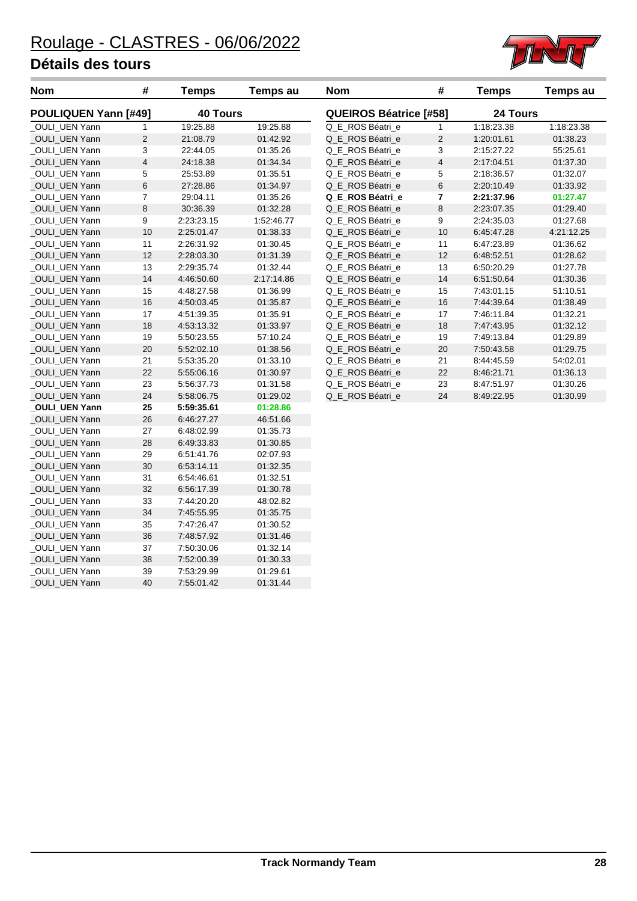# Roulage - CLASTRES - 06/06/2022

## Détails des tours

| Nom | # | Temps | Temps au |
|---|---|---|---|
| **POULIQUEN Yann [#49]** | | **40 Tours** | |
| _OULI_UEN Yann | 1 | 19:25.88 | 19:25.88 |
| _OULI_UEN Yann | 2 | 21:08.79 | 01:42.92 |
| _OULI_UEN Yann | 3 | 22:44.05 | 01:35.26 |
| _OULI_UEN Yann | 4 | 24:18.38 | 01:34.34 |
| _OULI_UEN Yann | 5 | 25:53.89 | 01:35.51 |
| _OULI_UEN Yann | 6 | 27:28.86 | 01:34.97 |
| _OULI_UEN Yann | 7 | 29:04.11 | 01:35.26 |
| _OULI_UEN Yann | 8 | 30:36.39 | 01:32.28 |
| _OULI_UEN Yann | 9 | 2:23:23.15 | 1:52:46.77 |
| _OULI_UEN Yann | 10 | 2:25:01.47 | 01:38.33 |
| _OULI_UEN Yann | 11 | 2:26:31.92 | 01:30.45 |
| _OULI_UEN Yann | 12 | 2:28:03.30 | 01:31.39 |
| _OULI_UEN Yann | 13 | 2:29:35.74 | 01:32.44 |
| _OULI_UEN Yann | 14 | 4:46:50.60 | 2:17:14.86 |
| _OULI_UEN Yann | 15 | 4:48:27.58 | 01:36.99 |
| _OULI_UEN Yann | 16 | 4:50:03.45 | 01:35.87 |
| _OULI_UEN Yann | 17 | 4:51:39.35 | 01:35.91 |
| _OULI_UEN Yann | 18 | 4:53:13.32 | 01:33.97 |
| _OULI_UEN Yann | 19 | 5:50:23.55 | 57:10.24 |
| _OULI_UEN Yann | 20 | 5:52:02.10 | 01:38.56 |
| _OULI_UEN Yann | 21 | 5:53:35.20 | 01:33.10 |
| _OULI_UEN Yann | 22 | 5:55:06.16 | 01:30.97 |
| _OULI_UEN Yann | 23 | 5:56:37.73 | 01:31.58 |
| _OULI_UEN Yann | 24 | 5:58:06.75 | 01:29.02 |
| **_OULI_UEN Yann** | **25** | **5:59:35.61** | **01:28.86** |
| _OULI_UEN Yann | 26 | 6:46:27.27 | 46:51.66 |
| _OULI_UEN Yann | 27 | 6:48:02.99 | 01:35.73 |
| _OULI_UEN Yann | 28 | 6:49:33.83 | 01:30.85 |
| _OULI_UEN Yann | 29 | 6:51:41.76 | 02:07.93 |
| _OULI_UEN Yann | 30 | 6:53:14.11 | 01:32.35 |
| _OULI_UEN Yann | 31 | 6:54:46.61 | 01:32.51 |
| _OULI_UEN Yann | 32 | 6:56:17.39 | 01:30.78 |
| _OULI_UEN Yann | 33 | 7:44:20.20 | 48:02.82 |
| _OULI_UEN Yann | 34 | 7:45:55.95 | 01:35.75 |
| _OULI_UEN Yann | 35 | 7:47:26.47 | 01:30.52 |
| _OULI_UEN Yann | 36 | 7:48:57.92 | 01:31.46 |
| _OULI_UEN Yann | 37 | 7:50:30.06 | 01:32.14 |
| _OULI_UEN Yann | 38 | 7:52:00.39 | 01:30.33 |
| _OULI_UEN Yann | 39 | 7:53:29.99 | 01:29.61 |
| _OULI_UEN Yann | 40 | 7:55:01.42 | 01:31.44 |

| Nom | # | Temps | Temps au |
|---|---|---|---|
| **QUEIROS Béatrice [#58]** | | **24 Tours** | |
| Q_E_ROS Béatri_e | 1 | 1:18:23.38 | 1:18:23.38 |
| Q_E_ROS Béatri_e | 2 | 1:20:01.61 | 01:38.23 |
| Q_E_ROS Béatri_e | 3 | 2:15:27.22 | 55:25.61 |
| Q_E_ROS Béatri_e | 4 | 2:17:04.51 | 01:37.30 |
| Q_E_ROS Béatri_e | 5 | 2:18:36.57 | 01:32.07 |
| Q_E_ROS Béatri_e | 6 | 2:20:10.49 | 01:33.92 |
| **Q_E_ROS Béatri_e** | **7** | **2:21:37.96** | **01:27.47** |
| Q_E_ROS Béatri_e | 8 | 2:23:07.35 | 01:29.40 |
| Q_E_ROS Béatri_e | 9 | 2:24:35.03 | 01:27.68 |
| Q_E_ROS Béatri_e | 10 | 6:45:47.28 | 4:21:12.25 |
| Q_E_ROS Béatri_e | 11 | 6:47:23.89 | 01:36.62 |
| Q_E_ROS Béatri_e | 12 | 6:48:52.51 | 01:28.62 |
| Q_E_ROS Béatri_e | 13 | 6:50:20.29 | 01:27.78 |
| Q_E_ROS Béatri_e | 14 | 6:51:50.64 | 01:30.36 |
| Q_E_ROS Béatri_e | 15 | 7:43:01.15 | 51:10.51 |
| Q_E_ROS Béatri_e | 16 | 7:44:39.64 | 01:38.49 |
| Q_E_ROS Béatri_e | 17 | 7:46:11.84 | 01:32.21 |
| Q_E_ROS Béatri_e | 18 | 7:47:43.95 | 01:32.12 |
| Q_E_ROS Béatri_e | 19 | 7:49:13.84 | 01:29.89 |
| Q_E_ROS Béatri_e | 20 | 7:50:43.58 | 01:29.75 |
| Q_E_ROS Béatri_e | 21 | 8:44:45.59 | 54:02.01 |
| Q_E_ROS Béatri_e | 22 | 8:46:21.71 | 01:36.13 |
| Q_E_ROS Béatri_e | 23 | 8:47:51.97 | 01:30.26 |
| Q_E_ROS Béatri_e | 24 | 8:49:22.95 | 01:30.99 |

Track Normandy Team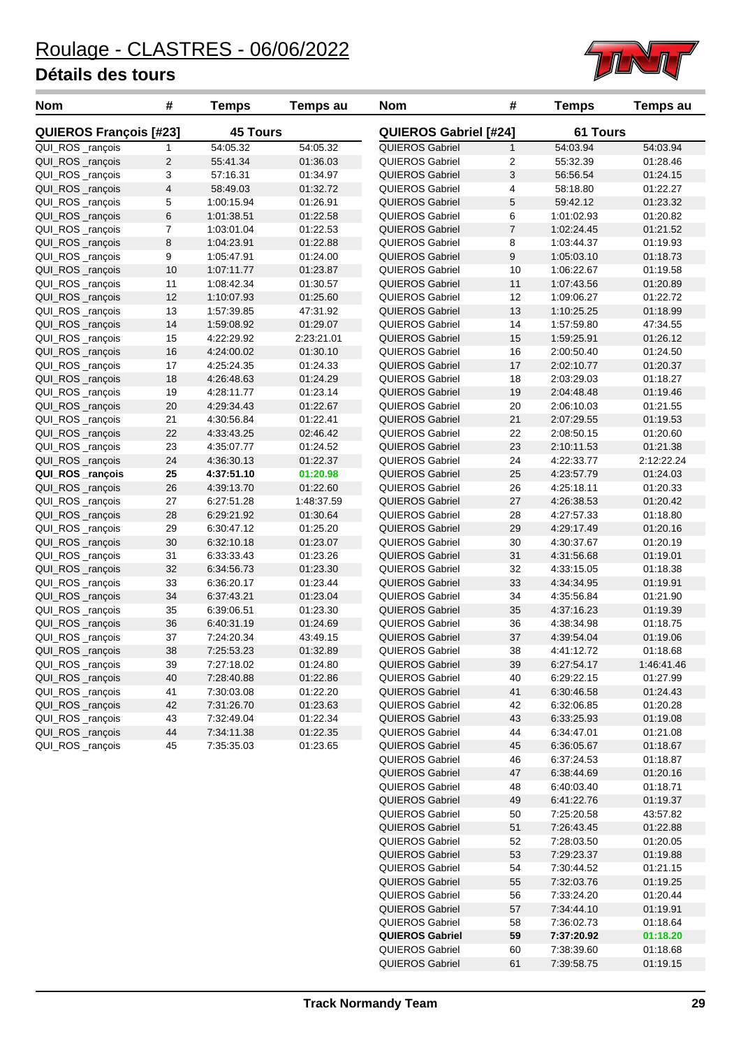# Roulage - CLASTRES - 06/06/2022

## Détails des tours

| Nom | # | Temps | Temps au |
|---|---|---|---|
| **QUIEROS François [#23]** | | **45 Tours** | |
| QUI_ROS _rançois | 1 | 54:05.32 | 54:05.32 |
| QUI_ROS _rançois | 2 | 55:41.34 | 01:36.03 |
| QUI_ROS _rançois | 3 | 57:16.31 | 01:34.97 |
| QUI_ROS _rançois | 4 | 58:49.03 | 01:32.72 |
| QUI_ROS _rançois | 5 | 1:00:15.94 | 01:26.91 |
| QUI_ROS _rançois | 6 | 1:01:38.51 | 01:22.58 |
| QUI_ROS _rançois | 7 | 1:03:01.04 | 01:22.53 |
| QUI_ROS _rançois | 8 | 1:04:23.91 | 01:22.88 |
| QUI_ROS _rançois | 9 | 1:05:47.91 | 01:24.00 |
| QUI_ROS _rançois | 10 | 1:07:11.77 | 01:23.87 |
| QUI_ROS _rançois | 11 | 1:08:42.34 | 01:30.57 |
| QUI_ROS _rançois | 12 | 1:10:07.93 | 01:25.60 |
| QUI_ROS _rançois | 13 | 1:57:39.85 | 47:31.92 |
| QUI_ROS _rançois | 14 | 1:59:08.92 | 01:29.07 |
| QUI_ROS _rançois | 15 | 4:22:29.92 | 2:23:21.01 |
| QUI_ROS _rançois | 16 | 4:24:00.02 | 01:30.10 |
| QUI_ROS _rançois | 17 | 4:25:24.35 | 01:24.33 |
| QUI_ROS _rançois | 18 | 4:26:48.63 | 01:24.29 |
| QUI_ROS _rançois | 19 | 4:28:11.77 | 01:23.14 |
| QUI_ROS _rançois | 20 | 4:29:34.43 | 01:22.67 |
| QUI_ROS _rançois | 21 | 4:30:56.84 | 01:22.41 |
| QUI_ROS _rançois | 22 | 4:33:43.25 | 02:46.42 |
| QUI_ROS _rançois | 23 | 4:35:07.77 | 01:24.52 |
| QUI_ROS _rançois | 24 | 4:36:30.13 | 01:22.37 |
| **QUI_ROS _rançois** | **25** | **4:37:51.10** | **01:20.98** |
| QUI_ROS _rançois | 26 | 4:39:13.70 | 01:22.60 |
| QUI_ROS _rançois | 27 | 6:27:51.28 | 1:48:37.59 |
| QUI_ROS _rançois | 28 | 6:29:21.92 | 01:30.64 |
| QUI_ROS _rançois | 29 | 6:30:47.12 | 01:25.20 |
| QUI_ROS _rançois | 30 | 6:32:10.18 | 01:23.07 |
| QUI_ROS _rançois | 31 | 6:33:33.43 | 01:23.26 |
| QUI_ROS _rançois | 32 | 6:34:56.73 | 01:23.30 |
| QUI_ROS _rançois | 33 | 6:36:20.17 | 01:23.44 |
| QUI_ROS _rançois | 34 | 6:37:43.21 | 01:23.04 |
| QUI_ROS _rançois | 35 | 6:39:06.51 | 01:23.30 |
| QUI_ROS _rançois | 36 | 6:40:31.19 | 01:24.69 |
| QUI_ROS _rançois | 37 | 7:24:20.34 | 43:49.15 |
| QUI_ROS _rançois | 38 | 7:25:53.23 | 01:32.89 |
| QUI_ROS _rançois | 39 | 7:27:18.02 | 01:24.80 |
| QUI_ROS _rançois | 40 | 7:28:40.88 | 01:22.86 |
| QUI_ROS _rançois | 41 | 7:30:03.08 | 01:22.20 |
| QUI_ROS _rançois | 42 | 7:31:26.70 | 01:23.63 |
| QUI_ROS _rançois | 43 | 7:32:49.04 | 01:22.34 |
| QUI_ROS _rançois | 44 | 7:34:11.38 | 01:22.35 |
| QUI_ROS _rançois | 45 | 7:35:35.03 | 01:23.65 |

| Nom | # | Temps | Temps au |
|---|---|---|---|
| **QUIEROS Gabriel [#24]** | | **61 Tours** | |
| QUIEROS Gabriel | 1 | 54:03.94 | 54:03.94 |
| QUIEROS Gabriel | 2 | 55:32.39 | 01:28.46 |
| QUIEROS Gabriel | 3 | 56:56.54 | 01:24.15 |
| QUIEROS Gabriel | 4 | 58:18.80 | 01:22.27 |
| QUIEROS Gabriel | 5 | 59:42.12 | 01:23.32 |
| QUIEROS Gabriel | 6 | 1:01:02.93 | 01:20.82 |
| QUIEROS Gabriel | 7 | 1:02:24.45 | 01:21.52 |
| QUIEROS Gabriel | 8 | 1:03:44.37 | 01:19.93 |
| QUIEROS Gabriel | 9 | 1:05:03.10 | 01:18.73 |
| QUIEROS Gabriel | 10 | 1:06:22.67 | 01:19.58 |
| QUIEROS Gabriel | 11 | 1:07:43.56 | 01:20.89 |
| QUIEROS Gabriel | 12 | 1:09:06.27 | 01:22.72 |
| QUIEROS Gabriel | 13 | 1:10:25.25 | 01:18.99 |
| QUIEROS Gabriel | 14 | 1:57:59.80 | 47:34.55 |
| QUIEROS Gabriel | 15 | 1:59:25.91 | 01:26.12 |
| QUIEROS Gabriel | 16 | 2:00:50.40 | 01:24.50 |
| QUIEROS Gabriel | 17 | 2:02:10.77 | 01:20.37 |
| QUIEROS Gabriel | 18 | 2:03:29.03 | 01:18.27 |
| QUIEROS Gabriel | 19 | 2:04:48.48 | 01:19.46 |
| QUIEROS Gabriel | 20 | 2:06:10.03 | 01:21.55 |
| QUIEROS Gabriel | 21 | 2:07:29.55 | 01:19.53 |
| QUIEROS Gabriel | 22 | 2:08:50.15 | 01:20.60 |
| QUIEROS Gabriel | 23 | 2:10:11.53 | 01:21.38 |
| QUIEROS Gabriel | 24 | 4:22:33.77 | 2:12:22.24 |
| QUIEROS Gabriel | 25 | 4:23:57.79 | 01:24.03 |
| QUIEROS Gabriel | 26 | 4:25:18.11 | 01:20.33 |
| QUIEROS Gabriel | 27 | 4:26:38.53 | 01:20.42 |
| QUIEROS Gabriel | 28 | 4:27:57.33 | 01:18.80 |
| QUIEROS Gabriel | 29 | 4:29:17.49 | 01:20.16 |
| QUIEROS Gabriel | 30 | 4:30:37.67 | 01:20.19 |
| QUIEROS Gabriel | 31 | 4:31:56.68 | 01:19.01 |
| QUIEROS Gabriel | 32 | 4:33:15.05 | 01:18.38 |
| QUIEROS Gabriel | 33 | 4:34:34.95 | 01:19.91 |
| QUIEROS Gabriel | 34 | 4:35:56.84 | 01:21.90 |
| QUIEROS Gabriel | 35 | 4:37:16.23 | 01:19.39 |
| QUIEROS Gabriel | 36 | 4:38:34.98 | 01:18.75 |
| QUIEROS Gabriel | 37 | 4:39:54.04 | 01:19.06 |
| QUIEROS Gabriel | 38 | 4:41:12.72 | 01:18.68 |
| QUIEROS Gabriel | 39 | 6:27:54.17 | 1:46:41.46 |
| QUIEROS Gabriel | 40 | 6:29:22.15 | 01:27.99 |
| QUIEROS Gabriel | 41 | 6:30:46.58 | 01:24.43 |
| QUIEROS Gabriel | 42 | 6:32:06.85 | 01:20.28 |
| QUIEROS Gabriel | 43 | 6:33:25.93 | 01:19.08 |
| QUIEROS Gabriel | 44 | 6:34:47.01 | 01:21.08 |
| QUIEROS Gabriel | 45 | 6:36:05.67 | 01:18.67 |
| QUIEROS Gabriel | 46 | 6:37:24.53 | 01:18.87 |
| QUIEROS Gabriel | 47 | 6:38:44.69 | 01:20.16 |
| QUIEROS Gabriel | 48 | 6:40:03.40 | 01:18.71 |
| QUIEROS Gabriel | 49 | 6:41:22.76 | 01:19.37 |
| QUIEROS Gabriel | 50 | 7:25:20.58 | 43:57.82 |
| QUIEROS Gabriel | 51 | 7:26:43.45 | 01:22.88 |
| QUIEROS Gabriel | 52 | 7:28:03.50 | 01:20.05 |
| QUIEROS Gabriel | 53 | 7:29:23.37 | 01:19.88 |
| QUIEROS Gabriel | 54 | 7:30:44.52 | 01:21.15 |
| QUIEROS Gabriel | 55 | 7:32:03.76 | 01:19.25 |
| QUIEROS Gabriel | 56 | 7:33:24.20 | 01:20.44 |
| QUIEROS Gabriel | 57 | 7:34:44.10 | 01:19.91 |
| QUIEROS Gabriel | 58 | 7:36:02.73 | 01:18.64 |
| **QUIEROS Gabriel** | **59** | **7:37:20.92** | **01:18.20** |
| QUIEROS Gabriel | 60 | 7:38:39.60 | 01:18.68 |
| QUIEROS Gabriel | 61 | 7:39:58.75 | 01:19.15 |

**Track Normandy Team**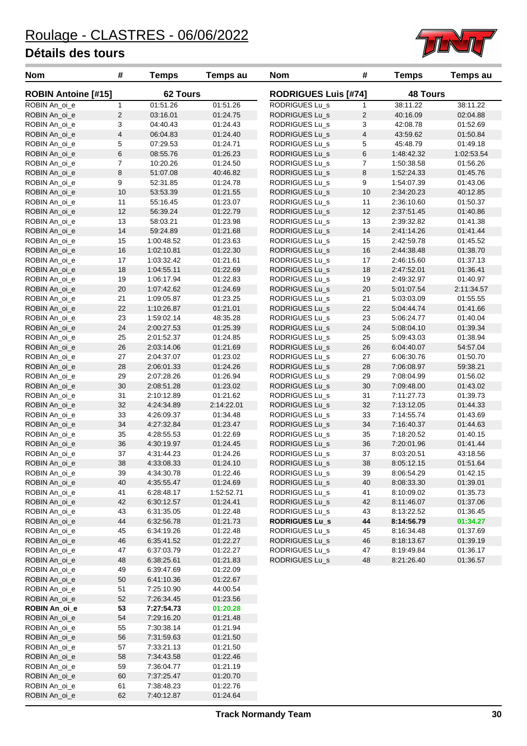# Roulage - CLASTRES - 06/06/2022

## Détails des tours

| Nom | # | Temps | Temps au |
|---|---|---|---|
| **ROBIN Antoine [#15]** | | **62 Tours** | |
| ROBIN An_oi_e | 1 | 01:51.26 | 01:51.26 |
| ROBIN An_oi_e | 2 | 03:16.01 | 01:24.75 |
| ROBIN An_oi_e | 3 | 04:40.43 | 01:24.43 |
| ROBIN An_oi_e | 4 | 06:04.83 | 01:24.40 |
| ROBIN An_oi_e | 5 | 07:29.53 | 01:24.71 |
| ROBIN An_oi_e | 6 | 08:55.76 | 01:26.23 |
| ROBIN An_oi_e | 7 | 10:20.26 | 01:24.50 |
| ROBIN An_oi_e | 8 | 51:07.08 | 40:46.82 |
| ROBIN An_oi_e | 9 | 52:31.85 | 01:24.78 |
| ROBIN An_oi_e | 10 | 53:53.39 | 01:21.55 |
| ROBIN An_oi_e | 11 | 55:16.45 | 01:23.07 |
| ROBIN An_oi_e | 12 | 56:39.24 | 01:22.79 |
| ROBIN An_oi_e | 13 | 58:03.21 | 01:23.98 |
| ROBIN An_oi_e | 14 | 59:24.89 | 01:21.68 |
| ROBIN An_oi_e | 15 | 1:00:48.52 | 01:23.63 |
| ROBIN An_oi_e | 16 | 1:02:10.81 | 01:22.30 |
| ROBIN An_oi_e | 17 | 1:03:32.42 | 01:21.61 |
| ROBIN An_oi_e | 18 | 1:04:55.11 | 01:22.69 |
| ROBIN An_oi_e | 19 | 1:06:17.94 | 01:22.83 |
| ROBIN An_oi_e | 20 | 1:07:42.62 | 01:24.69 |
| ROBIN An_oi_e | 21 | 1:09:05.87 | 01:23.25 |
| ROBIN An_oi_e | 22 | 1:10:26.87 | 01:21.01 |
| ROBIN An_oi_e | 23 | 1:59:02.14 | 48:35.28 |
| ROBIN An_oi_e | 24 | 2:00:27.53 | 01:25.39 |
| ROBIN An_oi_e | 25 | 2:01:52.37 | 01:24.85 |
| ROBIN An_oi_e | 26 | 2:03:14.06 | 01:21.69 |
| ROBIN An_oi_e | 27 | 2:04:37.07 | 01:23.02 |
| ROBIN An_oi_e | 28 | 2:06:01.33 | 01:24.26 |
| ROBIN An_oi_e | 29 | 2:07:28.26 | 01:26.94 |
| ROBIN An_oi_e | 30 | 2:08:51.28 | 01:23.02 |
| ROBIN An_oi_e | 31 | 2:10:12.89 | 01:21.62 |
| ROBIN An_oi_e | 32 | 4:24:34.89 | 2:14:22.01 |
| ROBIN An_oi_e | 33 | 4:26:09.37 | 01:34.48 |
| ROBIN An_oi_e | 34 | 4:27:32.84 | 01:23.47 |
| ROBIN An_oi_e | 35 | 4:28:55.53 | 01:22.69 |
| ROBIN An_oi_e | 36 | 4:30:19.97 | 01:24.45 |
| ROBIN An_oi_e | 37 | 4:31:44.23 | 01:24.26 |
| ROBIN An_oi_e | 38 | 4:33:08.33 | 01:24.10 |
| ROBIN An_oi_e | 39 | 4:34:30.78 | 01:22.46 |
| ROBIN An_oi_e | 40 | 4:35:55.47 | 01:24.69 |
| ROBIN An_oi_e | 41 | 6:28:48.17 | 1:52:52.71 |
| ROBIN An_oi_e | 42 | 6:30:12.57 | 01:24.41 |
| ROBIN An_oi_e | 43 | 6:31:35.05 | 01:22.48 |
| ROBIN An_oi_e | 44 | 6:32:56.78 | 01:21.73 |
| ROBIN An_oi_e | 45 | 6:34:19.26 | 01:22.48 |
| ROBIN An_oi_e | 46 | 6:35:41.52 | 01:22.27 |
| ROBIN An_oi_e | 47 | 6:37:03.79 | 01:22.27 |
| ROBIN An_oi_e | 48 | 6:38:25.61 | 01:21.83 |
| ROBIN An_oi_e | 49 | 6:39:47.69 | 01:22.09 |
| ROBIN An_oi_e | 50 | 6:41:10.36 | 01:22.67 |
| ROBIN An_oi_e | 51 | 7:25:10.90 | 44:00.54 |
| ROBIN An_oi_e | 52 | 7:26:34.45 | 01:23.56 |
| **ROBIN An_oi_e** | **53** | **7:27:54.73** | **01:20.28** |
| ROBIN An_oi_e | 54 | 7:29:16.20 | 01:21.48 |
| ROBIN An_oi_e | 55 | 7:30:38.14 | 01:21.94 |
| ROBIN An_oi_e | 56 | 7:31:59.63 | 01:21.50 |
| ROBIN An_oi_e | 57 | 7:33:21.13 | 01:21.50 |
| ROBIN An_oi_e | 58 | 7:34:43.58 | 01:22.46 |
| ROBIN An_oi_e | 59 | 7:36:04.77 | 01:21.19 |
| ROBIN An_oi_e | 60 | 7:37:25.47 | 01:20.70 |
| ROBIN An_oi_e | 61 | 7:38:48.23 | 01:22.76 |
| ROBIN An_oi_e | 62 | 7:40:12.87 | 01:24.64 |

| Nom | # | Temps | Temps au |
|---|---|---|---|
| **RODRIGUES Luis [#74]** | | **48 Tours** | |
| RODRIGUES Lu_s | 1 | 38:11.22 | 38:11.22 |
| RODRIGUES Lu_s | 2 | 40:16.09 | 02:04.88 |
| RODRIGUES Lu_s | 3 | 42:08.78 | 01:52.69 |
| RODRIGUES Lu_s | 4 | 43:59.62 | 01:50.84 |
| RODRIGUES Lu_s | 5 | 45:48.79 | 01:49.18 |
| RODRIGUES Lu_s | 6 | 1:48:42.32 | 1:02:53.54 |
| RODRIGUES Lu_s | 7 | 1:50:38.58 | 01:56.26 |
| RODRIGUES Lu_s | 8 | 1:52:24.33 | 01:45.76 |
| RODRIGUES Lu_s | 9 | 1:54:07.39 | 01:43.06 |
| RODRIGUES Lu_s | 10 | 2:34:20.23 | 40:12.85 |
| RODRIGUES Lu_s | 11 | 2:36:10.60 | 01:50.37 |
| RODRIGUES Lu_s | 12 | 2:37:51.45 | 01:40.86 |
| RODRIGUES Lu_s | 13 | 2:39:32.82 | 01:41.38 |
| RODRIGUES Lu_s | 14 | 2:41:14.26 | 01:41.44 |
| RODRIGUES Lu_s | 15 | 2:42:59.78 | 01:45.52 |
| RODRIGUES Lu_s | 16 | 2:44:38.48 | 01:38.70 |
| RODRIGUES Lu_s | 17 | 2:46:15.60 | 01:37.13 |
| RODRIGUES Lu_s | 18 | 2:47:52.01 | 01:36.41 |
| RODRIGUES Lu_s | 19 | 2:49:32.97 | 01:40.97 |
| RODRIGUES Lu_s | 20 | 5:01:07.54 | 2:11:34.57 |
| RODRIGUES Lu_s | 21 | 5:03:03.09 | 01:55.55 |
| RODRIGUES Lu_s | 22 | 5:04:44.74 | 01:41.66 |
| RODRIGUES Lu_s | 23 | 5:06:24.77 | 01:40.04 |
| RODRIGUES Lu_s | 24 | 5:08:04.10 | 01:39.34 |
| RODRIGUES Lu_s | 25 | 5:09:43.03 | 01:38.94 |
| RODRIGUES Lu_s | 26 | 6:04:40.07 | 54:57.04 |
| RODRIGUES Lu_s | 27 | 6:06:30.76 | 01:50.70 |
| RODRIGUES Lu_s | 28 | 7:06:08.97 | 59:38.21 |
| RODRIGUES Lu_s | 29 | 7:08:04.99 | 01:56.02 |
| RODRIGUES Lu_s | 30 | 7:09:48.00 | 01:43.02 |
| RODRIGUES Lu_s | 31 | 7:11:27.73 | 01:39.73 |
| RODRIGUES Lu_s | 32 | 7:13:12.05 | 01:44.33 |
| RODRIGUES Lu_s | 33 | 7:14:55.74 | 01:43.69 |
| RODRIGUES Lu_s | 34 | 7:16:40.37 | 01:44.63 |
| RODRIGUES Lu_s | 35 | 7:18:20.52 | 01:40.15 |
| RODRIGUES Lu_s | 36 | 7:20:01.96 | 01:41.44 |
| RODRIGUES Lu_s | 37 | 8:03:20.51 | 43:18.56 |
| RODRIGUES Lu_s | 38 | 8:05:12.15 | 01:51.64 |
| RODRIGUES Lu_s | 39 | 8:06:54.29 | 01:42.15 |
| RODRIGUES Lu_s | 40 | 8:08:33.30 | 01:39.01 |
| RODRIGUES Lu_s | 41 | 8:10:09.02 | 01:35.73 |
| RODRIGUES Lu_s | 42 | 8:11:46.07 | 01:37.06 |
| RODRIGUES Lu_s | 43 | 8:13:22.52 | 01:36.45 |
| **RODRIGUES Lu_s** | **44** | **8:14:56.79** | **01:34.27** |
| RODRIGUES Lu_s | 45 | 8:16:34.48 | 01:37.69 |
| RODRIGUES Lu_s | 46 | 8:18:13.67 | 01:39.19 |
| RODRIGUES Lu_s | 47 | 8:19:49.84 | 01:36.17 |
| RODRIGUES Lu_s | 48 | 8:21:26.40 | 01:36.57 |

Track Normandy Team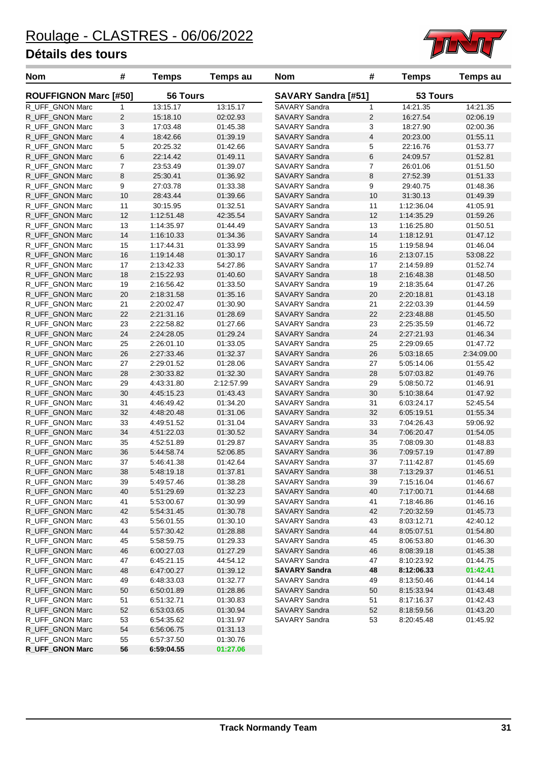# Roulage - CLASTRES - 06/06/2022

## Détails des tours

| Nom | # | Temps | Temps au |
|---|---|---|---|
| **ROUFFIGNON Marc [#50]** | | **56 Tours** | |
| R_UFF_GNON Marc | 1 | 13:15.17 | 13:15.17 |
| R_UFF_GNON Marc | 2 | 15:18.10 | 02:02.93 |
| R_UFF_GNON Marc | 3 | 17:03.48 | 01:45.38 |
| R_UFF_GNON Marc | 4 | 18:42.66 | 01:39.19 |
| R_UFF_GNON Marc | 5 | 20:25.32 | 01:42.66 |
| R_UFF_GNON Marc | 6 | 22:14.42 | 01:49.11 |
| R_UFF_GNON Marc | 7 | 23:53.49 | 01:39.07 |
| R_UFF_GNON Marc | 8 | 25:30.41 | 01:36.92 |
| R_UFF_GNON Marc | 9 | 27:03.78 | 01:33.38 |
| R_UFF_GNON Marc | 10 | 28:43.44 | 01:39.66 |
| R_UFF_GNON Marc | 11 | 30:15.95 | 01:32.51 |
| R_UFF_GNON Marc | 12 | 1:12:51.48 | 42:35.54 |
| R_UFF_GNON Marc | 13 | 1:14:35.97 | 01:44.49 |
| R_UFF_GNON Marc | 14 | 1:16:10.33 | 01:34.36 |
| R_UFF_GNON Marc | 15 | 1:17:44.31 | 01:33.99 |
| R_UFF_GNON Marc | 16 | 1:19:14.48 | 01:30.17 |
| R_UFF_GNON Marc | 17 | 2:13:42.33 | 54:27.86 |
| R_UFF_GNON Marc | 18 | 2:15:22.93 | 01:40.60 |
| R_UFF_GNON Marc | 19 | 2:16:56.42 | 01:33.50 |
| R_UFF_GNON Marc | 20 | 2:18:31.58 | 01:35.16 |
| R_UFF_GNON Marc | 21 | 2:20:02.47 | 01:30.90 |
| R_UFF_GNON Marc | 22 | 2:21:31.16 | 01:28.69 |
| R_UFF_GNON Marc | 23 | 2:22:58.82 | 01:27.66 |
| R_UFF_GNON Marc | 24 | 2:24:28.05 | 01:29.24 |
| R_UFF_GNON Marc | 25 | 2:26:01.10 | 01:33.05 |
| R_UFF_GNON Marc | 26 | 2:27:33.46 | 01:32.37 |
| R_UFF_GNON Marc | 27 | 2:29:01.52 | 01:28.06 |
| R_UFF_GNON Marc | 28 | 2:30:33.82 | 01:32.30 |
| R_UFF_GNON Marc | 29 | 4:43:31.80 | 2:12:57.99 |
| R_UFF_GNON Marc | 30 | 4:45:15.23 | 01:43.43 |
| R_UFF_GNON Marc | 31 | 4:46:49.42 | 01:34.20 |
| R_UFF_GNON Marc | 32 | 4:48:20.48 | 01:31.06 |
| R_UFF_GNON Marc | 33 | 4:49:51.52 | 01:31.04 |
| R_UFF_GNON Marc | 34 | 4:51:22.03 | 01:30.52 |
| R_UFF_GNON Marc | 35 | 4:52:51.89 | 01:29.87 |
| R_UFF_GNON Marc | 36 | 5:44:58.74 | 52:06.85 |
| R_UFF_GNON Marc | 37 | 5:46:41.38 | 01:42.64 |
| R_UFF_GNON Marc | 38 | 5:48:19.18 | 01:37.81 |
| R_UFF_GNON Marc | 39 | 5:49:57.46 | 01:38.28 |
| R_UFF_GNON Marc | 40 | 5:51:29.69 | 01:32.23 |
| R_UFF_GNON Marc | 41 | 5:53:00.67 | 01:30.99 |
| R_UFF_GNON Marc | 42 | 5:54:31.45 | 01:30.78 |
| R_UFF_GNON Marc | 43 | 5:56:01.55 | 01:30.10 |
| R_UFF_GNON Marc | 44 | 5:57:30.42 | 01:28.88 |
| R_UFF_GNON Marc | 45 | 5:58:59.75 | 01:29.33 |
| R_UFF_GNON Marc | 46 | 6:00:27.03 | 01:27.29 |
| R_UFF_GNON Marc | 47 | 6:45:21.15 | 44:54.12 |
| R_UFF_GNON Marc | 48 | 6:47:00.27 | 01:39.12 |
| R_UFF_GNON Marc | 49 | 6:48:33.03 | 01:32.77 |
| R_UFF_GNON Marc | 50 | 6:50:01.89 | 01:28.86 |
| R_UFF_GNON Marc | 51 | 6:51:32.71 | 01:30.83 |
| R_UFF_GNON Marc | 52 | 6:53:03.65 | 01:30.94 |
| R_UFF_GNON Marc | 53 | 6:54:35.62 | 01:31.97 |
| R_UFF_GNON Marc | 54 | 6:56:06.75 | 01:31.13 |
| R_UFF_GNON Marc | 55 | 6:57:37.50 | 01:30.76 |
| **R_UFF_GNON Marc** | **56** | **6:59:04.55** | **01:27.06** |

| Nom | # | Temps | Temps au |
|---|---|---|---|
| **SAVARY Sandra [#51]** | | **53 Tours** | |
| SAVARY Sandra | 1 | 14:21.35 | 14:21.35 |
| SAVARY Sandra | 2 | 16:27.54 | 02:06.19 |
| SAVARY Sandra | 3 | 18:27.90 | 02:00.36 |
| SAVARY Sandra | 4 | 20:23.00 | 01:55.11 |
| SAVARY Sandra | 5 | 22:16.76 | 01:53.77 |
| SAVARY Sandra | 6 | 24:09.57 | 01:52.81 |
| SAVARY Sandra | 7 | 26:01.06 | 01:51.50 |
| SAVARY Sandra | 8 | 27:52.39 | 01:51.33 |
| SAVARY Sandra | 9 | 29:40.75 | 01:48.36 |
| SAVARY Sandra | 10 | 31:30.13 | 01:49.39 |
| SAVARY Sandra | 11 | 1:12:36.04 | 41:05.91 |
| SAVARY Sandra | 12 | 1:14:35.29 | 01:59.26 |
| SAVARY Sandra | 13 | 1:16:25.80 | 01:50.51 |
| SAVARY Sandra | 14 | 1:18:12.91 | 01:47.12 |
| SAVARY Sandra | 15 | 1:19:58.94 | 01:46.04 |
| SAVARY Sandra | 16 | 2:13:07.15 | 53:08.22 |
| SAVARY Sandra | 17 | 2:14:59.89 | 01:52.74 |
| SAVARY Sandra | 18 | 2:16:48.38 | 01:48.50 |
| SAVARY Sandra | 19 | 2:18:35.64 | 01:47.26 |
| SAVARY Sandra | 20 | 2:20:18.81 | 01:43.18 |
| SAVARY Sandra | 21 | 2:22:03.39 | 01:44.59 |
| SAVARY Sandra | 22 | 2:23:48.88 | 01:45.50 |
| SAVARY Sandra | 23 | 2:25:35.59 | 01:46.72 |
| SAVARY Sandra | 24 | 2:27:21.93 | 01:46.34 |
| SAVARY Sandra | 25 | 2:29:09.65 | 01:47.72 |
| SAVARY Sandra | 26 | 5:03:18.65 | 2:34:09.00 |
| SAVARY Sandra | 27 | 5:05:14.06 | 01:55.42 |
| SAVARY Sandra | 28 | 5:07:03.82 | 01:49.76 |
| SAVARY Sandra | 29 | 5:08:50.72 | 01:46.91 |
| SAVARY Sandra | 30 | 5:10:38.64 | 01:47.92 |
| SAVARY Sandra | 31 | 6:03:24.17 | 52:45.54 |
| SAVARY Sandra | 32 | 6:05:19.51 | 01:55.34 |
| SAVARY Sandra | 33 | 7:04:26.43 | 59:06.92 |
| SAVARY Sandra | 34 | 7:06:20.47 | 01:54.05 |
| SAVARY Sandra | 35 | 7:08:09.30 | 01:48.83 |
| SAVARY Sandra | 36 | 7:09:57.19 | 01:47.89 |
| SAVARY Sandra | 37 | 7:11:42.87 | 01:45.69 |
| SAVARY Sandra | 38 | 7:13:29.37 | 01:46.51 |
| SAVARY Sandra | 39 | 7:15:16.04 | 01:46.67 |
| SAVARY Sandra | 40 | 7:17:00.71 | 01:44.68 |
| SAVARY Sandra | 41 | 7:18:46.86 | 01:46.16 |
| SAVARY Sandra | 42 | 7:20:32.59 | 01:45.73 |
| SAVARY Sandra | 43 | 8:03:12.71 | 42:40.12 |
| SAVARY Sandra | 44 | 8:05:07.51 | 01:54.80 |
| SAVARY Sandra | 45 | 8:06:53.80 | 01:46.30 |
| SAVARY Sandra | 46 | 8:08:39.18 | 01:45.38 |
| SAVARY Sandra | 47 | 8:10:23.92 | 01:44.75 |
| **SAVARY Sandra** | **48** | **8:12:06.33** | **01:42.41** |
| SAVARY Sandra | 49 | 8:13:50.46 | 01:44.14 |
| SAVARY Sandra | 50 | 8:15:33.94 | 01:43.48 |
| SAVARY Sandra | 51 | 8:17:16.37 | 01:42.43 |
| SAVARY Sandra | 52 | 8:18:59.56 | 01:43.20 |
| SAVARY Sandra | 53 | 8:20:45.48 | 01:45.92 |

Track Normandy Team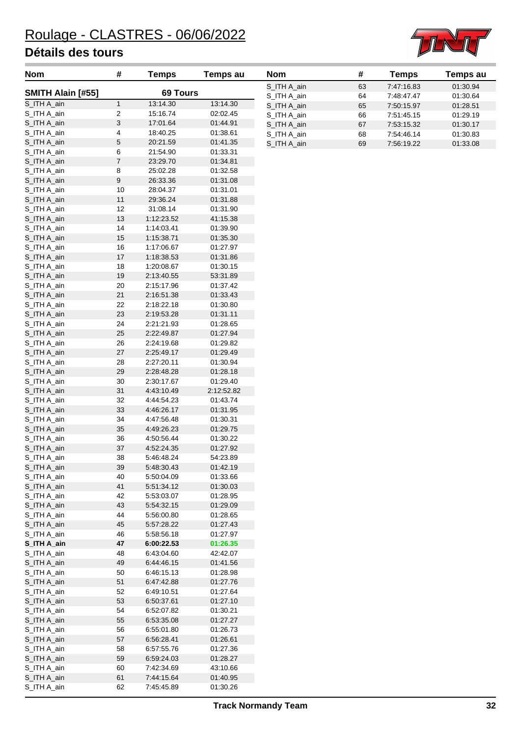# Roulage - CLASTRES - 06/06/2022

## Détails des tours

| Nom | # | Temps | Temps au |
|---|---|---|---|
| **SMITH Alain [#55]** | | **69 Tours** | |
| S_ITH A_ain | 1 | 13:14.30 | 13:14.30 |
| S_ITH A_ain | 2 | 15:16.74 | 02:02.45 |
| S_ITH A_ain | 3 | 17:01.64 | 01:44.91 |
| S_ITH A_ain | 4 | 18:40.25 | 01:38.61 |
| S_ITH A_ain | 5 | 20:21.59 | 01:41.35 |
| S_ITH A_ain | 6 | 21:54.90 | 01:33.31 |
| S_ITH A_ain | 7 | 23:29.70 | 01:34.81 |
| S_ITH A_ain | 8 | 25:02.28 | 01:32.58 |
| S_ITH A_ain | 9 | 26:33.36 | 01:31.08 |
| S_ITH A_ain | 10 | 28:04.37 | 01:31.01 |
| S_ITH A_ain | 11 | 29:36.24 | 01:31.88 |
| S_ITH A_ain | 12 | 31:08.14 | 01:31.90 |
| S_ITH A_ain | 13 | 1:12:23.52 | 41:15.38 |
| S_ITH A_ain | 14 | 1:14:03.41 | 01:39.90 |
| S_ITH A_ain | 15 | 1:15:38.71 | 01:35.30 |
| S_ITH A_ain | 16 | 1:17:06.67 | 01:27.97 |
| S_ITH A_ain | 17 | 1:18:38.53 | 01:31.86 |
| S_ITH A_ain | 18 | 1:20:08.67 | 01:30.15 |
| S_ITH A_ain | 19 | 2:13:40.55 | 53:31.89 |
| S_ITH A_ain | 20 | 2:15:17.96 | 01:37.42 |
| S_ITH A_ain | 21 | 2:16:51.38 | 01:33.43 |
| S_ITH A_ain | 22 | 2:18:22.18 | 01:30.80 |
| S_ITH A_ain | 23 | 2:19:53.28 | 01:31.11 |
| S_ITH A_ain | 24 | 2:21:21.93 | 01:28.65 |
| S_ITH A_ain | 25 | 2:22:49.87 | 01:27.94 |
| S_ITH A_ain | 26 | 2:24:19.68 | 01:29.82 |
| S_ITH A_ain | 27 | 2:25:49.17 | 01:29.49 |
| S_ITH A_ain | 28 | 2:27:20.11 | 01:30.94 |
| S_ITH A_ain | 29 | 2:28:48.28 | 01:28.18 |
| S_ITH A_ain | 30 | 2:30:17.67 | 01:29.40 |
| S_ITH A_ain | 31 | 4:43:10.49 | 2:12:52.82 |
| S_ITH A_ain | 32 | 4:44:54.23 | 01:43.74 |
| S_ITH A_ain | 33 | 4:46:26.17 | 01:31.95 |
| S_ITH A_ain | 34 | 4:47:56.48 | 01:30.31 |
| S_ITH A_ain | 35 | 4:49:26.23 | 01:29.75 |
| S_ITH A_ain | 36 | 4:50:56.44 | 01:30.22 |
| S_ITH A_ain | 37 | 4:52:24.35 | 01:27.92 |
| S_ITH A_ain | 38 | 5:46:48.24 | 54:23.89 |
| S_ITH A_ain | 39 | 5:48:30.43 | 01:42.19 |
| S_ITH A_ain | 40 | 5:50:04.09 | 01:33.66 |
| S_ITH A_ain | 41 | 5:51:34.12 | 01:30.03 |
| S_ITH A_ain | 42 | 5:53:03.07 | 01:28.95 |
| S_ITH A_ain | 43 | 5:54:32.15 | 01:29.09 |
| S_ITH A_ain | 44 | 5:56:00.80 | 01:28.65 |
| S_ITH A_ain | 45 | 5:57:28.22 | 01:27.43 |
| S_ITH A_ain | 46 | 5:58:56.18 | 01:27.97 |
| **S_ITH A_ain** | **47** | **6:00:22.53** | **01:26.35** |
| S_ITH A_ain | 48 | 6:43:04.60 | 42:42.07 |
| S_ITH A_ain | 49 | 6:44:46.15 | 01:41.56 |
| S_ITH A_ain | 50 | 6:46:15.13 | 01:28.98 |
| S_ITH A_ain | 51 | 6:47:42.88 | 01:27.76 |
| S_ITH A_ain | 52 | 6:49:10.51 | 01:27.64 |
| S_ITH A_ain | 53 | 6:50:37.61 | 01:27.10 |
| S_ITH A_ain | 54 | 6:52:07.82 | 01:30.21 |
| S_ITH A_ain | 55 | 6:53:35.08 | 01:27.27 |
| S_ITH A_ain | 56 | 6:55:01.80 | 01:26.73 |
| S_ITH A_ain | 57 | 6:56:28.41 | 01:26.61 |
| S_ITH A_ain | 58 | 6:57:55.76 | 01:27.36 |
| S_ITH A_ain | 59 | 6:59:24.03 | 01:28.27 |
| S_ITH A_ain | 60 | 7:42:34.69 | 43:10.66 |
| S_ITH A_ain | 61 | 7:44:15.64 | 01:40.95 |
| S_ITH A_ain | 62 | 7:45:45.89 | 01:30.26 |
| S_ITH A_ain | 63 | 7:47:16.83 | 01:30.94 |
| S_ITH A_ain | 64 | 7:48:47.47 | 01:30.64 |
| S_ITH A_ain | 65 | 7:50:15.97 | 01:28.51 |
| S_ITH A_ain | 66 | 7:51:45.15 | 01:29.19 |
| S_ITH A_ain | 67 | 7:53:15.32 | 01:30.17 |
| S_ITH A_ain | 68 | 7:54:46.14 | 01:30.83 |
| S_ITH A_ain | 69 | 7:56:19.22 | 01:33.08 |

Track Normandy Team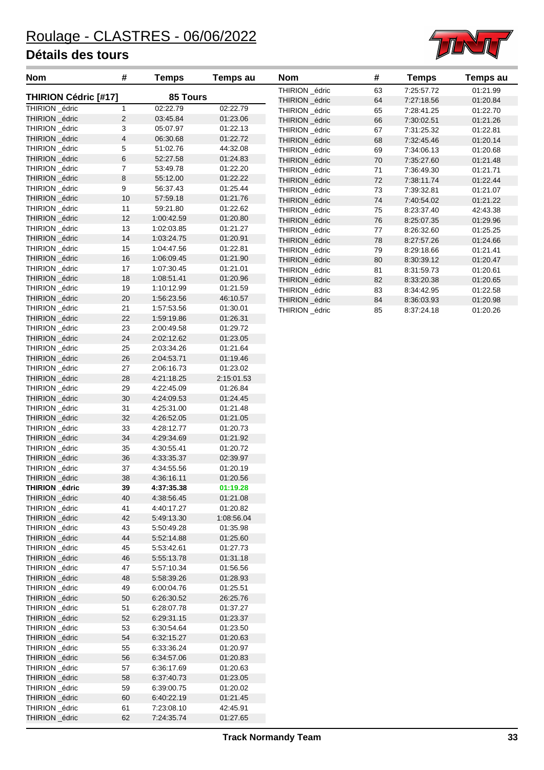# Roulage - CLASTRES - 06/06/2022

## Détails des tours

**THIRION Cédric [#17]** — **85 Tours**

| Nom | # | Temps | Temps au |
|---|---|---|---|
| THIRION _édric | 1 | 02:22.79 | 02:22.79 |
| THIRION _édric | 2 | 03:45.84 | 01:23.06 |
| THIRION _édric | 3 | 05:07.97 | 01:22.13 |
| THIRION _édric | 4 | 06:30.68 | 01:22.72 |
| THIRION _édric | 5 | 51:02.76 | 44:32.08 |
| THIRION _édric | 6 | 52:27.58 | 01:24.83 |
| THIRION _édric | 7 | 53:49.78 | 01:22.20 |
| THIRION _édric | 8 | 55:12.00 | 01:22.22 |
| THIRION _édric | 9 | 56:37.43 | 01:25.44 |
| THIRION _édric | 10 | 57:59.18 | 01:21.76 |
| THIRION _édric | 11 | 59:21.80 | 01:22.62 |
| THIRION _édric | 12 | 1:00:42.59 | 01:20.80 |
| THIRION _édric | 13 | 1:02:03.85 | 01:21.27 |
| THIRION _édric | 14 | 1:03:24.75 | 01:20.91 |
| THIRION _édric | 15 | 1:04:47.56 | 01:22.81 |
| THIRION _édric | 16 | 1:06:09.45 | 01:21.90 |
| THIRION _édric | 17 | 1:07:30.45 | 01:21.01 |
| THIRION _édric | 18 | 1:08:51.41 | 01:20.96 |
| THIRION _édric | 19 | 1:10:12.99 | 01:21.59 |
| THIRION _édric | 20 | 1:56:23.56 | 46:10.57 |
| THIRION _édric | 21 | 1:57:53.56 | 01:30.01 |
| THIRION _édric | 22 | 1:59:19.86 | 01:26.31 |
| THIRION _édric | 23 | 2:00:49.58 | 01:29.72 |
| THIRION _édric | 24 | 2:02:12.62 | 01:23.05 |
| THIRION _édric | 25 | 2:03:34.26 | 01:21.64 |
| THIRION _édric | 26 | 2:04:53.71 | 01:19.46 |
| THIRION _édric | 27 | 2:06:16.73 | 01:23.02 |
| THIRION _édric | 28 | 4:21:18.25 | 2:15:01.53 |
| THIRION _édric | 29 | 4:22:45.09 | 01:26.84 |
| THIRION _édric | 30 | 4:24:09.53 | 01:24.45 |
| THIRION _édric | 31 | 4:25:31.00 | 01:21.48 |
| THIRION _édric | 32 | 4:26:52.05 | 01:21.05 |
| THIRION _édric | 33 | 4:28:12.77 | 01:20.73 |
| THIRION _édric | 34 | 4:29:34.69 | 01:21.92 |
| THIRION _édric | 35 | 4:30:55.41 | 01:20.72 |
| THIRION _édric | 36 | 4:33:35.37 | 02:39.97 |
| THIRION _édric | 37 | 4:34:55.56 | 01:20.19 |
| THIRION _édric | 38 | 4:36:16.11 | 01:20.56 |
| **THIRION _édric** | **39** | **4:37:35.38** | **01:19.28** |
| THIRION _édric | 40 | 4:38:56.45 | 01:21.08 |
| THIRION _édric | 41 | 4:40:17.27 | 01:20.82 |
| THIRION _édric | 42 | 5:49:13.30 | 1:08:56.04 |
| THIRION _édric | 43 | 5:50:49.28 | 01:35.98 |
| THIRION _édric | 44 | 5:52:14.88 | 01:25.60 |
| THIRION _édric | 45 | 5:53:42.61 | 01:27.73 |
| THIRION _édric | 46 | 5:55:13.78 | 01:31.18 |
| THIRION _édric | 47 | 5:57:10.34 | 01:56.56 |
| THIRION _édric | 48 | 5:58:39.26 | 01:28.93 |
| THIRION _édric | 49 | 6:00:04.76 | 01:25.51 |
| THIRION _édric | 50 | 6:26:30.52 | 26:25.76 |
| THIRION _édric | 51 | 6:28:07.78 | 01:37.27 |
| THIRION _édric | 52 | 6:29:31.15 | 01:23.37 |
| THIRION _édric | 53 | 6:30:54.64 | 01:23.50 |
| THIRION _édric | 54 | 6:32:15.27 | 01:20.63 |
| THIRION _édric | 55 | 6:33:36.24 | 01:20.97 |
| THIRION _édric | 56 | 6:34:57.06 | 01:20.83 |
| THIRION _édric | 57 | 6:36:17.69 | 01:20.63 |
| THIRION _édric | 58 | 6:37:40.73 | 01:23.05 |
| THIRION _édric | 59 | 6:39:00.75 | 01:20.02 |
| THIRION _édric | 60 | 6:40:22.19 | 01:21.45 |
| THIRION _édric | 61 | 7:23:08.10 | 42:45.91 |
| THIRION _édric | 62 | 7:24:35.74 | 01:27.65 |
| THIRION _édric | 63 | 7:25:57.72 | 01:21.99 |
| THIRION _édric | 64 | 7:27:18.56 | 01:20.84 |
| THIRION _édric | 65 | 7:28:41.25 | 01:22.70 |
| THIRION _édric | 66 | 7:30:02.51 | 01:21.26 |
| THIRION _édric | 67 | 7:31:25.32 | 01:22.81 |
| THIRION _édric | 68 | 7:32:45.46 | 01:20.14 |
| THIRION _édric | 69 | 7:34:06.13 | 01:20.68 |
| THIRION _édric | 70 | 7:35:27.60 | 01:21.48 |
| THIRION _édric | 71 | 7:36:49.30 | 01:21.71 |
| THIRION _édric | 72 | 7:38:11.74 | 01:22.44 |
| THIRION _édric | 73 | 7:39:32.81 | 01:21.07 |
| THIRION _édric | 74 | 7:40:54.02 | 01:21.22 |
| THIRION _édric | 75 | 8:23:37.40 | 42:43.38 |
| THIRION _édric | 76 | 8:25:07.35 | 01:29.96 |
| THIRION _édric | 77 | 8:26:32.60 | 01:25.25 |
| THIRION _édric | 78 | 8:27:57.26 | 01:24.66 |
| THIRION _édric | 79 | 8:29:18.66 | 01:21.41 |
| THIRION _édric | 80 | 8:30:39.12 | 01:20.47 |
| THIRION _édric | 81 | 8:31:59.73 | 01:20.61 |
| THIRION _édric | 82 | 8:33:20.38 | 01:20.65 |
| THIRION _édric | 83 | 8:34:42.95 | 01:22.58 |
| THIRION _édric | 84 | 8:36:03.93 | 01:20.98 |
| THIRION _édric | 85 | 8:37:24.18 | 01:20.26 |

Track Normandy Team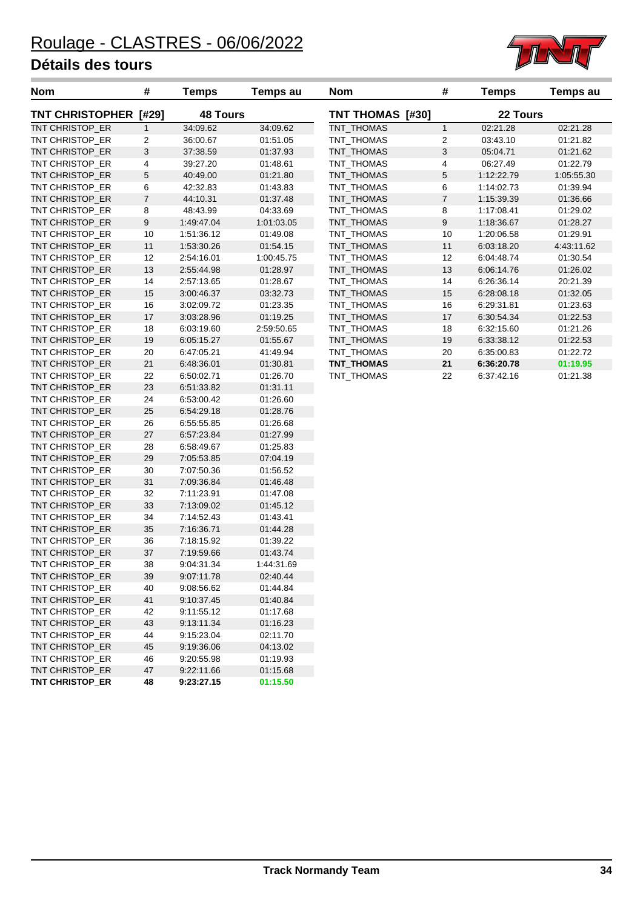# Roulage - CLASTRES - 06/06/2022

## Détails des tours

### TNT CHRISTOPHER [#29] — 48 Tours

| Nom | # | Temps | Temps au |
|---|---|---|---|
| TNT CHRISTOP_ER | 1 | 34:09.62 | 34:09.62 |
| TNT CHRISTOP_ER | 2 | 36:00.67 | 01:51.05 |
| TNT CHRISTOP_ER | 3 | 37:38.59 | 01:37.93 |
| TNT CHRISTOP_ER | 4 | 39:27.20 | 01:48.61 |
| TNT CHRISTOP_ER | 5 | 40:49.00 | 01:21.80 |
| TNT CHRISTOP_ER | 6 | 42:32.83 | 01:43.83 |
| TNT CHRISTOP_ER | 7 | 44:10.31 | 01:37.48 |
| TNT CHRISTOP_ER | 8 | 48:43.99 | 04:33.69 |
| TNT CHRISTOP_ER | 9 | 1:49:47.04 | 1:01:03.05 |
| TNT CHRISTOP_ER | 10 | 1:51:36.12 | 01:49.08 |
| TNT CHRISTOP_ER | 11 | 1:53:30.26 | 01:54.15 |
| TNT CHRISTOP_ER | 12 | 2:54:16.01 | 1:00:45.75 |
| TNT CHRISTOP_ER | 13 | 2:55:44.98 | 01:28.97 |
| TNT CHRISTOP_ER | 14 | 2:57:13.65 | 01:28.67 |
| TNT CHRISTOP_ER | 15 | 3:00:46.37 | 03:32.73 |
| TNT CHRISTOP_ER | 16 | 3:02:09.72 | 01:23.35 |
| TNT CHRISTOP_ER | 17 | 3:03:28.96 | 01:19.25 |
| TNT CHRISTOP_ER | 18 | 6:03:19.60 | 2:59:50.65 |
| TNT CHRISTOP_ER | 19 | 6:05:15.27 | 01:55.67 |
| TNT CHRISTOP_ER | 20 | 6:47:05.21 | 41:49.94 |
| TNT CHRISTOP_ER | 21 | 6:48:36.01 | 01:30.81 |
| TNT CHRISTOP_ER | 22 | 6:50:02.71 | 01:26.70 |
| TNT CHRISTOP_ER | 23 | 6:51:33.82 | 01:31.11 |
| TNT CHRISTOP_ER | 24 | 6:53:00.42 | 01:26.60 |
| TNT CHRISTOP_ER | 25 | 6:54:29.18 | 01:28.76 |
| TNT CHRISTOP_ER | 26 | 6:55:55.85 | 01:26.68 |
| TNT CHRISTOP_ER | 27 | 6:57:23.84 | 01:27.99 |
| TNT CHRISTOP_ER | 28 | 6:58:49.67 | 01:25.83 |
| TNT CHRISTOP_ER | 29 | 7:05:53.85 | 07:04.19 |
| TNT CHRISTOP_ER | 30 | 7:07:50.36 | 01:56.52 |
| TNT CHRISTOP_ER | 31 | 7:09:36.84 | 01:46.48 |
| TNT CHRISTOP_ER | 32 | 7:11:23.91 | 01:47.08 |
| TNT CHRISTOP_ER | 33 | 7:13:09.02 | 01:45.12 |
| TNT CHRISTOP_ER | 34 | 7:14:52.43 | 01:43.41 |
| TNT CHRISTOP_ER | 35 | 7:16:36.71 | 01:44.28 |
| TNT CHRISTOP_ER | 36 | 7:18:15.92 | 01:39.22 |
| TNT CHRISTOP_ER | 37 | 7:19:59.66 | 01:43.74 |
| TNT CHRISTOP_ER | 38 | 9:04:31.34 | 1:44:31.69 |
| TNT CHRISTOP_ER | 39 | 9:07:11.78 | 02:40.44 |
| TNT CHRISTOP_ER | 40 | 9:08:56.62 | 01:44.84 |
| TNT CHRISTOP_ER | 41 | 9:10:37.45 | 01:40.84 |
| TNT CHRISTOP_ER | 42 | 9:11:55.12 | 01:17.68 |
| TNT CHRISTOP_ER | 43 | 9:13:11.34 | 01:16.23 |
| TNT CHRISTOP_ER | 44 | 9:15:23.04 | 02:11.70 |
| TNT CHRISTOP_ER | 45 | 9:19:36.06 | 04:13.02 |
| TNT CHRISTOP_ER | 46 | 9:20:55.98 | 01:19.93 |
| TNT CHRISTOP_ER | 47 | 9:22:11.66 | 01:15.68 |
| **TNT CHRISTOP_ER** | **48** | **9:23:27.15** | **01:15.50** |

### TNT THOMAS [#30] — 22 Tours

| Nom | # | Temps | Temps au |
|---|---|---|---|
| TNT_THOMAS | 1 | 02:21.28 | 02:21.28 |
| TNT_THOMAS | 2 | 03:43.10 | 01:21.82 |
| TNT_THOMAS | 3 | 05:04.71 | 01:21.62 |
| TNT_THOMAS | 4 | 06:27.49 | 01:22.79 |
| TNT_THOMAS | 5 | 1:12:22.79 | 1:05:55.30 |
| TNT_THOMAS | 6 | 1:14:02.73 | 01:39.94 |
| TNT_THOMAS | 7 | 1:15:39.39 | 01:36.66 |
| TNT_THOMAS | 8 | 1:17:08.41 | 01:29.02 |
| TNT_THOMAS | 9 | 1:18:36.67 | 01:28.27 |
| TNT_THOMAS | 10 | 1:20:06.58 | 01:29.91 |
| TNT_THOMAS | 11 | 6:03:18.20 | 4:43:11.62 |
| TNT_THOMAS | 12 | 6:04:48.74 | 01:30.54 |
| TNT_THOMAS | 13 | 6:06:14.76 | 01:26.02 |
| TNT_THOMAS | 14 | 6:26:36.14 | 20:21.39 |
| TNT_THOMAS | 15 | 6:28:08.18 | 01:32.05 |
| TNT_THOMAS | 16 | 6:29:31.81 | 01:23.63 |
| TNT_THOMAS | 17 | 6:30:54.34 | 01:22.53 |
| TNT_THOMAS | 18 | 6:32:15.60 | 01:21.26 |
| TNT_THOMAS | 19 | 6:33:38.12 | 01:22.53 |
| TNT_THOMAS | 20 | 6:35:00.83 | 01:22.72 |
| **TNT_THOMAS** | **21** | **6:36:20.78** | **01:19.95** |
| TNT_THOMAS | 22 | 6:37:42.16 | 01:21.38 |

Track Normandy Team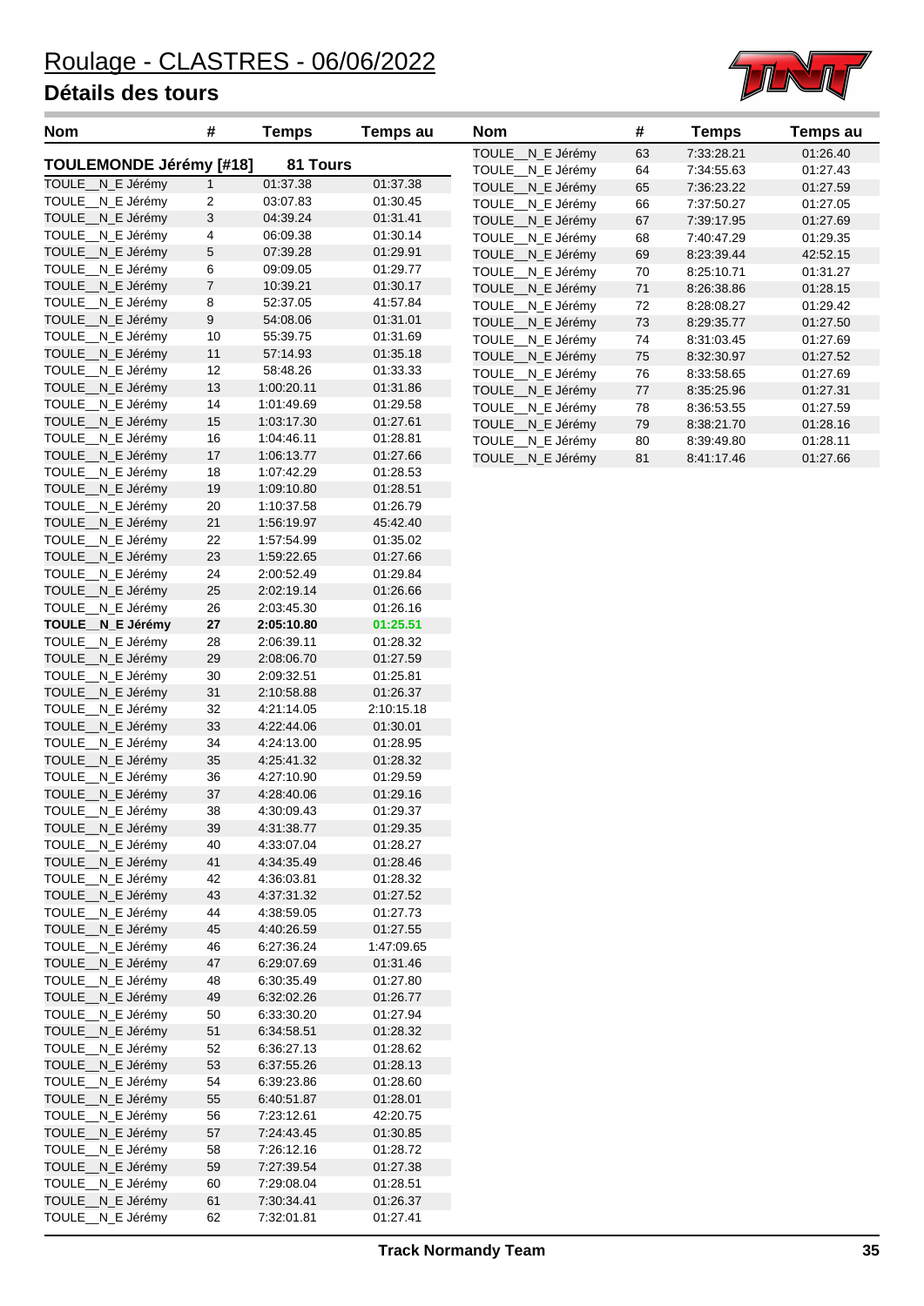# Roulage - CLASTRES - 06/06/2022

## Détails des tours

**TOULEMONDE Jérémy [#18]** — **81 Tours**

| Nom | # | Temps | Temps au |
|---|---|---|---|
| TOULE__N_E Jérémy | 1 | 01:37.38 | 01:37.38 |
| TOULE__N_E Jérémy | 2 | 03:07.83 | 01:30.45 |
| TOULE__N_E Jérémy | 3 | 04:39.24 | 01:31.41 |
| TOULE__N_E Jérémy | 4 | 06:09.38 | 01:30.14 |
| TOULE__N_E Jérémy | 5 | 07:39.28 | 01:29.91 |
| TOULE__N_E Jérémy | 6 | 09:09.05 | 01:29.77 |
| TOULE__N_E Jérémy | 7 | 10:39.21 | 01:30.17 |
| TOULE__N_E Jérémy | 8 | 52:37.05 | 41:57.84 |
| TOULE__N_E Jérémy | 9 | 54:08.06 | 01:31.01 |
| TOULE__N_E Jérémy | 10 | 55:39.75 | 01:31.69 |
| TOULE__N_E Jérémy | 11 | 57:14.93 | 01:35.18 |
| TOULE__N_E Jérémy | 12 | 58:48.26 | 01:33.33 |
| TOULE__N_E Jérémy | 13 | 1:00:20.11 | 01:31.86 |
| TOULE__N_E Jérémy | 14 | 1:01:49.69 | 01:29.58 |
| TOULE__N_E Jérémy | 15 | 1:03:17.30 | 01:27.61 |
| TOULE__N_E Jérémy | 16 | 1:04:46.11 | 01:28.81 |
| TOULE__N_E Jérémy | 17 | 1:06:13.77 | 01:27.66 |
| TOULE__N_E Jérémy | 18 | 1:07:42.29 | 01:28.53 |
| TOULE__N_E Jérémy | 19 | 1:09:10.80 | 01:28.51 |
| TOULE__N_E Jérémy | 20 | 1:10:37.58 | 01:26.79 |
| TOULE__N_E Jérémy | 21 | 1:56:19.97 | 45:42.40 |
| TOULE__N_E Jérémy | 22 | 1:57:54.99 | 01:35.02 |
| TOULE__N_E Jérémy | 23 | 1:59:22.65 | 01:27.66 |
| TOULE__N_E Jérémy | 24 | 2:00:52.49 | 01:29.84 |
| TOULE__N_E Jérémy | 25 | 2:02:19.14 | 01:26.66 |
| TOULE__N_E Jérémy | 26 | 2:03:45.30 | 01:26.16 |
| **TOULE__N_E Jérémy** | **27** | **2:05:10.80** | **01:25.51** |
| TOULE__N_E Jérémy | 28 | 2:06:39.11 | 01:28.32 |
| TOULE__N_E Jérémy | 29 | 2:08:06.70 | 01:27.59 |
| TOULE__N_E Jérémy | 30 | 2:09:32.51 | 01:25.81 |
| TOULE__N_E Jérémy | 31 | 2:10:58.88 | 01:26.37 |
| TOULE__N_E Jérémy | 32 | 4:21:14.05 | 2:10:15.18 |
| TOULE__N_E Jérémy | 33 | 4:22:44.06 | 01:30.01 |
| TOULE__N_E Jérémy | 34 | 4:24:13.00 | 01:28.95 |
| TOULE__N_E Jérémy | 35 | 4:25:41.32 | 01:28.32 |
| TOULE__N_E Jérémy | 36 | 4:27:10.90 | 01:29.59 |
| TOULE__N_E Jérémy | 37 | 4:28:40.06 | 01:29.16 |
| TOULE__N_E Jérémy | 38 | 4:30:09.43 | 01:29.37 |
| TOULE__N_E Jérémy | 39 | 4:31:38.77 | 01:29.35 |
| TOULE__N_E Jérémy | 40 | 4:33:07.04 | 01:28.27 |
| TOULE__N_E Jérémy | 41 | 4:34:35.49 | 01:28.46 |
| TOULE__N_E Jérémy | 42 | 4:36:03.81 | 01:28.32 |
| TOULE__N_E Jérémy | 43 | 4:37:31.32 | 01:27.52 |
| TOULE__N_E Jérémy | 44 | 4:38:59.05 | 01:27.73 |
| TOULE__N_E Jérémy | 45 | 4:40:26.59 | 01:27.55 |
| TOULE__N_E Jérémy | 46 | 6:27:36.24 | 1:47:09.65 |
| TOULE__N_E Jérémy | 47 | 6:29:07.69 | 01:31.46 |
| TOULE__N_E Jérémy | 48 | 6:30:35.49 | 01:27.80 |
| TOULE__N_E Jérémy | 49 | 6:32:02.26 | 01:26.77 |
| TOULE__N_E Jérémy | 50 | 6:33:30.20 | 01:27.94 |
| TOULE__N_E Jérémy | 51 | 6:34:58.51 | 01:28.32 |
| TOULE__N_E Jérémy | 52 | 6:36:27.13 | 01:28.62 |
| TOULE__N_E Jérémy | 53 | 6:37:55.26 | 01:28.13 |
| TOULE__N_E Jérémy | 54 | 6:39:23.86 | 01:28.60 |
| TOULE__N_E Jérémy | 55 | 6:40:51.87 | 01:28.01 |
| TOULE__N_E Jérémy | 56 | 7:23:12.61 | 42:20.75 |
| TOULE__N_E Jérémy | 57 | 7:24:43.45 | 01:30.85 |
| TOULE__N_E Jérémy | 58 | 7:26:12.16 | 01:28.72 |
| TOULE__N_E Jérémy | 59 | 7:27:39.54 | 01:27.38 |
| TOULE__N_E Jérémy | 60 | 7:29:08.04 | 01:28.51 |
| TOULE__N_E Jérémy | 61 | 7:30:34.41 | 01:26.37 |
| TOULE__N_E Jérémy | 62 | 7:32:01.81 | 01:27.41 |
| TOULE__N_E Jérémy | 63 | 7:33:28.21 | 01:26.40 |
| TOULE__N_E Jérémy | 64 | 7:34:55.63 | 01:27.43 |
| TOULE__N_E Jérémy | 65 | 7:36:23.22 | 01:27.59 |
| TOULE__N_E Jérémy | 66 | 7:37:50.27 | 01:27.05 |
| TOULE__N_E Jérémy | 67 | 7:39:17.95 | 01:27.69 |
| TOULE__N_E Jérémy | 68 | 7:40:47.29 | 01:29.35 |
| TOULE__N_E Jérémy | 69 | 8:23:39.44 | 42:52.15 |
| TOULE__N_E Jérémy | 70 | 8:25:10.71 | 01:31.27 |
| TOULE__N_E Jérémy | 71 | 8:26:38.86 | 01:28.15 |
| TOULE__N_E Jérémy | 72 | 8:28:08.27 | 01:29.42 |
| TOULE__N_E Jérémy | 73 | 8:29:35.77 | 01:27.50 |
| TOULE__N_E Jérémy | 74 | 8:31:03.45 | 01:27.69 |
| TOULE__N_E Jérémy | 75 | 8:32:30.97 | 01:27.52 |
| TOULE__N_E Jérémy | 76 | 8:33:58.65 | 01:27.69 |
| TOULE__N_E Jérémy | 77 | 8:35:25.96 | 01:27.31 |
| TOULE__N_E Jérémy | 78 | 8:36:53.55 | 01:27.59 |
| TOULE__N_E Jérémy | 79 | 8:38:21.70 | 01:28.16 |
| TOULE__N_E Jérémy | 80 | 8:39:49.80 | 01:28.11 |
| TOULE__N_E Jérémy | 81 | 8:41:17.46 | 01:27.66 |

**Track Normandy Team**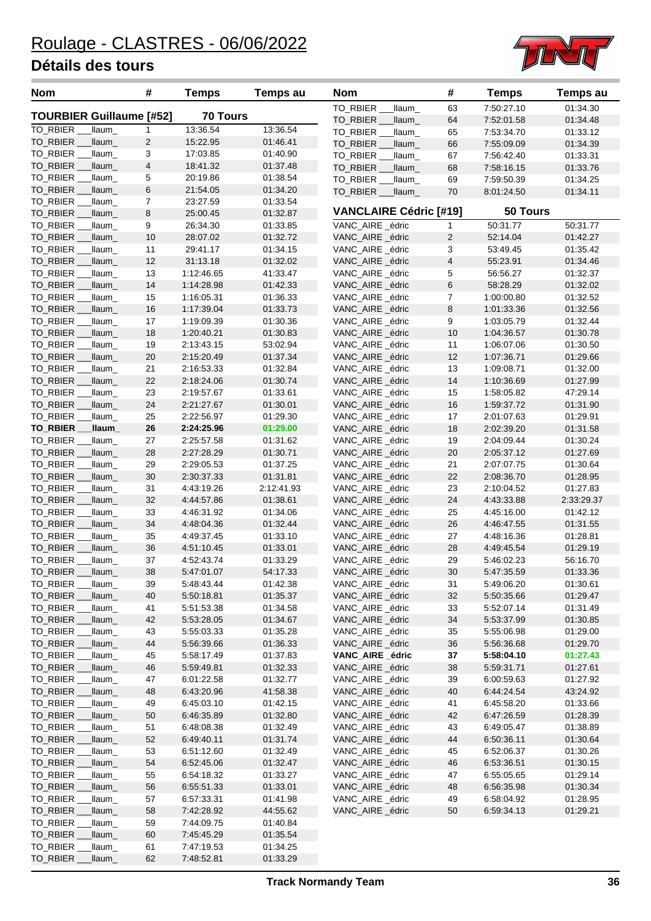# Roulage - CLASTRES - 06/06/2022

## Détails des tours

### TOURBIER Guillaume [#52] — 70 Tours

| Nom | # | Temps | Temps au |
|---|---|---|---|
| TO_RBIER ___llaum_ | 1 | 13:36.54 | 13:36.54 |
| TO_RBIER ___llaum_ | 2 | 15:22.95 | 01:46.41 |
| TO_RBIER ___llaum_ | 3 | 17:03.85 | 01:40.90 |
| TO_RBIER ___llaum_ | 4 | 18:41.32 | 01:37.48 |
| TO_RBIER ___llaum_ | 5 | 20:19.86 | 01:38.54 |
| TO_RBIER ___llaum_ | 6 | 21:54.05 | 01:34.20 |
| TO_RBIER ___llaum_ | 7 | 23:27.59 | 01:33.54 |
| TO_RBIER ___llaum_ | 8 | 25:00.45 | 01:32.87 |
| TO_RBIER ___llaum_ | 9 | 26:34.30 | 01:33.85 |
| TO_RBIER ___llaum_ | 10 | 28:07.02 | 01:32.72 |
| TO_RBIER ___llaum_ | 11 | 29:41.17 | 01:34.15 |
| TO_RBIER ___llaum_ | 12 | 31:13.18 | 01:32.02 |
| TO_RBIER ___llaum_ | 13 | 1:12:46.65 | 41:33.47 |
| TO_RBIER ___llaum_ | 14 | 1:14:28.98 | 01:42.33 |
| TO_RBIER ___llaum_ | 15 | 1:16:05.31 | 01:36.33 |
| TO_RBIER ___llaum_ | 16 | 1:17:39.04 | 01:33.73 |
| TO_RBIER ___llaum_ | 17 | 1:19:09.39 | 01:30.36 |
| TO_RBIER ___llaum_ | 18 | 1:20:40.21 | 01:30.83 |
| TO_RBIER ___llaum_ | 19 | 2:13:43.15 | 53:02.94 |
| TO_RBIER ___llaum_ | 20 | 2:15:20.49 | 01:37.34 |
| TO_RBIER ___llaum_ | 21 | 2:16:53.33 | 01:32.84 |
| TO_RBIER ___llaum_ | 22 | 2:18:24.06 | 01:30.74 |
| TO_RBIER ___llaum_ | 23 | 2:19:57.67 | 01:33.61 |
| TO_RBIER ___llaum_ | 24 | 2:21:27.67 | 01:30.01 |
| TO_RBIER ___llaum_ | 25 | 2:22:56.97 | 01:29.30 |
| **TO_RBIER ___llaum_** | **26** | **2:24:25.96** | **01:29.00** |
| TO_RBIER ___llaum_ | 27 | 2:25:57.58 | 01:31.62 |
| TO_RBIER ___llaum_ | 28 | 2:27:28.29 | 01:30.71 |
| TO_RBIER ___llaum_ | 29 | 2:29:05.53 | 01:37.25 |
| TO_RBIER ___llaum_ | 30 | 2:30:37.33 | 01:31.81 |
| TO_RBIER ___llaum_ | 31 | 4:43:19.26 | 2:12:41.93 |
| TO_RBIER ___llaum_ | 32 | 4:44:57.86 | 01:38.61 |
| TO_RBIER ___llaum_ | 33 | 4:46:31.92 | 01:34.06 |
| TO_RBIER ___llaum_ | 34 | 4:48:04.36 | 01:32.44 |
| TO_RBIER ___llaum_ | 35 | 4:49:37.45 | 01:33.10 |
| TO_RBIER ___llaum_ | 36 | 4:51:10.45 | 01:33.01 |
| TO_RBIER ___llaum_ | 37 | 4:52:43.74 | 01:33.29 |
| TO_RBIER ___llaum_ | 38 | 5:47:01.07 | 54:17.33 |
| TO_RBIER ___llaum_ | 39 | 5:48:43.44 | 01:42.38 |
| TO_RBIER ___llaum_ | 40 | 5:50:18.81 | 01:35.37 |
| TO_RBIER ___llaum_ | 41 | 5:51:53.38 | 01:34.58 |
| TO_RBIER ___llaum_ | 42 | 5:53:28.05 | 01:34.67 |
| TO_RBIER ___llaum_ | 43 | 5:55:03.33 | 01:35.28 |
| TO_RBIER ___llaum_ | 44 | 5:56:39.66 | 01:36.33 |
| TO_RBIER ___llaum_ | 45 | 5:58:17.49 | 01:37.83 |
| TO_RBIER ___llaum_ | 46 | 5:59:49.81 | 01:32.33 |
| TO_RBIER ___llaum_ | 47 | 6:01:22.58 | 01:32.77 |
| TO_RBIER ___llaum_ | 48 | 6:43:20.96 | 41:58.38 |
| TO_RBIER ___llaum_ | 49 | 6:45:03.10 | 01:42.15 |
| TO_RBIER ___llaum_ | 50 | 6:46:35.89 | 01:32.80 |
| TO_RBIER ___llaum_ | 51 | 6:48:08.38 | 01:32.49 |
| TO_RBIER ___llaum_ | 52 | 6:49:40.11 | 01:31.74 |
| TO_RBIER ___llaum_ | 53 | 6:51:12.60 | 01:32.49 |
| TO_RBIER ___llaum_ | 54 | 6:52:45.06 | 01:32.47 |
| TO_RBIER ___llaum_ | 55 | 6:54:18.32 | 01:33.27 |
| TO_RBIER ___llaum_ | 56 | 6:55:51.33 | 01:33.01 |
| TO_RBIER ___llaum_ | 57 | 6:57:33.31 | 01:41.98 |
| TO_RBIER ___llaum_ | 58 | 7:42:28.92 | 44:55.62 |
| TO_RBIER ___llaum_ | 59 | 7:44:09.75 | 01:40.84 |
| TO_RBIER ___llaum_ | 60 | 7:45:45.29 | 01:35.54 |
| TO_RBIER ___llaum_ | 61 | 7:47:19.53 | 01:34.25 |
| TO_RBIER ___llaum_ | 62 | 7:48:52.81 | 01:33.29 |
| TO_RBIER ___llaum_ | 63 | 7:50:27.10 | 01:34.30 |
| TO_RBIER ___llaum_ | 64 | 7:52:01.58 | 01:34.48 |
| TO_RBIER ___llaum_ | 65 | 7:53:34.70 | 01:33.12 |
| TO_RBIER ___llaum_ | 66 | 7:55:09.09 | 01:34.39 |
| TO_RBIER ___llaum_ | 67 | 7:56:42.40 | 01:33.31 |
| TO_RBIER ___llaum_ | 68 | 7:58:16.15 | 01:33.76 |
| TO_RBIER ___llaum_ | 69 | 7:59:50.39 | 01:34.25 |
| TO_RBIER ___llaum_ | 70 | 8:01:24.50 | 01:34.11 |

### VANCLAIRE Cédric [#19] — 50 Tours

| Nom | # | Temps | Temps au |
|---|---|---|---|
| VANC_AIRE _édric | 1 | 50:31.77 | 50:31.77 |
| VANC_AIRE _édric | 2 | 52:14.04 | 01:42.27 |
| VANC_AIRE _édric | 3 | 53:49.45 | 01:35.42 |
| VANC_AIRE _édric | 4 | 55:23.91 | 01:34.46 |
| VANC_AIRE _édric | 5 | 56:56.27 | 01:32.37 |
| VANC_AIRE _édric | 6 | 58:28.29 | 01:32.02 |
| VANC_AIRE _édric | 7 | 1:00:00.80 | 01:32.52 |
| VANC_AIRE _édric | 8 | 1:01:33.36 | 01:32.56 |
| VANC_AIRE _édric | 9 | 1:03:05.79 | 01:32.44 |
| VANC_AIRE _édric | 10 | 1:04:36.57 | 01:30.78 |
| VANC_AIRE _édric | 11 | 1:06:07.06 | 01:30.50 |
| VANC_AIRE _édric | 12 | 1:07:36.71 | 01:29.66 |
| VANC_AIRE _édric | 13 | 1:09:08.71 | 01:32.00 |
| VANC_AIRE _édric | 14 | 1:10:36.69 | 01:27.99 |
| VANC_AIRE _édric | 15 | 1:58:05.82 | 47:29.14 |
| VANC_AIRE _édric | 16 | 1:59:37.72 | 01:31.90 |
| VANC_AIRE _édric | 17 | 2:01:07.63 | 01:29.91 |
| VANC_AIRE _édric | 18 | 2:02:39.20 | 01:31.58 |
| VANC_AIRE _édric | 19 | 2:04:09.44 | 01:30.24 |
| VANC_AIRE _édric | 20 | 2:05:37.12 | 01:27.69 |
| VANC_AIRE _édric | 21 | 2:07:07.75 | 01:30.64 |
| VANC_AIRE _édric | 22 | 2:08:36.70 | 01:28.95 |
| VANC_AIRE _édric | 23 | 2:10:04.52 | 01:27.83 |
| VANC_AIRE _édric | 24 | 4:43:33.88 | 2:33:29.37 |
| VANC_AIRE _édric | 25 | 4:45:16.00 | 01:42.12 |
| VANC_AIRE _édric | 26 | 4:46:47.55 | 01:31.55 |
| VANC_AIRE _édric | 27 | 4:48:16.36 | 01:28.81 |
| VANC_AIRE _édric | 28 | 4:49:45.54 | 01:29.19 |
| VANC_AIRE _édric | 29 | 5:46:02.23 | 56:16.70 |
| VANC_AIRE _édric | 30 | 5:47:35.59 | 01:33.36 |
| VANC_AIRE _édric | 31 | 5:49:06.20 | 01:30.61 |
| VANC_AIRE _édric | 32 | 5:50:35.66 | 01:29.47 |
| VANC_AIRE _édric | 33 | 5:52:07.14 | 01:31.49 |
| VANC_AIRE _édric | 34 | 5:53:37.99 | 01:30.85 |
| VANC_AIRE _édric | 35 | 5:55:06.98 | 01:29.00 |
| VANC_AIRE _édric | 36 | 5:56:36.68 | 01:29.70 |
| **VANC_AIRE _édric** | **37** | **5:58:04.10** | **01:27.43** |
| VANC_AIRE _édric | 38 | 5:59:31.71 | 01:27.61 |
| VANC_AIRE _édric | 39 | 6:00:59.63 | 01:27.92 |
| VANC_AIRE _édric | 40 | 6:44:24.54 | 43:24.92 |
| VANC_AIRE _édric | 41 | 6:45:58.20 | 01:33.66 |
| VANC_AIRE _édric | 42 | 6:47:26.59 | 01:28.39 |
| VANC_AIRE _édric | 43 | 6:49:05.47 | 01:38.89 |
| VANC_AIRE _édric | 44 | 6:50:36.11 | 01:30.64 |
| VANC_AIRE _édric | 45 | 6:52:06.37 | 01:30.26 |
| VANC_AIRE _édric | 46 | 6:53:36.51 | 01:30.15 |
| VANC_AIRE _édric | 47 | 6:55:05.65 | 01:29.14 |
| VANC_AIRE _édric | 48 | 6:56:35.98 | 01:30.34 |
| VANC_AIRE _édric | 49 | 6:58:04.92 | 01:28.95 |
| VANC_AIRE _édric | 50 | 6:59:34.13 | 01:29.21 |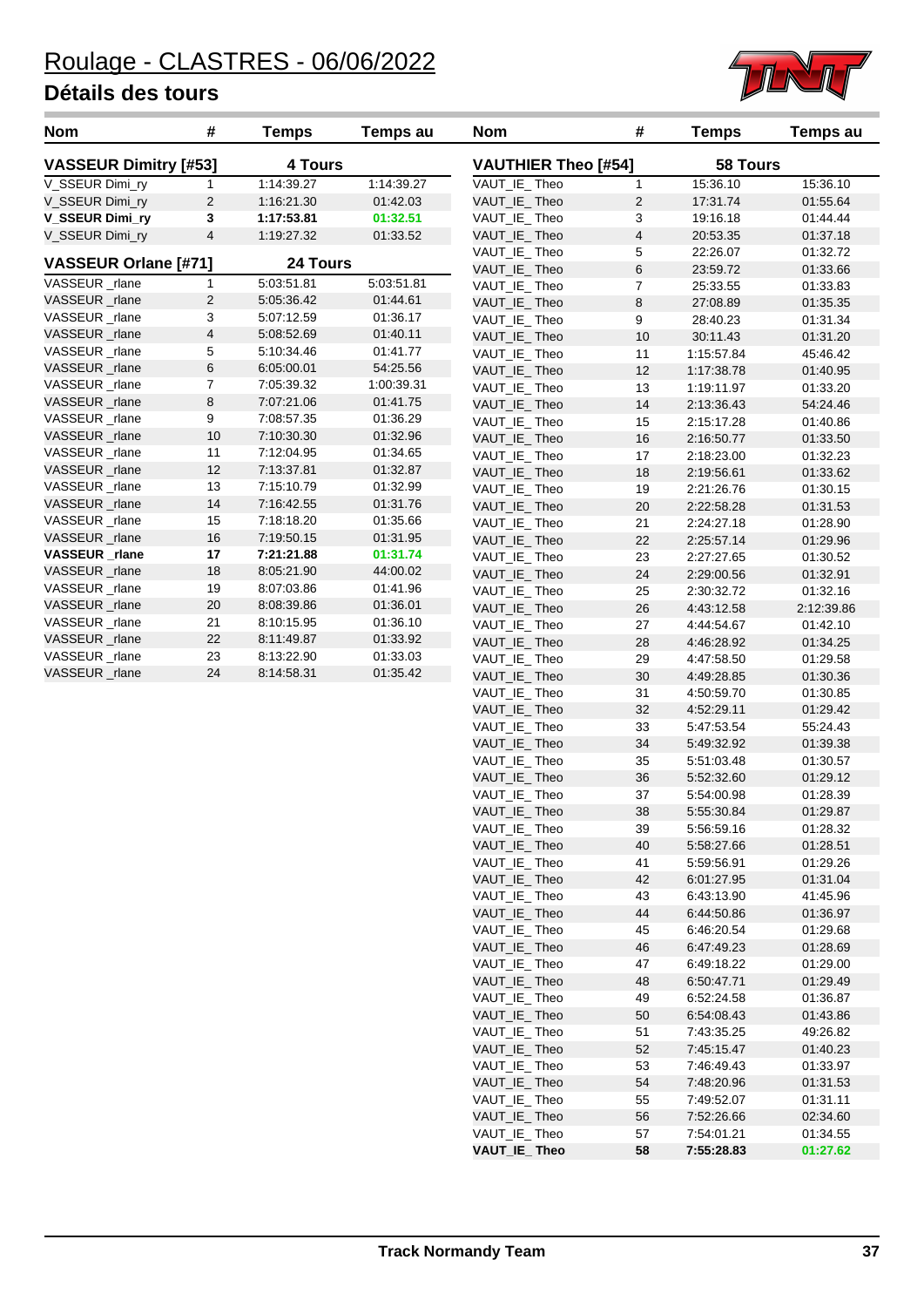# Roulage - CLASTRES - 06/06/2022

## Détails des tours

| Nom | # | Temps | Temps au |
|---|---|---|---|
| **VASSEUR Dimitry [#53]** | | **4 Tours** | |
| V_SSEUR Dimi_ry | 1 | 1:14:39.27 | 1:14:39.27 |
| V_SSEUR Dimi_ry | 2 | 1:16:21.30 | 01:42.03 |
| **V_SSEUR Dimi_ry** | **3** | **1:17:53.81** | **01:32.51** |
| V_SSEUR Dimi_ry | 4 | 1:19:27.32 | 01:33.52 |
| **VASSEUR Orlane [#71]** | | **24 Tours** | |
| VASSEUR _rlane | 1 | 5:03:51.81 | 5:03:51.81 |
| VASSEUR _rlane | 2 | 5:05:36.42 | 01:44.61 |
| VASSEUR _rlane | 3 | 5:07:12.59 | 01:36.17 |
| VASSEUR _rlane | 4 | 5:08:52.69 | 01:40.11 |
| VASSEUR _rlane | 5 | 5:10:34.46 | 01:41.77 |
| VASSEUR _rlane | 6 | 6:05:00.01 | 54:25.56 |
| VASSEUR _rlane | 7 | 7:05:39.32 | 1:00:39.31 |
| VASSEUR _rlane | 8 | 7:07:21.06 | 01:41.75 |
| VASSEUR _rlane | 9 | 7:08:57.35 | 01:36.29 |
| VASSEUR _rlane | 10 | 7:10:30.30 | 01:32.96 |
| VASSEUR _rlane | 11 | 7:12:04.95 | 01:34.65 |
| VASSEUR _rlane | 12 | 7:13:37.81 | 01:32.87 |
| VASSEUR _rlane | 13 | 7:15:10.79 | 01:32.99 |
| VASSEUR _rlane | 14 | 7:16:42.55 | 01:31.76 |
| VASSEUR _rlane | 15 | 7:18:18.20 | 01:35.66 |
| VASSEUR _rlane | 16 | 7:19:50.15 | 01:31.95 |
| **VASSEUR _rlane** | **17** | **7:21:21.88** | **01:31.74** |
| VASSEUR _rlane | 18 | 8:05:21.90 | 44:00.02 |
| VASSEUR _rlane | 19 | 8:07:03.86 | 01:41.96 |
| VASSEUR _rlane | 20 | 8:08:39.86 | 01:36.01 |
| VASSEUR _rlane | 21 | 8:10:15.95 | 01:36.10 |
| VASSEUR _rlane | 22 | 8:11:49.87 | 01:33.92 |
| VASSEUR _rlane | 23 | 8:13:22.90 | 01:33.03 |
| VASSEUR _rlane | 24 | 8:14:58.31 | 01:35.42 |

| Nom | # | Temps | Temps au |
|---|---|---|---|
| **VAUTHIER Theo [#54]** | | **58 Tours** | |
| VAUT_IE_ Theo | 1 | 15:36.10 | 15:36.10 |
| VAUT_IE_ Theo | 2 | 17:31.74 | 01:55.64 |
| VAUT_IE_ Theo | 3 | 19:16.18 | 01:44.44 |
| VAUT_IE_ Theo | 4 | 20:53.35 | 01:37.18 |
| VAUT_IE_ Theo | 5 | 22:26.07 | 01:32.72 |
| VAUT_IE_ Theo | 6 | 23:59.72 | 01:33.66 |
| VAUT_IE_ Theo | 7 | 25:33.55 | 01:33.83 |
| VAUT_IE_ Theo | 8 | 27:08.89 | 01:35.35 |
| VAUT_IE_ Theo | 9 | 28:40.23 | 01:31.34 |
| VAUT_IE_ Theo | 10 | 30:11.43 | 01:31.20 |
| VAUT_IE_ Theo | 11 | 1:15:57.84 | 45:46.42 |
| VAUT_IE_ Theo | 12 | 1:17:38.78 | 01:40.95 |
| VAUT_IE_ Theo | 13 | 1:19:11.97 | 01:33.20 |
| VAUT_IE_ Theo | 14 | 2:13:36.43 | 54:24.46 |
| VAUT_IE_ Theo | 15 | 2:15:17.28 | 01:40.86 |
| VAUT_IE_ Theo | 16 | 2:16:50.77 | 01:33.50 |
| VAUT_IE_ Theo | 17 | 2:18:23.00 | 01:32.23 |
| VAUT_IE_ Theo | 18 | 2:19:56.61 | 01:33.62 |
| VAUT_IE_ Theo | 19 | 2:21:26.76 | 01:30.15 |
| VAUT_IE_ Theo | 20 | 2:22:58.28 | 01:31.53 |
| VAUT_IE_ Theo | 21 | 2:24:27.18 | 01:28.90 |
| VAUT_IE_ Theo | 22 | 2:25:57.14 | 01:29.96 |
| VAUT_IE_ Theo | 23 | 2:27:27.65 | 01:30.52 |
| VAUT_IE_ Theo | 24 | 2:29:00.56 | 01:32.91 |
| VAUT_IE_ Theo | 25 | 2:30:32.72 | 01:32.16 |
| VAUT_IE_ Theo | 26 | 4:43:12.58 | 2:12:39.86 |
| VAUT_IE_ Theo | 27 | 4:44:54.67 | 01:42.10 |
| VAUT_IE_ Theo | 28 | 4:46:28.92 | 01:34.25 |
| VAUT_IE_ Theo | 29 | 4:47:58.50 | 01:29.58 |
| VAUT_IE_ Theo | 30 | 4:49:28.85 | 01:30.36 |
| VAUT_IE_ Theo | 31 | 4:50:59.70 | 01:30.85 |
| VAUT_IE_ Theo | 32 | 4:52:29.11 | 01:29.42 |
| VAUT_IE_ Theo | 33 | 5:47:53.54 | 55:24.43 |
| VAUT_IE_ Theo | 34 | 5:49:32.92 | 01:39.38 |
| VAUT_IE_ Theo | 35 | 5:51:03.48 | 01:30.57 |
| VAUT_IE_ Theo | 36 | 5:52:32.60 | 01:29.12 |
| VAUT_IE_ Theo | 37 | 5:54:00.98 | 01:28.39 |
| VAUT_IE_ Theo | 38 | 5:55:30.84 | 01:29.87 |
| VAUT_IE_ Theo | 39 | 5:56:59.16 | 01:28.32 |
| VAUT_IE_ Theo | 40 | 5:58:27.66 | 01:28.51 |
| VAUT_IE_ Theo | 41 | 5:59:56.91 | 01:29.26 |
| VAUT_IE_ Theo | 42 | 6:01:27.95 | 01:31.04 |
| VAUT_IE_ Theo | 43 | 6:43:13.90 | 41:45.96 |
| VAUT_IE_ Theo | 44 | 6:44:50.86 | 01:36.97 |
| VAUT_IE_ Theo | 45 | 6:46:20.54 | 01:29.68 |
| VAUT_IE_ Theo | 46 | 6:47:49.23 | 01:28.69 |
| VAUT_IE_ Theo | 47 | 6:49:18.22 | 01:29.00 |
| VAUT_IE_ Theo | 48 | 6:50:47.71 | 01:29.49 |
| VAUT_IE_ Theo | 49 | 6:52:24.58 | 01:36.87 |
| VAUT_IE_ Theo | 50 | 6:54:08.43 | 01:43.86 |
| VAUT_IE_ Theo | 51 | 7:43:35.25 | 49:26.82 |
| VAUT_IE_ Theo | 52 | 7:45:15.47 | 01:40.23 |
| VAUT_IE_ Theo | 53 | 7:46:49.43 | 01:33.97 |
| VAUT_IE_ Theo | 54 | 7:48:20.96 | 01:31.53 |
| VAUT_IE_ Theo | 55 | 7:49:52.07 | 01:31.11 |
| VAUT_IE_ Theo | 56 | 7:52:26.66 | 02:34.60 |
| VAUT_IE_ Theo | 57 | 7:54:01.21 | 01:34.55 |
| **VAUT_IE_ Theo** | **58** | **7:55:28.83** | **01:27.62** |

Track Normandy Team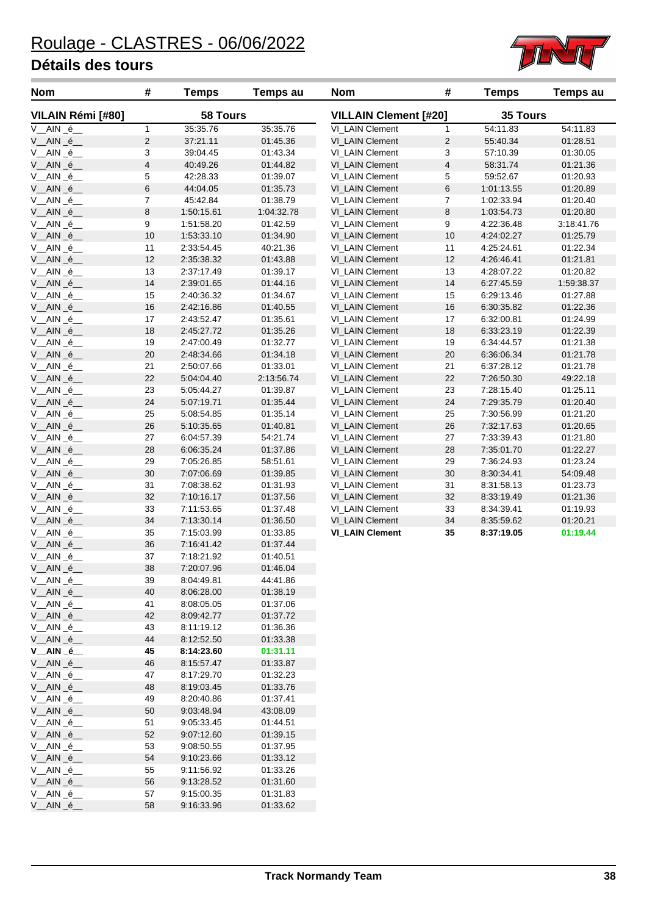# Roulage - CLASTRES - 06/06/2022

## Détails des tours

| Nom | # | Temps | Temps au |
|---|---|---|---|
| **VILAIN Rémi [#80]** | | **58 Tours** | |
| V__AIN _é__ | 1 | 35:35.76 | 35:35.76 |
| V__AIN _é__ | 2 | 37:21.11 | 01:45.36 |
| V__AIN _é__ | 3 | 39:04.45 | 01:43.34 |
| V__AIN _é__ | 4 | 40:49.26 | 01:44.82 |
| V__AIN _é__ | 5 | 42:28.33 | 01:39.07 |
| V__AIN _é__ | 6 | 44:04.05 | 01:35.73 |
| V__AIN _é__ | 7 | 45:42.84 | 01:38.79 |
| V__AIN _é__ | 8 | 1:50:15.61 | 1:04:32.78 |
| V__AIN _é__ | 9 | 1:51:58.20 | 01:42.59 |
| V__AIN _é__ | 10 | 1:53:33.10 | 01:34.90 |
| V__AIN _é__ | 11 | 2:33:54.45 | 40:21.36 |
| V__AIN _é__ | 12 | 2:35:38.32 | 01:43.88 |
| V__AIN _é__ | 13 | 2:37:17.49 | 01:39.17 |
| V__AIN _é__ | 14 | 2:39:01.65 | 01:44.16 |
| V__AIN _é__ | 15 | 2:40:36.32 | 01:34.67 |
| V__AIN _é__ | 16 | 2:42:16.86 | 01:40.55 |
| V__AIN _é__ | 17 | 2:43:52.47 | 01:35.61 |
| V__AIN _é__ | 18 | 2:45:27.72 | 01:35.26 |
| V__AIN _é__ | 19 | 2:47:00.49 | 01:32.77 |
| V__AIN _é__ | 20 | 2:48:34.66 | 01:34.18 |
| V__AIN _é__ | 21 | 2:50:07.66 | 01:33.01 |
| V__AIN _é__ | 22 | 5:04:04.40 | 2:13:56.74 |
| V__AIN _é__ | 23 | 5:05:44.27 | 01:39.87 |
| V__AIN _é__ | 24 | 5:07:19.71 | 01:35.44 |
| V__AIN _é__ | 25 | 5:08:54.85 | 01:35.14 |
| V__AIN _é__ | 26 | 5:10:35.65 | 01:40.81 |
| V__AIN _é__ | 27 | 6:04:57.39 | 54:21.74 |
| V__AIN _é__ | 28 | 6:06:35.24 | 01:37.86 |
| V__AIN _é__ | 29 | 7:05:26.85 | 58:51.61 |
| V__AIN _é__ | 30 | 7:07:06.69 | 01:39.85 |
| V__AIN _é__ | 31 | 7:08:38.62 | 01:31.93 |
| V__AIN _é__ | 32 | 7:10:16.17 | 01:37.56 |
| V__AIN _é__ | 33 | 7:11:53.65 | 01:37.48 |
| V__AIN _é__ | 34 | 7:13:30.14 | 01:36.50 |
| V__AIN _é__ | 35 | 7:15:03.99 | 01:33.85 |
| V__AIN _é__ | 36 | 7:16:41.42 | 01:37.44 |
| V__AIN _é__ | 37 | 7:18:21.92 | 01:40.51 |
| V__AIN _é__ | 38 | 7:20:07.96 | 01:46.04 |
| V__AIN _é__ | 39 | 8:04:49.81 | 44:41.86 |
| V__AIN _é__ | 40 | 8:06:28.00 | 01:38.19 |
| V__AIN _é__ | 41 | 8:08:05.05 | 01:37.06 |
| V__AIN _é__ | 42 | 8:09:42.77 | 01:37.72 |
| V__AIN _é__ | 43 | 8:11:19.12 | 01:36.36 |
| V__AIN _é__ | 44 | 8:12:52.50 | 01:33.38 |
| **V__AIN _é__** | **45** | **8:14:23.60** | **01:31.11** |
| V__AIN _é__ | 46 | 8:15:57.47 | 01:33.87 |
| V__AIN _é__ | 47 | 8:17:29.70 | 01:32.23 |
| V__AIN _é__ | 48 | 8:19:03.45 | 01:33.76 |
| V__AIN _é__ | 49 | 8:20:40.86 | 01:37.41 |
| V__AIN _é__ | 50 | 9:03:48.94 | 43:08.09 |
| V__AIN _é__ | 51 | 9:05:33.45 | 01:44.51 |
| V__AIN _é__ | 52 | 9:07:12.60 | 01:39.15 |
| V__AIN _é__ | 53 | 9:08:50.55 | 01:37.95 |
| V__AIN _é__ | 54 | 9:10:23.66 | 01:33.12 |
| V__AIN _é__ | 55 | 9:11:56.92 | 01:33.26 |
| V__AIN _é__ | 56 | 9:13:28.52 | 01:31.60 |
| V__AIN _é__ | 57 | 9:15:00.35 | 01:31.83 |
| V__AIN _é__ | 58 | 9:16:33.96 | 01:33.62 |

| Nom | # | Temps | Temps au |
|---|---|---|---|
| **VILLAIN Clement [#20]** | | **35 Tours** | |
| VI_LAIN Clement | 1 | 54:11.83 | 54:11.83 |
| VI_LAIN Clement | 2 | 55:40.34 | 01:28.51 |
| VI_LAIN Clement | 3 | 57:10.39 | 01:30.05 |
| VI_LAIN Clement | 4 | 58:31.74 | 01:21.36 |
| VI_LAIN Clement | 5 | 59:52.67 | 01:20.93 |
| VI_LAIN Clement | 6 | 1:01:13.55 | 01:20.89 |
| VI_LAIN Clement | 7 | 1:02:33.94 | 01:20.40 |
| VI_LAIN Clement | 8 | 1:03:54.73 | 01:20.80 |
| VI_LAIN Clement | 9 | 4:22:36.48 | 3:18:41.76 |
| VI_LAIN Clement | 10 | 4:24:02.27 | 01:25.79 |
| VI_LAIN Clement | 11 | 4:25:24.61 | 01:22.34 |
| VI_LAIN Clement | 12 | 4:26:46.41 | 01:21.81 |
| VI_LAIN Clement | 13 | 4:28:07.22 | 01:20.82 |
| VI_LAIN Clement | 14 | 6:27:45.59 | 1:59:38.37 |
| VI_LAIN Clement | 15 | 6:29:13.46 | 01:27.88 |
| VI_LAIN Clement | 16 | 6:30:35.82 | 01:22.36 |
| VI_LAIN Clement | 17 | 6:32:00.81 | 01:24.99 |
| VI_LAIN Clement | 18 | 6:33:23.19 | 01:22.39 |
| VI_LAIN Clement | 19 | 6:34:44.57 | 01:21.38 |
| VI_LAIN Clement | 20 | 6:36:06.34 | 01:21.78 |
| VI_LAIN Clement | 21 | 6:37:28.12 | 01:21.78 |
| VI_LAIN Clement | 22 | 7:26:50.30 | 49:22.18 |
| VI_LAIN Clement | 23 | 7:28:15.40 | 01:25.11 |
| VI_LAIN Clement | 24 | 7:29:35.79 | 01:20.40 |
| VI_LAIN Clement | 25 | 7:30:56.99 | 01:21.20 |
| VI_LAIN Clement | 26 | 7:32:17.63 | 01:20.65 |
| VI_LAIN Clement | 27 | 7:33:39.43 | 01:21.80 |
| VI_LAIN Clement | 28 | 7:35:01.70 | 01:22.27 |
| VI_LAIN Clement | 29 | 7:36:24.93 | 01:23.24 |
| VI_LAIN Clement | 30 | 8:30:34.41 | 54:09.48 |
| VI_LAIN Clement | 31 | 8:31:58.13 | 01:23.73 |
| VI_LAIN Clement | 32 | 8:33:19.49 | 01:21.36 |
| VI_LAIN Clement | 33 | 8:34:39.41 | 01:19.93 |
| VI_LAIN Clement | 34 | 8:35:59.62 | 01:20.21 |
| **VI_LAIN Clement** | **35** | **8:37:19.05** | **01:19.44** |

**Track Normandy Team**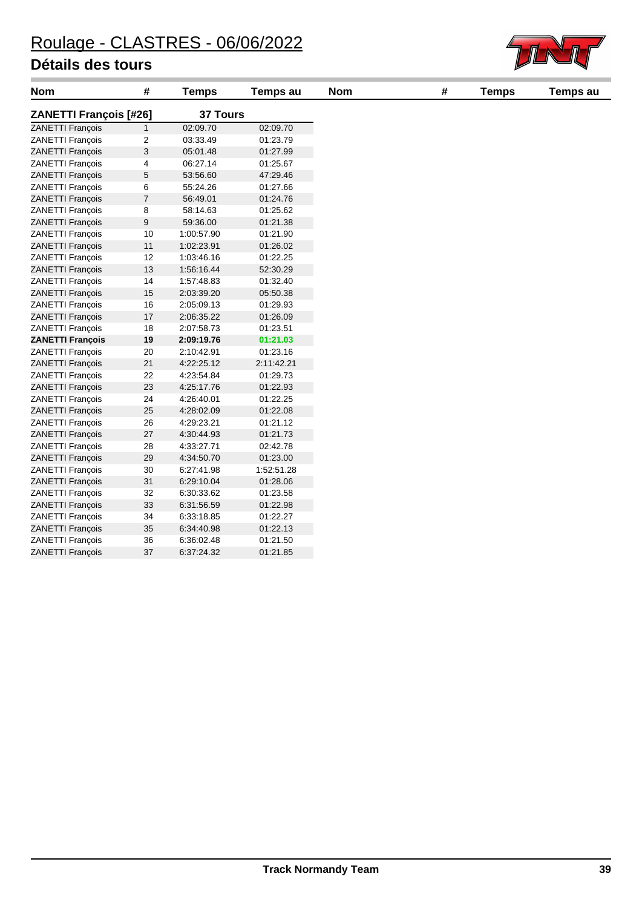# Roulage - CLASTRES - 06/06/2022

## Détails des tours

| Nom | # | Temps | Temps au |
|---|---|---|---|
| **ZANETTI François [#26]** | | **37 Tours** | |
| ZANETTI François | 1 | 02:09.70 | 02:09.70 |
| ZANETTI François | 2 | 03:33.49 | 01:23.79 |
| ZANETTI François | 3 | 05:01.48 | 01:27.99 |
| ZANETTI François | 4 | 06:27.14 | 01:25.67 |
| ZANETTI François | 5 | 53:56.60 | 47:29.46 |
| ZANETTI François | 6 | 55:24.26 | 01:27.66 |
| ZANETTI François | 7 | 56:49.01 | 01:24.76 |
| ZANETTI François | 8 | 58:14.63 | 01:25.62 |
| ZANETTI François | 9 | 59:36.00 | 01:21.38 |
| ZANETTI François | 10 | 1:00:57.90 | 01:21.90 |
| ZANETTI François | 11 | 1:02:23.91 | 01:26.02 |
| ZANETTI François | 12 | 1:03:46.16 | 01:22.25 |
| ZANETTI François | 13 | 1:56:16.44 | 52:30.29 |
| ZANETTI François | 14 | 1:57:48.83 | 01:32.40 |
| ZANETTI François | 15 | 2:03:39.20 | 05:50.38 |
| ZANETTI François | 16 | 2:05:09.13 | 01:29.93 |
| ZANETTI François | 17 | 2:06:35.22 | 01:26.09 |
| ZANETTI François | 18 | 2:07:58.73 | 01:23.51 |
| **ZANETTI François** | **19** | **2:09:19.76** | **01:21.03** |
| ZANETTI François | 20 | 2:10:42.91 | 01:23.16 |
| ZANETTI François | 21 | 4:22:25.12 | 2:11:42.21 |
| ZANETTI François | 22 | 4:23:54.84 | 01:29.73 |
| ZANETTI François | 23 | 4:25:17.76 | 01:22.93 |
| ZANETTI François | 24 | 4:26:40.01 | 01:22.25 |
| ZANETTI François | 25 | 4:28:02.09 | 01:22.08 |
| ZANETTI François | 26 | 4:29:23.21 | 01:21.12 |
| ZANETTI François | 27 | 4:30:44.93 | 01:21.73 |
| ZANETTI François | 28 | 4:33:27.71 | 02:42.78 |
| ZANETTI François | 29 | 4:34:50.70 | 01:23.00 |
| ZANETTI François | 30 | 6:27:41.98 | 1:52:51.28 |
| ZANETTI François | 31 | 6:29:10.04 | 01:28.06 |
| ZANETTI François | 32 | 6:30:33.62 | 01:23.58 |
| ZANETTI François | 33 | 6:31:56.59 | 01:22.98 |
| ZANETTI François | 34 | 6:33:18.85 | 01:22.27 |
| ZANETTI François | 35 | 6:34:40.98 | 01:22.13 |
| ZANETTI François | 36 | 6:36:02.48 | 01:21.50 |
| ZANETTI François | 37 | 6:37:24.32 | 01:21.85 |